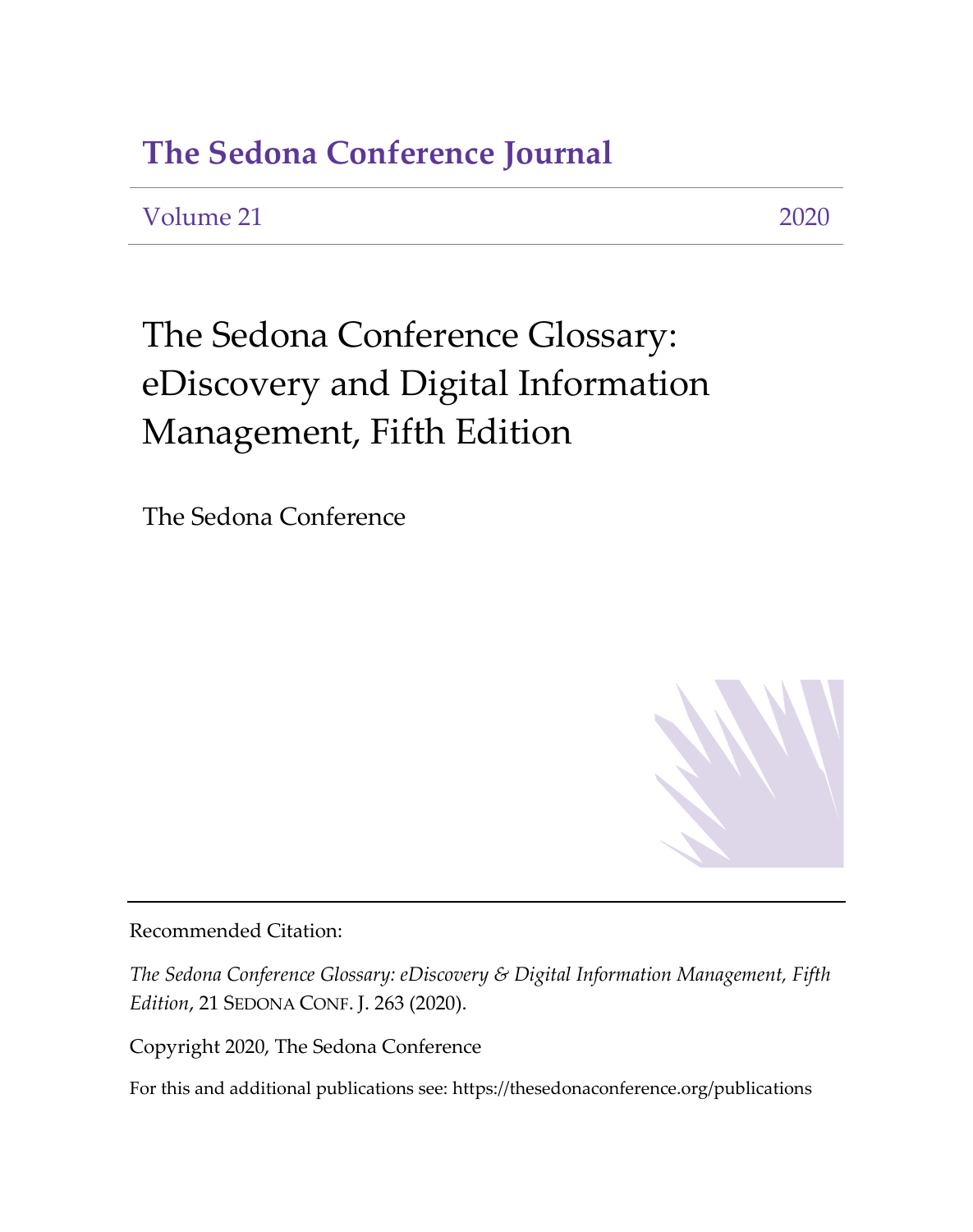# The Sedona Conference Journal

Volume 21 2020

## The Sedona Conference Glossary: eDiscovery and Digital Information Management, Fifth Edition

The Sedona Conference

Recommended Citation:

*The Sedona Conference Glossary: eDiscovery & Digital Information Management, Fifth Edition*, 21 SEDONA CONF. J. 263 (2020).

Copyright 2020, The Sedona Conference

For this and additional publications see: https://thesedonaconference.org/publications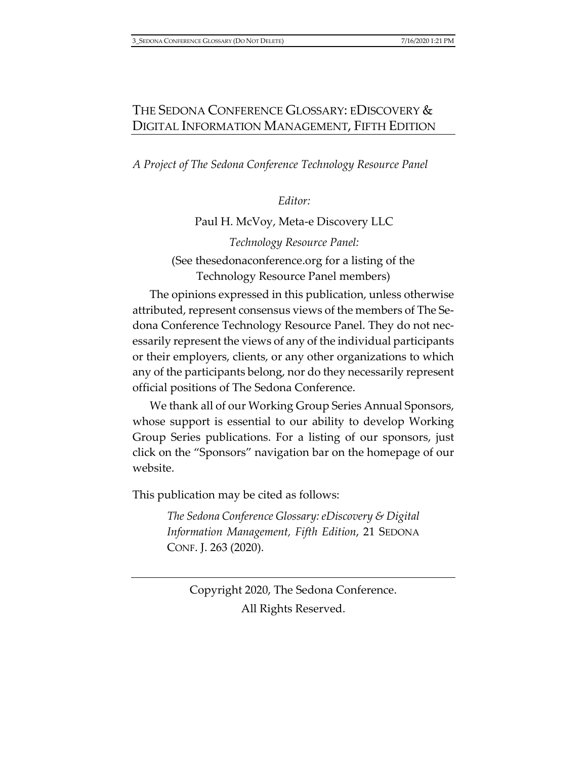# THE SEDONA CONFERENCE GLOSSARY: EDISCOVERY & DIGITAL INFORMATION MANAGEMENT, FIFTH EDITION

*A Project of The Sedona Conference Technology Resource Panel*

*Editor:*

Paul H. McVoy, Meta-e Discovery LLC

*Technology Resource Panel:*

(See thesedonaconference.org for a listing of the Technology Resource Panel members)

The opinions expressed in this publication, unless otherwise attributed, represent consensus views of the members of The Sedona Conference Technology Resource Panel. They do not necessarily represent the views of any of the individual participants or their employers, clients, or any other organizations to which any of the participants belong, nor do they necessarily represent official positions of The Sedona Conference.

We thank all of our Working Group Series Annual Sponsors, whose support is essential to our ability to develop Working Group Series publications. For a listing of our sponsors, just click on the "Sponsors" navigation bar on the homepage of our website.

This publication may be cited as follows:

> *The Sedona Conference Glossary: eDiscovery & Digital Information Management, Fifth Edition*, 21 SEDONA CONF. J. 263 (2020).

---

Copyright 2020, The Sedona Conference.
All Rights Reserved.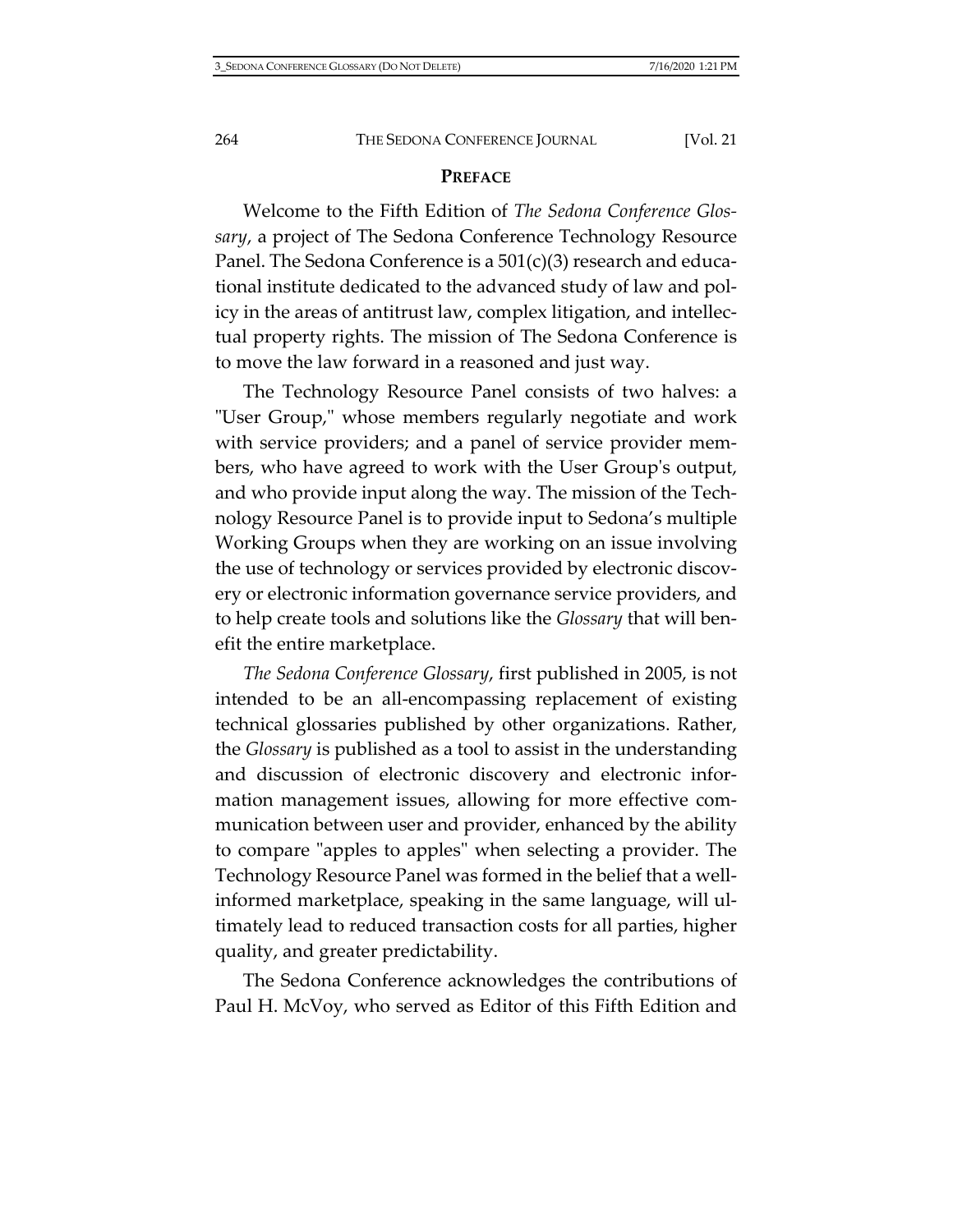## PREFACE

Welcome to the Fifth Edition of *The Sedona Conference Glossary*, a project of The Sedona Conference Technology Resource Panel. The Sedona Conference is a 501(c)(3) research and educational institute dedicated to the advanced study of law and policy in the areas of antitrust law, complex litigation, and intellectual property rights. The mission of The Sedona Conference is to move the law forward in a reasoned and just way.

The Technology Resource Panel consists of two halves: a "User Group," whose members regularly negotiate and work with service providers; and a panel of service provider members, who have agreed to work with the User Group's output, and who provide input along the way. The mission of the Technology Resource Panel is to provide input to Sedona's multiple Working Groups when they are working on an issue involving the use of technology or services provided by electronic discovery or electronic information governance service providers, and to help create tools and solutions like the *Glossary* that will benefit the entire marketplace.

*The Sedona Conference Glossary*, first published in 2005, is not intended to be an all-encompassing replacement of existing technical glossaries published by other organizations. Rather, the *Glossary* is published as a tool to assist in the understanding and discussion of electronic discovery and electronic information management issues, allowing for more effective communication between user and provider, enhanced by the ability to compare "apples to apples" when selecting a provider. The Technology Resource Panel was formed in the belief that a well-informed marketplace, speaking in the same language, will ultimately lead to reduced transaction costs for all parties, higher quality, and greater predictability.

The Sedona Conference acknowledges the contributions of Paul H. McVoy, who served as Editor of this Fifth Edition and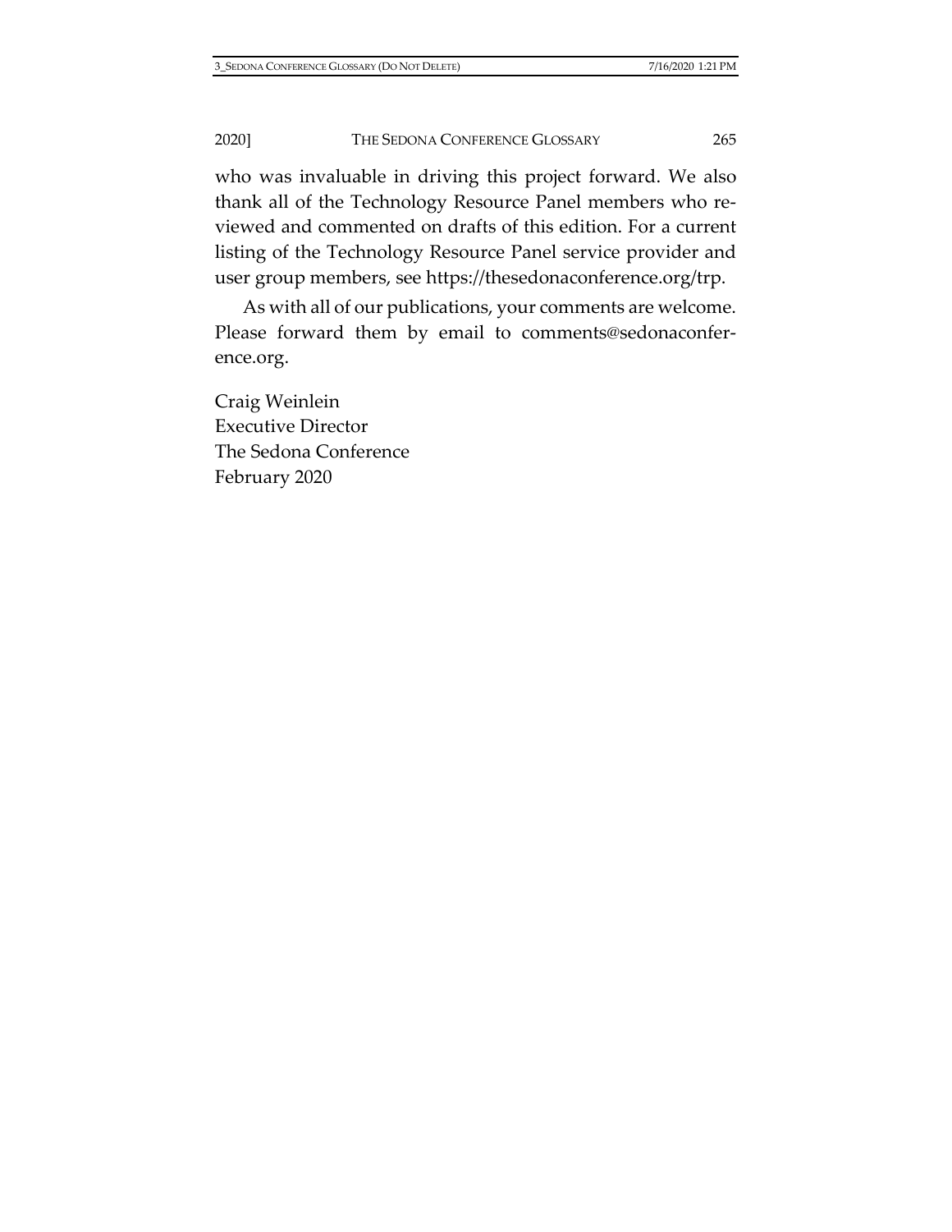who was invaluable in driving this project forward. We also thank all of the Technology Resource Panel members who reviewed and commented on drafts of this edition. For a current listing of the Technology Resource Panel service provider and user group members, see https://thesedonaconference.org/trp.

As with all of our publications, your comments are welcome. Please forward them by email to comments@sedonaconference.org.

Craig Weinlein
Executive Director
The Sedona Conference
February 2020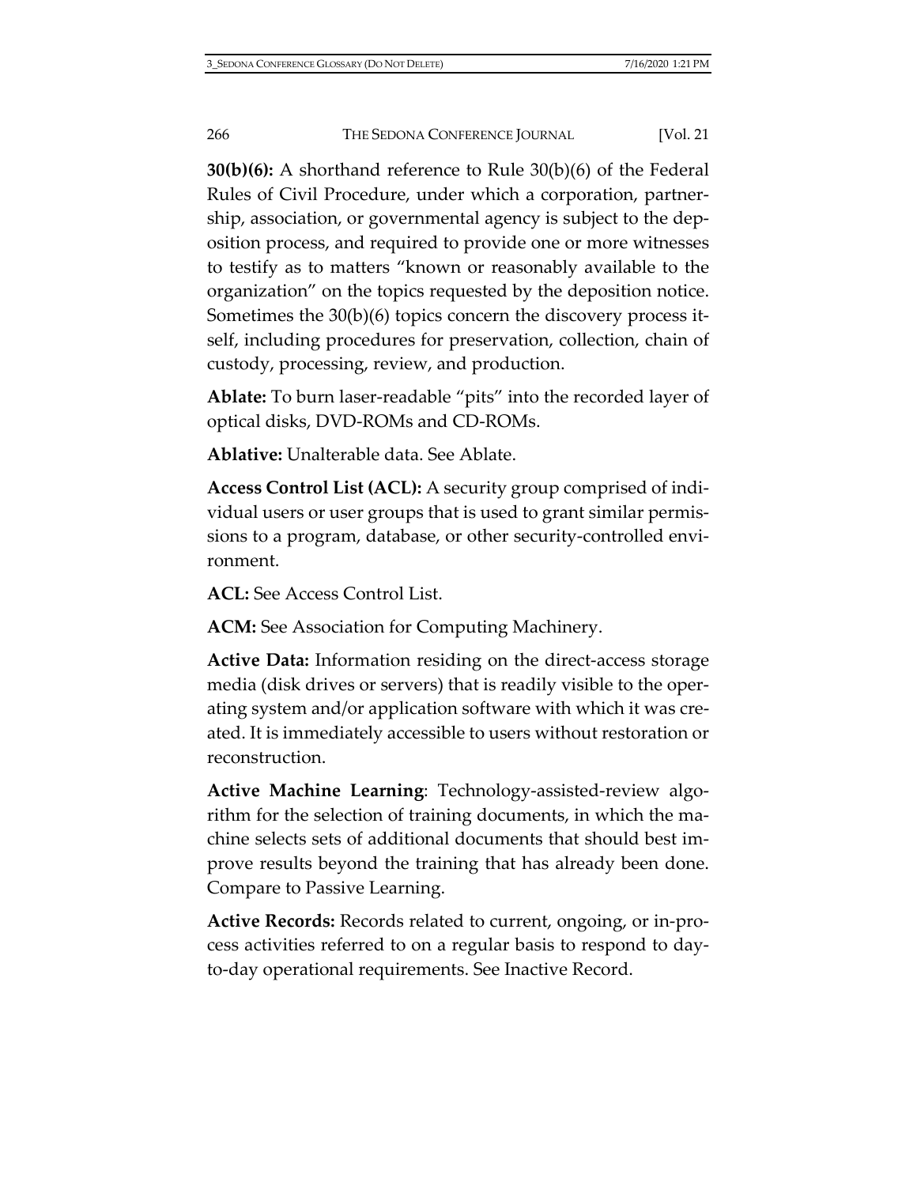**30(b)(6):** A shorthand reference to Rule 30(b)(6) of the Federal Rules of Civil Procedure, under which a corporation, partnership, association, or governmental agency is subject to the deposition process, and required to provide one or more witnesses to testify as to matters "known or reasonably available to the organization" on the topics requested by the deposition notice. Sometimes the 30(b)(6) topics concern the discovery process itself, including procedures for preservation, collection, chain of custody, processing, review, and production.

**Ablate:** To burn laser-readable "pits" into the recorded layer of optical disks, DVD-ROMs and CD-ROMs.

**Ablative:** Unalterable data. See Ablate.

**Access Control List (ACL):** A security group comprised of individual users or user groups that is used to grant similar permissions to a program, database, or other security-controlled environment.

**ACL:** See Access Control List.

**ACM:** See Association for Computing Machinery.

**Active Data:** Information residing on the direct-access storage media (disk drives or servers) that is readily visible to the operating system and/or application software with which it was created. It is immediately accessible to users without restoration or reconstruction.

**Active Machine Learning**: Technology-assisted-review algorithm for the selection of training documents, in which the machine selects sets of additional documents that should best improve results beyond the training that has already been done. Compare to Passive Learning.

**Active Records:** Records related to current, ongoing, or in-process activities referred to on a regular basis to respond to day-to-day operational requirements. See Inactive Record.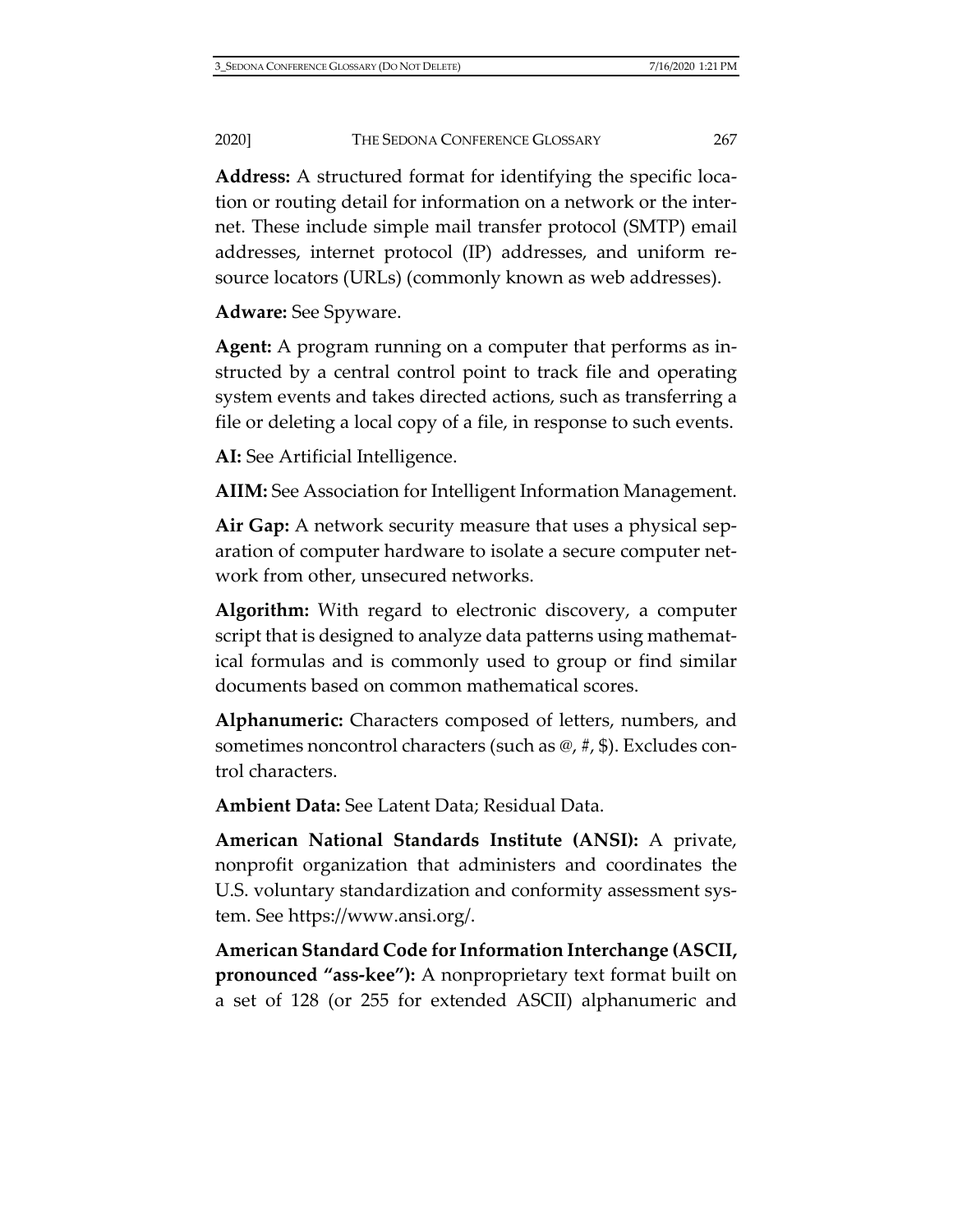**Address:** A structured format for identifying the specific location or routing detail for information on a network or the internet. These include simple mail transfer protocol (SMTP) email addresses, internet protocol (IP) addresses, and uniform resource locators (URLs) (commonly known as web addresses).

**Adware:** See Spyware.

**Agent:** A program running on a computer that performs as instructed by a central control point to track file and operating system events and takes directed actions, such as transferring a file or deleting a local copy of a file, in response to such events.

**AI:** See Artificial Intelligence.

**AIIM:** See Association for Intelligent Information Management.

**Air Gap:** A network security measure that uses a physical separation of computer hardware to isolate a secure computer network from other, unsecured networks.

**Algorithm:** With regard to electronic discovery, a computer script that is designed to analyze data patterns using mathematical formulas and is commonly used to group or find similar documents based on common mathematical scores.

**Alphanumeric:** Characters composed of letters, numbers, and sometimes noncontrol characters (such as @, #, $). Excludes control characters.

**Ambient Data:** See Latent Data; Residual Data.

**American National Standards Institute (ANSI):** A private, nonprofit organization that administers and coordinates the U.S. voluntary standardization and conformity assessment system. See https://www.ansi.org/.

**American Standard Code for Information Interchange (ASCII, pronounced "ass-kee"):** A nonproprietary text format built on a set of 128 (or 255 for extended ASCII) alphanumeric and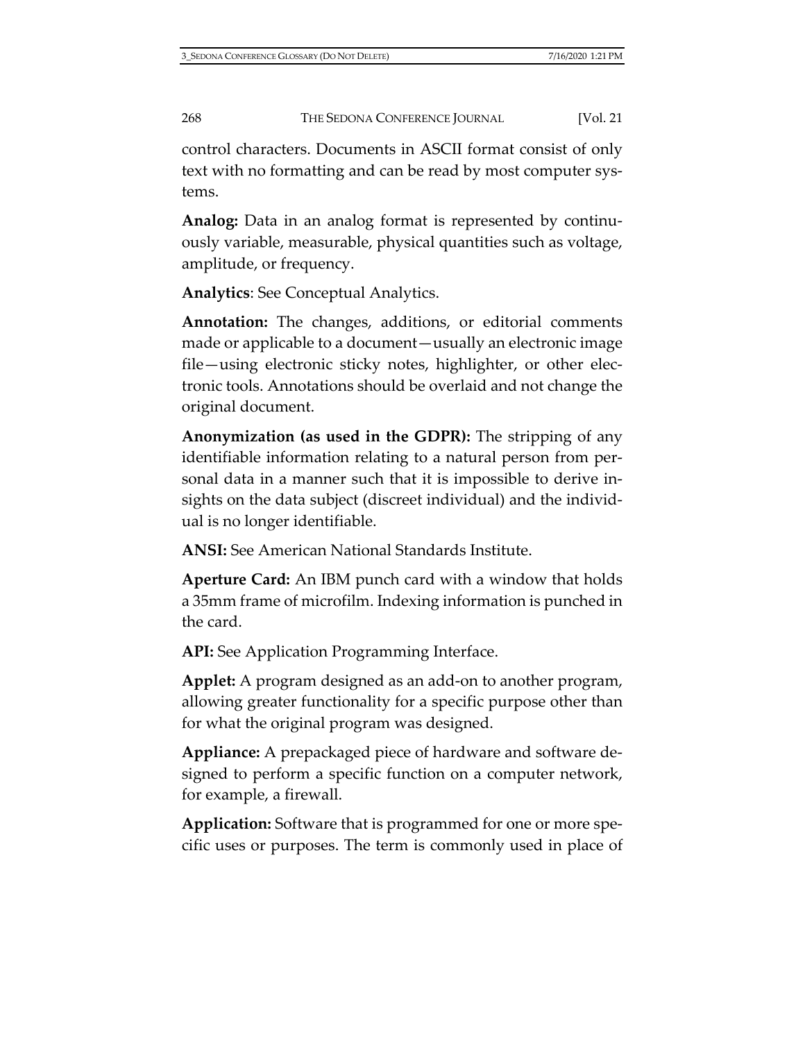control characters. Documents in ASCII format consist of only text with no formatting and can be read by most computer systems.

**Analog:** Data in an analog format is represented by continuously variable, measurable, physical quantities such as voltage, amplitude, or frequency.

**Analytics**: See Conceptual Analytics.

**Annotation:** The changes, additions, or editorial comments made or applicable to a document—usually an electronic image file—using electronic sticky notes, highlighter, or other electronic tools. Annotations should be overlaid and not change the original document.

**Anonymization (as used in the GDPR):** The stripping of any identifiable information relating to a natural person from personal data in a manner such that it is impossible to derive insights on the data subject (discreet individual) and the individual is no longer identifiable.

**ANSI:** See American National Standards Institute.

**Aperture Card:** An IBM punch card with a window that holds a 35mm frame of microfilm. Indexing information is punched in the card.

**API:** See Application Programming Interface.

**Applet:** A program designed as an add-on to another program, allowing greater functionality for a specific purpose other than for what the original program was designed.

**Appliance:** A prepackaged piece of hardware and software designed to perform a specific function on a computer network, for example, a firewall.

**Application:** Software that is programmed for one or more specific uses or purposes. The term is commonly used in place of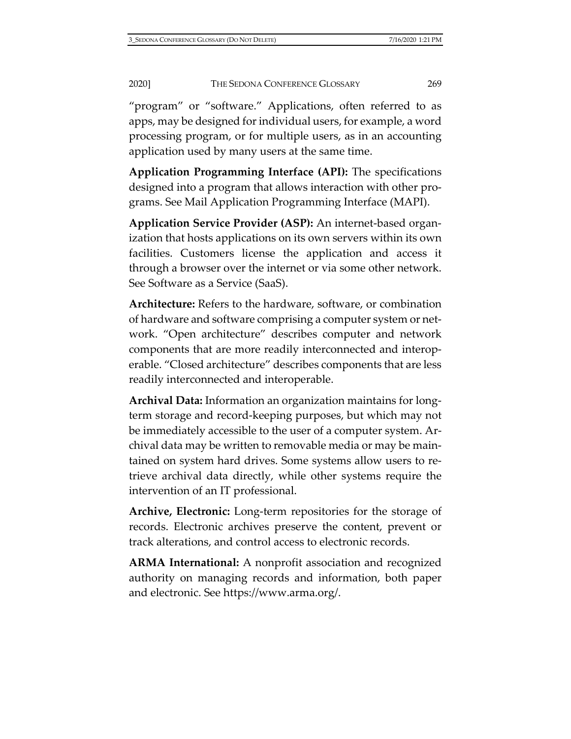"program" or "software." Applications, often referred to as apps, may be designed for individual users, for example, a word processing program, or for multiple users, as in an accounting application used by many users at the same time.

**Application Programming Interface (API):** The specifications designed into a program that allows interaction with other programs. See Mail Application Programming Interface (MAPI).

**Application Service Provider (ASP):** An internet-based organization that hosts applications on its own servers within its own facilities. Customers license the application and access it through a browser over the internet or via some other network. See Software as a Service (SaaS).

**Architecture:** Refers to the hardware, software, or combination of hardware and software comprising a computer system or network. "Open architecture" describes computer and network components that are more readily interconnected and interoperable. "Closed architecture" describes components that are less readily interconnected and interoperable.

**Archival Data:** Information an organization maintains for long-term storage and record-keeping purposes, but which may not be immediately accessible to the user of a computer system. Archival data may be written to removable media or may be maintained on system hard drives. Some systems allow users to retrieve archival data directly, while other systems require the intervention of an IT professional.

**Archive, Electronic:** Long-term repositories for the storage of records. Electronic archives preserve the content, prevent or track alterations, and control access to electronic records.

**ARMA International:** A nonprofit association and recognized authority on managing records and information, both paper and electronic. See https://www.arma.org/.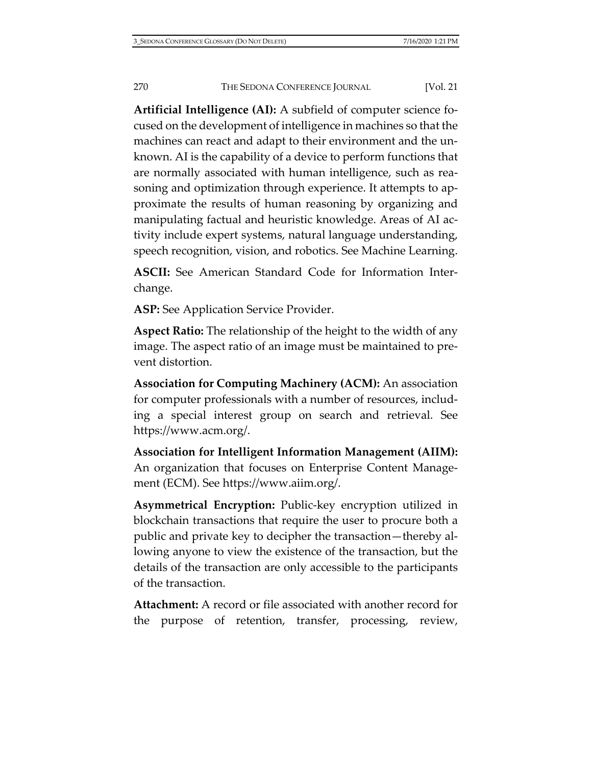**Artificial Intelligence (AI):** A subfield of computer science focused on the development of intelligence in machines so that the machines can react and adapt to their environment and the unknown. AI is the capability of a device to perform functions that are normally associated with human intelligence, such as reasoning and optimization through experience. It attempts to approximate the results of human reasoning by organizing and manipulating factual and heuristic knowledge. Areas of AI activity include expert systems, natural language understanding, speech recognition, vision, and robotics. See Machine Learning.

**ASCII:** See American Standard Code for Information Interchange.

**ASP:** See Application Service Provider.

**Aspect Ratio:** The relationship of the height to the width of any image. The aspect ratio of an image must be maintained to prevent distortion.

**Association for Computing Machinery (ACM):** An association for computer professionals with a number of resources, including a special interest group on search and retrieval. See https://www.acm.org/.

**Association for Intelligent Information Management (AIIM):** An organization that focuses on Enterprise Content Management (ECM). See https://www.aiim.org/.

**Asymmetrical Encryption:** Public-key encryption utilized in blockchain transactions that require the user to procure both a public and private key to decipher the transaction—thereby allowing anyone to view the existence of the transaction, but the details of the transaction are only accessible to the participants of the transaction.

**Attachment:** A record or file associated with another record for the purpose of retention, transfer, processing, review,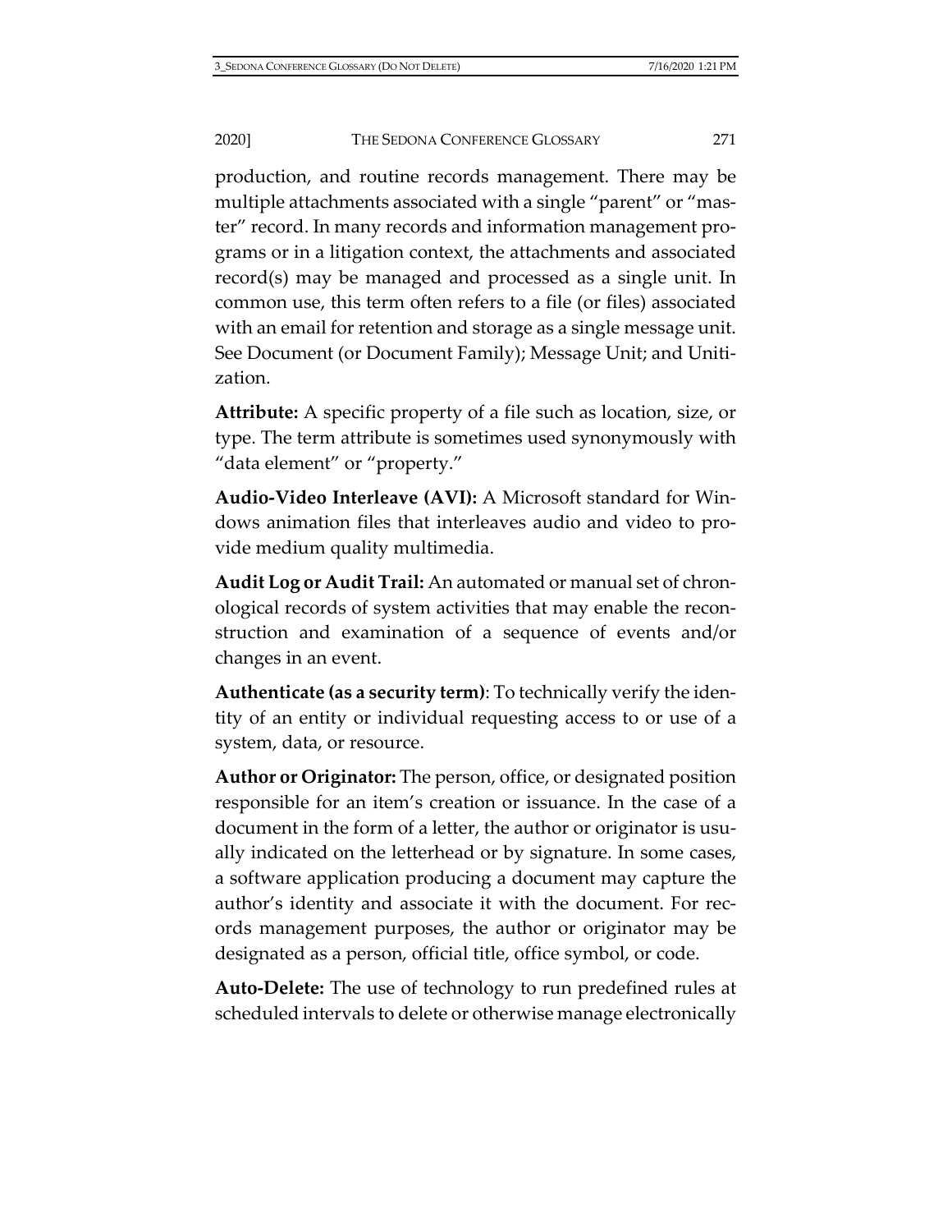production, and routine records management. There may be multiple attachments associated with a single "parent" or "master" record. In many records and information management programs or in a litigation context, the attachments and associated record(s) may be managed and processed as a single unit. In common use, this term often refers to a file (or files) associated with an email for retention and storage as a single message unit. See Document (or Document Family); Message Unit; and Unitization.

**Attribute:** A specific property of a file such as location, size, or type. The term attribute is sometimes used synonymously with "data element" or "property."

**Audio-Video Interleave (AVI):** A Microsoft standard for Windows animation files that interleaves audio and video to provide medium quality multimedia.

**Audit Log or Audit Trail:** An automated or manual set of chronological records of system activities that may enable the reconstruction and examination of a sequence of events and/or changes in an event.

**Authenticate (as a security term)**: To technically verify the identity of an entity or individual requesting access to or use of a system, data, or resource.

**Author or Originator:** The person, office, or designated position responsible for an item's creation or issuance. In the case of a document in the form of a letter, the author or originator is usually indicated on the letterhead or by signature. In some cases, a software application producing a document may capture the author's identity and associate it with the document. For records management purposes, the author or originator may be designated as a person, official title, office symbol, or code.

**Auto-Delete:** The use of technology to run predefined rules at scheduled intervals to delete or otherwise manage electronically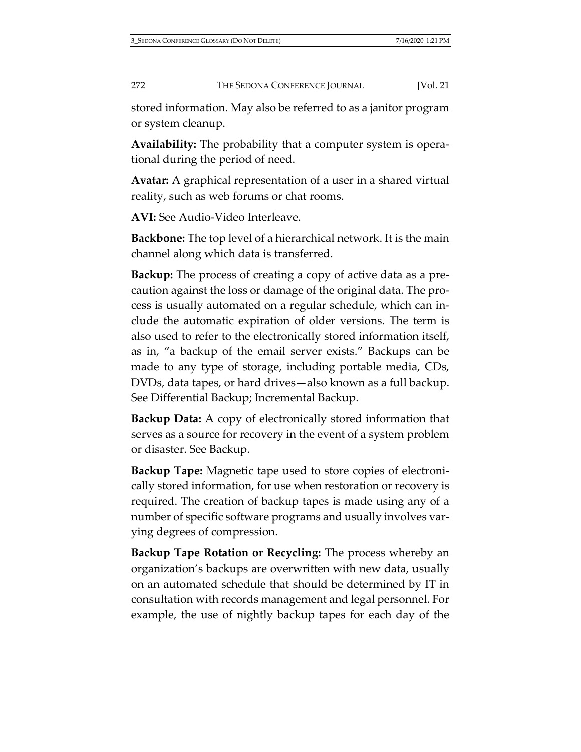stored information. May also be referred to as a janitor program or system cleanup.

**Availability:** The probability that a computer system is operational during the period of need.

**Avatar:** A graphical representation of a user in a shared virtual reality, such as web forums or chat rooms.

**AVI:** See Audio-Video Interleave.

**Backbone:** The top level of a hierarchical network. It is the main channel along which data is transferred.

**Backup:** The process of creating a copy of active data as a precaution against the loss or damage of the original data. The process is usually automated on a regular schedule, which can include the automatic expiration of older versions. The term is also used to refer to the electronically stored information itself, as in, "a backup of the email server exists." Backups can be made to any type of storage, including portable media, CDs, DVDs, data tapes, or hard drives—also known as a full backup. See Differential Backup; Incremental Backup.

**Backup Data:** A copy of electronically stored information that serves as a source for recovery in the event of a system problem or disaster. See Backup.

**Backup Tape:** Magnetic tape used to store copies of electronically stored information, for use when restoration or recovery is required. The creation of backup tapes is made using any of a number of specific software programs and usually involves varying degrees of compression.

**Backup Tape Rotation or Recycling:** The process whereby an organization's backups are overwritten with new data, usually on an automated schedule that should be determined by IT in consultation with records management and legal personnel. For example, the use of nightly backup tapes for each day of the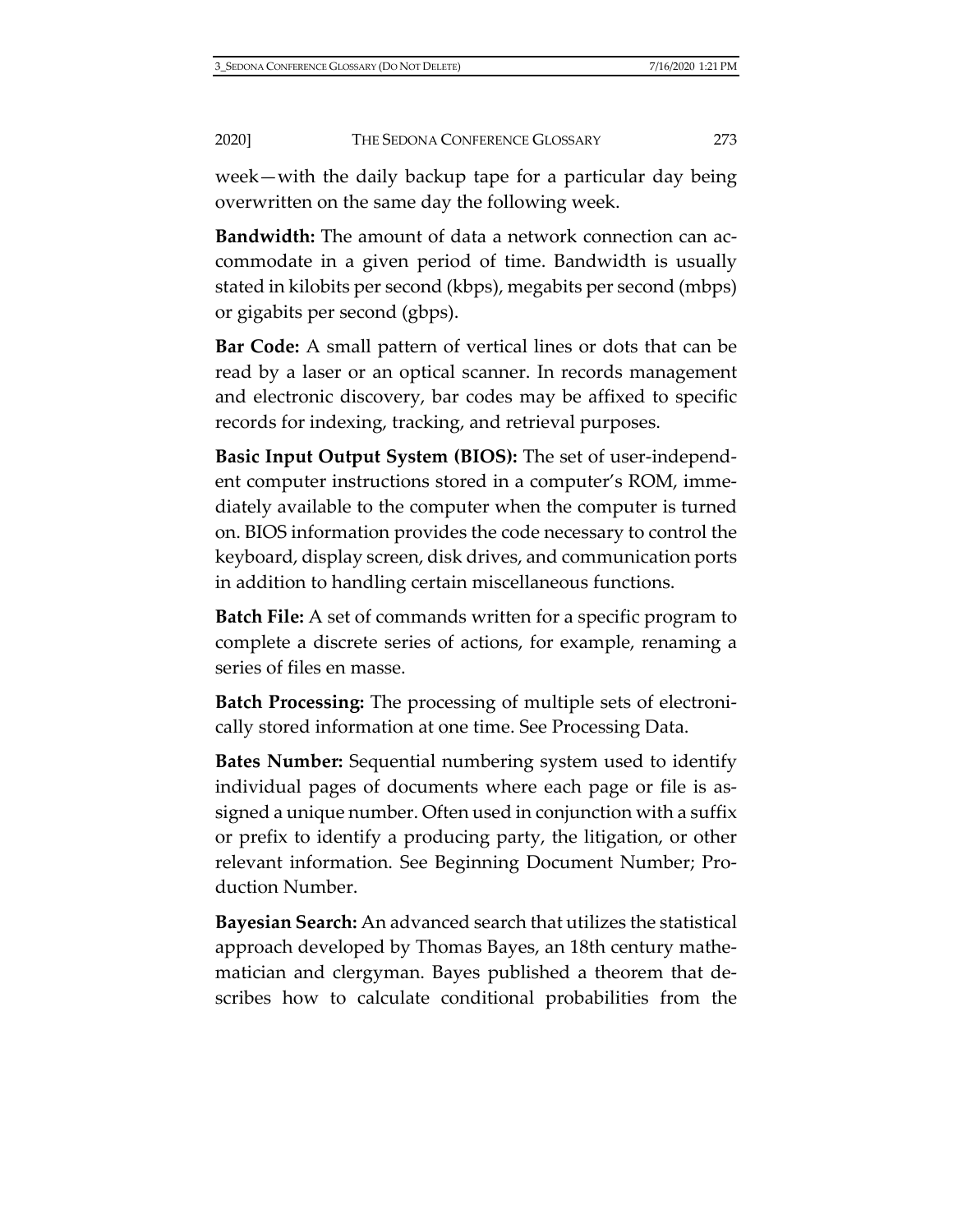week—with the daily backup tape for a particular day being overwritten on the same day the following week.

**Bandwidth:** The amount of data a network connection can accommodate in a given period of time. Bandwidth is usually stated in kilobits per second (kbps), megabits per second (mbps) or gigabits per second (gbps).

**Bar Code:** A small pattern of vertical lines or dots that can be read by a laser or an optical scanner. In records management and electronic discovery, bar codes may be affixed to specific records for indexing, tracking, and retrieval purposes.

**Basic Input Output System (BIOS):** The set of user-independent computer instructions stored in a computer's ROM, immediately available to the computer when the computer is turned on. BIOS information provides the code necessary to control the keyboard, display screen, disk drives, and communication ports in addition to handling certain miscellaneous functions.

**Batch File:** A set of commands written for a specific program to complete a discrete series of actions, for example, renaming a series of files en masse.

**Batch Processing:** The processing of multiple sets of electronically stored information at one time. See Processing Data.

**Bates Number:** Sequential numbering system used to identify individual pages of documents where each page or file is assigned a unique number. Often used in conjunction with a suffix or prefix to identify a producing party, the litigation, or other relevant information. See Beginning Document Number; Production Number.

**Bayesian Search:** An advanced search that utilizes the statistical approach developed by Thomas Bayes, an 18th century mathematician and clergyman. Bayes published a theorem that describes how to calculate conditional probabilities from the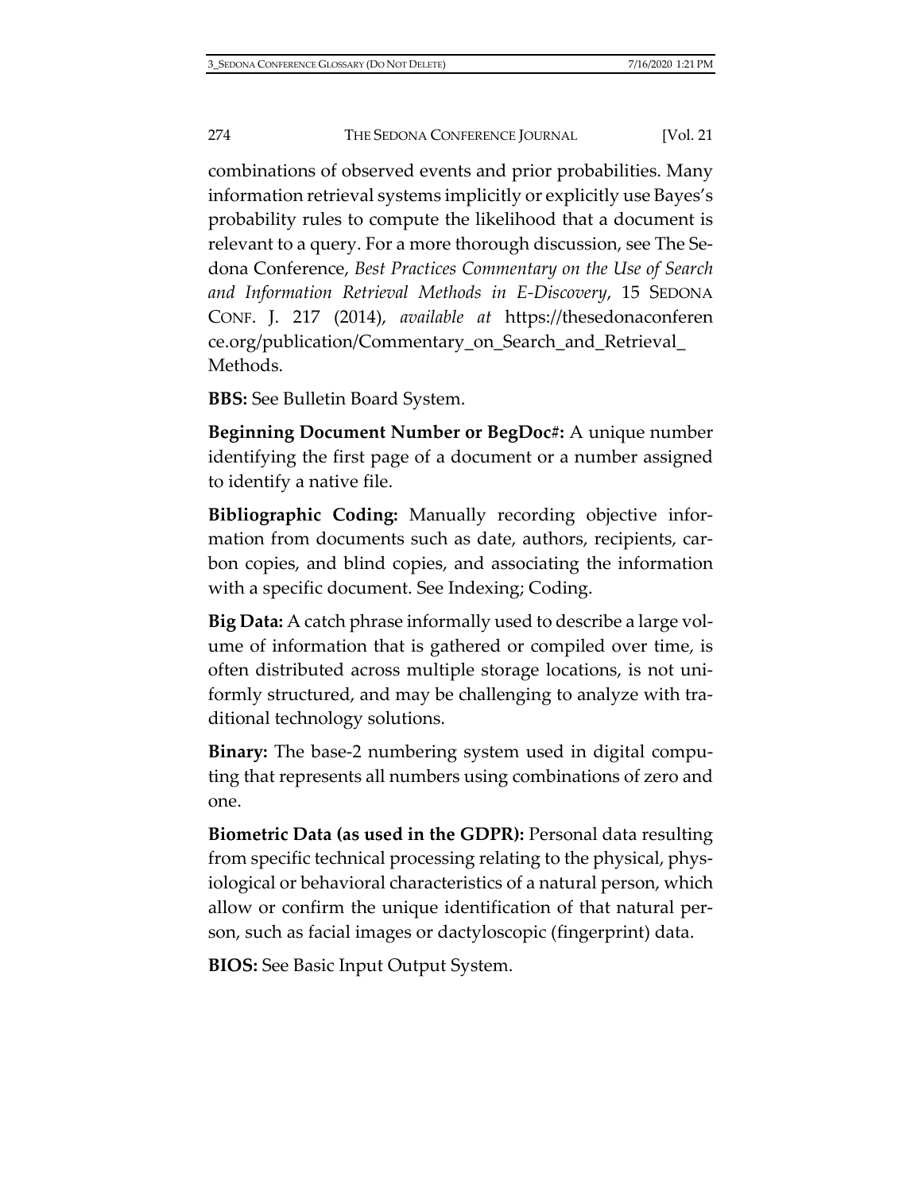combinations of observed events and prior probabilities. Many information retrieval systems implicitly or explicitly use Bayes's probability rules to compute the likelihood that a document is relevant to a query. For a more thorough discussion, see The Sedona Conference, *Best Practices Commentary on the Use of Search and Information Retrieval Methods in E-Discovery*, 15 SEDONA CONF. J. 217 (2014), *available at* https://thesedonaconference.org/publication/Commentary_on_Search_and_Retrieval_Methods.

**BBS:** See Bulletin Board System.

**Beginning Document Number or BegDoc#:** A unique number identifying the first page of a document or a number assigned to identify a native file.

**Bibliographic Coding:** Manually recording objective information from documents such as date, authors, recipients, carbon copies, and blind copies, and associating the information with a specific document. See Indexing; Coding.

**Big Data:** A catch phrase informally used to describe a large volume of information that is gathered or compiled over time, is often distributed across multiple storage locations, is not uniformly structured, and may be challenging to analyze with traditional technology solutions.

**Binary:** The base-2 numbering system used in digital computing that represents all numbers using combinations of zero and one.

**Biometric Data (as used in the GDPR):** Personal data resulting from specific technical processing relating to the physical, physiological or behavioral characteristics of a natural person, which allow or confirm the unique identification of that natural person, such as facial images or dactyloscopic (fingerprint) data.

**BIOS:** See Basic Input Output System.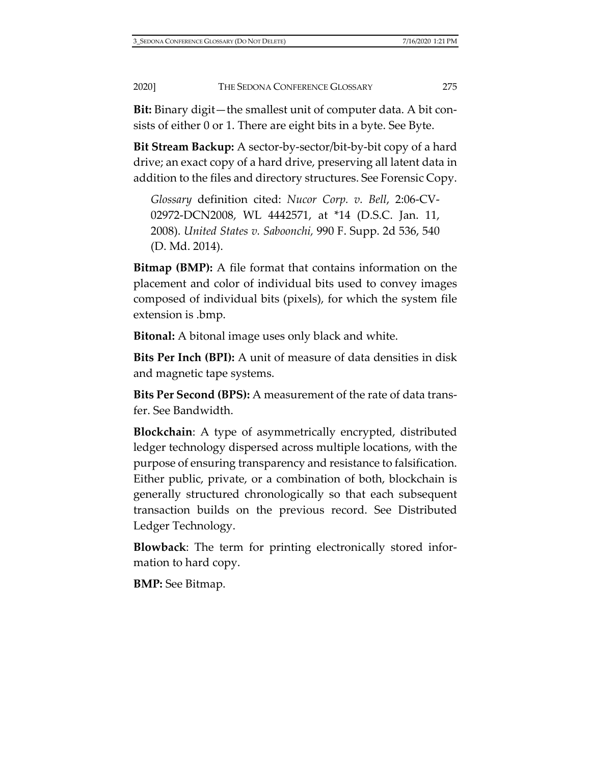**Bit:** Binary digit—the smallest unit of computer data. A bit consists of either 0 or 1. There are eight bits in a byte. See Byte.

**Bit Stream Backup:** A sector-by-sector/bit-by-bit copy of a hard drive; an exact copy of a hard drive, preserving all latent data in addition to the files and directory structures. See Forensic Copy.

> *Glossary* definition cited: *Nucor Corp. v. Bell*, 2:06-CV-02972-DCN2008, WL 4442571, at *14 (D.S.C. Jan. 11, 2008). *United States v. Saboonchi*, 990 F. Supp. 2d 536, 540 (D. Md. 2014).

**Bitmap (BMP):** A file format that contains information on the placement and color of individual bits used to convey images composed of individual bits (pixels), for which the system file extension is .bmp.

**Bitonal:** A bitonal image uses only black and white.

**Bits Per Inch (BPI):** A unit of measure of data densities in disk and magnetic tape systems.

**Bits Per Second (BPS):** A measurement of the rate of data transfer. See Bandwidth.

**Blockchain**: A type of asymmetrically encrypted, distributed ledger technology dispersed across multiple locations, with the purpose of ensuring transparency and resistance to falsification. Either public, private, or a combination of both, blockchain is generally structured chronologically so that each subsequent transaction builds on the previous record. See Distributed Ledger Technology.

**Blowback**: The term for printing electronically stored information to hard copy.

**BMP:** See Bitmap.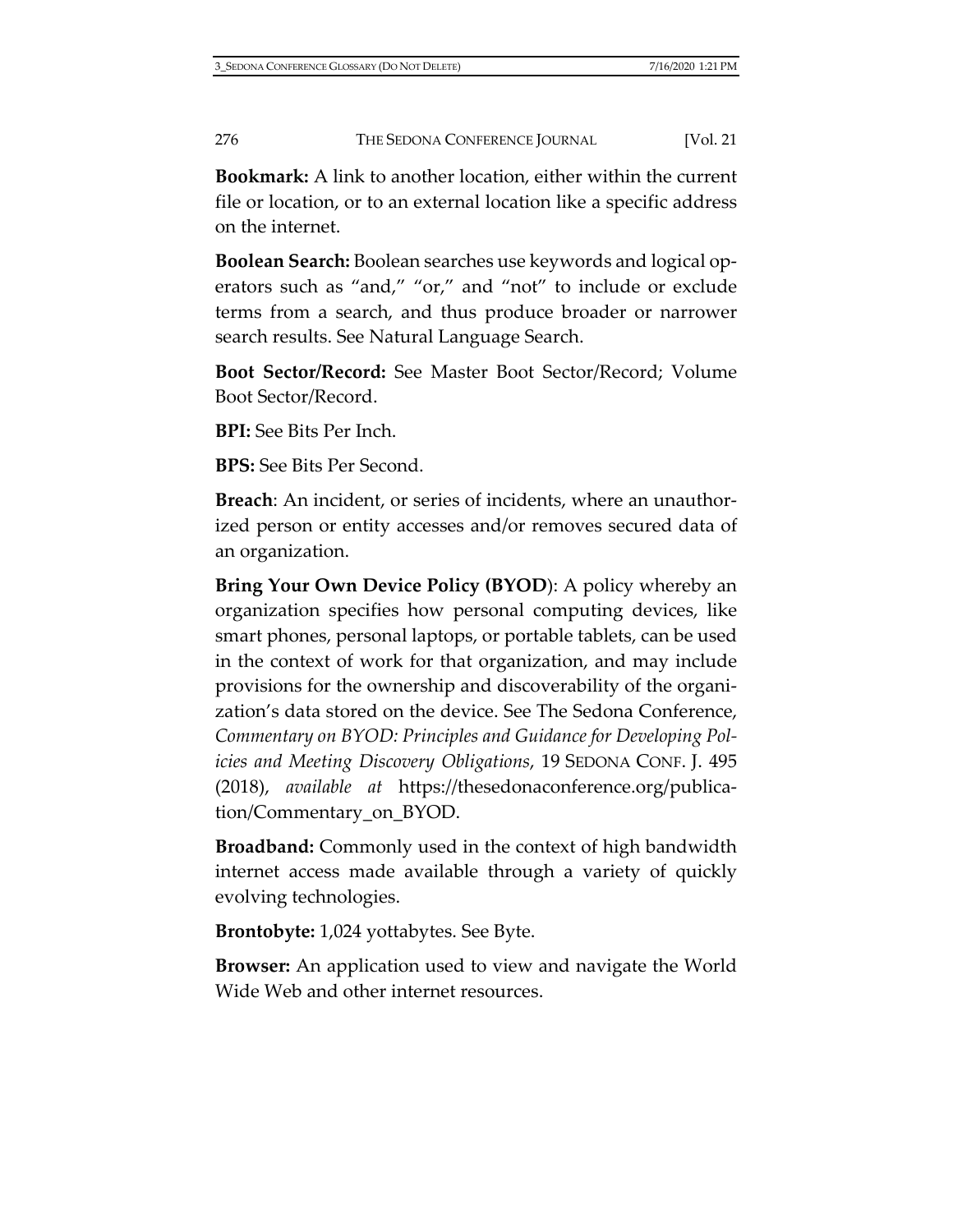**Bookmark:** A link to another location, either within the current file or location, or to an external location like a specific address on the internet.

**Boolean Search:** Boolean searches use keywords and logical operators such as "and," "or," and "not" to include or exclude terms from a search, and thus produce broader or narrower search results. See Natural Language Search.

**Boot Sector/Record:** See Master Boot Sector/Record; Volume Boot Sector/Record.

**BPI:** See Bits Per Inch.

**BPS:** See Bits Per Second.

**Breach**: An incident, or series of incidents, where an unauthorized person or entity accesses and/or removes secured data of an organization.

**Bring Your Own Device Policy (BYOD**): A policy whereby an organization specifies how personal computing devices, like smart phones, personal laptops, or portable tablets, can be used in the context of work for that organization, and may include provisions for the ownership and discoverability of the organization's data stored on the device. See The Sedona Conference, *Commentary on BYOD: Principles and Guidance for Developing Policies and Meeting Discovery Obligations*, 19 SEDONA CONF. J. 495 (2018), *available at* https://thesedonaconference.org/publication/Commentary_on_BYOD.

**Broadband:** Commonly used in the context of high bandwidth internet access made available through a variety of quickly evolving technologies.

**Brontobyte:** 1,024 yottabytes. See Byte.

**Browser:** An application used to view and navigate the World Wide Web and other internet resources.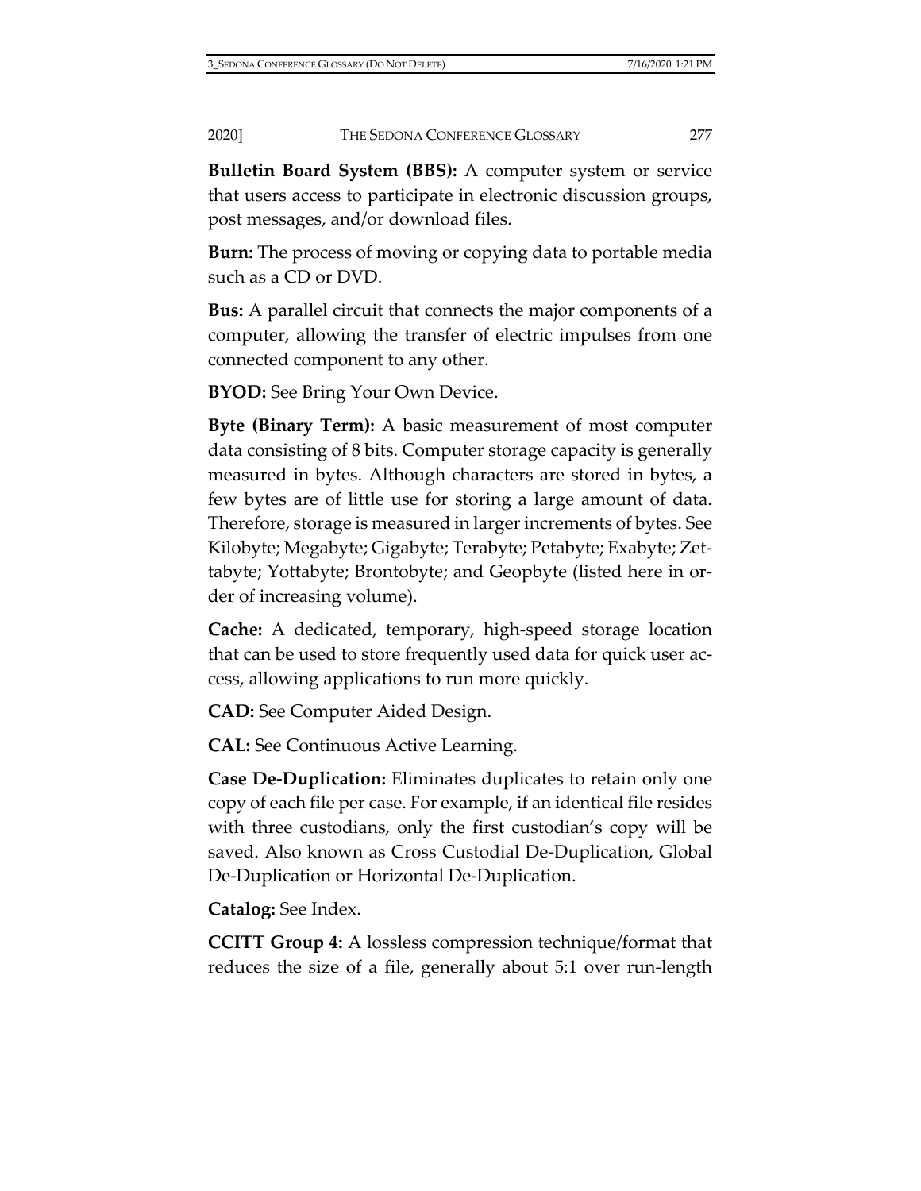**Bulletin Board System (BBS):** A computer system or service that users access to participate in electronic discussion groups, post messages, and/or download files.

**Burn:** The process of moving or copying data to portable media such as a CD or DVD.

**Bus:** A parallel circuit that connects the major components of a computer, allowing the transfer of electric impulses from one connected component to any other.

**BYOD:** See Bring Your Own Device.

**Byte (Binary Term):** A basic measurement of most computer data consisting of 8 bits. Computer storage capacity is generally measured in bytes. Although characters are stored in bytes, a few bytes are of little use for storing a large amount of data. Therefore, storage is measured in larger increments of bytes. See Kilobyte; Megabyte; Gigabyte; Terabyte; Petabyte; Exabyte; Zettabyte; Yottabyte; Brontobyte; and Geopbyte (listed here in order of increasing volume).

**Cache:** A dedicated, temporary, high-speed storage location that can be used to store frequently used data for quick user access, allowing applications to run more quickly.

**CAD:** See Computer Aided Design.

**CAL:** See Continuous Active Learning.

**Case De-Duplication:** Eliminates duplicates to retain only one copy of each file per case. For example, if an identical file resides with three custodians, only the first custodian's copy will be saved. Also known as Cross Custodial De-Duplication, Global De-Duplication or Horizontal De-Duplication.

**Catalog:** See Index.

**CCITT Group 4:** A lossless compression technique/format that reduces the size of a file, generally about 5:1 over run-length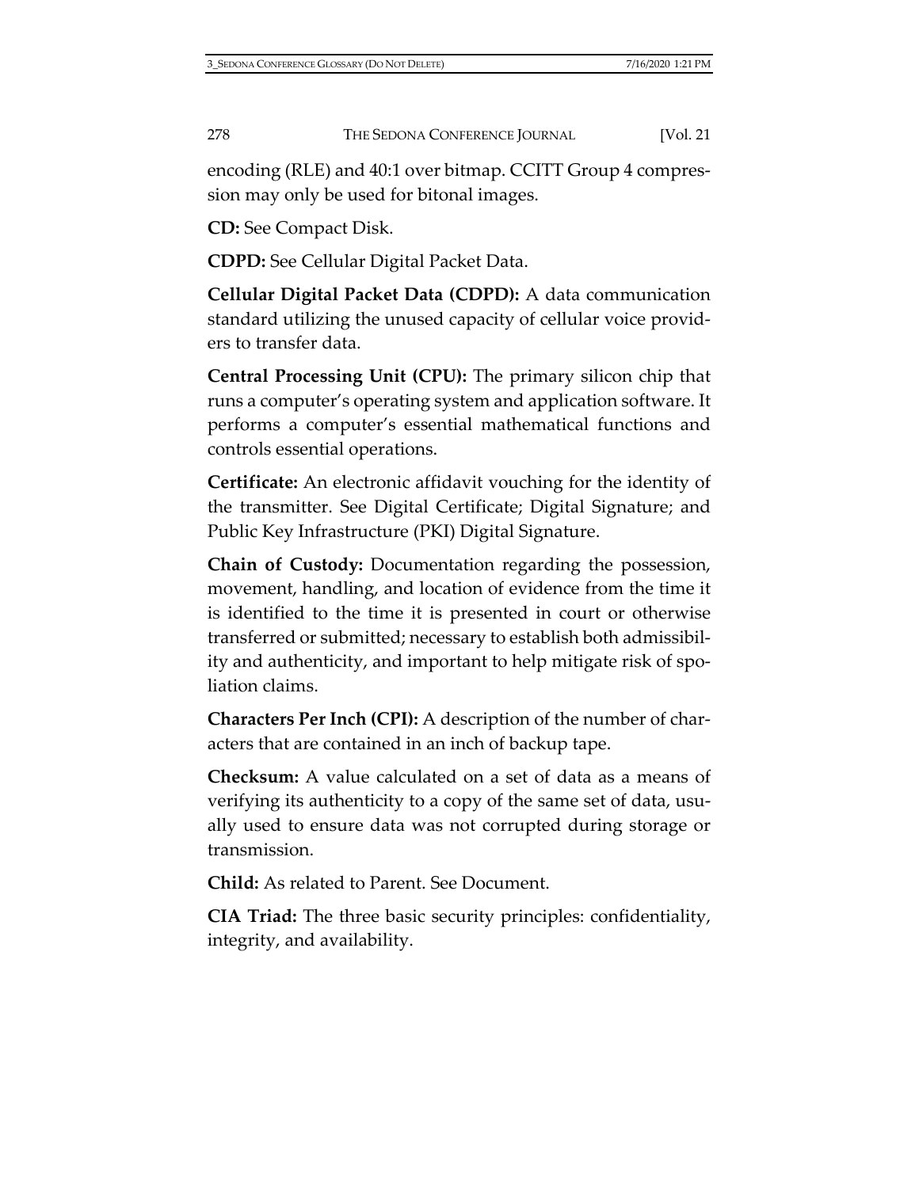encoding (RLE) and 40:1 over bitmap. CCITT Group 4 compression may only be used for bitonal images.

**CD:** See Compact Disk.

**CDPD:** See Cellular Digital Packet Data.

**Cellular Digital Packet Data (CDPD):** A data communication standard utilizing the unused capacity of cellular voice providers to transfer data.

**Central Processing Unit (CPU):** The primary silicon chip that runs a computer's operating system and application software. It performs a computer's essential mathematical functions and controls essential operations.

**Certificate:** An electronic affidavit vouching for the identity of the transmitter. See Digital Certificate; Digital Signature; and Public Key Infrastructure (PKI) Digital Signature.

**Chain of Custody:** Documentation regarding the possession, movement, handling, and location of evidence from the time it is identified to the time it is presented in court or otherwise transferred or submitted; necessary to establish both admissibility and authenticity, and important to help mitigate risk of spoliation claims.

**Characters Per Inch (CPI):** A description of the number of characters that are contained in an inch of backup tape.

**Checksum:** A value calculated on a set of data as a means of verifying its authenticity to a copy of the same set of data, usually used to ensure data was not corrupted during storage or transmission.

**Child:** As related to Parent. See Document.

**CIA Triad:** The three basic security principles: confidentiality, integrity, and availability.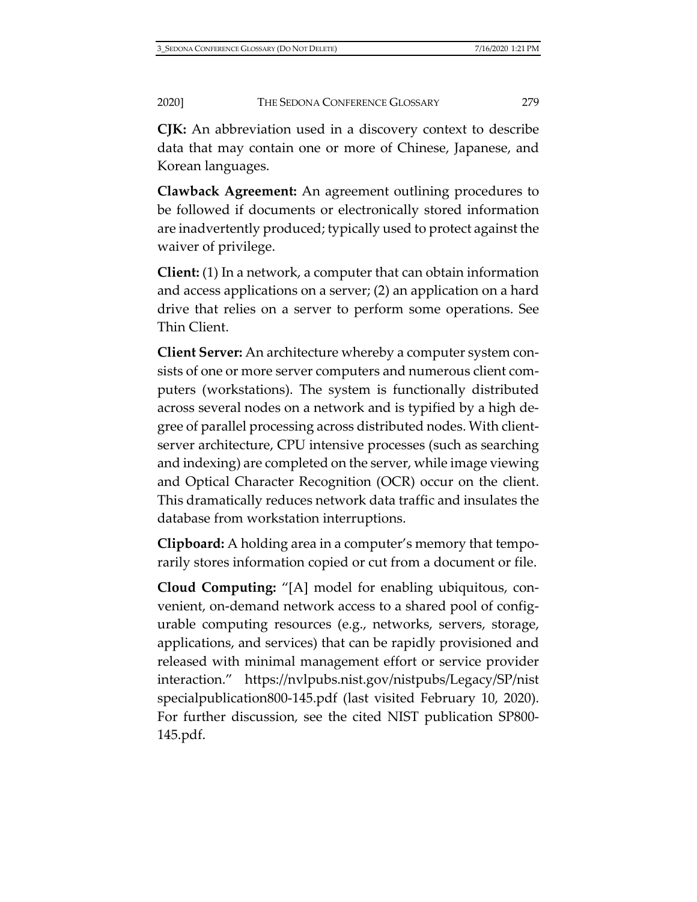**CJK:** An abbreviation used in a discovery context to describe data that may contain one or more of Chinese, Japanese, and Korean languages.

**Clawback Agreement:** An agreement outlining procedures to be followed if documents or electronically stored information are inadvertently produced; typically used to protect against the waiver of privilege.

**Client:** (1) In a network, a computer that can obtain information and access applications on a server; (2) an application on a hard drive that relies on a server to perform some operations. See Thin Client.

**Client Server:** An architecture whereby a computer system consists of one or more server computers and numerous client computers (workstations). The system is functionally distributed across several nodes on a network and is typified by a high degree of parallel processing across distributed nodes. With client-server architecture, CPU intensive processes (such as searching and indexing) are completed on the server, while image viewing and Optical Character Recognition (OCR) occur on the client. This dramatically reduces network data traffic and insulates the database from workstation interruptions.

**Clipboard:** A holding area in a computer's memory that temporarily stores information copied or cut from a document or file.

**Cloud Computing:** "[A] model for enabling ubiquitous, convenient, on-demand network access to a shared pool of configurable computing resources (e.g., networks, servers, storage, applications, and services) that can be rapidly provisioned and released with minimal management effort or service provider interaction." https://nvlpubs.nist.gov/nistpubs/Legacy/SP/nistspecialpublication800-145.pdf (last visited February 10, 2020). For further discussion, see the cited NIST publication SP800-145.pdf.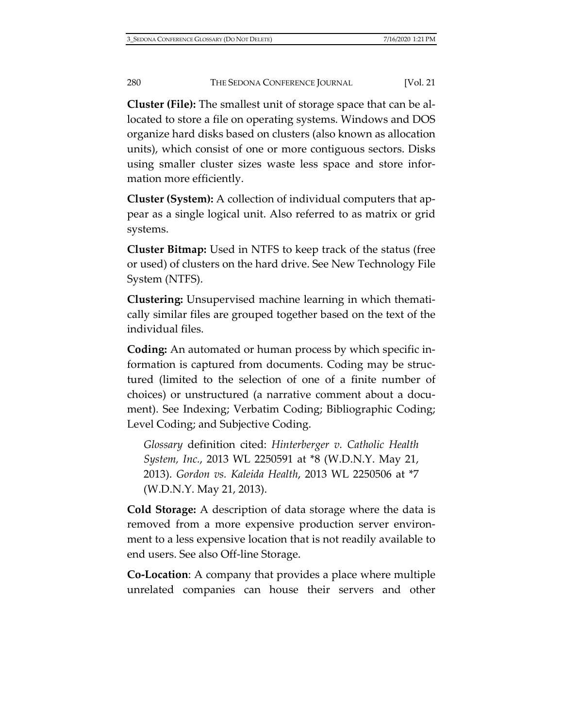**Cluster (File):** The smallest unit of storage space that can be allocated to store a file on operating systems. Windows and DOS organize hard disks based on clusters (also known as allocation units), which consist of one or more contiguous sectors. Disks using smaller cluster sizes waste less space and store information more efficiently.

**Cluster (System):** A collection of individual computers that appear as a single logical unit. Also referred to as matrix or grid systems.

**Cluster Bitmap:** Used in NTFS to keep track of the status (free or used) of clusters on the hard drive. See New Technology File System (NTFS).

**Clustering:** Unsupervised machine learning in which thematically similar files are grouped together based on the text of the individual files.

**Coding:** An automated or human process by which specific information is captured from documents. Coding may be structured (limited to the selection of one of a finite number of choices) or unstructured (a narrative comment about a document). See Indexing; Verbatim Coding; Bibliographic Coding; Level Coding; and Subjective Coding.

> *Glossary* definition cited: *Hinterberger v. Catholic Health System, Inc.*, 2013 WL 2250591 at *8 (W.D.N.Y. May 21, 2013). *Gordon vs. Kaleida Health*, 2013 WL 2250506 at *7 (W.D.N.Y. May 21, 2013).

**Cold Storage:** A description of data storage where the data is removed from a more expensive production server environment to a less expensive location that is not readily available to end users. See also Off-line Storage.

**Co-Location**: A company that provides a place where multiple unrelated companies can house their servers and other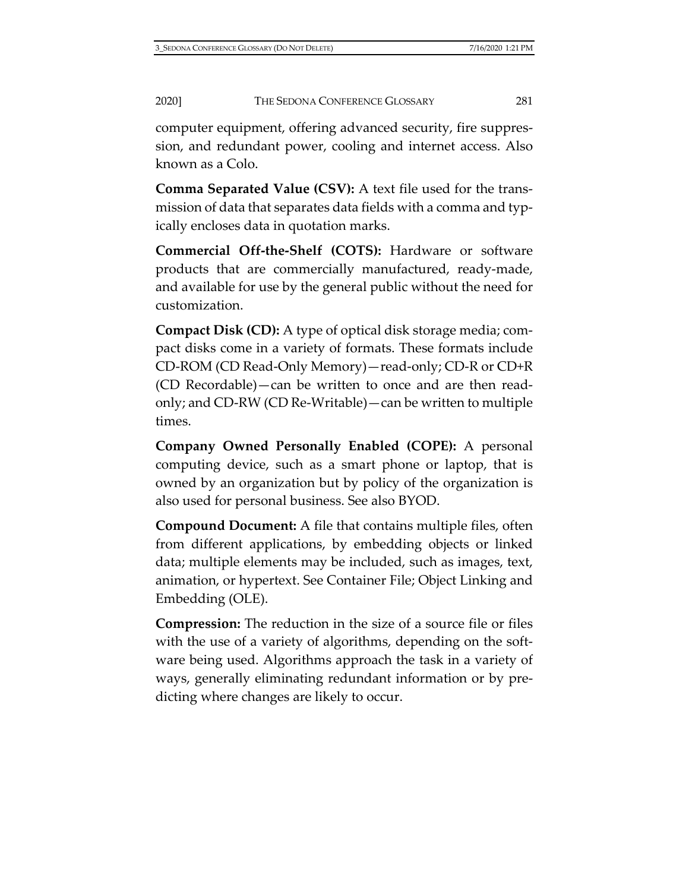computer equipment, offering advanced security, fire suppression, and redundant power, cooling and internet access. Also known as a Colo.

**Comma Separated Value (CSV):** A text file used for the transmission of data that separates data fields with a comma and typically encloses data in quotation marks.

**Commercial Off-the-Shelf (COTS):** Hardware or software products that are commercially manufactured, ready-made, and available for use by the general public without the need for customization.

**Compact Disk (CD):** A type of optical disk storage media; compact disks come in a variety of formats. These formats include CD-ROM (CD Read-Only Memory)—read-only; CD-R or CD+R (CD Recordable)—can be written to once and are then read-only; and CD-RW (CD Re-Writable)—can be written to multiple times.

**Company Owned Personally Enabled (COPE):** A personal computing device, such as a smart phone or laptop, that is owned by an organization but by policy of the organization is also used for personal business. See also BYOD.

**Compound Document:** A file that contains multiple files, often from different applications, by embedding objects or linked data; multiple elements may be included, such as images, text, animation, or hypertext. See Container File; Object Linking and Embedding (OLE).

**Compression:** The reduction in the size of a source file or files with the use of a variety of algorithms, depending on the software being used. Algorithms approach the task in a variety of ways, generally eliminating redundant information or by predicting where changes are likely to occur.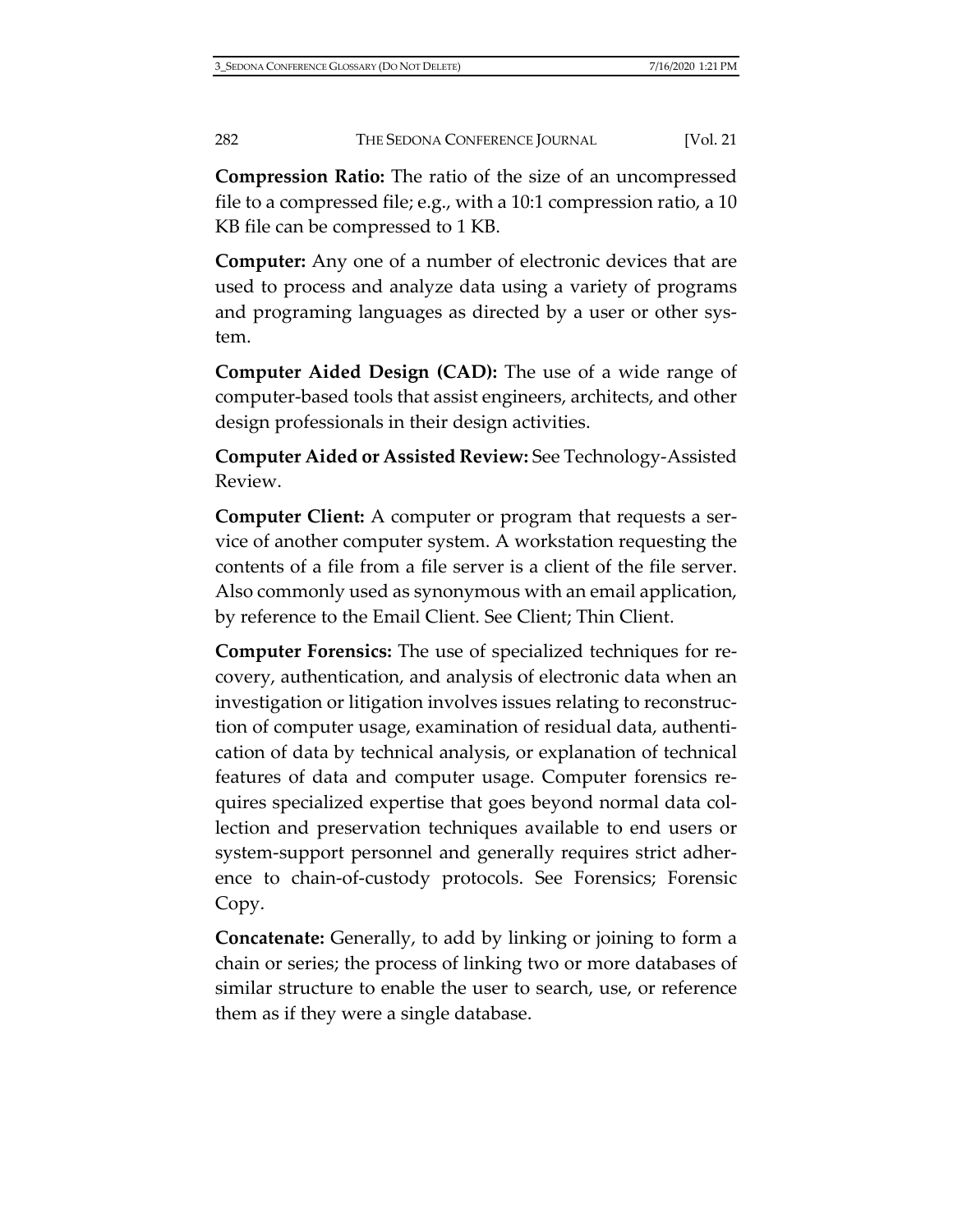**Compression Ratio:** The ratio of the size of an uncompressed file to a compressed file; e.g., with a 10:1 compression ratio, a 10 KB file can be compressed to 1 KB.

**Computer:** Any one of a number of electronic devices that are used to process and analyze data using a variety of programs and programing languages as directed by a user or other system.

**Computer Aided Design (CAD):** The use of a wide range of computer-based tools that assist engineers, architects, and other design professionals in their design activities.

**Computer Aided or Assisted Review:** See Technology-Assisted Review.

**Computer Client:** A computer or program that requests a service of another computer system. A workstation requesting the contents of a file from a file server is a client of the file server. Also commonly used as synonymous with an email application, by reference to the Email Client. See Client; Thin Client.

**Computer Forensics:** The use of specialized techniques for recovery, authentication, and analysis of electronic data when an investigation or litigation involves issues relating to reconstruction of computer usage, examination of residual data, authentication of data by technical analysis, or explanation of technical features of data and computer usage. Computer forensics requires specialized expertise that goes beyond normal data collection and preservation techniques available to end users or system-support personnel and generally requires strict adherence to chain-of-custody protocols. See Forensics; Forensic Copy.

**Concatenate:** Generally, to add by linking or joining to form a chain or series; the process of linking two or more databases of similar structure to enable the user to search, use, or reference them as if they were a single database.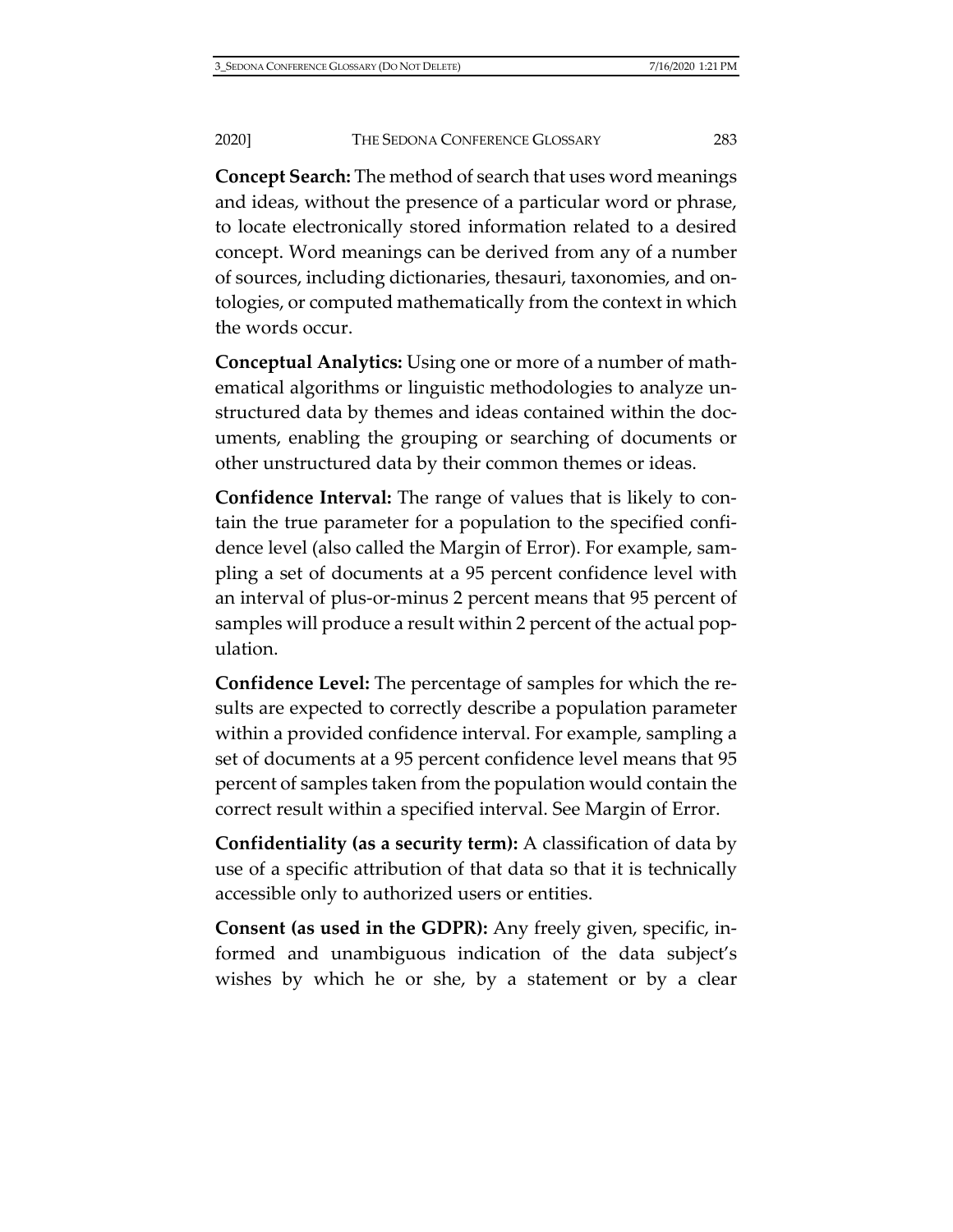**Concept Search:** The method of search that uses word meanings and ideas, without the presence of a particular word or phrase, to locate electronically stored information related to a desired concept. Word meanings can be derived from any of a number of sources, including dictionaries, thesauri, taxonomies, and ontologies, or computed mathematically from the context in which the words occur.

**Conceptual Analytics:** Using one or more of a number of mathematical algorithms or linguistic methodologies to analyze unstructured data by themes and ideas contained within the documents, enabling the grouping or searching of documents or other unstructured data by their common themes or ideas.

**Confidence Interval:** The range of values that is likely to contain the true parameter for a population to the specified confidence level (also called the Margin of Error). For example, sampling a set of documents at a 95 percent confidence level with an interval of plus-or-minus 2 percent means that 95 percent of samples will produce a result within 2 percent of the actual population.

**Confidence Level:** The percentage of samples for which the results are expected to correctly describe a population parameter within a provided confidence interval. For example, sampling a set of documents at a 95 percent confidence level means that 95 percent of samples taken from the population would contain the correct result within a specified interval. See Margin of Error.

**Confidentiality (as a security term):** A classification of data by use of a specific attribution of that data so that it is technically accessible only to authorized users or entities.

**Consent (as used in the GDPR):** Any freely given, specific, informed and unambiguous indication of the data subject's wishes by which he or she, by a statement or by a clear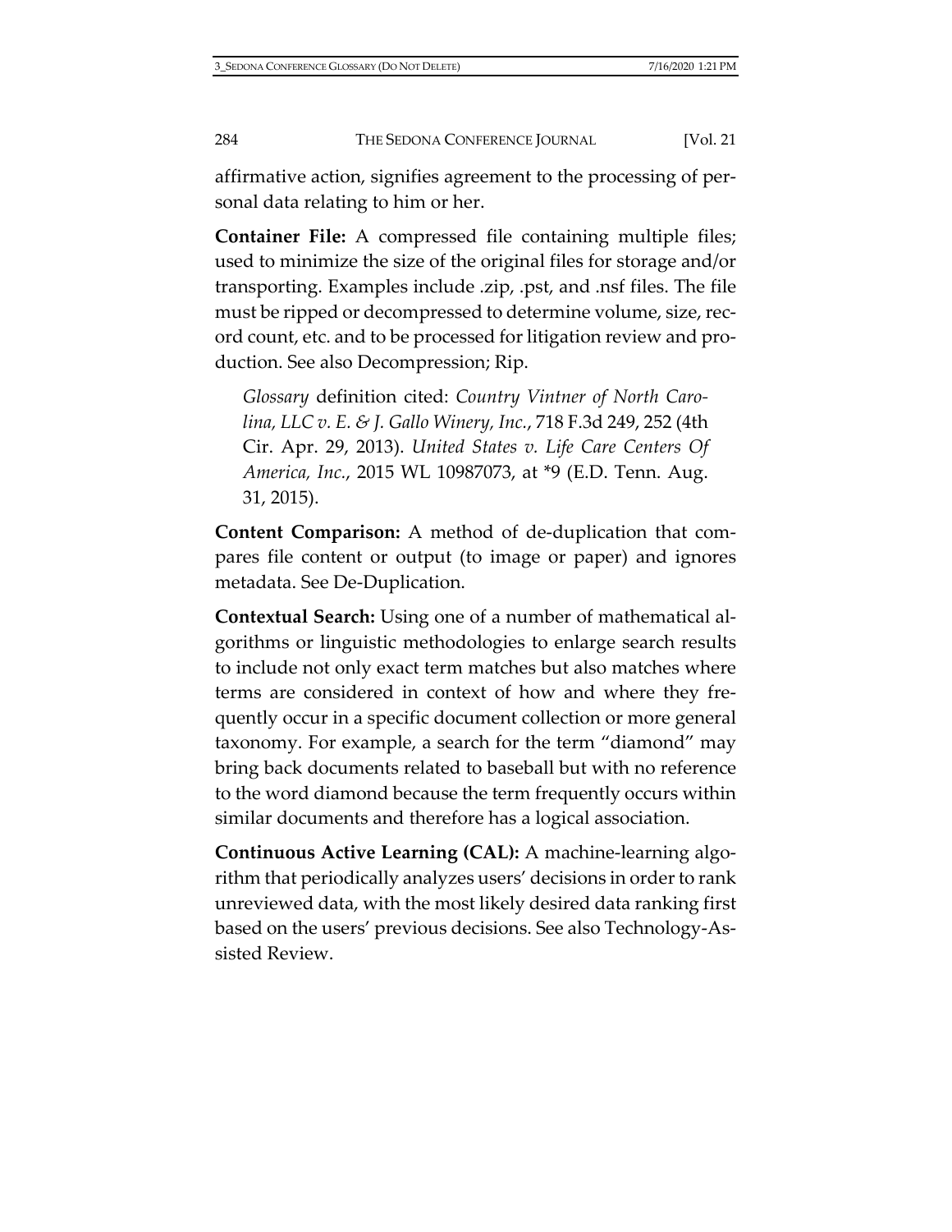affirmative action, signifies agreement to the processing of personal data relating to him or her.

**Container File:** A compressed file containing multiple files; used to minimize the size of the original files for storage and/or transporting. Examples include .zip, .pst, and .nsf files. The file must be ripped or decompressed to determine volume, size, record count, etc. and to be processed for litigation review and production. See also Decompression; Rip.

> *Glossary* definition cited: *Country Vintner of North Carolina, LLC v. E. & J. Gallo Winery, Inc.*, 718 F.3d 249, 252 (4th Cir. Apr. 29, 2013). *United States v. Life Care Centers Of America, Inc.*, 2015 WL 10987073, at *9 (E.D. Tenn. Aug. 31, 2015).

**Content Comparison:** A method of de-duplication that compares file content or output (to image or paper) and ignores metadata. See De-Duplication.

**Contextual Search:** Using one of a number of mathematical algorithms or linguistic methodologies to enlarge search results to include not only exact term matches but also matches where terms are considered in context of how and where they frequently occur in a specific document collection or more general taxonomy. For example, a search for the term "diamond" may bring back documents related to baseball but with no reference to the word diamond because the term frequently occurs within similar documents and therefore has a logical association.

**Continuous Active Learning (CAL):** A machine-learning algorithm that periodically analyzes users' decisions in order to rank unreviewed data, with the most likely desired data ranking first based on the users' previous decisions. See also Technology-Assisted Review.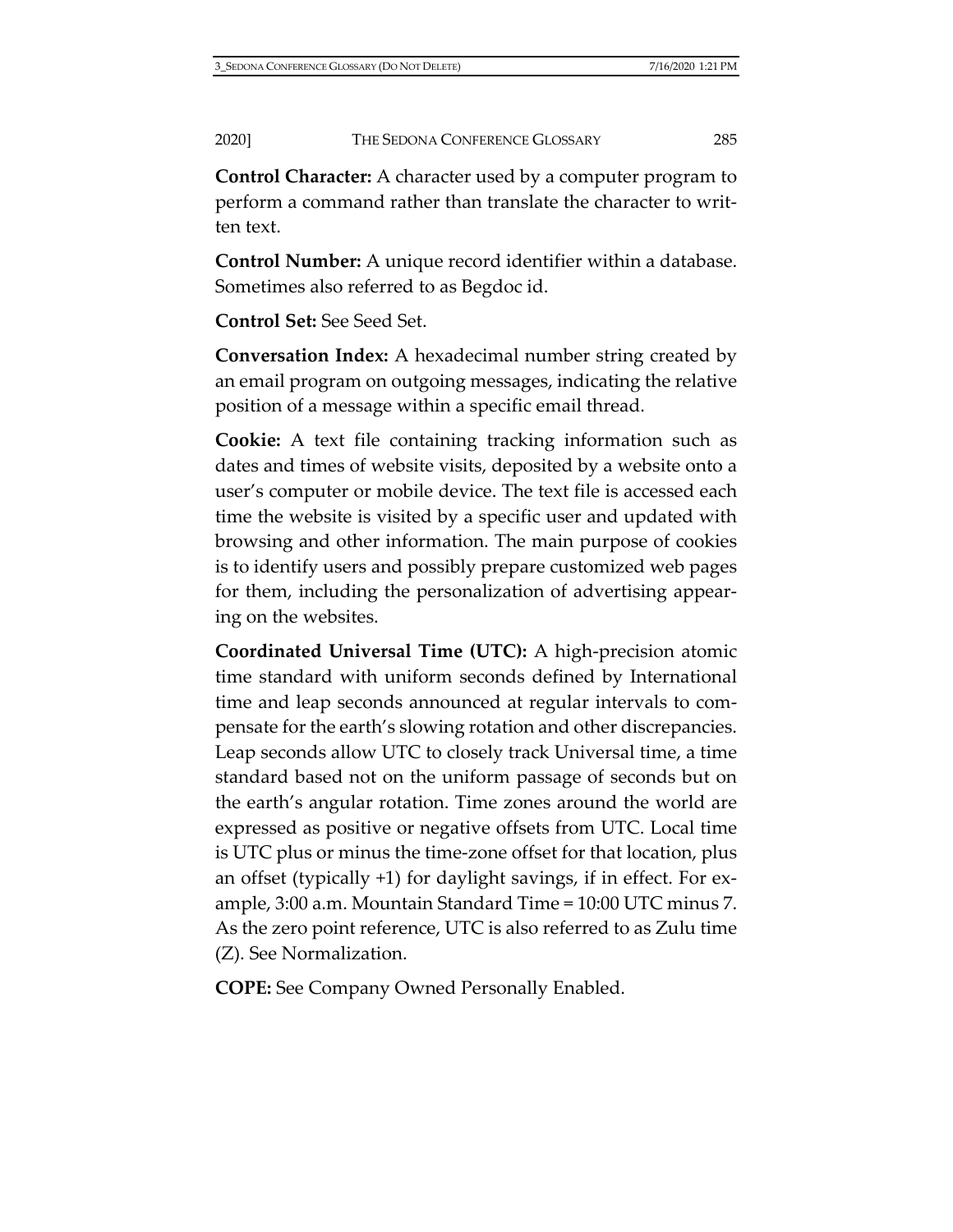**Control Character:** A character used by a computer program to perform a command rather than translate the character to written text.

**Control Number:** A unique record identifier within a database. Sometimes also referred to as Begdoc id.

**Control Set:** See Seed Set.

**Conversation Index:** A hexadecimal number string created by an email program on outgoing messages, indicating the relative position of a message within a specific email thread.

**Cookie:** A text file containing tracking information such as dates and times of website visits, deposited by a website onto a user's computer or mobile device. The text file is accessed each time the website is visited by a specific user and updated with browsing and other information. The main purpose of cookies is to identify users and possibly prepare customized web pages for them, including the personalization of advertising appearing on the websites.

**Coordinated Universal Time (UTC):** A high-precision atomic time standard with uniform seconds defined by International time and leap seconds announced at regular intervals to compensate for the earth's slowing rotation and other discrepancies. Leap seconds allow UTC to closely track Universal time, a time standard based not on the uniform passage of seconds but on the earth's angular rotation. Time zones around the world are expressed as positive or negative offsets from UTC. Local time is UTC plus or minus the time-zone offset for that location, plus an offset (typically +1) for daylight savings, if in effect. For example, 3:00 a.m. Mountain Standard Time = 10:00 UTC minus 7. As the zero point reference, UTC is also referred to as Zulu time (Z). See Normalization.

**COPE:** See Company Owned Personally Enabled.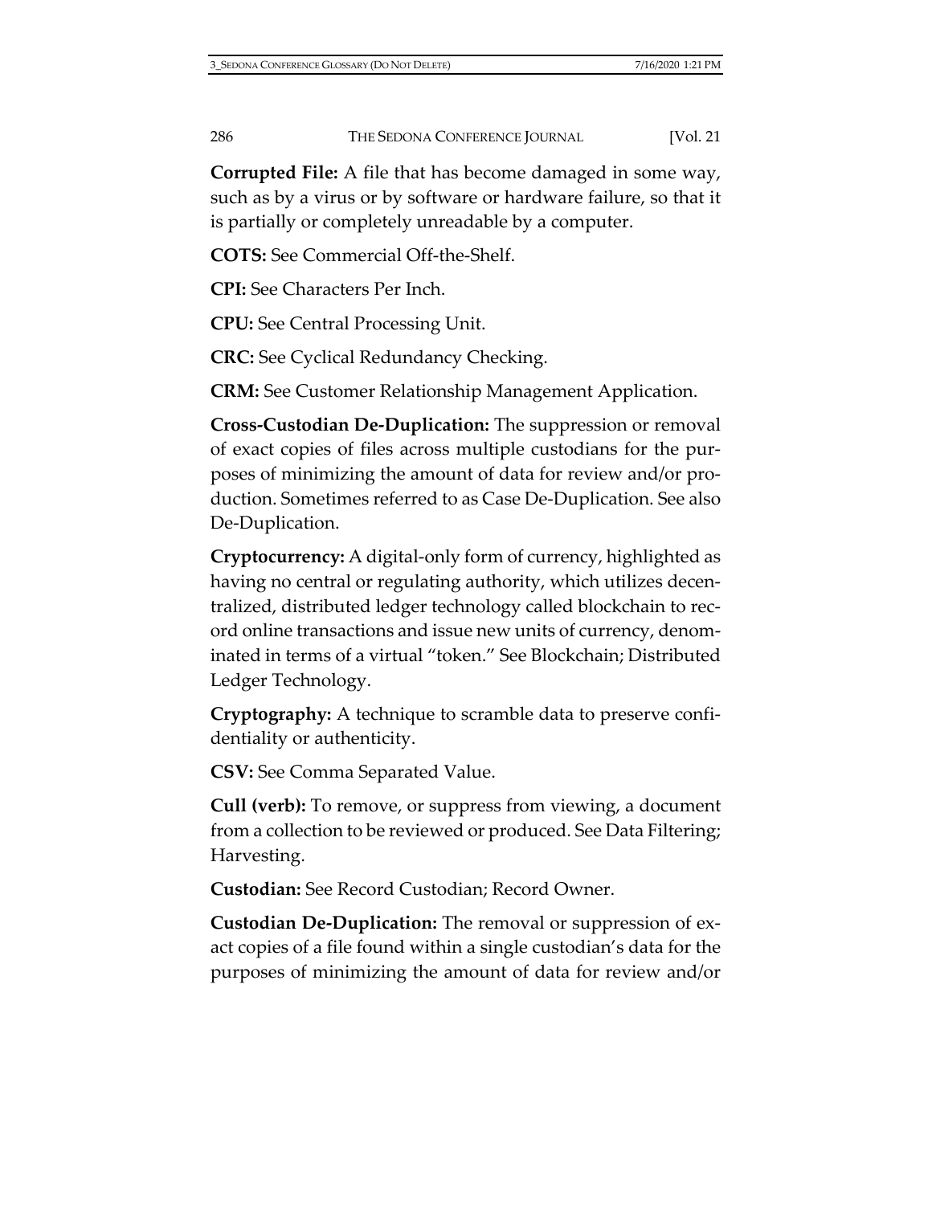**Corrupted File:** A file that has become damaged in some way, such as by a virus or by software or hardware failure, so that it is partially or completely unreadable by a computer.

**COTS:** See Commercial Off-the-Shelf.

**CPI:** See Characters Per Inch.

**CPU:** See Central Processing Unit.

**CRC:** See Cyclical Redundancy Checking.

**CRM:** See Customer Relationship Management Application.

**Cross-Custodian De-Duplication:** The suppression or removal of exact copies of files across multiple custodians for the purposes of minimizing the amount of data for review and/or production. Sometimes referred to as Case De-Duplication. See also De-Duplication.

**Cryptocurrency:** A digital-only form of currency, highlighted as having no central or regulating authority, which utilizes decentralized, distributed ledger technology called blockchain to record online transactions and issue new units of currency, denominated in terms of a virtual "token." See Blockchain; Distributed Ledger Technology.

**Cryptography:** A technique to scramble data to preserve confidentiality or authenticity.

**CSV:** See Comma Separated Value.

**Cull (verb):** To remove, or suppress from viewing, a document from a collection to be reviewed or produced. See Data Filtering; Harvesting.

**Custodian:** See Record Custodian; Record Owner.

**Custodian De-Duplication:** The removal or suppression of exact copies of a file found within a single custodian's data for the purposes of minimizing the amount of data for review and/or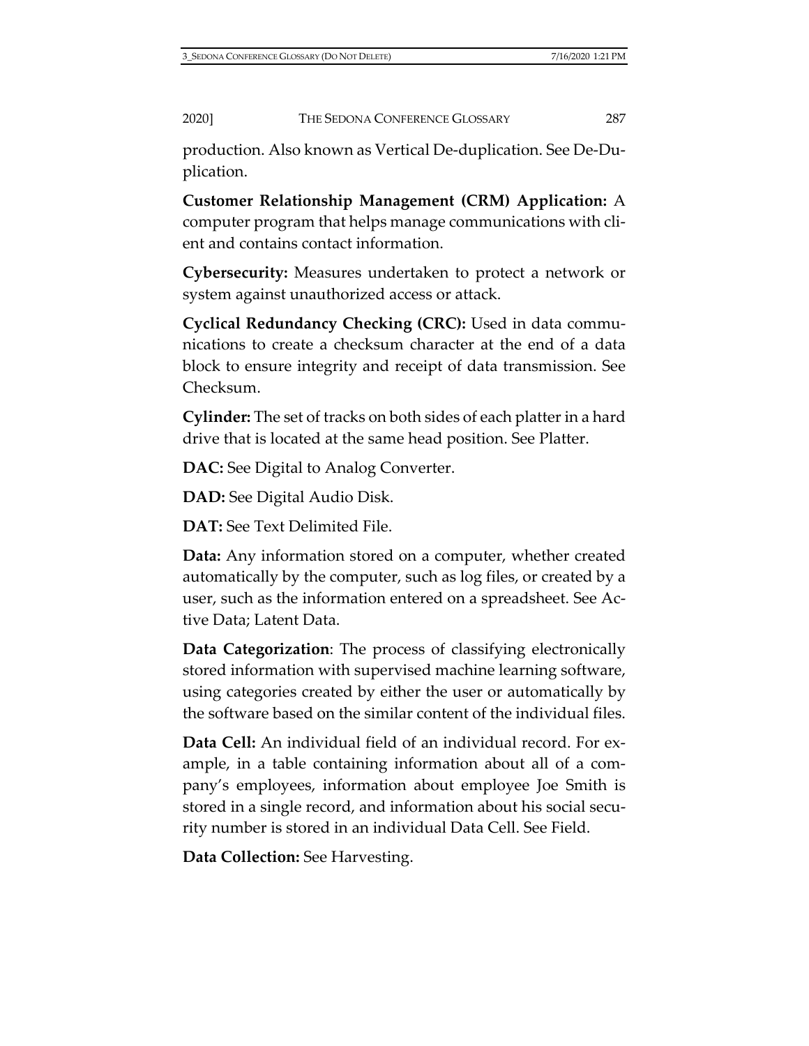production. Also known as Vertical De-duplication. See De-Duplication.

**Customer Relationship Management (CRM) Application:** A computer program that helps manage communications with client and contains contact information.

**Cybersecurity:** Measures undertaken to protect a network or system against unauthorized access or attack.

**Cyclical Redundancy Checking (CRC):** Used in data communications to create a checksum character at the end of a data block to ensure integrity and receipt of data transmission. See Checksum.

**Cylinder:** The set of tracks on both sides of each platter in a hard drive that is located at the same head position. See Platter.

**DAC:** See Digital to Analog Converter.

**DAD:** See Digital Audio Disk.

**DAT:** See Text Delimited File.

**Data:** Any information stored on a computer, whether created automatically by the computer, such as log files, or created by a user, such as the information entered on a spreadsheet. See Active Data; Latent Data.

**Data Categorization**: The process of classifying electronically stored information with supervised machine learning software, using categories created by either the user or automatically by the software based on the similar content of the individual files.

**Data Cell:** An individual field of an individual record. For example, in a table containing information about all of a company's employees, information about employee Joe Smith is stored in a single record, and information about his social security number is stored in an individual Data Cell. See Field.

**Data Collection:** See Harvesting.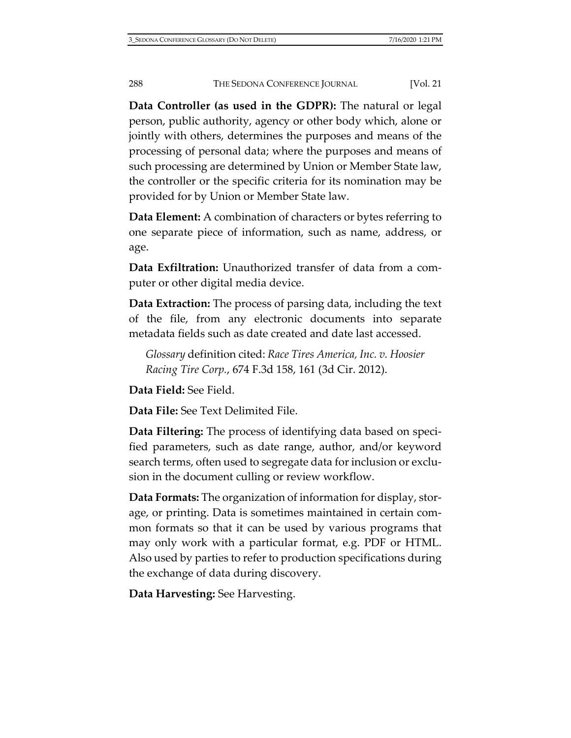**Data Controller (as used in the GDPR):** The natural or legal person, public authority, agency or other body which, alone or jointly with others, determines the purposes and means of the processing of personal data; where the purposes and means of such processing are determined by Union or Member State law, the controller or the specific criteria for its nomination may be provided for by Union or Member State law.

**Data Element:** A combination of characters or bytes referring to one separate piece of information, such as name, address, or age.

**Data Exfiltration:** Unauthorized transfer of data from a computer or other digital media device.

**Data Extraction:** The process of parsing data, including the text of the file, from any electronic documents into separate metadata fields such as date created and date last accessed.

> *Glossary* definition cited: *Race Tires America, Inc. v. Hoosier Racing Tire Corp.*, 674 F.3d 158, 161 (3d Cir. 2012).

**Data Field:** See Field.

**Data File:** See Text Delimited File.

**Data Filtering:** The process of identifying data based on specified parameters, such as date range, author, and/or keyword search terms, often used to segregate data for inclusion or exclusion in the document culling or review workflow.

**Data Formats:** The organization of information for display, storage, or printing. Data is sometimes maintained in certain common formats so that it can be used by various programs that may only work with a particular format, e.g. PDF or HTML. Also used by parties to refer to production specifications during the exchange of data during discovery.

**Data Harvesting:** See Harvesting.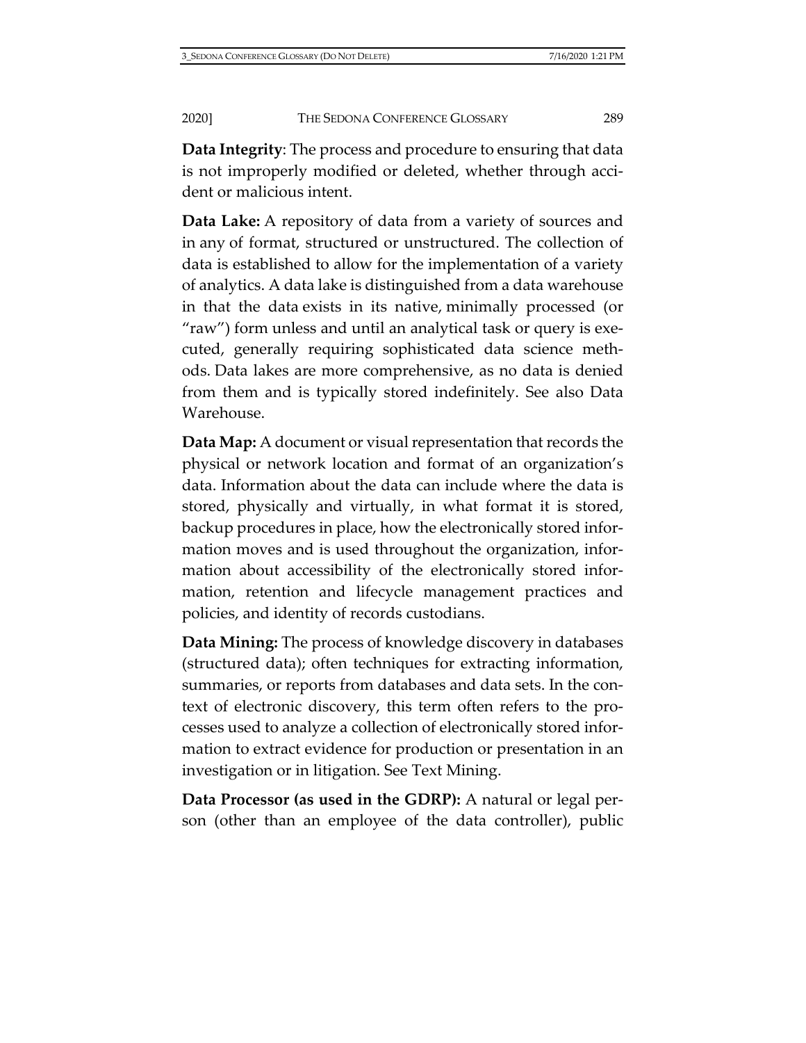**Data Integrity**: The process and procedure to ensuring that data is not improperly modified or deleted, whether through accident or malicious intent.

**Data Lake:** A repository of data from a variety of sources and in any of format, structured or unstructured. The collection of data is established to allow for the implementation of a variety of analytics. A data lake is distinguished from a data warehouse in that the data exists in its native, minimally processed (or "raw") form unless and until an analytical task or query is executed, generally requiring sophisticated data science methods. Data lakes are more comprehensive, as no data is denied from them and is typically stored indefinitely. See also Data Warehouse.

**Data Map:** A document or visual representation that records the physical or network location and format of an organization's data. Information about the data can include where the data is stored, physically and virtually, in what format it is stored, backup procedures in place, how the electronically stored information moves and is used throughout the organization, information about accessibility of the electronically stored information, retention and lifecycle management practices and policies, and identity of records custodians.

**Data Mining:** The process of knowledge discovery in databases (structured data); often techniques for extracting information, summaries, or reports from databases and data sets. In the context of electronic discovery, this term often refers to the processes used to analyze a collection of electronically stored information to extract evidence for production or presentation in an investigation or in litigation. See Text Mining.

**Data Processor (as used in the GDRP):** A natural or legal person (other than an employee of the data controller), public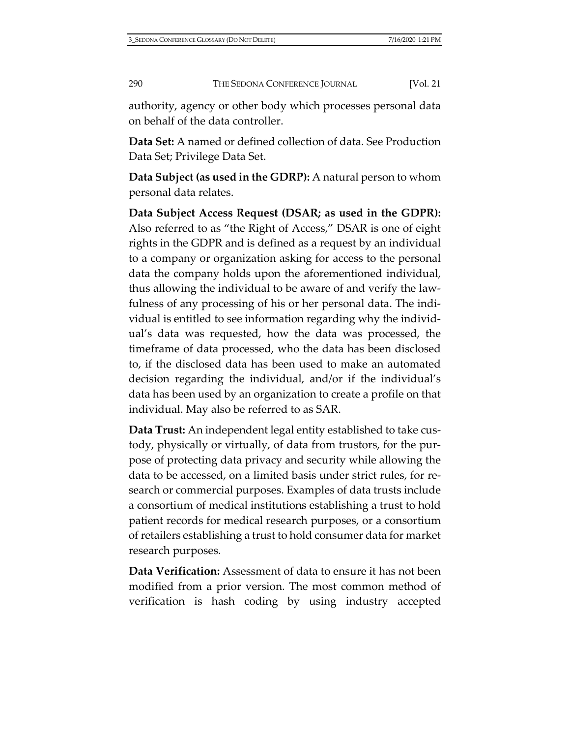authority, agency or other body which processes personal data on behalf of the data controller.

**Data Set:** A named or defined collection of data. See Production Data Set; Privilege Data Set.

**Data Subject (as used in the GDRP):** A natural person to whom personal data relates.

**Data Subject Access Request (DSAR; as used in the GDPR):** Also referred to as "the Right of Access," DSAR is one of eight rights in the GDPR and is defined as a request by an individual to a company or organization asking for access to the personal data the company holds upon the aforementioned individual, thus allowing the individual to be aware of and verify the lawfulness of any processing of his or her personal data. The individual is entitled to see information regarding why the individual's data was requested, how the data was processed, the timeframe of data processed, who the data has been disclosed to, if the disclosed data has been used to make an automated decision regarding the individual, and/or if the individual's data has been used by an organization to create a profile on that individual. May also be referred to as SAR.

**Data Trust:** An independent legal entity established to take custody, physically or virtually, of data from trustors, for the purpose of protecting data privacy and security while allowing the data to be accessed, on a limited basis under strict rules, for research or commercial purposes. Examples of data trusts include a consortium of medical institutions establishing a trust to hold patient records for medical research purposes, or a consortium of retailers establishing a trust to hold consumer data for market research purposes.

**Data Verification:** Assessment of data to ensure it has not been modified from a prior version. The most common method of verification is hash coding by using industry accepted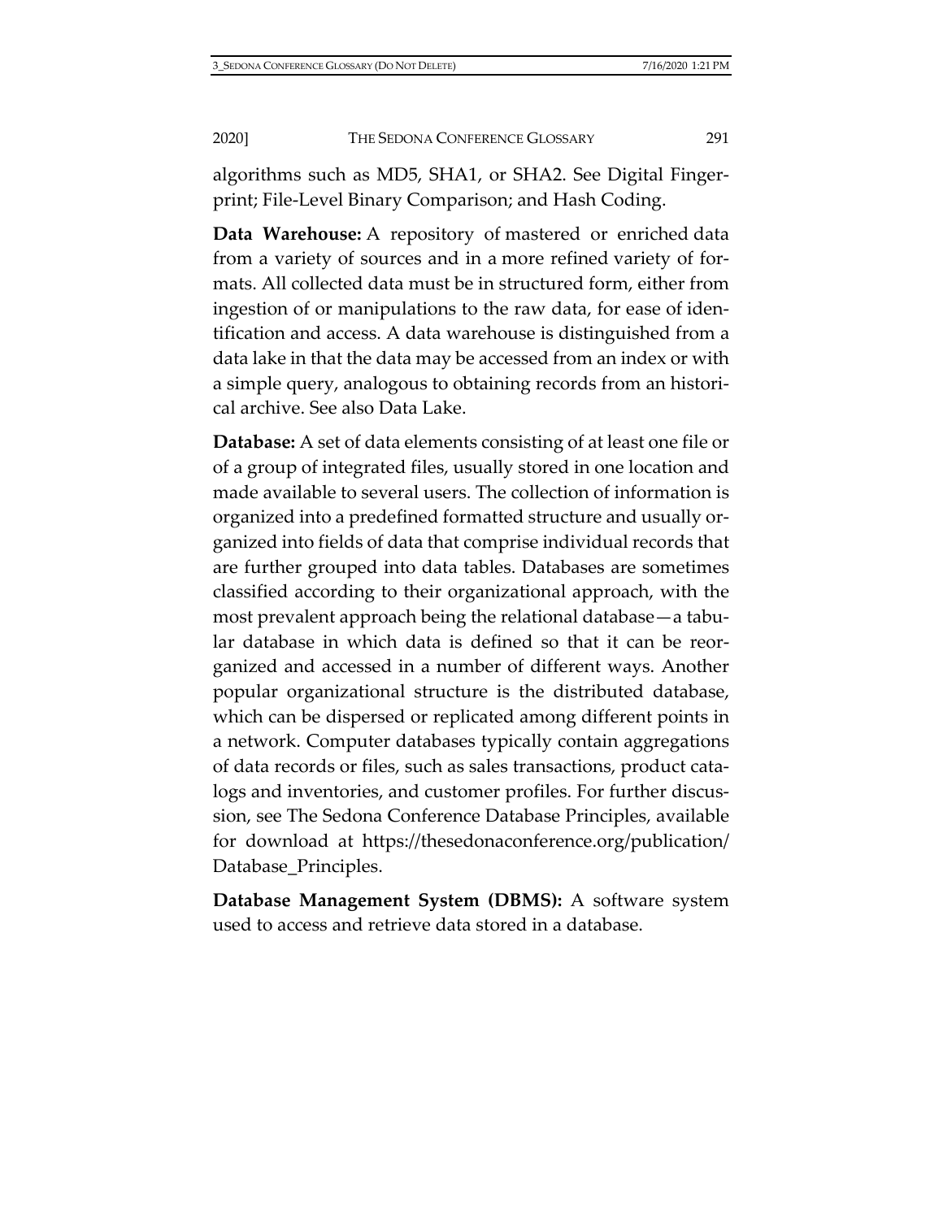algorithms such as MD5, SHA1, or SHA2. See Digital Fingerprint; File-Level Binary Comparison; and Hash Coding.

**Data Warehouse:** A repository of mastered or enriched data from a variety of sources and in a more refined variety of formats. All collected data must be in structured form, either from ingestion of or manipulations to the raw data, for ease of identification and access. A data warehouse is distinguished from a data lake in that the data may be accessed from an index or with a simple query, analogous to obtaining records from an historical archive. See also Data Lake.

**Database:** A set of data elements consisting of at least one file or of a group of integrated files, usually stored in one location and made available to several users. The collection of information is organized into a predefined formatted structure and usually organized into fields of data that comprise individual records that are further grouped into data tables. Databases are sometimes classified according to their organizational approach, with the most prevalent approach being the relational database—a tabular database in which data is defined so that it can be reorganized and accessed in a number of different ways. Another popular organizational structure is the distributed database, which can be dispersed or replicated among different points in a network. Computer databases typically contain aggregations of data records or files, such as sales transactions, product catalogs and inventories, and customer profiles. For further discussion, see The Sedona Conference Database Principles, available for download at https://thesedonaconference.org/publication/Database_Principles.

**Database Management System (DBMS):** A software system used to access and retrieve data stored in a database.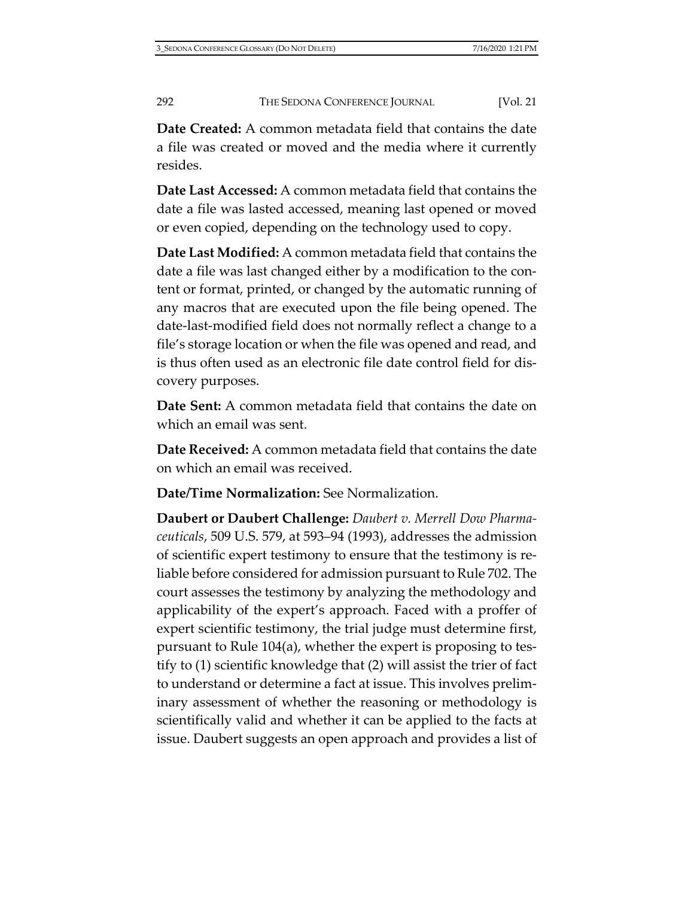**Date Created:** A common metadata field that contains the date a file was created or moved and the media where it currently resides.

**Date Last Accessed:** A common metadata field that contains the date a file was lasted accessed, meaning last opened or moved or even copied, depending on the technology used to copy.

**Date Last Modified:** A common metadata field that contains the date a file was last changed either by a modification to the content or format, printed, or changed by the automatic running of any macros that are executed upon the file being opened. The date-last-modified field does not normally reflect a change to a file's storage location or when the file was opened and read, and is thus often used as an electronic file date control field for discovery purposes.

**Date Sent:** A common metadata field that contains the date on which an email was sent.

**Date Received:** A common metadata field that contains the date on which an email was received.

**Date/Time Normalization:** See Normalization.

**Daubert or Daubert Challenge:** *Daubert v. Merrell Dow Pharmaceuticals*, 509 U.S. 579, at 593–94 (1993), addresses the admission of scientific expert testimony to ensure that the testimony is reliable before considered for admission pursuant to Rule 702. The court assesses the testimony by analyzing the methodology and applicability of the expert's approach. Faced with a proffer of expert scientific testimony, the trial judge must determine first, pursuant to Rule 104(a), whether the expert is proposing to testify to (1) scientific knowledge that (2) will assist the trier of fact to understand or determine a fact at issue. This involves preliminary assessment of whether the reasoning or methodology is scientifically valid and whether it can be applied to the facts at issue. Daubert suggests an open approach and provides a list of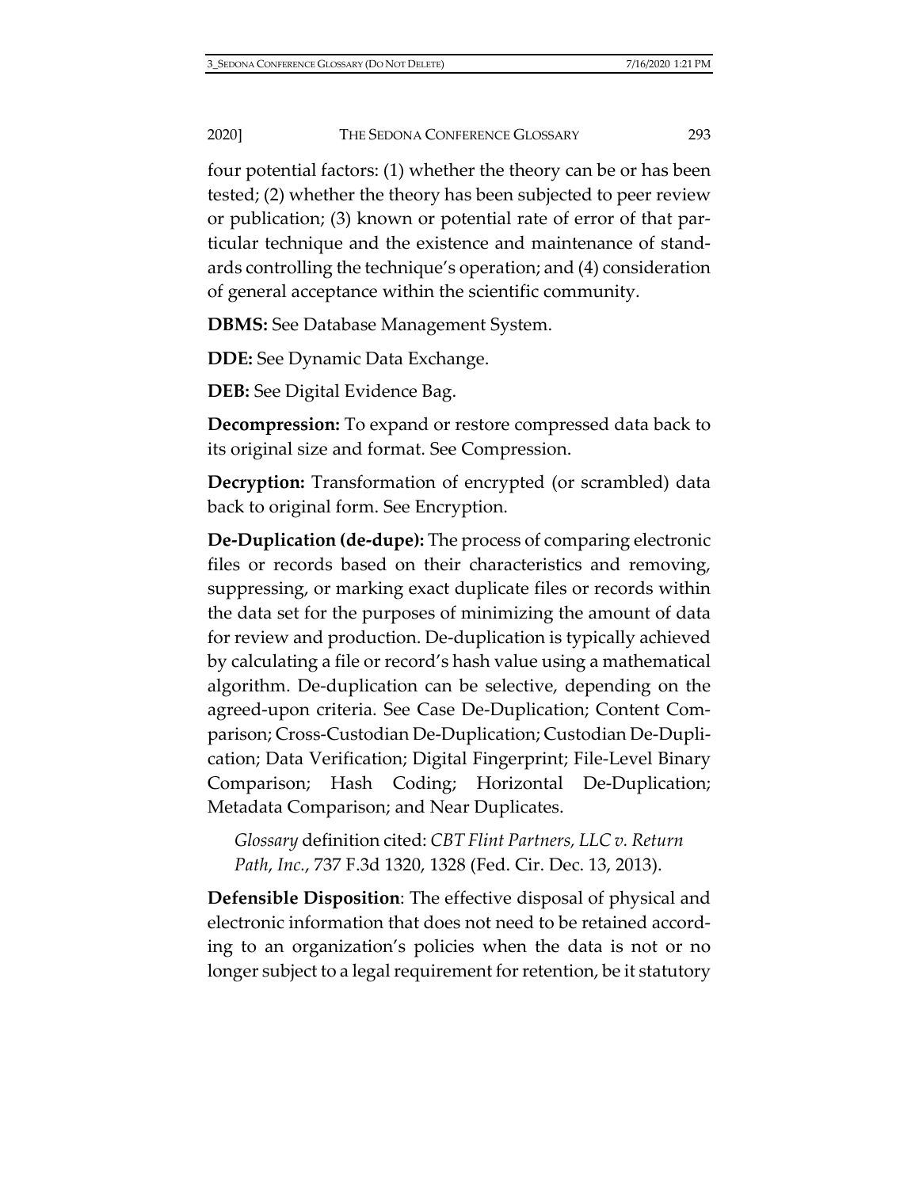four potential factors: (1) whether the theory can be or has been tested; (2) whether the theory has been subjected to peer review or publication; (3) known or potential rate of error of that particular technique and the existence and maintenance of standards controlling the technique's operation; and (4) consideration of general acceptance within the scientific community.

**DBMS:** See Database Management System.

**DDE:** See Dynamic Data Exchange.

**DEB:** See Digital Evidence Bag.

**Decompression:** To expand or restore compressed data back to its original size and format. See Compression.

**Decryption:** Transformation of encrypted (or scrambled) data back to original form. See Encryption.

**De-Duplication (de-dupe):** The process of comparing electronic files or records based on their characteristics and removing, suppressing, or marking exact duplicate files or records within the data set for the purposes of minimizing the amount of data for review and production. De-duplication is typically achieved by calculating a file or record's hash value using a mathematical algorithm. De-duplication can be selective, depending on the agreed-upon criteria. See Case De-Duplication; Content Comparison; Cross-Custodian De-Duplication; Custodian De-Duplication; Data Verification; Digital Fingerprint; File-Level Binary Comparison; Hash Coding; Horizontal De-Duplication; Metadata Comparison; and Near Duplicates.

> *Glossary* definition cited: *CBT Flint Partners, LLC v. Return Path, Inc.*, 737 F.3d 1320, 1328 (Fed. Cir. Dec. 13, 2013).

**Defensible Disposition**: The effective disposal of physical and electronic information that does not need to be retained according to an organization's policies when the data is not or no longer subject to a legal requirement for retention, be it statutory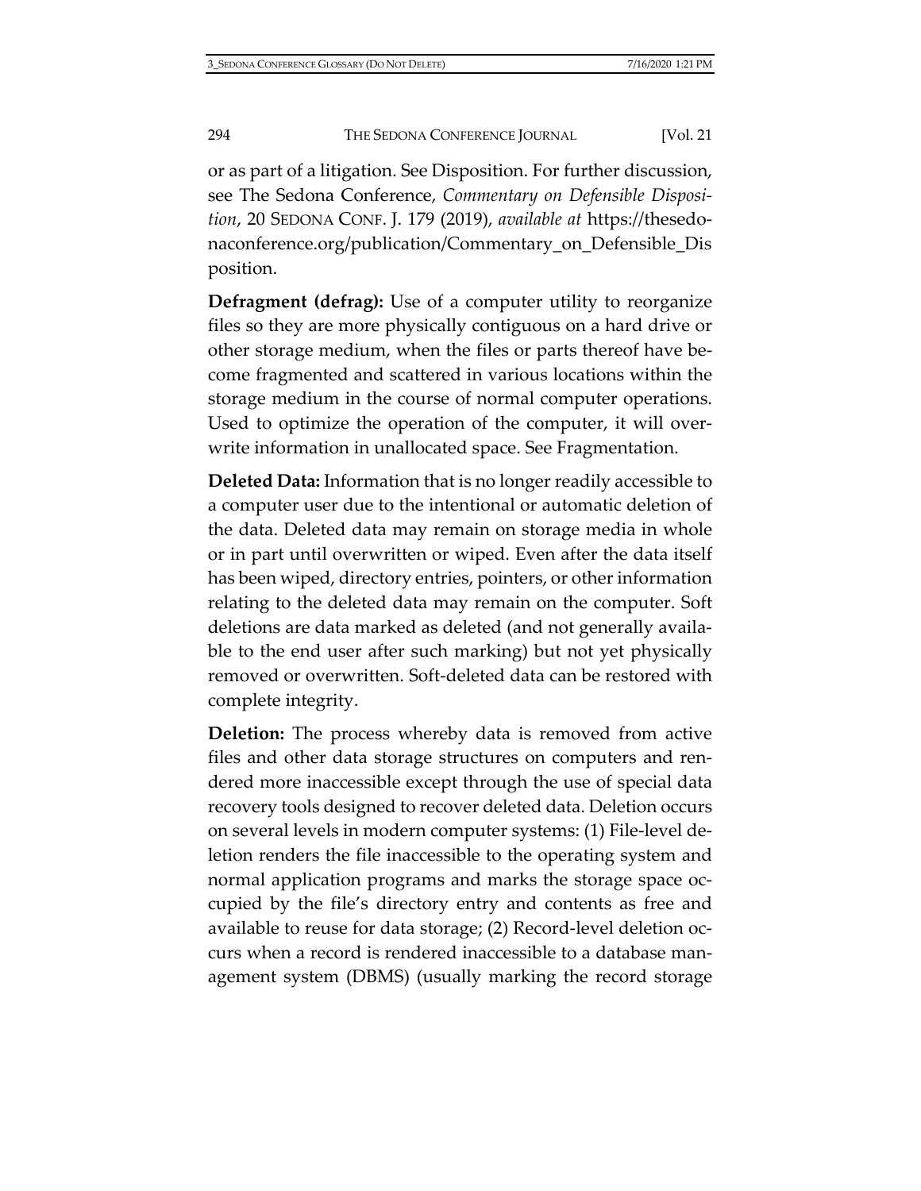or as part of a litigation. See Disposition. For further discussion, see The Sedona Conference, *Commentary on Defensible Disposition*, 20 SEDONA CONF. J. 179 (2019), *available at* https://thesedonaconference.org/publication/Commentary_on_Defensible_Disposition.

**Defragment (defrag):** Use of a computer utility to reorganize files so they are more physically contiguous on a hard drive or other storage medium, when the files or parts thereof have become fragmented and scattered in various locations within the storage medium in the course of normal computer operations. Used to optimize the operation of the computer, it will overwrite information in unallocated space. See Fragmentation.

**Deleted Data:** Information that is no longer readily accessible to a computer user due to the intentional or automatic deletion of the data. Deleted data may remain on storage media in whole or in part until overwritten or wiped. Even after the data itself has been wiped, directory entries, pointers, or other information relating to the deleted data may remain on the computer. Soft deletions are data marked as deleted (and not generally available to the end user after such marking) but not yet physically removed or overwritten. Soft-deleted data can be restored with complete integrity.

**Deletion:** The process whereby data is removed from active files and other data storage structures on computers and rendered more inaccessible except through the use of special data recovery tools designed to recover deleted data. Deletion occurs on several levels in modern computer systems: (1) File-level deletion renders the file inaccessible to the operating system and normal application programs and marks the storage space occupied by the file's directory entry and contents as free and available to reuse for data storage; (2) Record-level deletion occurs when a record is rendered inaccessible to a database management system (DBMS) (usually marking the record storage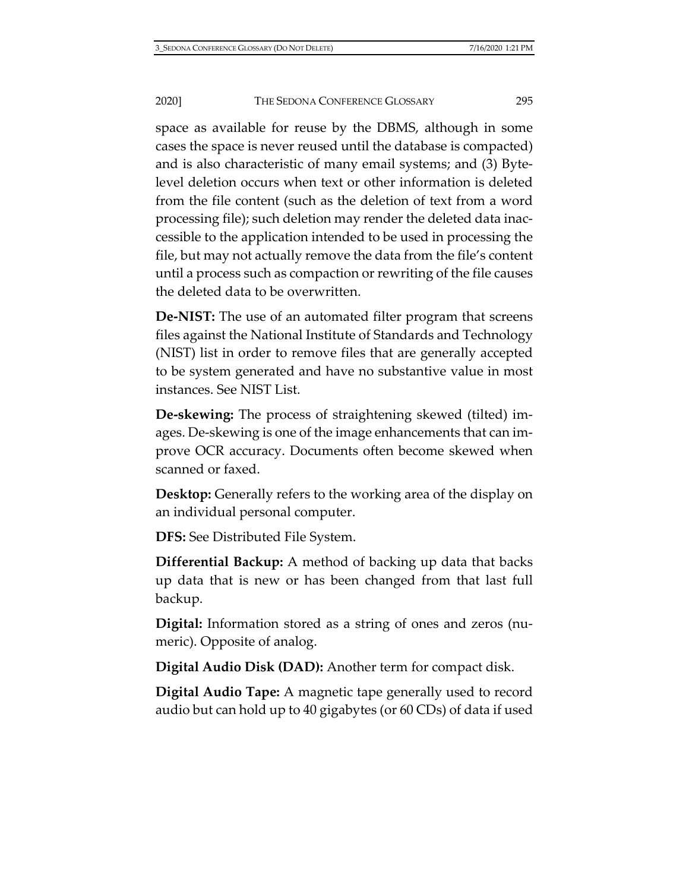space as available for reuse by the DBMS, although in some cases the space is never reused until the database is compacted) and is also characteristic of many email systems; and (3) Byte-level deletion occurs when text or other information is deleted from the file content (such as the deletion of text from a word processing file); such deletion may render the deleted data inaccessible to the application intended to be used in processing the file, but may not actually remove the data from the file's content until a process such as compaction or rewriting of the file causes the deleted data to be overwritten.

**De-NIST:** The use of an automated filter program that screens files against the National Institute of Standards and Technology (NIST) list in order to remove files that are generally accepted to be system generated and have no substantive value in most instances. See NIST List.

**De-skewing:** The process of straightening skewed (tilted) images. De-skewing is one of the image enhancements that can improve OCR accuracy. Documents often become skewed when scanned or faxed.

**Desktop:** Generally refers to the working area of the display on an individual personal computer.

**DFS:** See Distributed File System.

**Differential Backup:** A method of backing up data that backs up data that is new or has been changed from that last full backup.

**Digital:** Information stored as a string of ones and zeros (numeric). Opposite of analog.

**Digital Audio Disk (DAD):** Another term for compact disk.

**Digital Audio Tape:** A magnetic tape generally used to record audio but can hold up to 40 gigabytes (or 60 CDs) of data if used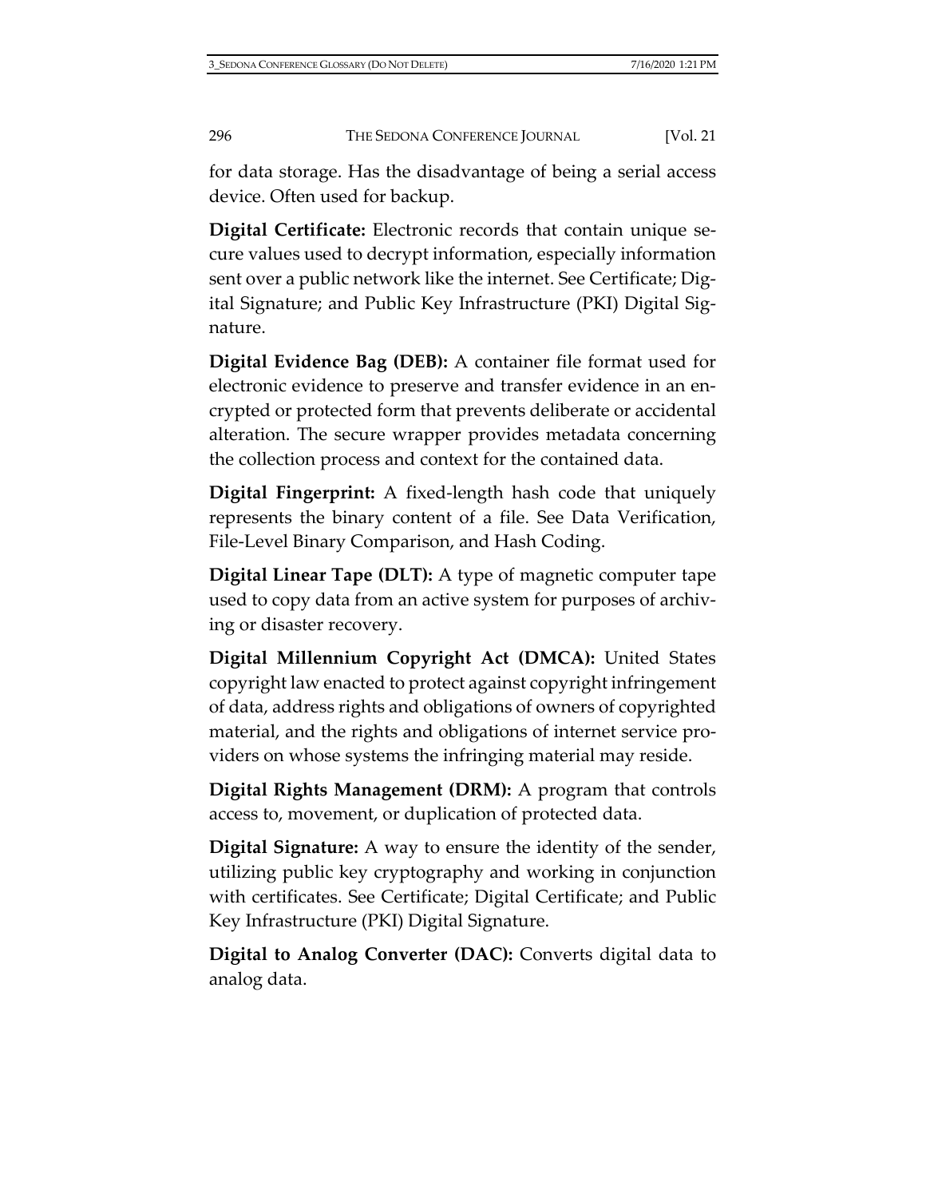for data storage. Has the disadvantage of being a serial access device. Often used for backup.

**Digital Certificate:** Electronic records that contain unique secure values used to decrypt information, especially information sent over a public network like the internet. See Certificate; Digital Signature; and Public Key Infrastructure (PKI) Digital Signature.

**Digital Evidence Bag (DEB):** A container file format used for electronic evidence to preserve and transfer evidence in an encrypted or protected form that prevents deliberate or accidental alteration. The secure wrapper provides metadata concerning the collection process and context for the contained data.

**Digital Fingerprint:** A fixed-length hash code that uniquely represents the binary content of a file. See Data Verification, File-Level Binary Comparison, and Hash Coding.

**Digital Linear Tape (DLT):** A type of magnetic computer tape used to copy data from an active system for purposes of archiving or disaster recovery.

**Digital Millennium Copyright Act (DMCA):** United States copyright law enacted to protect against copyright infringement of data, address rights and obligations of owners of copyrighted material, and the rights and obligations of internet service providers on whose systems the infringing material may reside.

**Digital Rights Management (DRM):** A program that controls access to, movement, or duplication of protected data.

**Digital Signature:** A way to ensure the identity of the sender, utilizing public key cryptography and working in conjunction with certificates. See Certificate; Digital Certificate; and Public Key Infrastructure (PKI) Digital Signature.

**Digital to Analog Converter (DAC):** Converts digital data to analog data.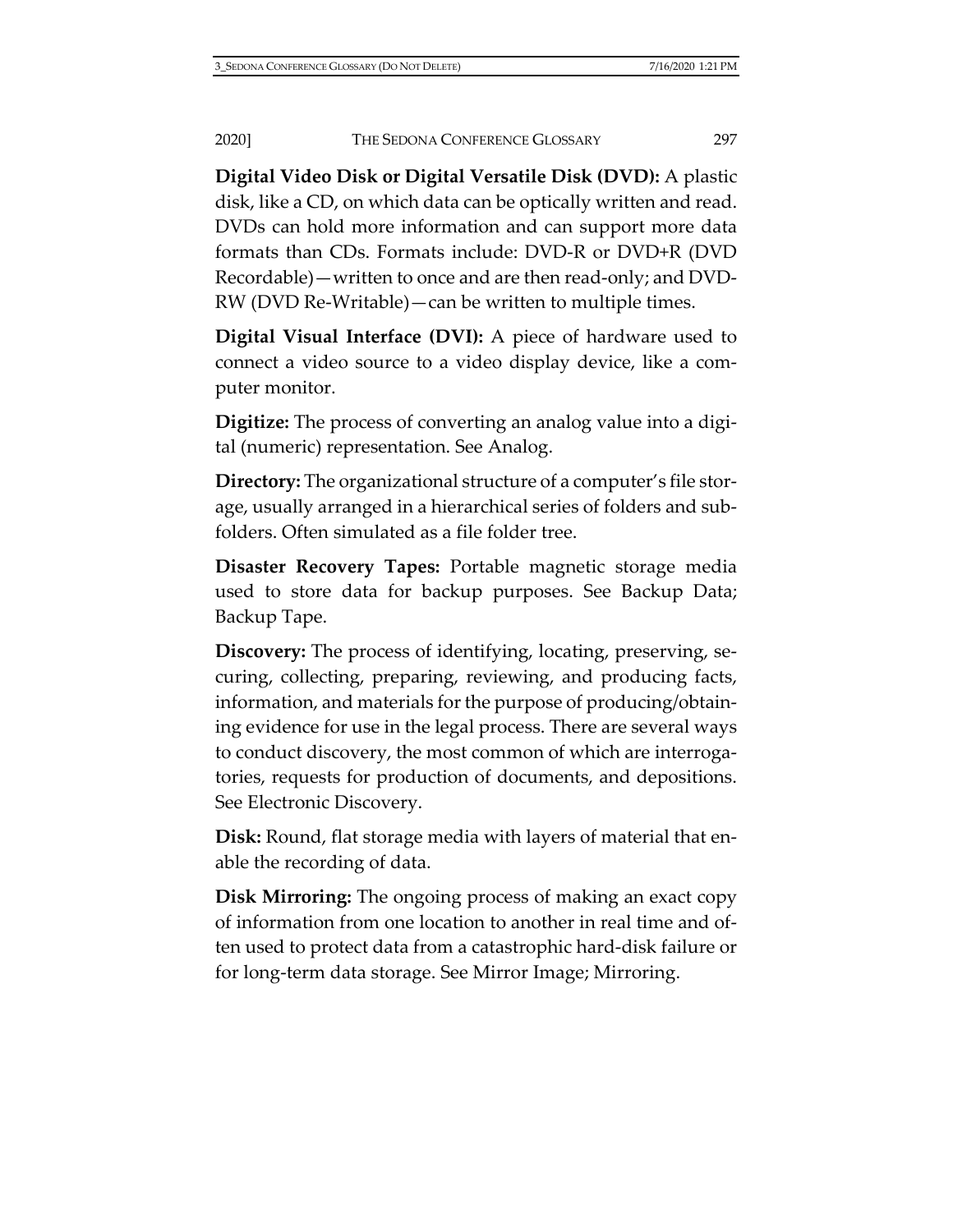**Digital Video Disk or Digital Versatile Disk (DVD):** A plastic disk, like a CD, on which data can be optically written and read. DVDs can hold more information and can support more data formats than CDs. Formats include: DVD-R or DVD+R (DVD Recordable)—written to once and are then read-only; and DVD-RW (DVD Re-Writable)—can be written to multiple times.

**Digital Visual Interface (DVI):** A piece of hardware used to connect a video source to a video display device, like a computer monitor.

**Digitize:** The process of converting an analog value into a digital (numeric) representation. See Analog.

**Directory:** The organizational structure of a computer's file storage, usually arranged in a hierarchical series of folders and subfolders. Often simulated as a file folder tree.

**Disaster Recovery Tapes:** Portable magnetic storage media used to store data for backup purposes. See Backup Data; Backup Tape.

**Discovery:** The process of identifying, locating, preserving, securing, collecting, preparing, reviewing, and producing facts, information, and materials for the purpose of producing/obtaining evidence for use in the legal process. There are several ways to conduct discovery, the most common of which are interrogatories, requests for production of documents, and depositions. See Electronic Discovery.

**Disk:** Round, flat storage media with layers of material that enable the recording of data.

**Disk Mirroring:** The ongoing process of making an exact copy of information from one location to another in real time and often used to protect data from a catastrophic hard-disk failure or for long-term data storage. See Mirror Image; Mirroring.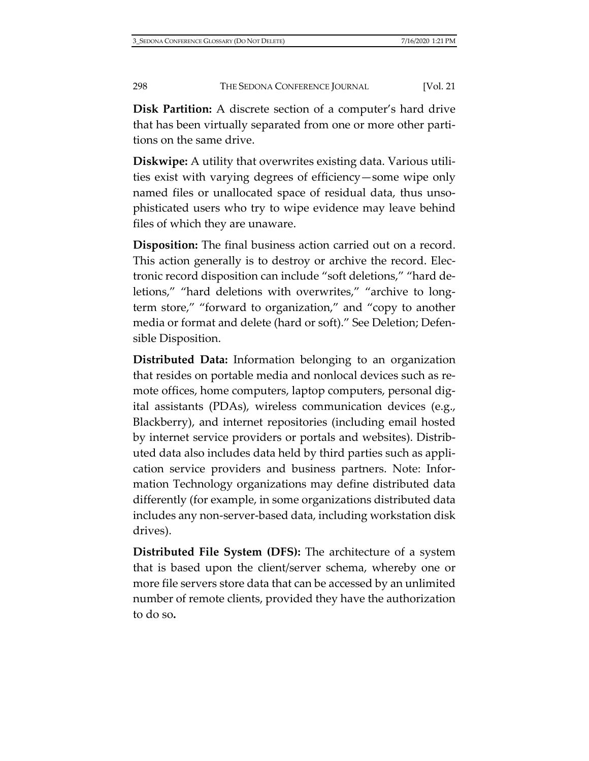**Disk Partition:** A discrete section of a computer's hard drive that has been virtually separated from one or more other partitions on the same drive.

**Diskwipe:** A utility that overwrites existing data. Various utilities exist with varying degrees of efficiency—some wipe only named files or unallocated space of residual data, thus unsophisticated users who try to wipe evidence may leave behind files of which they are unaware.

**Disposition:** The final business action carried out on a record. This action generally is to destroy or archive the record. Electronic record disposition can include "soft deletions," "hard deletions," "hard deletions with overwrites," "archive to long-term store," "forward to organization," and "copy to another media or format and delete (hard or soft)." See Deletion; Defensible Disposition.

**Distributed Data:** Information belonging to an organization that resides on portable media and nonlocal devices such as remote offices, home computers, laptop computers, personal digital assistants (PDAs), wireless communication devices (e.g., Blackberry), and internet repositories (including email hosted by internet service providers or portals and websites). Distributed data also includes data held by third parties such as application service providers and business partners. Note: Information Technology organizations may define distributed data differently (for example, in some organizations distributed data includes any non-server-based data, including workstation disk drives).

**Distributed File System (DFS):** The architecture of a system that is based upon the client/server schema, whereby one or more file servers store data that can be accessed by an unlimited number of remote clients, provided they have the authorization to do so.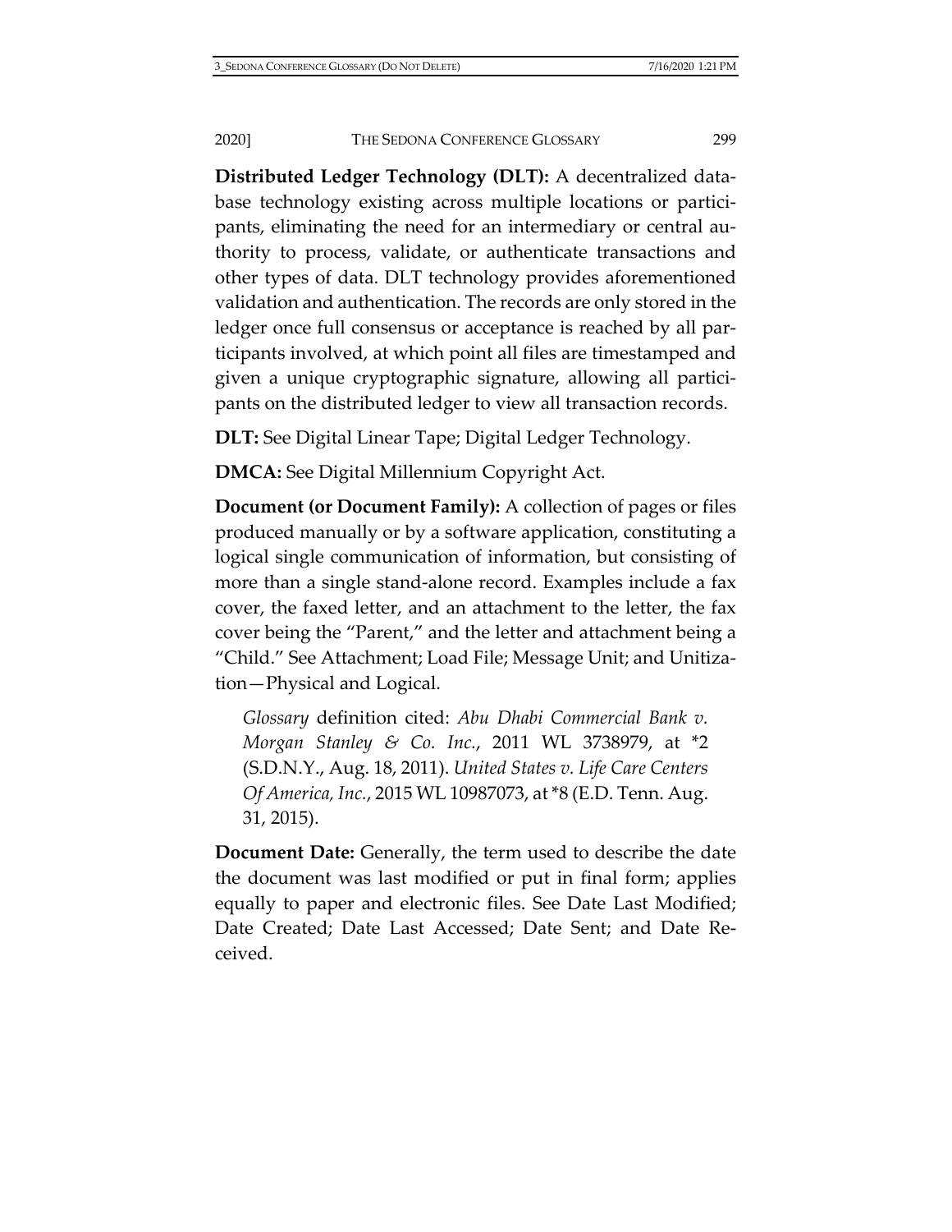**Distributed Ledger Technology (DLT):** A decentralized database technology existing across multiple locations or participants, eliminating the need for an intermediary or central authority to process, validate, or authenticate transactions and other types of data. DLT technology provides aforementioned validation and authentication. The records are only stored in the ledger once full consensus or acceptance is reached by all participants involved, at which point all files are timestamped and given a unique cryptographic signature, allowing all participants on the distributed ledger to view all transaction records.

**DLT:** See Digital Linear Tape; Digital Ledger Technology.

**DMCA:** See Digital Millennium Copyright Act.

**Document (or Document Family):** A collection of pages or files produced manually or by a software application, constituting a logical single communication of information, but consisting of more than a single stand-alone record. Examples include a fax cover, the faxed letter, and an attachment to the letter, the fax cover being the "Parent," and the letter and attachment being a "Child." See Attachment; Load File; Message Unit; and Unitization—Physical and Logical.

> *Glossary* definition cited: *Abu Dhabi Commercial Bank v. Morgan Stanley & Co. Inc.*, 2011 WL 3738979, at *2 (S.D.N.Y., Aug. 18, 2011). *United States v. Life Care Centers Of America, Inc.*, 2015 WL 10987073, at *8 (E.D. Tenn. Aug. 31, 2015).

**Document Date:** Generally, the term used to describe the date the document was last modified or put in final form; applies equally to paper and electronic files. See Date Last Modified; Date Created; Date Last Accessed; Date Sent; and Date Received.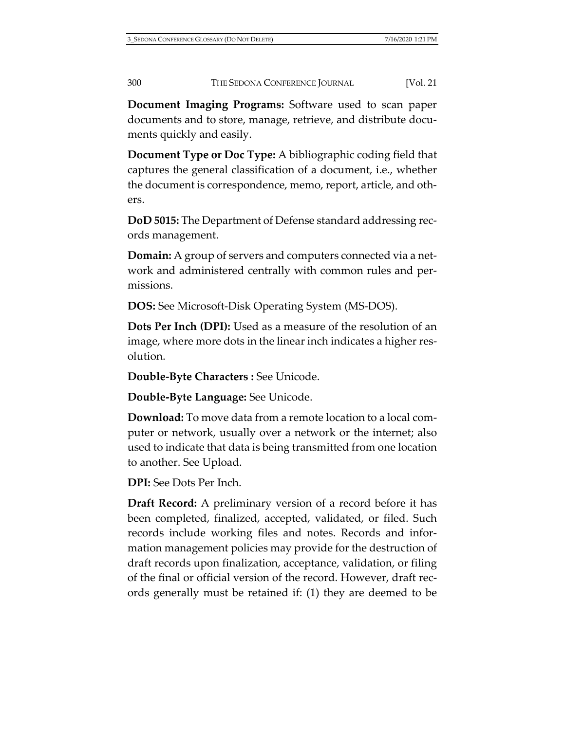**Document Imaging Programs:** Software used to scan paper documents and to store, manage, retrieve, and distribute documents quickly and easily.

**Document Type or Doc Type:** A bibliographic coding field that captures the general classification of a document, i.e., whether the document is correspondence, memo, report, article, and others.

**DoD 5015:** The Department of Defense standard addressing records management.

**Domain:** A group of servers and computers connected via a network and administered centrally with common rules and permissions.

**DOS:** See Microsoft-Disk Operating System (MS-DOS).

**Dots Per Inch (DPI):** Used as a measure of the resolution of an image, where more dots in the linear inch indicates a higher resolution.

**Double-Byte Characters :** See Unicode.

**Double-Byte Language:** See Unicode.

**Download:** To move data from a remote location to a local computer or network, usually over a network or the internet; also used to indicate that data is being transmitted from one location to another. See Upload.

**DPI:** See Dots Per Inch.

**Draft Record:** A preliminary version of a record before it has been completed, finalized, accepted, validated, or filed. Such records include working files and notes. Records and information management policies may provide for the destruction of draft records upon finalization, acceptance, validation, or filing of the final or official version of the record. However, draft records generally must be retained if: (1) they are deemed to be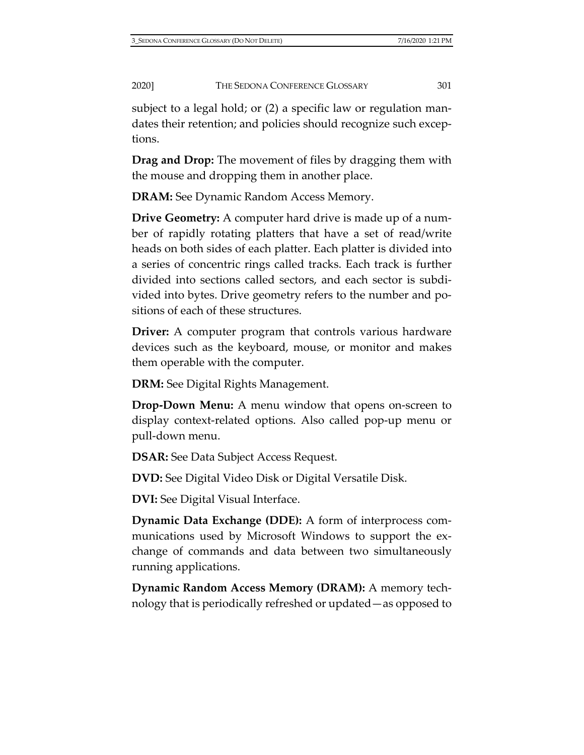subject to a legal hold; or (2) a specific law or regulation mandates their retention; and policies should recognize such exceptions.

**Drag and Drop:** The movement of files by dragging them with the mouse and dropping them in another place.

**DRAM:** See Dynamic Random Access Memory.

**Drive Geometry:** A computer hard drive is made up of a number of rapidly rotating platters that have a set of read/write heads on both sides of each platter. Each platter is divided into a series of concentric rings called tracks. Each track is further divided into sections called sectors, and each sector is subdivided into bytes. Drive geometry refers to the number and positions of each of these structures.

**Driver:** A computer program that controls various hardware devices such as the keyboard, mouse, or monitor and makes them operable with the computer.

**DRM:** See Digital Rights Management.

**Drop-Down Menu:** A menu window that opens on-screen to display context-related options. Also called pop-up menu or pull-down menu.

**DSAR:** See Data Subject Access Request.

**DVD:** See Digital Video Disk or Digital Versatile Disk.

**DVI:** See Digital Visual Interface.

**Dynamic Data Exchange (DDE):** A form of interprocess communications used by Microsoft Windows to support the exchange of commands and data between two simultaneously running applications.

**Dynamic Random Access Memory (DRAM):** A memory technology that is periodically refreshed or updated—as opposed to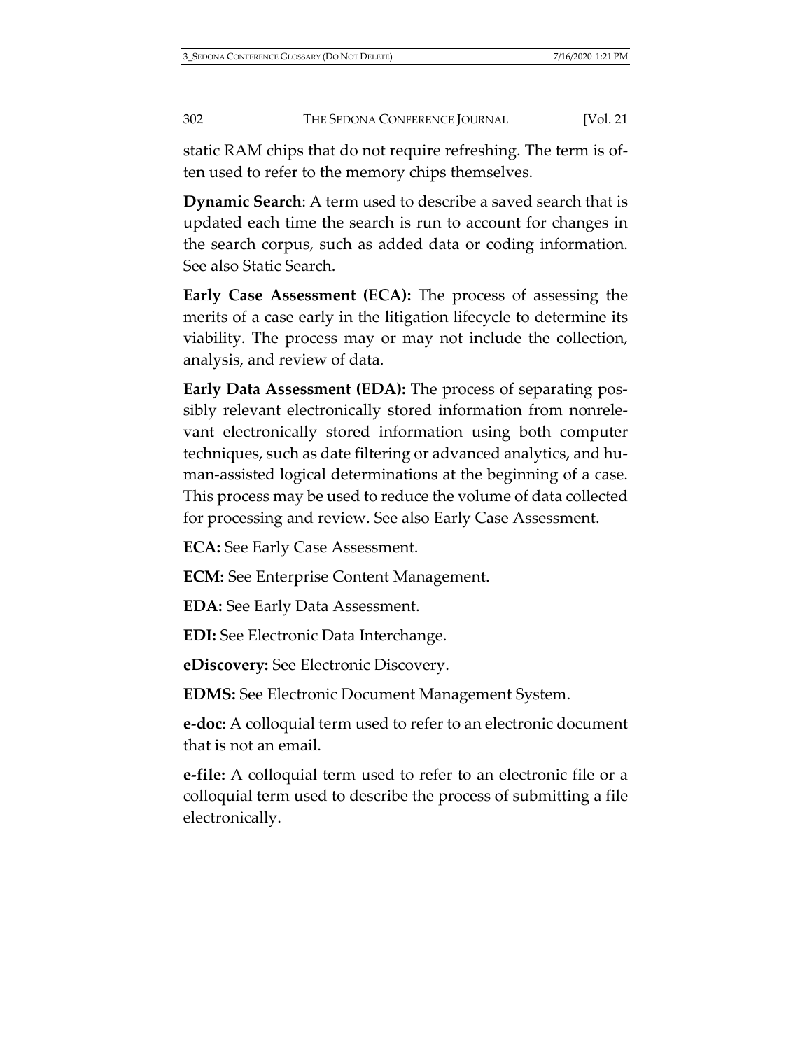static RAM chips that do not require refreshing. The term is often used to refer to the memory chips themselves.

**Dynamic Search**: A term used to describe a saved search that is updated each time the search is run to account for changes in the search corpus, such as added data or coding information. See also Static Search.

**Early Case Assessment (ECA):** The process of assessing the merits of a case early in the litigation lifecycle to determine its viability. The process may or may not include the collection, analysis, and review of data.

**Early Data Assessment (EDA):** The process of separating possibly relevant electronically stored information from nonrelevant electronically stored information using both computer techniques, such as date filtering or advanced analytics, and human-assisted logical determinations at the beginning of a case. This process may be used to reduce the volume of data collected for processing and review. See also Early Case Assessment.

**ECA:** See Early Case Assessment.

**ECM:** See Enterprise Content Management.

**EDA:** See Early Data Assessment.

**EDI:** See Electronic Data Interchange.

**eDiscovery:** See Electronic Discovery.

**EDMS:** See Electronic Document Management System.

**e-doc:** A colloquial term used to refer to an electronic document that is not an email.

**e-file:** A colloquial term used to refer to an electronic file or a colloquial term used to describe the process of submitting a file electronically.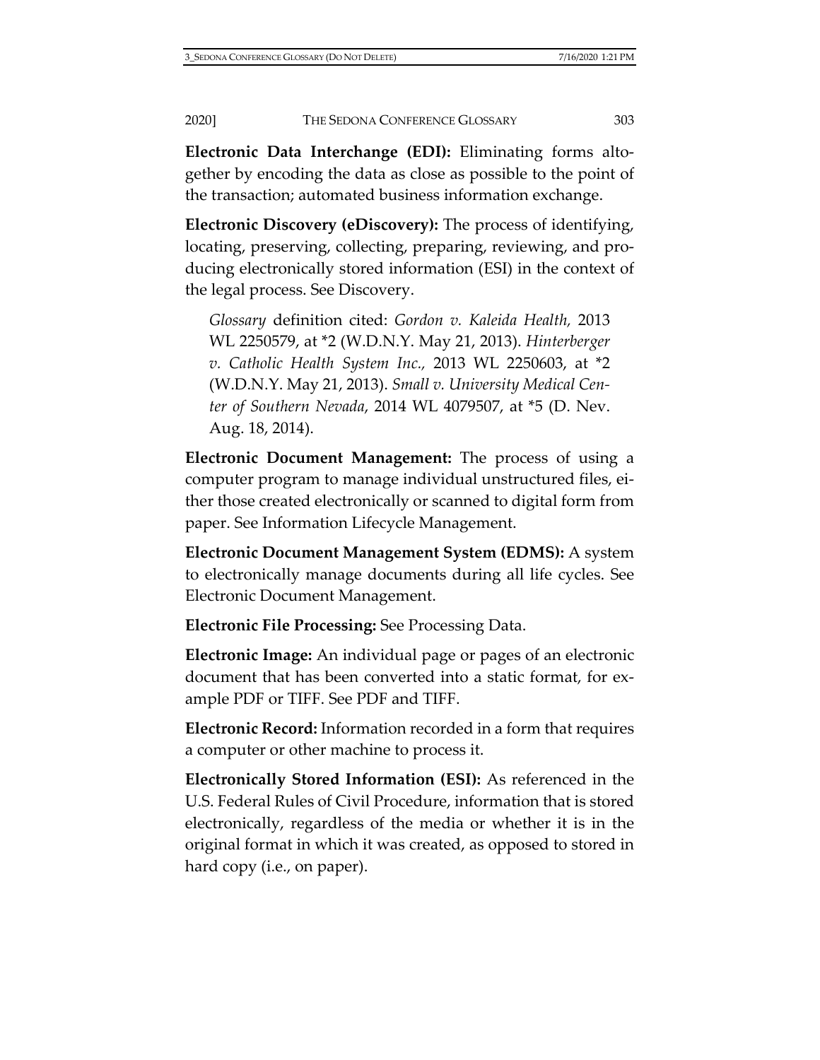**Electronic Data Interchange (EDI):** Eliminating forms altogether by encoding the data as close as possible to the point of the transaction; automated business information exchange.

**Electronic Discovery (eDiscovery):** The process of identifying, locating, preserving, collecting, preparing, reviewing, and producing electronically stored information (ESI) in the context of the legal process. See Discovery.

> *Glossary* definition cited: *Gordon v. Kaleida Health,* 2013 WL 2250579, at *2 (W.D.N.Y. May 21, 2013). *Hinterberger v. Catholic Health System Inc.,* 2013 WL 2250603, at *2 (W.D.N.Y. May 21, 2013). *Small v. University Medical Center of Southern Nevada,* 2014 WL 4079507, at *5 (D. Nev. Aug. 18, 2014).

**Electronic Document Management:** The process of using a computer program to manage individual unstructured files, either those created electronically or scanned to digital form from paper. See Information Lifecycle Management.

**Electronic Document Management System (EDMS):** A system to electronically manage documents during all life cycles. See Electronic Document Management.

**Electronic File Processing:** See Processing Data.

**Electronic Image:** An individual page or pages of an electronic document that has been converted into a static format, for example PDF or TIFF. See PDF and TIFF.

**Electronic Record:** Information recorded in a form that requires a computer or other machine to process it.

**Electronically Stored Information (ESI):** As referenced in the U.S. Federal Rules of Civil Procedure, information that is stored electronically, regardless of the media or whether it is in the original format in which it was created, as opposed to stored in hard copy (i.e., on paper).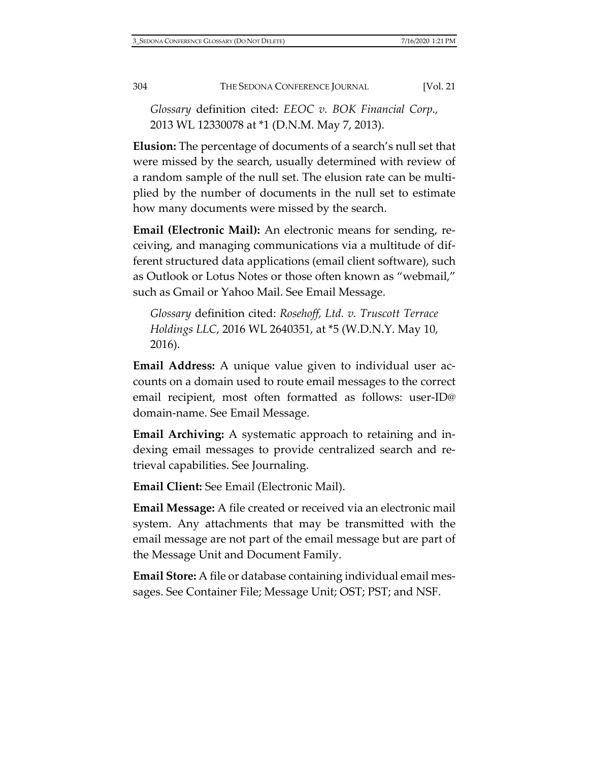*Glossary* definition cited: *EEOC v. BOK Financial Corp.*, 2013 WL 12330078 at *1 (D.N.M. May 7, 2013).

**Elusion:** The percentage of documents of a search's null set that were missed by the search, usually determined with review of a random sample of the null set. The elusion rate can be multiplied by the number of documents in the null set to estimate how many documents were missed by the search.

**Email (Electronic Mail):** An electronic means for sending, receiving, and managing communications via a multitude of different structured data applications (email client software), such as Outlook or Lotus Notes or those often known as "webmail," such as Gmail or Yahoo Mail. See Email Message.

*Glossary* definition cited: *Rosehoff, Ltd. v. Truscott Terrace Holdings LLC*, 2016 WL 2640351, at *5 (W.D.N.Y. May 10, 2016).

**Email Address:** A unique value given to individual user accounts on a domain used to route email messages to the correct email recipient, most often formatted as follows: user-ID@domain-name. See Email Message.

**Email Archiving:** A systematic approach to retaining and indexing email messages to provide centralized search and retrieval capabilities. See Journaling.

**Email Client:** See Email (Electronic Mail).

**Email Message:** A file created or received via an electronic mail system. Any attachments that may be transmitted with the email message are not part of the email message but are part of the Message Unit and Document Family.

**Email Store:** A file or database containing individual email messages. See Container File; Message Unit; OST; PST; and NSF.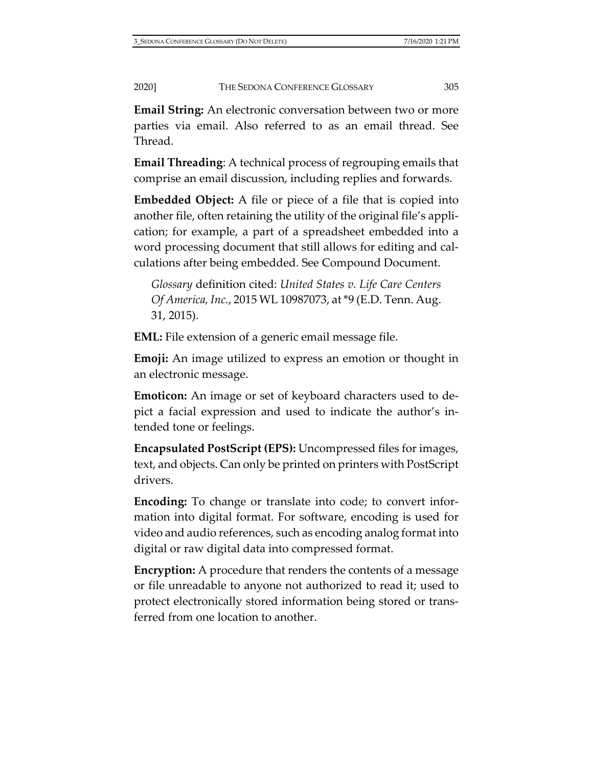**Email String:** An electronic conversation between two or more parties via email. Also referred to as an email thread. See Thread.

**Email Threading**: A technical process of regrouping emails that comprise an email discussion, including replies and forwards.

**Embedded Object:** A file or piece of a file that is copied into another file, often retaining the utility of the original file's application; for example, a part of a spreadsheet embedded into a word processing document that still allows for editing and calculations after being embedded. See Compound Document.

> *Glossary* definition cited: *United States v. Life Care Centers Of America, Inc.*, 2015 WL 10987073, at *9 (E.D. Tenn. Aug. 31, 2015).

**EML:** File extension of a generic email message file.

**Emoji:** An image utilized to express an emotion or thought in an electronic message.

**Emoticon:** An image or set of keyboard characters used to depict a facial expression and used to indicate the author's intended tone or feelings.

**Encapsulated PostScript (EPS):** Uncompressed files for images, text, and objects. Can only be printed on printers with PostScript drivers.

**Encoding:** To change or translate into code; to convert information into digital format. For software, encoding is used for video and audio references, such as encoding analog format into digital or raw digital data into compressed format.

**Encryption:** A procedure that renders the contents of a message or file unreadable to anyone not authorized to read it; used to protect electronically stored information being stored or transferred from one location to another.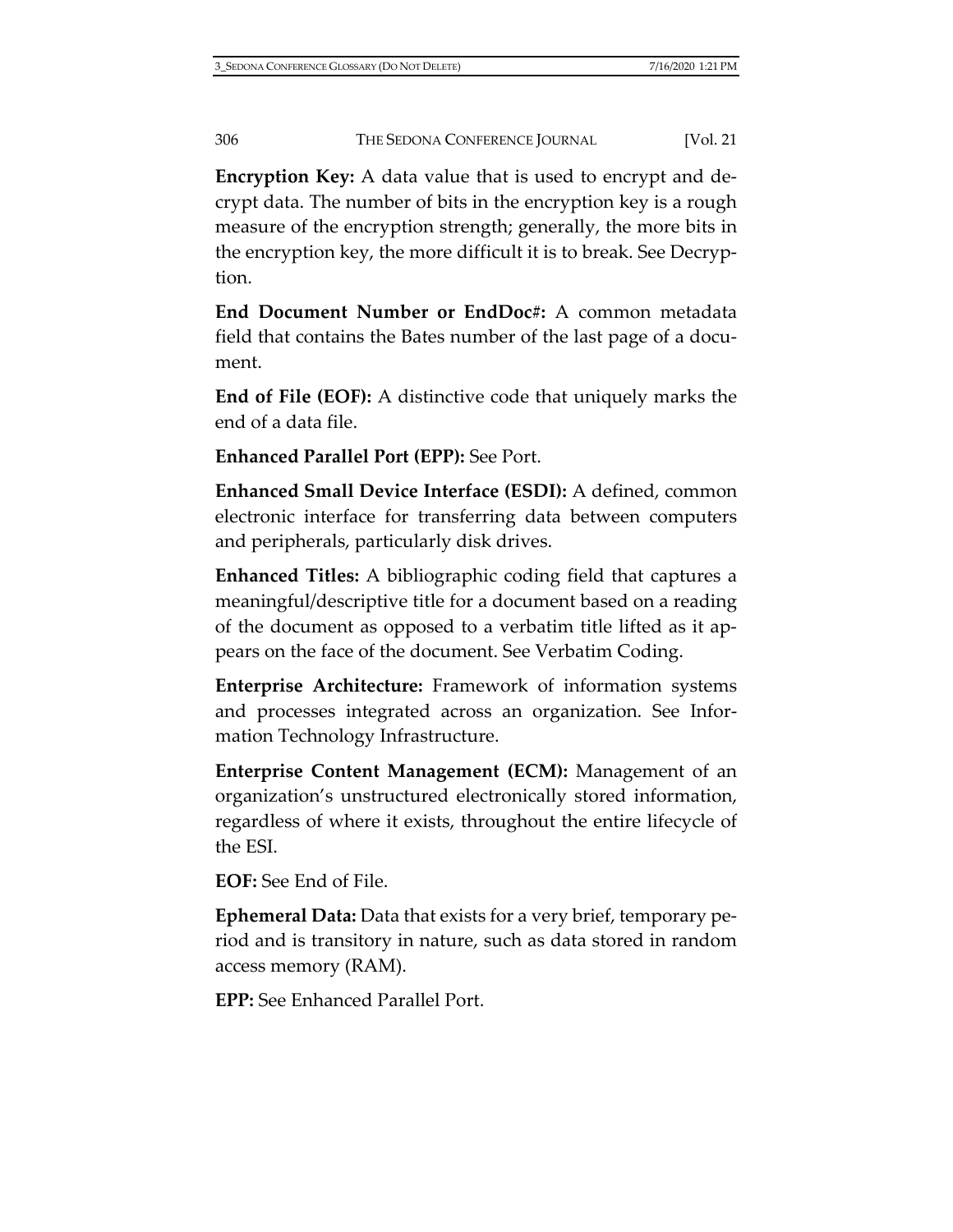**Encryption Key:** A data value that is used to encrypt and decrypt data. The number of bits in the encryption key is a rough measure of the encryption strength; generally, the more bits in the encryption key, the more difficult it is to break. See Decryption.

**End Document Number or EndDoc#:** A common metadata field that contains the Bates number of the last page of a document.

**End of File (EOF):** A distinctive code that uniquely marks the end of a data file.

**Enhanced Parallel Port (EPP):** See Port.

**Enhanced Small Device Interface (ESDI):** A defined, common electronic interface for transferring data between computers and peripherals, particularly disk drives.

**Enhanced Titles:** A bibliographic coding field that captures a meaningful/descriptive title for a document based on a reading of the document as opposed to a verbatim title lifted as it appears on the face of the document. See Verbatim Coding.

**Enterprise Architecture:** Framework of information systems and processes integrated across an organization. See Information Technology Infrastructure.

**Enterprise Content Management (ECM):** Management of an organization's unstructured electronically stored information, regardless of where it exists, throughout the entire lifecycle of the ESI.

**EOF:** See End of File.

**Ephemeral Data:** Data that exists for a very brief, temporary period and is transitory in nature, such as data stored in random access memory (RAM).

**EPP:** See Enhanced Parallel Port.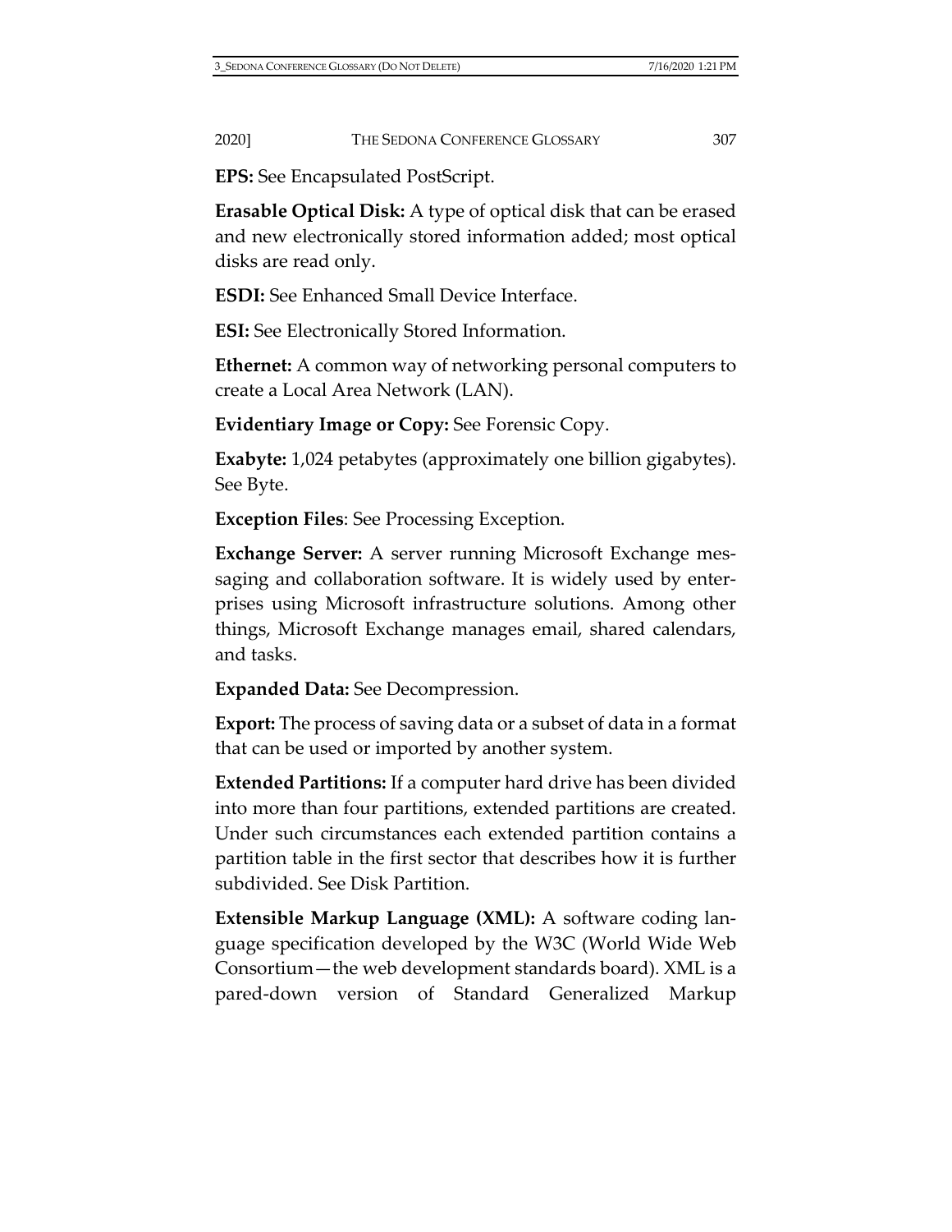**EPS:** See Encapsulated PostScript.

**Erasable Optical Disk:** A type of optical disk that can be erased and new electronically stored information added; most optical disks are read only.

**ESDI:** See Enhanced Small Device Interface.

**ESI:** See Electronically Stored Information.

**Ethernet:** A common way of networking personal computers to create a Local Area Network (LAN).

**Evidentiary Image or Copy:** See Forensic Copy.

**Exabyte:** 1,024 petabytes (approximately one billion gigabytes). See Byte.

**Exception Files**: See Processing Exception.

**Exchange Server:** A server running Microsoft Exchange messaging and collaboration software. It is widely used by enterprises using Microsoft infrastructure solutions. Among other things, Microsoft Exchange manages email, shared calendars, and tasks.

**Expanded Data:** See Decompression.

**Export:** The process of saving data or a subset of data in a format that can be used or imported by another system.

**Extended Partitions:** If a computer hard drive has been divided into more than four partitions, extended partitions are created. Under such circumstances each extended partition contains a partition table in the first sector that describes how it is further subdivided. See Disk Partition.

**Extensible Markup Language (XML):** A software coding language specification developed by the W3C (World Wide Web Consortium—the web development standards board). XML is a pared-down version of Standard Generalized Markup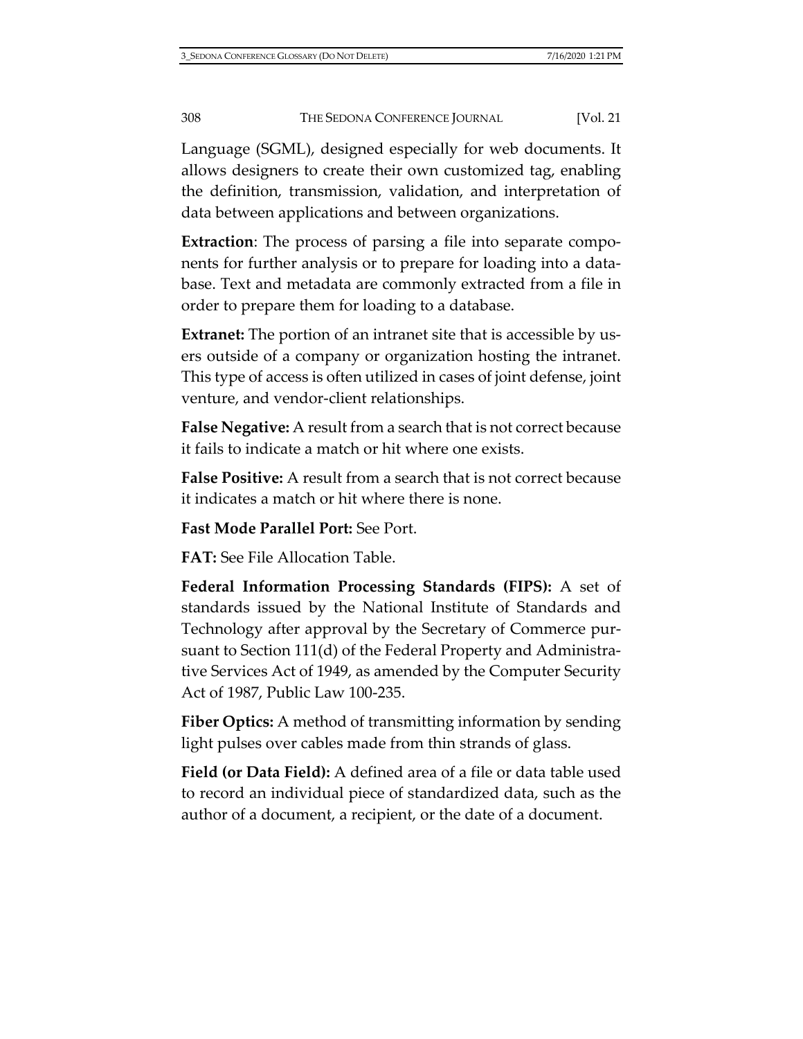Language (SGML), designed especially for web documents. It allows designers to create their own customized tag, enabling the definition, transmission, validation, and interpretation of data between applications and between organizations.

**Extraction**: The process of parsing a file into separate components for further analysis or to prepare for loading into a database. Text and metadata are commonly extracted from a file in order to prepare them for loading to a database.

**Extranet:** The portion of an intranet site that is accessible by users outside of a company or organization hosting the intranet. This type of access is often utilized in cases of joint defense, joint venture, and vendor-client relationships.

**False Negative:** A result from a search that is not correct because it fails to indicate a match or hit where one exists.

**False Positive:** A result from a search that is not correct because it indicates a match or hit where there is none.

**Fast Mode Parallel Port:** See Port.

**FAT:** See File Allocation Table.

**Federal Information Processing Standards (FIPS):** A set of standards issued by the National Institute of Standards and Technology after approval by the Secretary of Commerce pursuant to Section 111(d) of the Federal Property and Administrative Services Act of 1949, as amended by the Computer Security Act of 1987, Public Law 100-235.

**Fiber Optics:** A method of transmitting information by sending light pulses over cables made from thin strands of glass.

**Field (or Data Field):** A defined area of a file or data table used to record an individual piece of standardized data, such as the author of a document, a recipient, or the date of a document.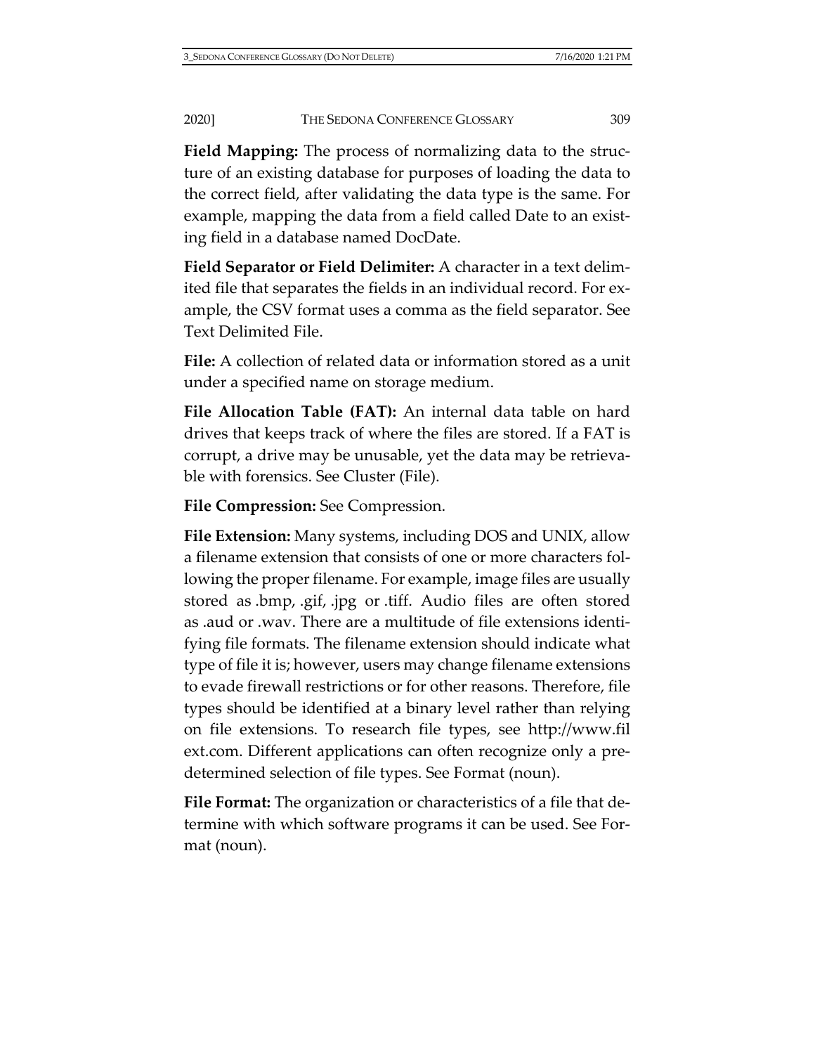**Field Mapping:** The process of normalizing data to the structure of an existing database for purposes of loading the data to the correct field, after validating the data type is the same. For example, mapping the data from a field called Date to an existing field in a database named DocDate.

**Field Separator or Field Delimiter:** A character in a text delimited file that separates the fields in an individual record. For example, the CSV format uses a comma as the field separator. See Text Delimited File.

**File:** A collection of related data or information stored as a unit under a specified name on storage medium.

**File Allocation Table (FAT):** An internal data table on hard drives that keeps track of where the files are stored. If a FAT is corrupt, a drive may be unusable, yet the data may be retrievable with forensics. See Cluster (File).

**File Compression:** See Compression.

**File Extension:** Many systems, including DOS and UNIX, allow a filename extension that consists of one or more characters following the proper filename. For example, image files are usually stored as .bmp, .gif, .jpg or .tiff. Audio files are often stored as .aud or .wav. There are a multitude of file extensions identifying file formats. The filename extension should indicate what type of file it is; however, users may change filename extensions to evade firewall restrictions or for other reasons. Therefore, file types should be identified at a binary level rather than relying on file extensions. To research file types, see http://www.filext.com. Different applications can often recognize only a predetermined selection of file types. See Format (noun).

**File Format:** The organization or characteristics of a file that determine with which software programs it can be used. See Format (noun).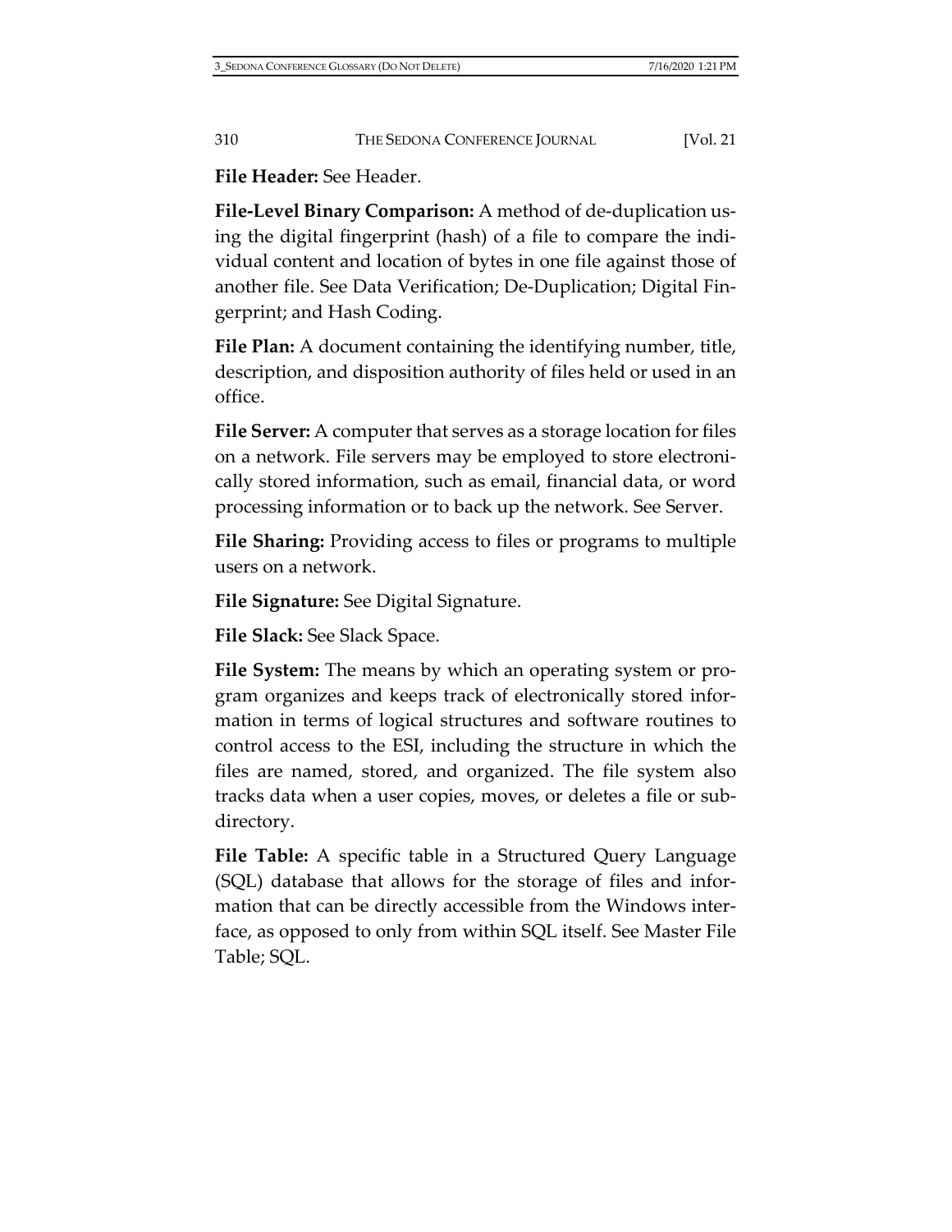**File Header:** See Header.

**File-Level Binary Comparison:** A method of de-duplication using the digital fingerprint (hash) of a file to compare the individual content and location of bytes in one file against those of another file. See Data Verification; De-Duplication; Digital Fingerprint; and Hash Coding.

**File Plan:** A document containing the identifying number, title, description, and disposition authority of files held or used in an office.

**File Server:** A computer that serves as a storage location for files on a network. File servers may be employed to store electronically stored information, such as email, financial data, or word processing information or to back up the network. See Server.

**File Sharing:** Providing access to files or programs to multiple users on a network.

**File Signature:** See Digital Signature.

**File Slack:** See Slack Space.

**File System:** The means by which an operating system or program organizes and keeps track of electronically stored information in terms of logical structures and software routines to control access to the ESI, including the structure in which the files are named, stored, and organized. The file system also tracks data when a user copies, moves, or deletes a file or subdirectory.

**File Table:** A specific table in a Structured Query Language (SQL) database that allows for the storage of files and information that can be directly accessible from the Windows interface, as opposed to only from within SQL itself. See Master File Table; SQL.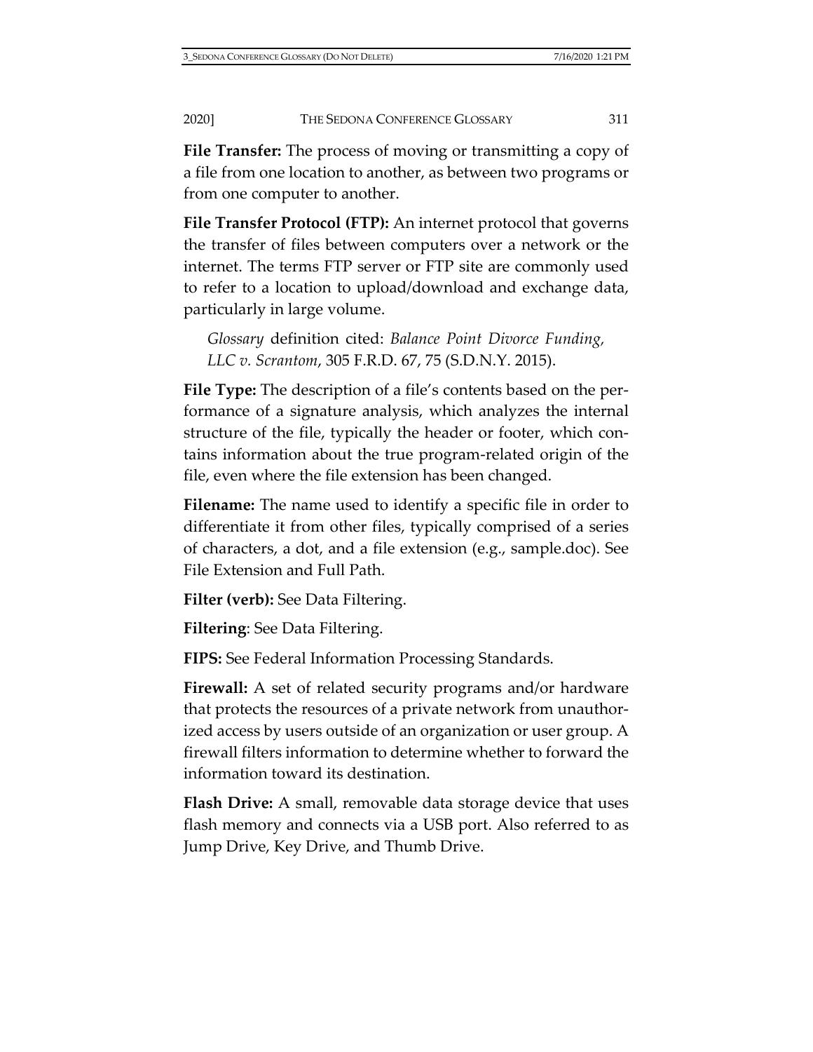**File Transfer:** The process of moving or transmitting a copy of a file from one location to another, as between two programs or from one computer to another.

**File Transfer Protocol (FTP):** An internet protocol that governs the transfer of files between computers over a network or the internet. The terms FTP server or FTP site are commonly used to refer to a location to upload/download and exchange data, particularly in large volume.

> *Glossary* definition cited: *Balance Point Divorce Funding, LLC v. Scrantom*, 305 F.R.D. 67, 75 (S.D.N.Y. 2015).

**File Type:** The description of a file's contents based on the performance of a signature analysis, which analyzes the internal structure of the file, typically the header or footer, which contains information about the true program-related origin of the file, even where the file extension has been changed.

**Filename:** The name used to identify a specific file in order to differentiate it from other files, typically comprised of a series of characters, a dot, and a file extension (e.g., sample.doc). See File Extension and Full Path.

**Filter (verb):** See Data Filtering.

**Filtering**: See Data Filtering.

**FIPS:** See Federal Information Processing Standards.

**Firewall:** A set of related security programs and/or hardware that protects the resources of a private network from unauthorized access by users outside of an organization or user group. A firewall filters information to determine whether to forward the information toward its destination.

**Flash Drive:** A small, removable data storage device that uses flash memory and connects via a USB port. Also referred to as Jump Drive, Key Drive, and Thumb Drive.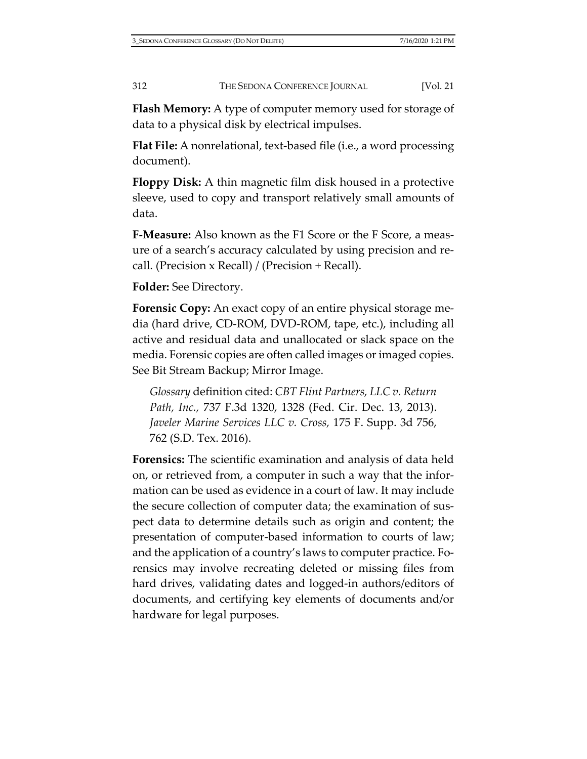**Flash Memory:** A type of computer memory used for storage of data to a physical disk by electrical impulses.

**Flat File:** A nonrelational, text-based file (i.e., a word processing document).

**Floppy Disk:** A thin magnetic film disk housed in a protective sleeve, used to copy and transport relatively small amounts of data.

**F-Measure:** Also known as the F1 Score or the F Score, a measure of a search's accuracy calculated by using precision and recall. (Precision x Recall) / (Precision + Recall).

**Folder:** See Directory.

**Forensic Copy:** An exact copy of an entire physical storage media (hard drive, CD-ROM, DVD-ROM, tape, etc.), including all active and residual data and unallocated or slack space on the media. Forensic copies are often called images or imaged copies. See Bit Stream Backup; Mirror Image.

> *Glossary* definition cited: *CBT Flint Partners, LLC v. Return Path, Inc.*, 737 F.3d 1320, 1328 (Fed. Cir. Dec. 13, 2013). *Javeler Marine Services LLC v. Cross*, 175 F. Supp. 3d 756, 762 (S.D. Tex. 2016).

**Forensics:** The scientific examination and analysis of data held on, or retrieved from, a computer in such a way that the information can be used as evidence in a court of law. It may include the secure collection of computer data; the examination of suspect data to determine details such as origin and content; the presentation of computer-based information to courts of law; and the application of a country's laws to computer practice. Forensics may involve recreating deleted or missing files from hard drives, validating dates and logged-in authors/editors of documents, and certifying key elements of documents and/or hardware for legal purposes.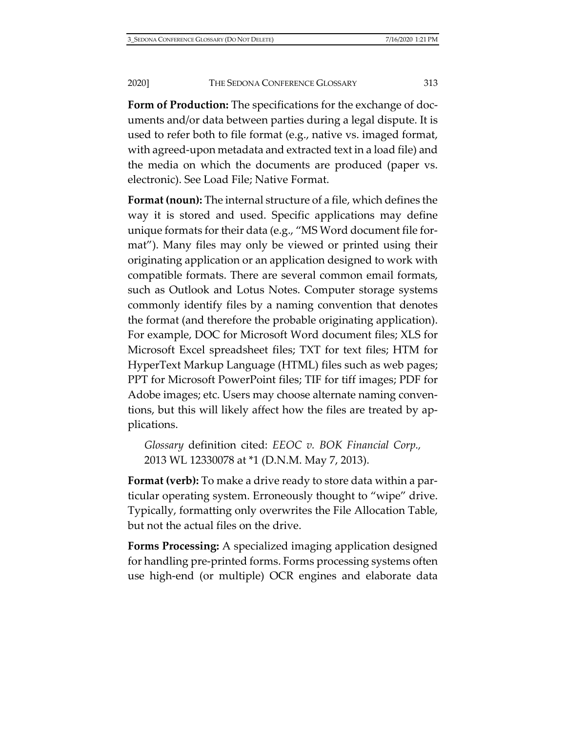**Form of Production:** The specifications for the exchange of documents and/or data between parties during a legal dispute. It is used to refer both to file format (e.g., native vs. imaged format, with agreed-upon metadata and extracted text in a load file) and the media on which the documents are produced (paper vs. electronic). See Load File; Native Format.

**Format (noun):** The internal structure of a file, which defines the way it is stored and used. Specific applications may define unique formats for their data (e.g., "MS Word document file format"). Many files may only be viewed or printed using their originating application or an application designed to work with compatible formats. There are several common email formats, such as Outlook and Lotus Notes. Computer storage systems commonly identify files by a naming convention that denotes the format (and therefore the probable originating application). For example, DOC for Microsoft Word document files; XLS for Microsoft Excel spreadsheet files; TXT for text files; HTM for HyperText Markup Language (HTML) files such as web pages; PPT for Microsoft PowerPoint files; TIF for tiff images; PDF for Adobe images; etc. Users may choose alternate naming conventions, but this will likely affect how the files are treated by applications.

> *Glossary* definition cited: *EEOC v. BOK Financial Corp.,* 2013 WL 12330078 at *1 (D.N.M. May 7, 2013).

**Format (verb):** To make a drive ready to store data within a particular operating system. Erroneously thought to "wipe" drive. Typically, formatting only overwrites the File Allocation Table, but not the actual files on the drive.

**Forms Processing:** A specialized imaging application designed for handling pre-printed forms. Forms processing systems often use high-end (or multiple) OCR engines and elaborate data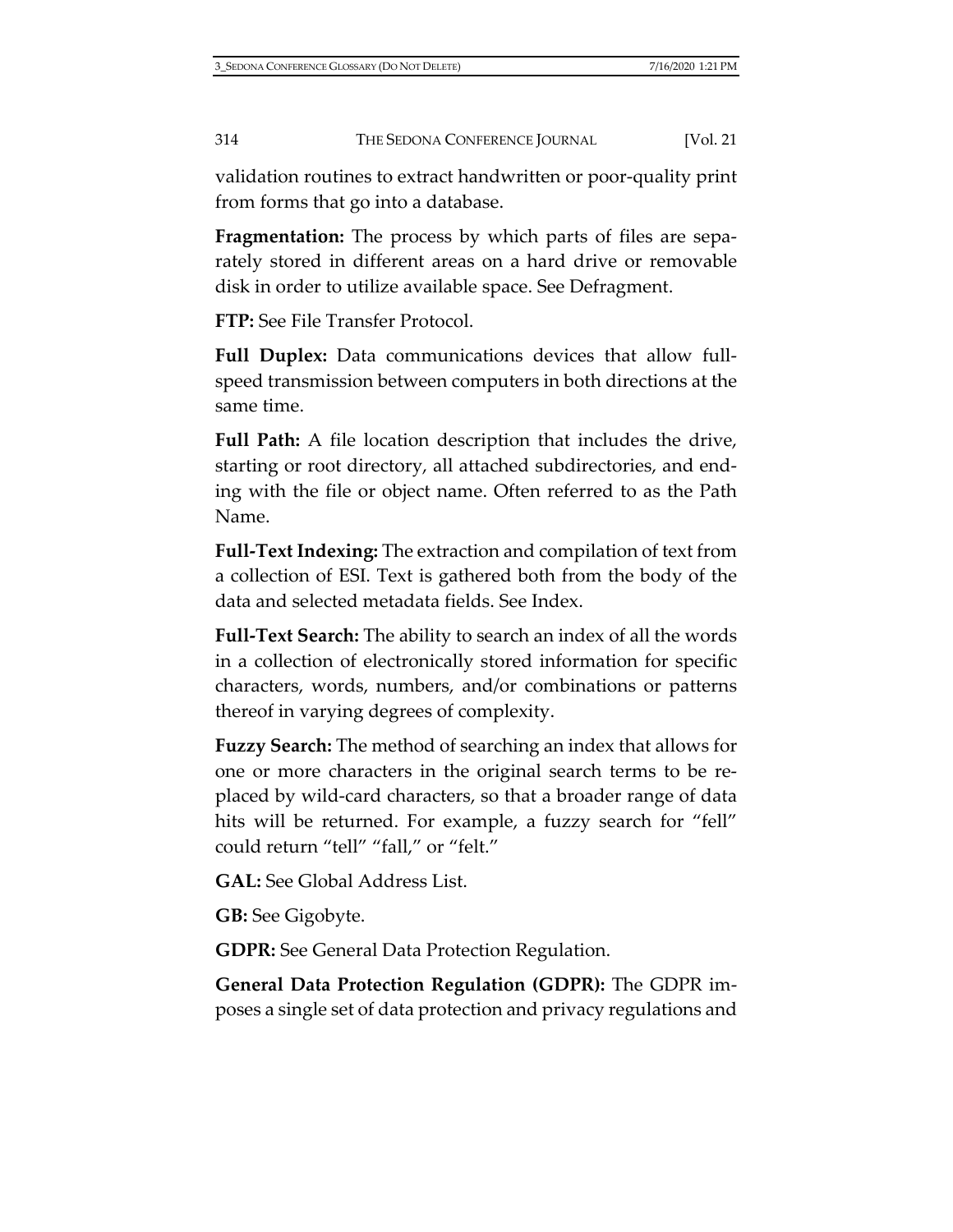validation routines to extract handwritten or poor-quality print from forms that go into a database.

**Fragmentation:** The process by which parts of files are separately stored in different areas on a hard drive or removable disk in order to utilize available space. See Defragment.

**FTP:** See File Transfer Protocol.

**Full Duplex:** Data communications devices that allow full-speed transmission between computers in both directions at the same time.

**Full Path:** A file location description that includes the drive, starting or root directory, all attached subdirectories, and ending with the file or object name. Often referred to as the Path Name.

**Full-Text Indexing:** The extraction and compilation of text from a collection of ESI. Text is gathered both from the body of the data and selected metadata fields. See Index.

**Full-Text Search:** The ability to search an index of all the words in a collection of electronically stored information for specific characters, words, numbers, and/or combinations or patterns thereof in varying degrees of complexity.

**Fuzzy Search:** The method of searching an index that allows for one or more characters in the original search terms to be replaced by wild-card characters, so that a broader range of data hits will be returned. For example, a fuzzy search for "fell" could return "tell" "fall," or "felt."

**GAL:** See Global Address List.

**GB:** See Gigobyte.

**GDPR:** See General Data Protection Regulation.

**General Data Protection Regulation (GDPR):** The GDPR imposes a single set of data protection and privacy regulations and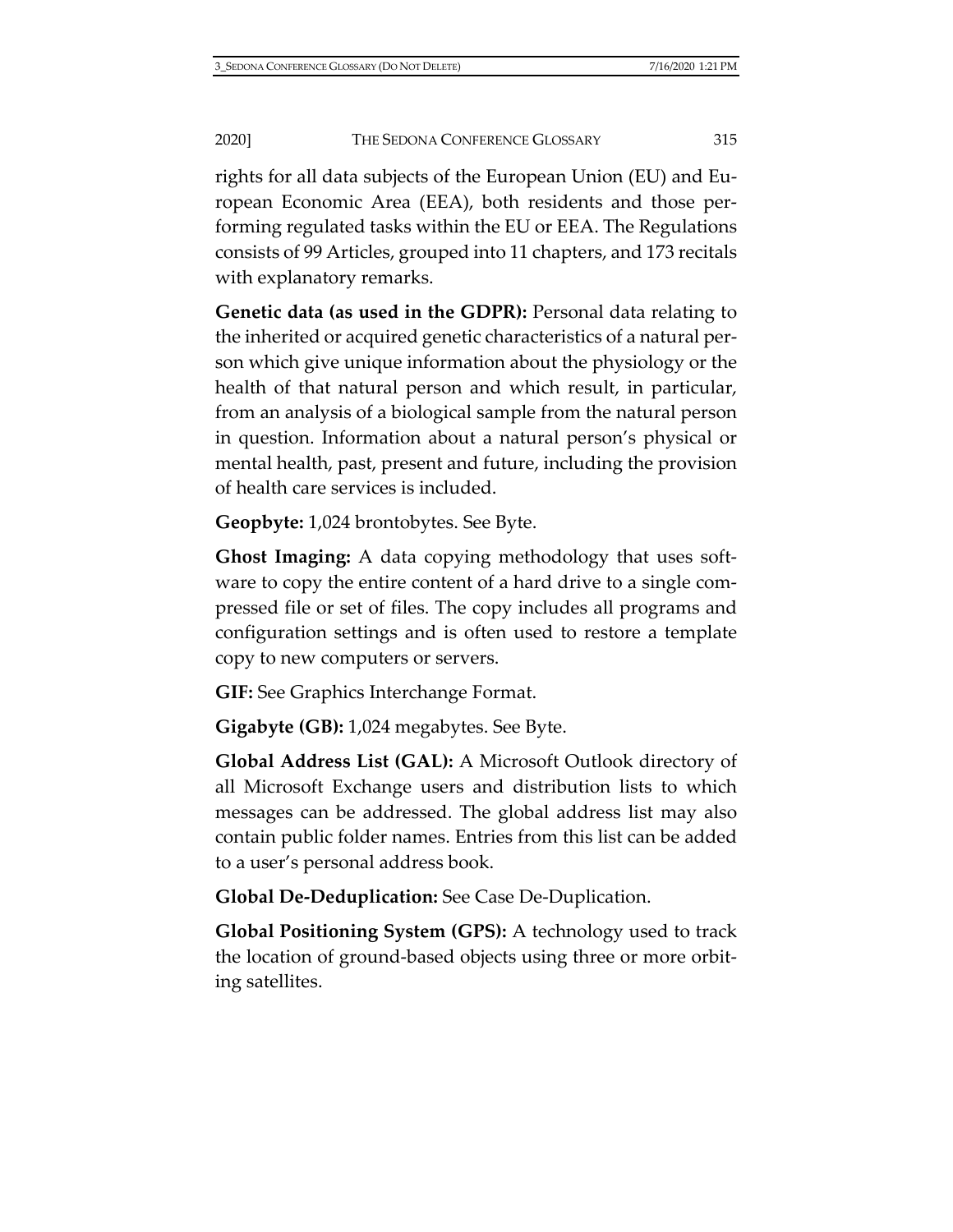rights for all data subjects of the European Union (EU) and European Economic Area (EEA), both residents and those performing regulated tasks within the EU or EEA. The Regulations consists of 99 Articles, grouped into 11 chapters, and 173 recitals with explanatory remarks.

**Genetic data (as used in the GDPR):** Personal data relating to the inherited or acquired genetic characteristics of a natural person which give unique information about the physiology or the health of that natural person and which result, in particular, from an analysis of a biological sample from the natural person in question. Information about a natural person's physical or mental health, past, present and future, including the provision of health care services is included.

**Geopbyte:** 1,024 brontobytes. See Byte.

**Ghost Imaging:** A data copying methodology that uses software to copy the entire content of a hard drive to a single compressed file or set of files. The copy includes all programs and configuration settings and is often used to restore a template copy to new computers or servers.

**GIF:** See Graphics Interchange Format.

**Gigabyte (GB):** 1,024 megabytes. See Byte.

**Global Address List (GAL):** A Microsoft Outlook directory of all Microsoft Exchange users and distribution lists to which messages can be addressed. The global address list may also contain public folder names. Entries from this list can be added to a user's personal address book.

**Global De-Deduplication:** See Case De-Duplication.

**Global Positioning System (GPS):** A technology used to track the location of ground-based objects using three or more orbiting satellites.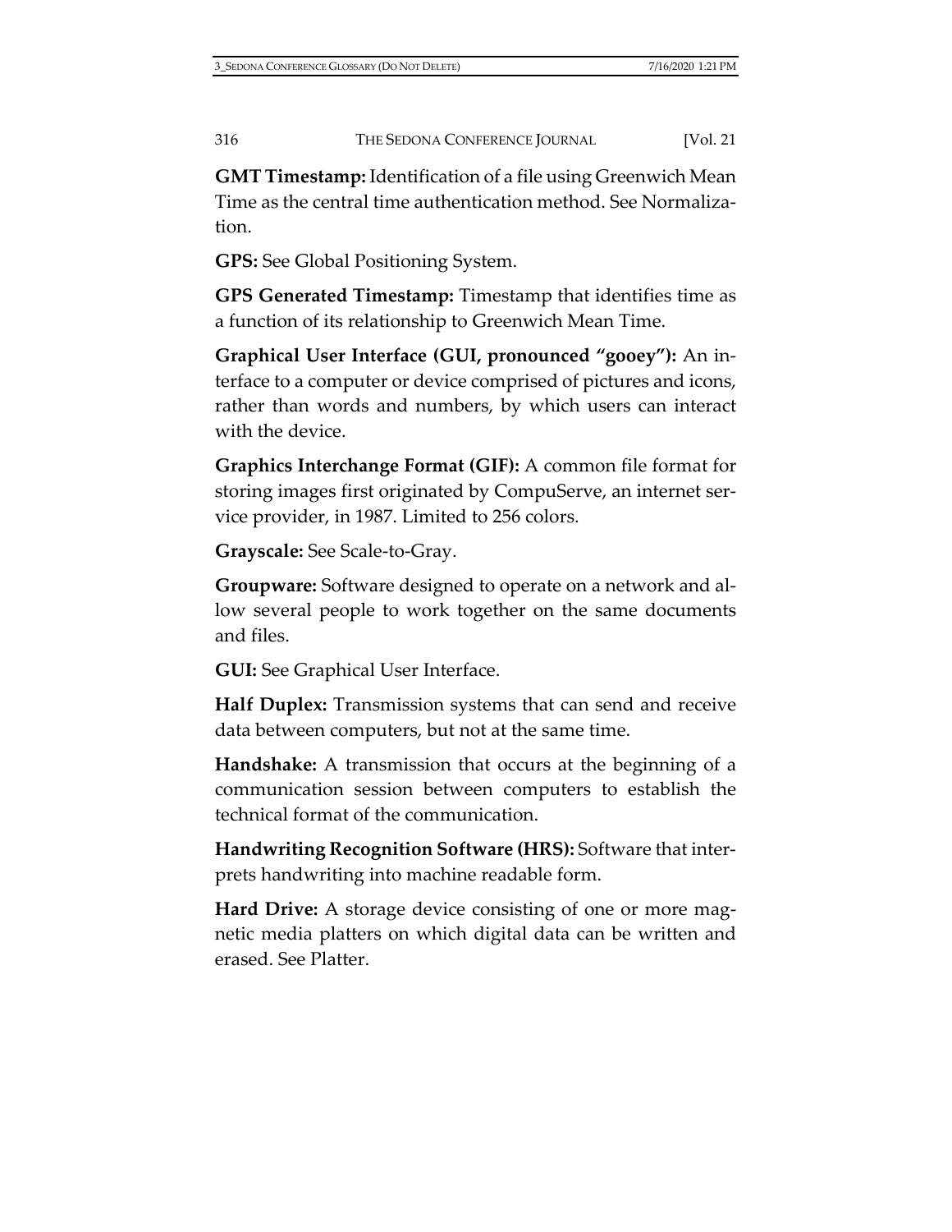**GMT Timestamp:** Identification of a file using Greenwich Mean Time as the central time authentication method. See Normalization.

**GPS:** See Global Positioning System.

**GPS Generated Timestamp:** Timestamp that identifies time as a function of its relationship to Greenwich Mean Time.

**Graphical User Interface (GUI, pronounced "gooey"):** An interface to a computer or device comprised of pictures and icons, rather than words and numbers, by which users can interact with the device.

**Graphics Interchange Format (GIF):** A common file format for storing images first originated by CompuServe, an internet service provider, in 1987. Limited to 256 colors.

**Grayscale:** See Scale-to-Gray.

**Groupware:** Software designed to operate on a network and allow several people to work together on the same documents and files.

**GUI:** See Graphical User Interface.

**Half Duplex:** Transmission systems that can send and receive data between computers, but not at the same time.

**Handshake:** A transmission that occurs at the beginning of a communication session between computers to establish the technical format of the communication.

**Handwriting Recognition Software (HRS):** Software that interprets handwriting into machine readable form.

**Hard Drive:** A storage device consisting of one or more magnetic media platters on which digital data can be written and erased. See Platter.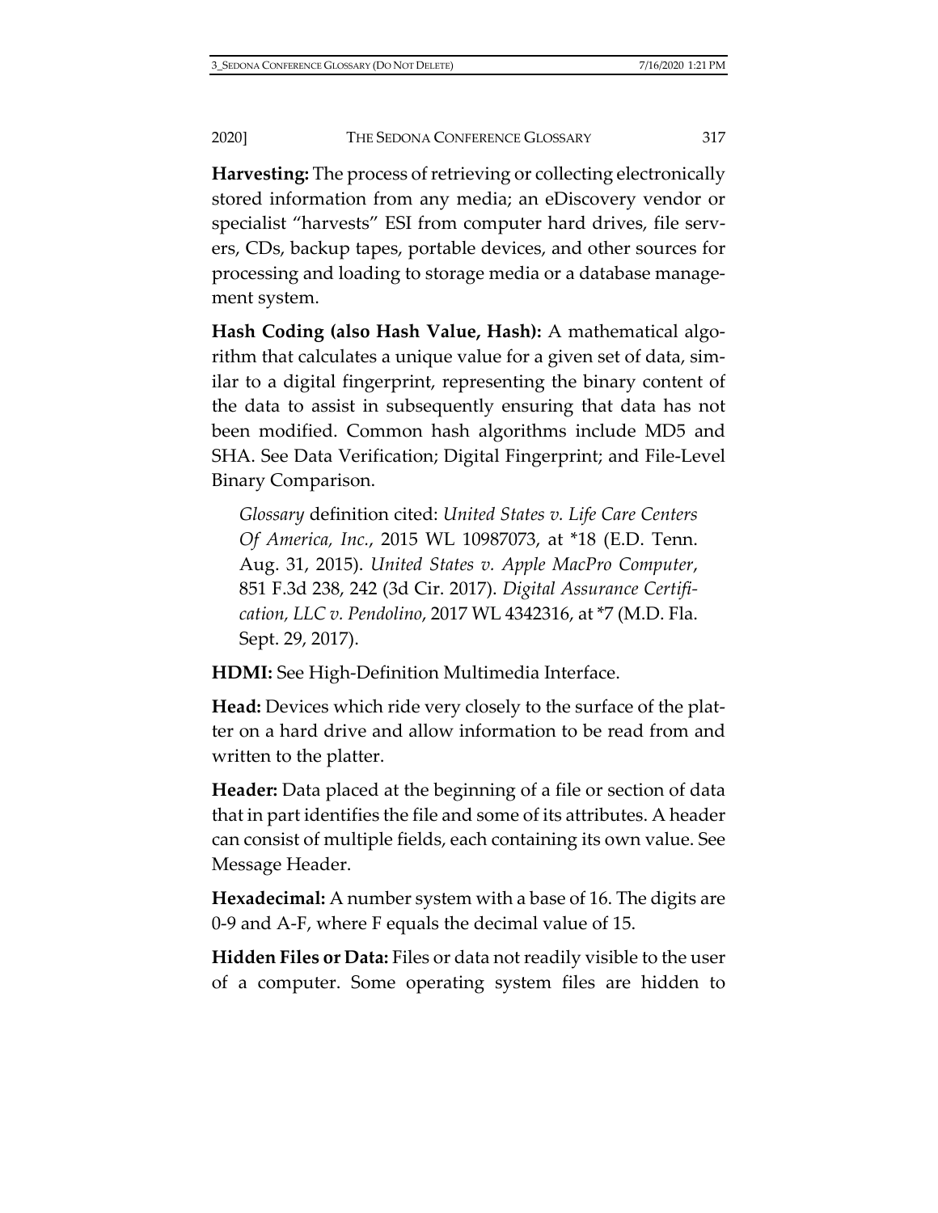**Harvesting:** The process of retrieving or collecting electronically stored information from any media; an eDiscovery vendor or specialist "harvests" ESI from computer hard drives, file servers, CDs, backup tapes, portable devices, and other sources for processing and loading to storage media or a database management system.

**Hash Coding (also Hash Value, Hash):** A mathematical algorithm that calculates a unique value for a given set of data, similar to a digital fingerprint, representing the binary content of the data to assist in subsequently ensuring that data has not been modified. Common hash algorithms include MD5 and SHA. See Data Verification; Digital Fingerprint; and File-Level Binary Comparison.

> *Glossary* definition cited: *United States v. Life Care Centers Of America, Inc.*, 2015 WL 10987073, at *18 (E.D. Tenn. Aug. 31, 2015). *United States v. Apple MacPro Computer*, 851 F.3d 238, 242 (3d Cir. 2017). *Digital Assurance Certification, LLC v. Pendolino*, 2017 WL 4342316, at *7 (M.D. Fla. Sept. 29, 2017).

**HDMI:** See High-Definition Multimedia Interface.

**Head:** Devices which ride very closely to the surface of the platter on a hard drive and allow information to be read from and written to the platter.

**Header:** Data placed at the beginning of a file or section of data that in part identifies the file and some of its attributes. A header can consist of multiple fields, each containing its own value. See Message Header.

**Hexadecimal:** A number system with a base of 16. The digits are 0-9 and A-F, where F equals the decimal value of 15.

**Hidden Files or Data:** Files or data not readily visible to the user of a computer. Some operating system files are hidden to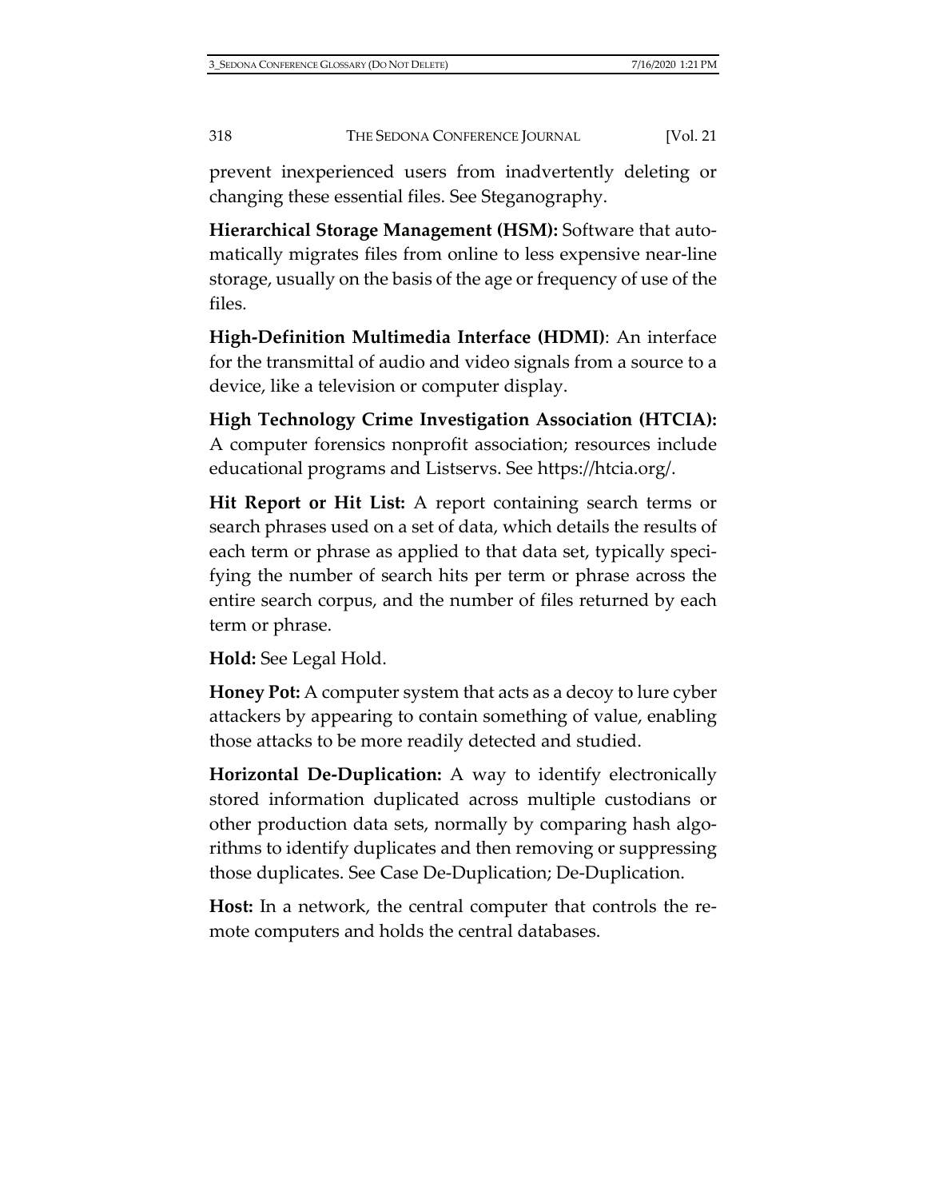prevent inexperienced users from inadvertently deleting or changing these essential files. See Steganography.

**Hierarchical Storage Management (HSM):** Software that automatically migrates files from online to less expensive near-line storage, usually on the basis of the age or frequency of use of the files.

**High-Definition Multimedia Interface (HDMI)**: An interface for the transmittal of audio and video signals from a source to a device, like a television or computer display.

**High Technology Crime Investigation Association (HTCIA):** A computer forensics nonprofit association; resources include educational programs and Listservs. See https://htcia.org/.

**Hit Report or Hit List:** A report containing search terms or search phrases used on a set of data, which details the results of each term or phrase as applied to that data set, typically specifying the number of search hits per term or phrase across the entire search corpus, and the number of files returned by each term or phrase.

**Hold:** See Legal Hold.

**Honey Pot:** A computer system that acts as a decoy to lure cyber attackers by appearing to contain something of value, enabling those attacks to be more readily detected and studied.

**Horizontal De-Duplication:** A way to identify electronically stored information duplicated across multiple custodians or other production data sets, normally by comparing hash algorithms to identify duplicates and then removing or suppressing those duplicates. See Case De-Duplication; De-Duplication.

**Host:** In a network, the central computer that controls the remote computers and holds the central databases.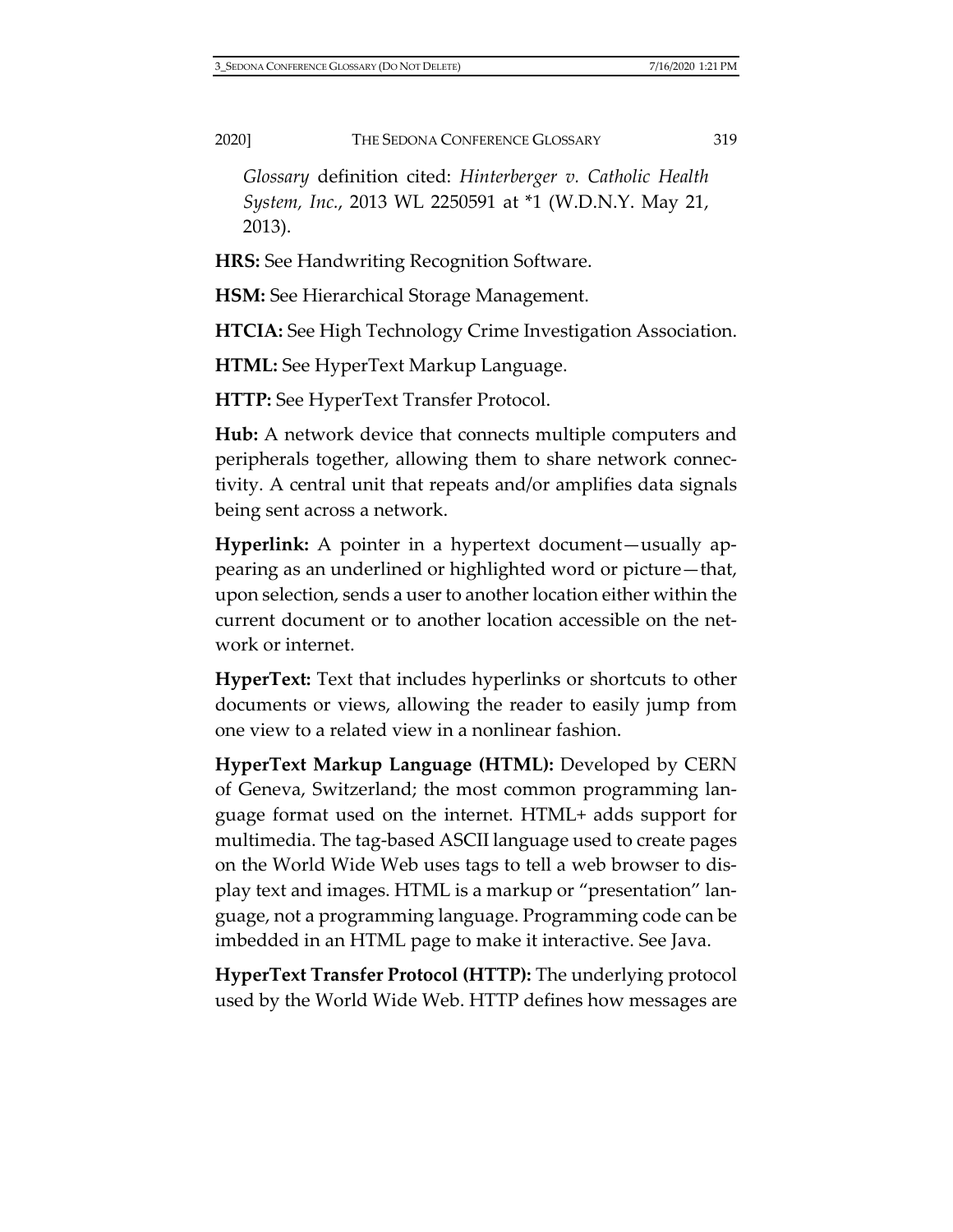*Glossary* definition cited: *Hinterberger v. Catholic Health System, Inc.*, 2013 WL 2250591 at *1 (W.D.N.Y. May 21, 2013).

**HRS:** See Handwriting Recognition Software.

**HSM:** See Hierarchical Storage Management.

**HTCIA:** See High Technology Crime Investigation Association.

**HTML:** See HyperText Markup Language.

**HTTP:** See HyperText Transfer Protocol.

**Hub:** A network device that connects multiple computers and peripherals together, allowing them to share network connectivity. A central unit that repeats and/or amplifies data signals being sent across a network.

**Hyperlink:** A pointer in a hypertext document—usually appearing as an underlined or highlighted word or picture—that, upon selection, sends a user to another location either within the current document or to another location accessible on the network or internet.

**HyperText:** Text that includes hyperlinks or shortcuts to other documents or views, allowing the reader to easily jump from one view to a related view in a nonlinear fashion.

**HyperText Markup Language (HTML):** Developed by CERN of Geneva, Switzerland; the most common programming language format used on the internet. HTML+ adds support for multimedia. The tag-based ASCII language used to create pages on the World Wide Web uses tags to tell a web browser to display text and images. HTML is a markup or "presentation" language, not a programming language. Programming code can be imbedded in an HTML page to make it interactive. See Java.

**HyperText Transfer Protocol (HTTP):** The underlying protocol used by the World Wide Web. HTTP defines how messages are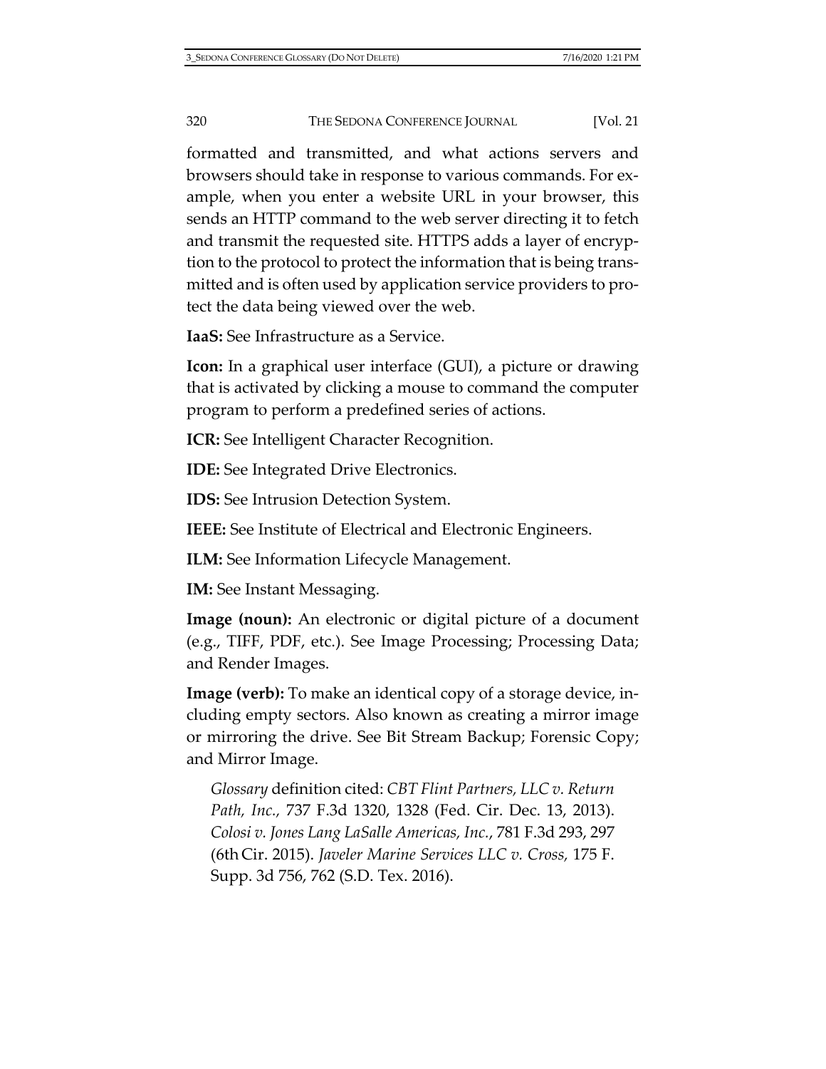formatted and transmitted, and what actions servers and browsers should take in response to various commands. For example, when you enter a website URL in your browser, this sends an HTTP command to the web server directing it to fetch and transmit the requested site. HTTPS adds a layer of encryption to the protocol to protect the information that is being transmitted and is often used by application service providers to protect the data being viewed over the web.

**IaaS:** See Infrastructure as a Service.

**Icon:** In a graphical user interface (GUI), a picture or drawing that is activated by clicking a mouse to command the computer program to perform a predefined series of actions.

**ICR:** See Intelligent Character Recognition.

**IDE:** See Integrated Drive Electronics.

**IDS:** See Intrusion Detection System.

**IEEE:** See Institute of Electrical and Electronic Engineers.

**ILM:** See Information Lifecycle Management.

**IM:** See Instant Messaging.

**Image (noun):** An electronic or digital picture of a document (e.g., TIFF, PDF, etc.). See Image Processing; Processing Data; and Render Images.

**Image (verb):** To make an identical copy of a storage device, including empty sectors. Also known as creating a mirror image or mirroring the drive. See Bit Stream Backup; Forensic Copy; and Mirror Image.

> *Glossary* definition cited: *CBT Flint Partners, LLC v. Return Path, Inc.*, 737 F.3d 1320, 1328 (Fed. Cir. Dec. 13, 2013). *Colosi v. Jones Lang LaSalle Americas, Inc.*, 781 F.3d 293, 297 (6th Cir. 2015). *Javeler Marine Services LLC v. Cross*, 175 F. Supp. 3d 756, 762 (S.D. Tex. 2016).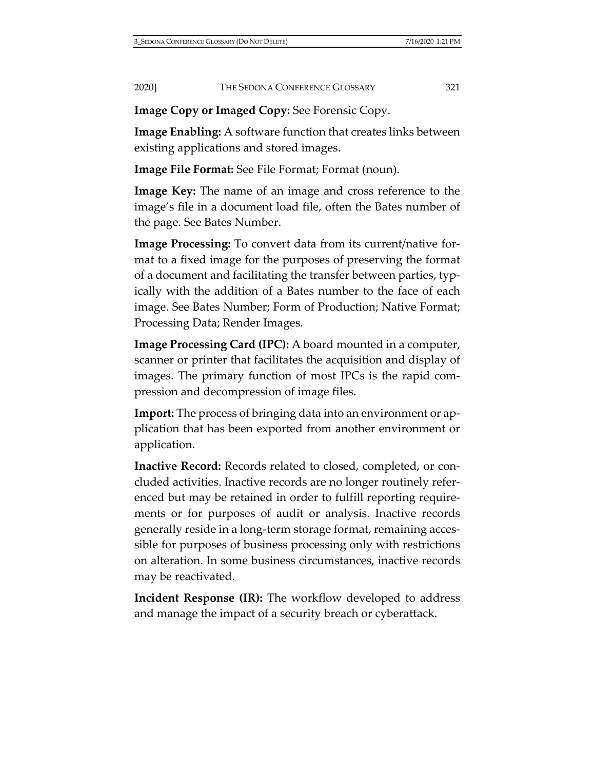**Image Copy or Imaged Copy:** See Forensic Copy.

**Image Enabling:** A software function that creates links between existing applications and stored images.

**Image File Format:** See File Format; Format (noun).

**Image Key:** The name of an image and cross reference to the image's file in a document load file, often the Bates number of the page. See Bates Number.

**Image Processing:** To convert data from its current/native format to a fixed image for the purposes of preserving the format of a document and facilitating the transfer between parties, typically with the addition of a Bates number to the face of each image. See Bates Number; Form of Production; Native Format; Processing Data; Render Images.

**Image Processing Card (IPC):** A board mounted in a computer, scanner or printer that facilitates the acquisition and display of images. The primary function of most IPCs is the rapid compression and decompression of image files.

**Import:** The process of bringing data into an environment or application that has been exported from another environment or application.

**Inactive Record:** Records related to closed, completed, or concluded activities. Inactive records are no longer routinely referenced but may be retained in order to fulfill reporting requirements or for purposes of audit or analysis. Inactive records generally reside in a long-term storage format, remaining accessible for purposes of business processing only with restrictions on alteration. In some business circumstances, inactive records may be reactivated.

**Incident Response (IR):** The workflow developed to address and manage the impact of a security breach or cyberattack.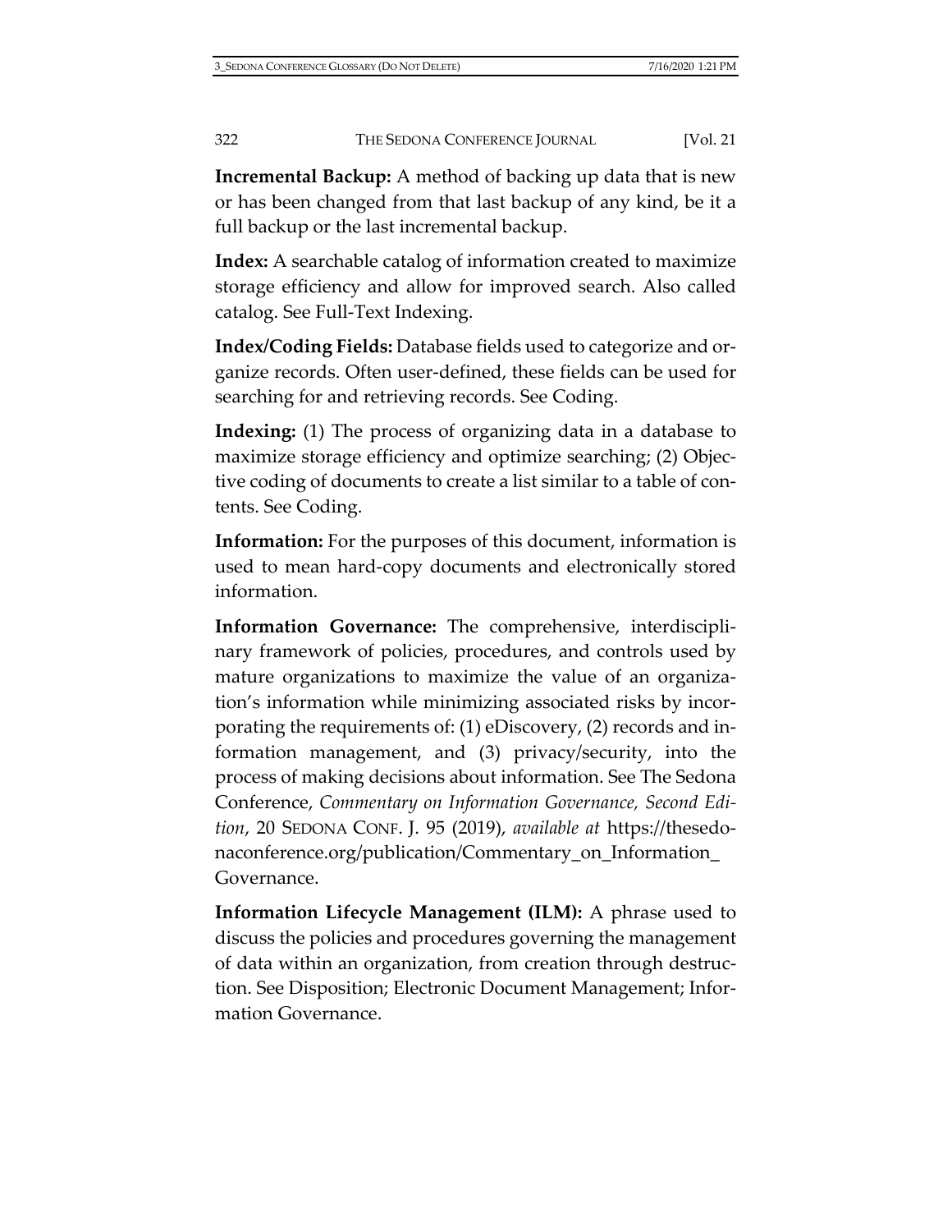**Incremental Backup:** A method of backing up data that is new or has been changed from that last backup of any kind, be it a full backup or the last incremental backup.

**Index:** A searchable catalog of information created to maximize storage efficiency and allow for improved search. Also called catalog. See Full-Text Indexing.

**Index/Coding Fields:** Database fields used to categorize and organize records. Often user-defined, these fields can be used for searching for and retrieving records. See Coding.

**Indexing:** (1) The process of organizing data in a database to maximize storage efficiency and optimize searching; (2) Objective coding of documents to create a list similar to a table of contents. See Coding.

**Information:** For the purposes of this document, information is used to mean hard-copy documents and electronically stored information.

**Information Governance:** The comprehensive, interdisciplinary framework of policies, procedures, and controls used by mature organizations to maximize the value of an organization's information while minimizing associated risks by incorporating the requirements of: (1) eDiscovery, (2) records and information management, and (3) privacy/security, into the process of making decisions about information. See The Sedona Conference, *Commentary on Information Governance, Second Edition*, 20 SEDONA CONF. J. 95 (2019), *available at* https://thesedonaconference.org/publication/Commentary_on_Information_Governance.

**Information Lifecycle Management (ILM):** A phrase used to discuss the policies and procedures governing the management of data within an organization, from creation through destruction. See Disposition; Electronic Document Management; Information Governance.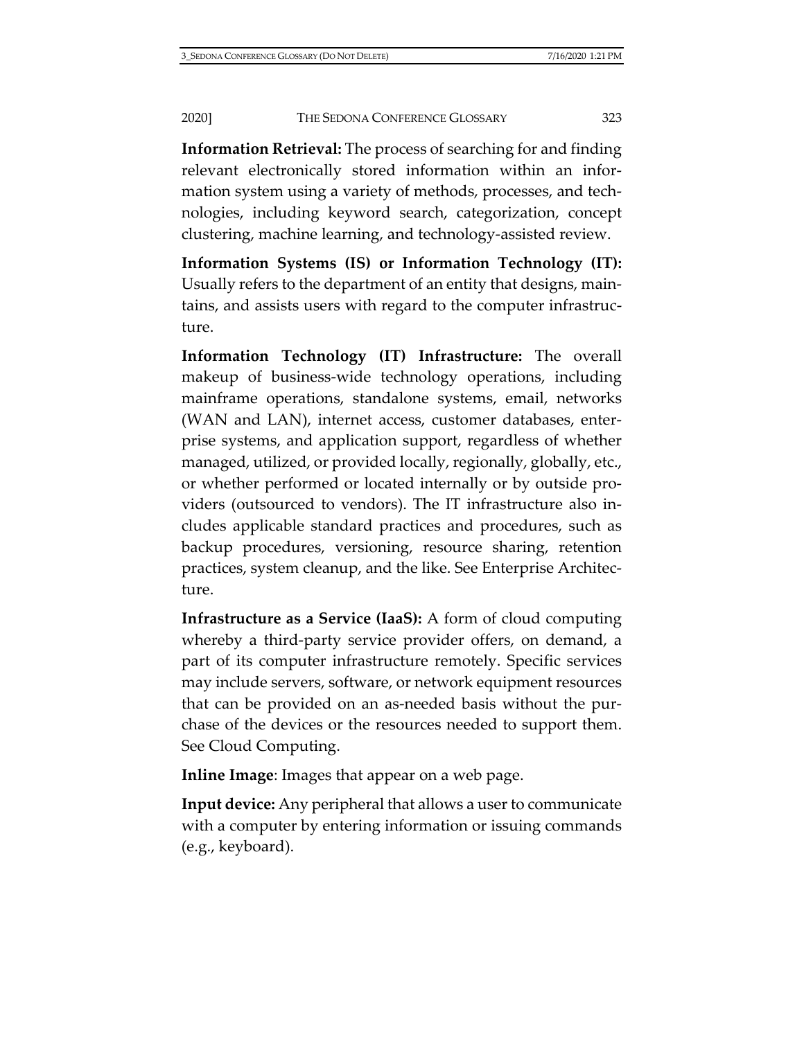**Information Retrieval:** The process of searching for and finding relevant electronically stored information within an information system using a variety of methods, processes, and technologies, including keyword search, categorization, concept clustering, machine learning, and technology-assisted review.

**Information Systems (IS) or Information Technology (IT):** Usually refers to the department of an entity that designs, maintains, and assists users with regard to the computer infrastructure.

**Information Technology (IT) Infrastructure:** The overall makeup of business-wide technology operations, including mainframe operations, standalone systems, email, networks (WAN and LAN), internet access, customer databases, enterprise systems, and application support, regardless of whether managed, utilized, or provided locally, regionally, globally, etc., or whether performed or located internally or by outside providers (outsourced to vendors). The IT infrastructure also includes applicable standard practices and procedures, such as backup procedures, versioning, resource sharing, retention practices, system cleanup, and the like. See Enterprise Architecture.

**Infrastructure as a Service (IaaS):** A form of cloud computing whereby a third-party service provider offers, on demand, a part of its computer infrastructure remotely. Specific services may include servers, software, or network equipment resources that can be provided on an as-needed basis without the purchase of the devices or the resources needed to support them. See Cloud Computing.

**Inline Image**: Images that appear on a web page.

**Input device:** Any peripheral that allows a user to communicate with a computer by entering information or issuing commands (e.g., keyboard).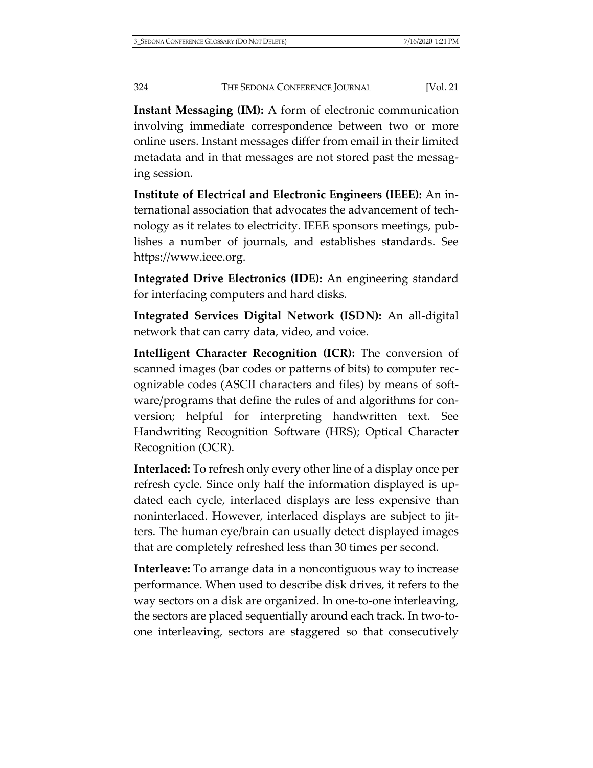**Instant Messaging (IM):** A form of electronic communication involving immediate correspondence between two or more online users. Instant messages differ from email in their limited metadata and in that messages are not stored past the messaging session.

**Institute of Electrical and Electronic Engineers (IEEE):** An international association that advocates the advancement of technology as it relates to electricity. IEEE sponsors meetings, publishes a number of journals, and establishes standards. See https://www.ieee.org.

**Integrated Drive Electronics (IDE):** An engineering standard for interfacing computers and hard disks.

**Integrated Services Digital Network (ISDN):** An all-digital network that can carry data, video, and voice.

**Intelligent Character Recognition (ICR):** The conversion of scanned images (bar codes or patterns of bits) to computer recognizable codes (ASCII characters and files) by means of software/programs that define the rules of and algorithms for conversion; helpful for interpreting handwritten text. See Handwriting Recognition Software (HRS); Optical Character Recognition (OCR).

**Interlaced:** To refresh only every other line of a display once per refresh cycle. Since only half the information displayed is updated each cycle, interlaced displays are less expensive than noninterlaced. However, interlaced displays are subject to jitters. The human eye/brain can usually detect displayed images that are completely refreshed less than 30 times per second.

**Interleave:** To arrange data in a noncontiguous way to increase performance. When used to describe disk drives, it refers to the way sectors on a disk are organized. In one-to-one interleaving, the sectors are placed sequentially around each track. In two-to-one interleaving, sectors are staggered so that consecutively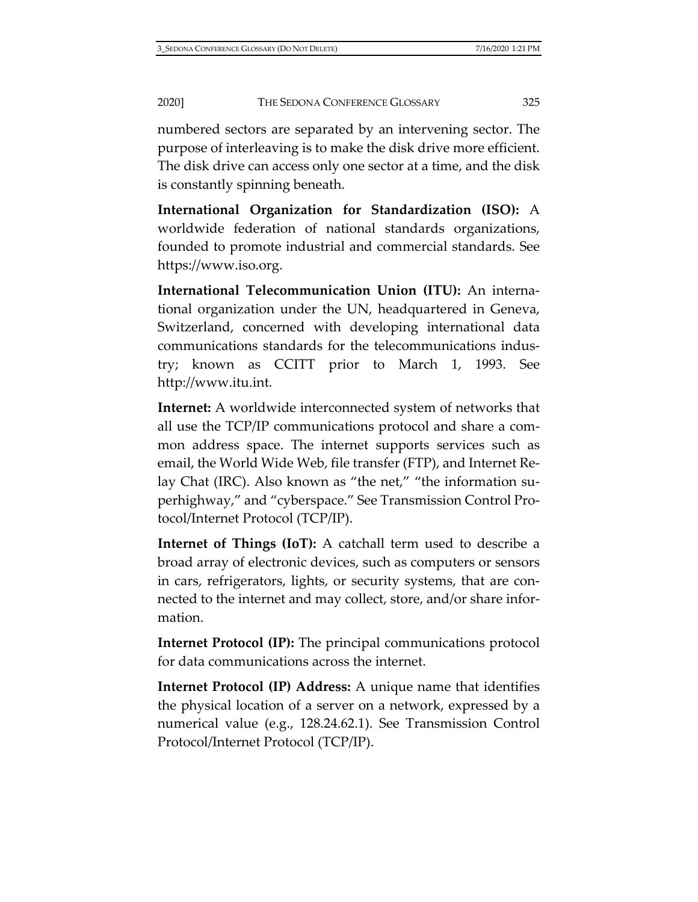numbered sectors are separated by an intervening sector. The purpose of interleaving is to make the disk drive more efficient. The disk drive can access only one sector at a time, and the disk is constantly spinning beneath.

**International Organization for Standardization (ISO):** A worldwide federation of national standards organizations, founded to promote industrial and commercial standards. See https://www.iso.org.

**International Telecommunication Union (ITU):** An international organization under the UN, headquartered in Geneva, Switzerland, concerned with developing international data communications standards for the telecommunications industry; known as CCITT prior to March 1, 1993. See http://www.itu.int.

**Internet:** A worldwide interconnected system of networks that all use the TCP/IP communications protocol and share a common address space. The internet supports services such as email, the World Wide Web, file transfer (FTP), and Internet Relay Chat (IRC). Also known as "the net," "the information superhighway," and "cyberspace." See Transmission Control Protocol/Internet Protocol (TCP/IP).

**Internet of Things (IoT):** A catchall term used to describe a broad array of electronic devices, such as computers or sensors in cars, refrigerators, lights, or security systems, that are connected to the internet and may collect, store, and/or share information.

**Internet Protocol (IP):** The principal communications protocol for data communications across the internet.

**Internet Protocol (IP) Address:** A unique name that identifies the physical location of a server on a network, expressed by a numerical value (e.g., 128.24.62.1). See Transmission Control Protocol/Internet Protocol (TCP/IP).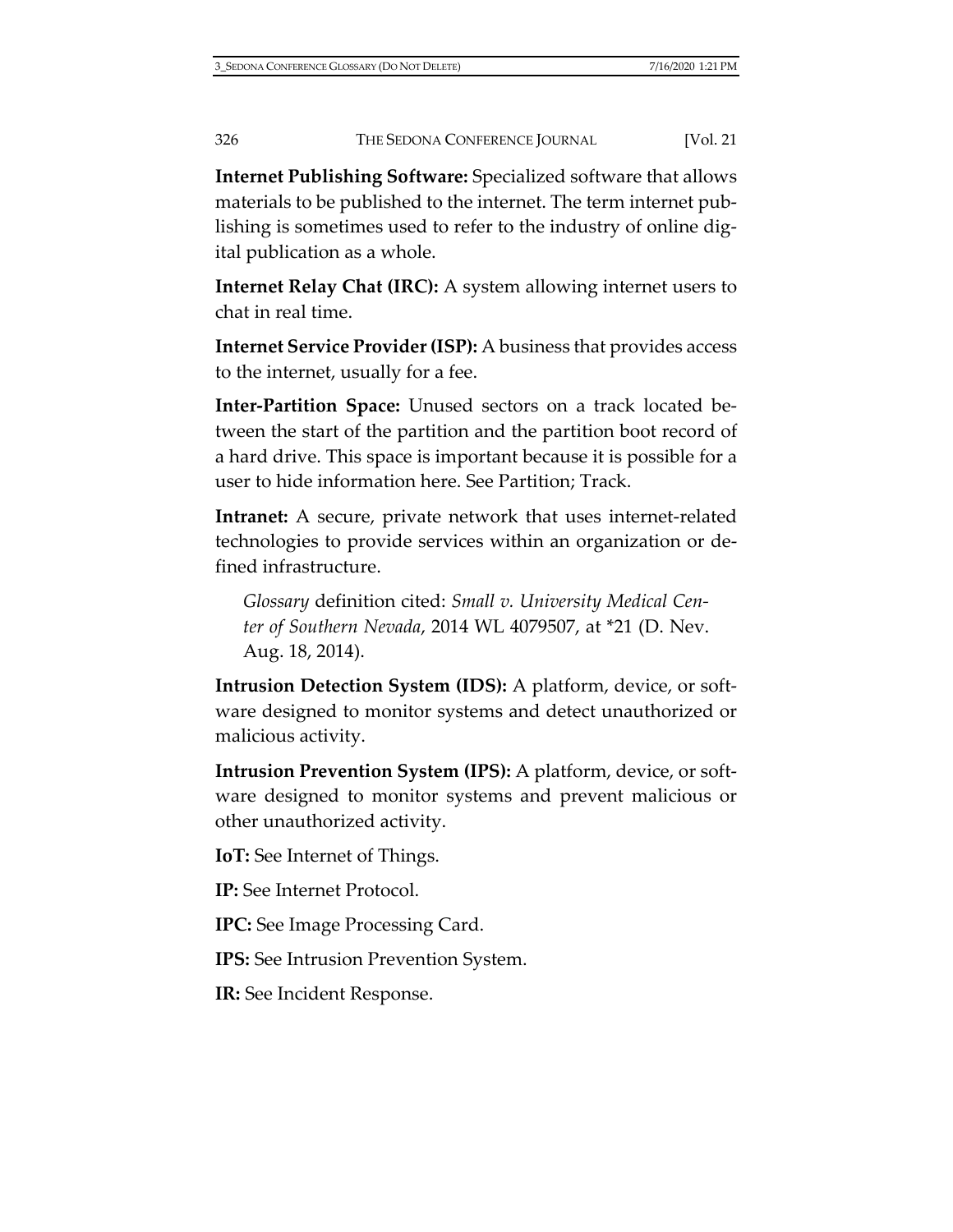**Internet Publishing Software:** Specialized software that allows materials to be published to the internet. The term internet publishing is sometimes used to refer to the industry of online digital publication as a whole.

**Internet Relay Chat (IRC):** A system allowing internet users to chat in real time.

**Internet Service Provider (ISP):** A business that provides access to the internet, usually for a fee.

**Inter-Partition Space:** Unused sectors on a track located between the start of the partition and the partition boot record of a hard drive. This space is important because it is possible for a user to hide information here. See Partition; Track.

**Intranet:** A secure, private network that uses internet-related technologies to provide services within an organization or defined infrastructure.

> *Glossary* definition cited: *Small v. University Medical Center of Southern Nevada*, 2014 WL 4079507, at *21 (D. Nev. Aug. 18, 2014).

**Intrusion Detection System (IDS):** A platform, device, or software designed to monitor systems and detect unauthorized or malicious activity.

**Intrusion Prevention System (IPS):** A platform, device, or software designed to monitor systems and prevent malicious or other unauthorized activity.

**IoT:** See Internet of Things.

**IP:** See Internet Protocol.

**IPC:** See Image Processing Card.

**IPS:** See Intrusion Prevention System.

**IR:** See Incident Response.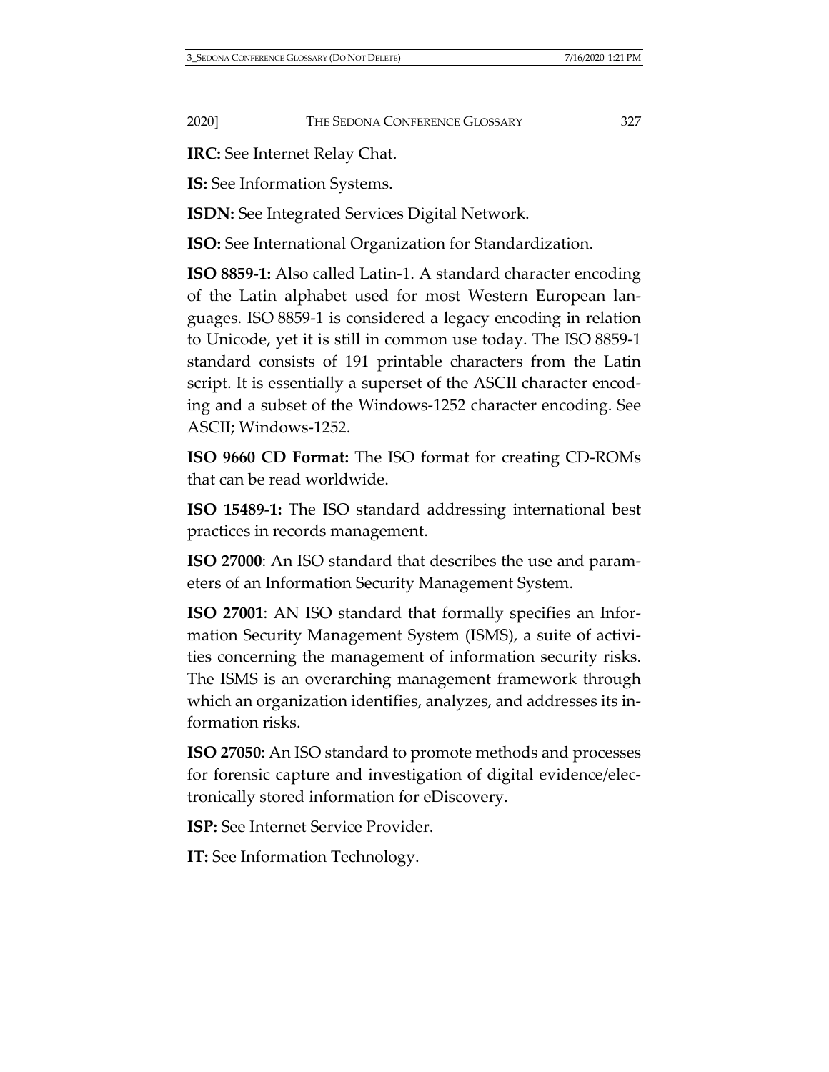**IRC:** See Internet Relay Chat.

**IS:** See Information Systems.

**ISDN:** See Integrated Services Digital Network.

**ISO:** See International Organization for Standardization.

**ISO 8859-1:** Also called Latin-1. A standard character encoding of the Latin alphabet used for most Western European languages. ISO 8859-1 is considered a legacy encoding in relation to Unicode, yet it is still in common use today. The ISO 8859-1 standard consists of 191 printable characters from the Latin script. It is essentially a superset of the ASCII character encoding and a subset of the Windows-1252 character encoding. See ASCII; Windows-1252.

**ISO 9660 CD Format:** The ISO format for creating CD-ROMs that can be read worldwide.

**ISO 15489-1:** The ISO standard addressing international best practices in records management.

**ISO 27000**: An ISO standard that describes the use and parameters of an Information Security Management System.

**ISO 27001**: AN ISO standard that formally specifies an Information Security Management System (ISMS), a suite of activities concerning the management of information security risks. The ISMS is an overarching management framework through which an organization identifies, analyzes, and addresses its information risks.

**ISO 27050**: An ISO standard to promote methods and processes for forensic capture and investigation of digital evidence/electronically stored information for eDiscovery.

**ISP:** See Internet Service Provider.

**IT:** See Information Technology.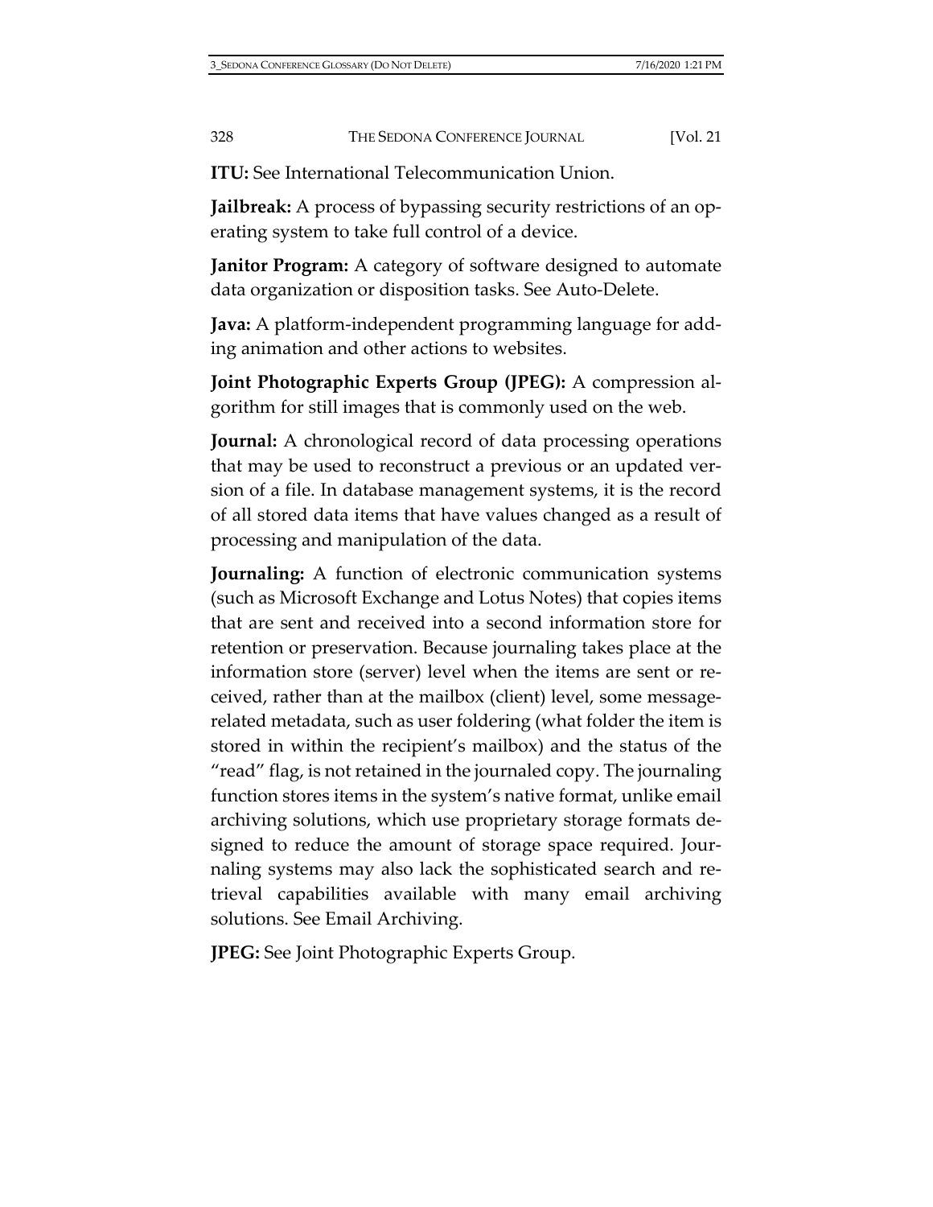**ITU:** See International Telecommunication Union.

**Jailbreak:** A process of bypassing security restrictions of an operating system to take full control of a device.

**Janitor Program:** A category of software designed to automate data organization or disposition tasks. See Auto-Delete.

**Java:** A platform-independent programming language for adding animation and other actions to websites.

**Joint Photographic Experts Group (JPEG):** A compression algorithm for still images that is commonly used on the web.

**Journal:** A chronological record of data processing operations that may be used to reconstruct a previous or an updated version of a file. In database management systems, it is the record of all stored data items that have values changed as a result of processing and manipulation of the data.

**Journaling:** A function of electronic communication systems (such as Microsoft Exchange and Lotus Notes) that copies items that are sent and received into a second information store for retention or preservation. Because journaling takes place at the information store (server) level when the items are sent or received, rather than at the mailbox (client) level, some message-related metadata, such as user foldering (what folder the item is stored in within the recipient's mailbox) and the status of the "read" flag, is not retained in the journaled copy. The journaling function stores items in the system's native format, unlike email archiving solutions, which use proprietary storage formats designed to reduce the amount of storage space required. Journaling systems may also lack the sophisticated search and retrieval capabilities available with many email archiving solutions. See Email Archiving.

**JPEG:** See Joint Photographic Experts Group.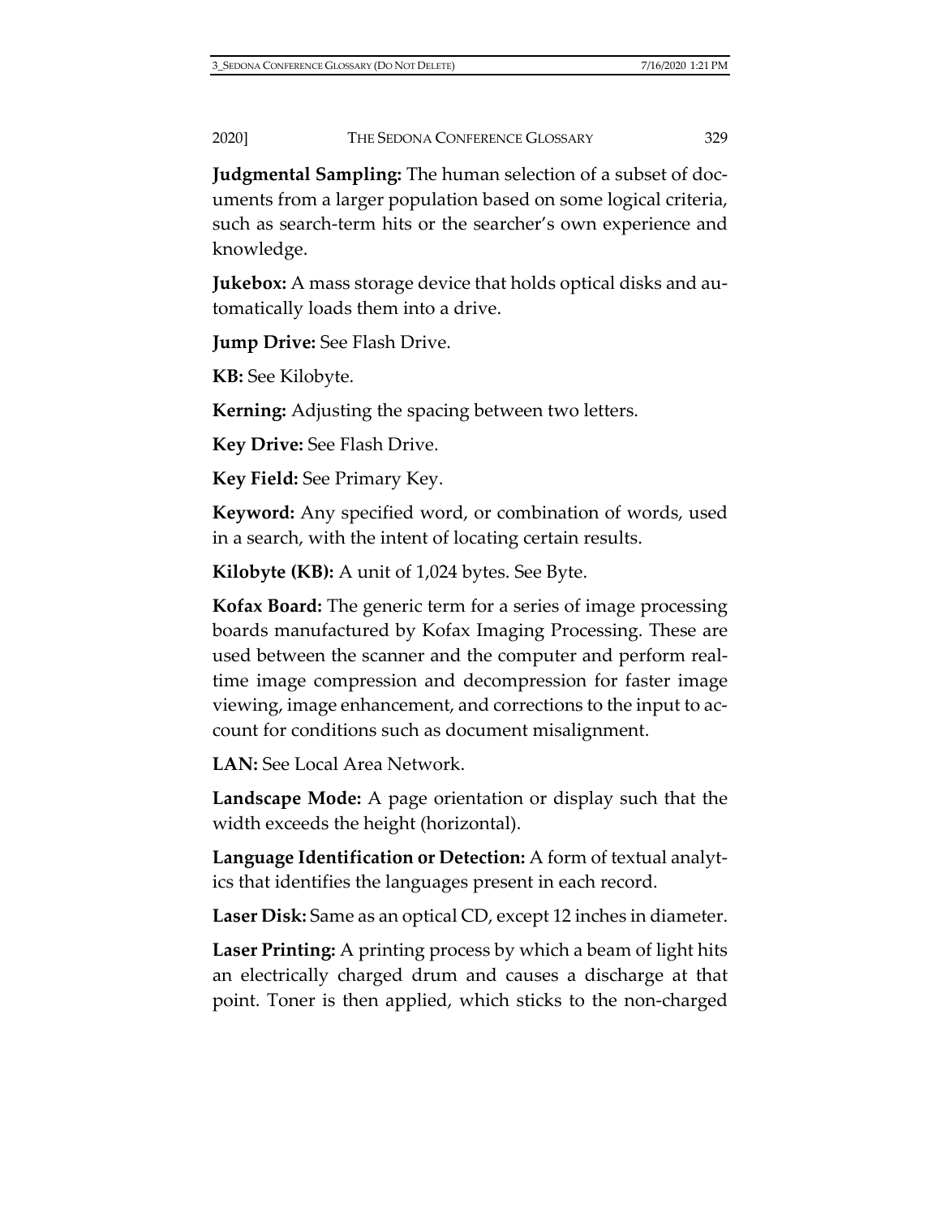**Judgmental Sampling:** The human selection of a subset of documents from a larger population based on some logical criteria, such as search-term hits or the searcher's own experience and knowledge.

**Jukebox:** A mass storage device that holds optical disks and automatically loads them into a drive.

**Jump Drive:** See Flash Drive.

**KB:** See Kilobyte.

**Kerning:** Adjusting the spacing between two letters.

**Key Drive:** See Flash Drive.

**Key Field:** See Primary Key.

**Keyword:** Any specified word, or combination of words, used in a search, with the intent of locating certain results.

**Kilobyte (KB):** A unit of 1,024 bytes. See Byte.

**Kofax Board:** The generic term for a series of image processing boards manufactured by Kofax Imaging Processing. These are used between the scanner and the computer and perform real-time image compression and decompression for faster image viewing, image enhancement, and corrections to the input to account for conditions such as document misalignment.

**LAN:** See Local Area Network.

**Landscape Mode:** A page orientation or display such that the width exceeds the height (horizontal).

**Language Identification or Detection:** A form of textual analytics that identifies the languages present in each record.

**Laser Disk:** Same as an optical CD, except 12 inches in diameter.

**Laser Printing:** A printing process by which a beam of light hits an electrically charged drum and causes a discharge at that point. Toner is then applied, which sticks to the non-charged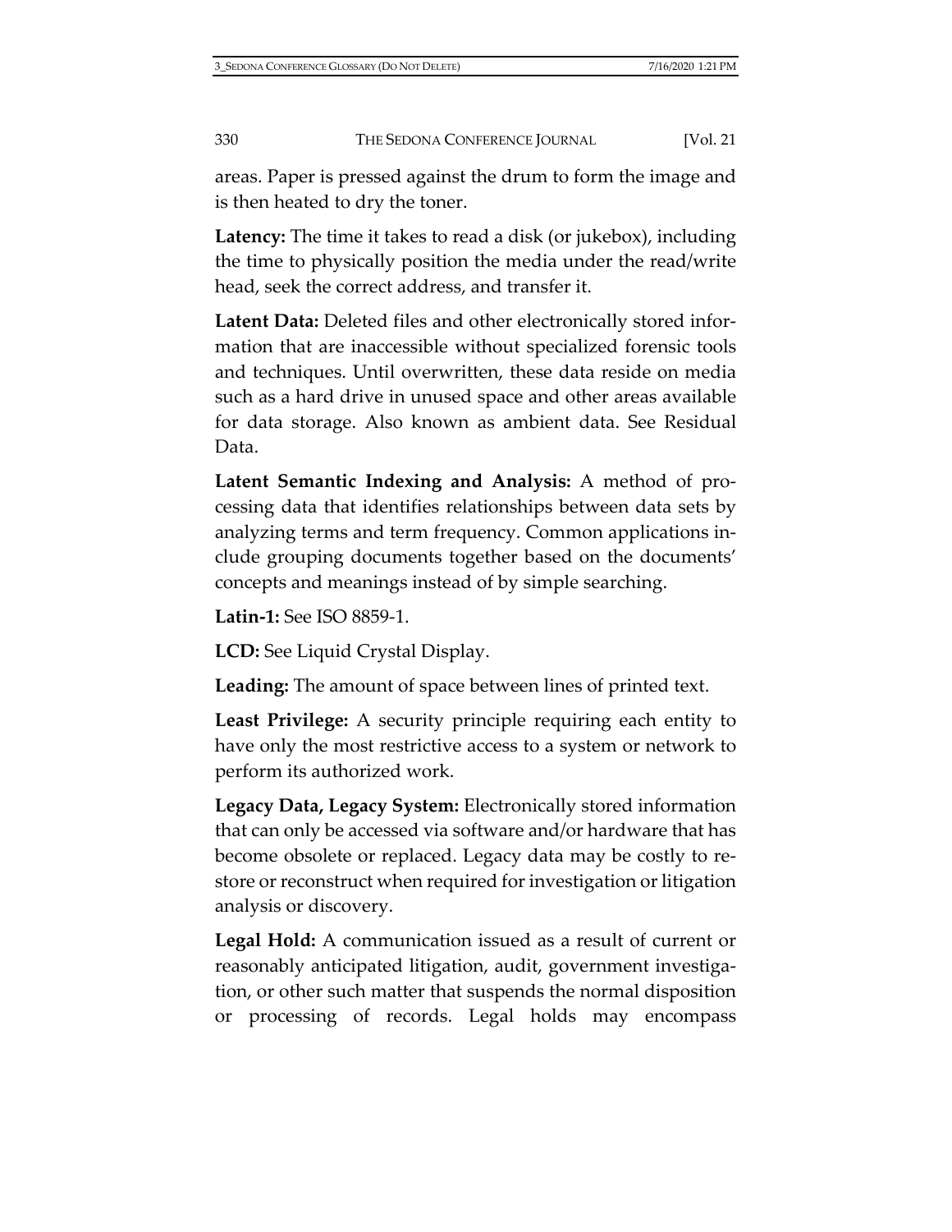areas. Paper is pressed against the drum to form the image and is then heated to dry the toner.

**Latency:** The time it takes to read a disk (or jukebox), including the time to physically position the media under the read/write head, seek the correct address, and transfer it.

**Latent Data:** Deleted files and other electronically stored information that are inaccessible without specialized forensic tools and techniques. Until overwritten, these data reside on media such as a hard drive in unused space and other areas available for data storage. Also known as ambient data. See Residual Data.

**Latent Semantic Indexing and Analysis:** A method of processing data that identifies relationships between data sets by analyzing terms and term frequency. Common applications include grouping documents together based on the documents' concepts and meanings instead of by simple searching.

**Latin-1:** See ISO 8859-1.

**LCD:** See Liquid Crystal Display.

**Leading:** The amount of space between lines of printed text.

**Least Privilege:** A security principle requiring each entity to have only the most restrictive access to a system or network to perform its authorized work.

**Legacy Data, Legacy System:** Electronically stored information that can only be accessed via software and/or hardware that has become obsolete or replaced. Legacy data may be costly to restore or reconstruct when required for investigation or litigation analysis or discovery.

**Legal Hold:** A communication issued as a result of current or reasonably anticipated litigation, audit, government investigation, or other such matter that suspends the normal disposition or processing of records. Legal holds may encompass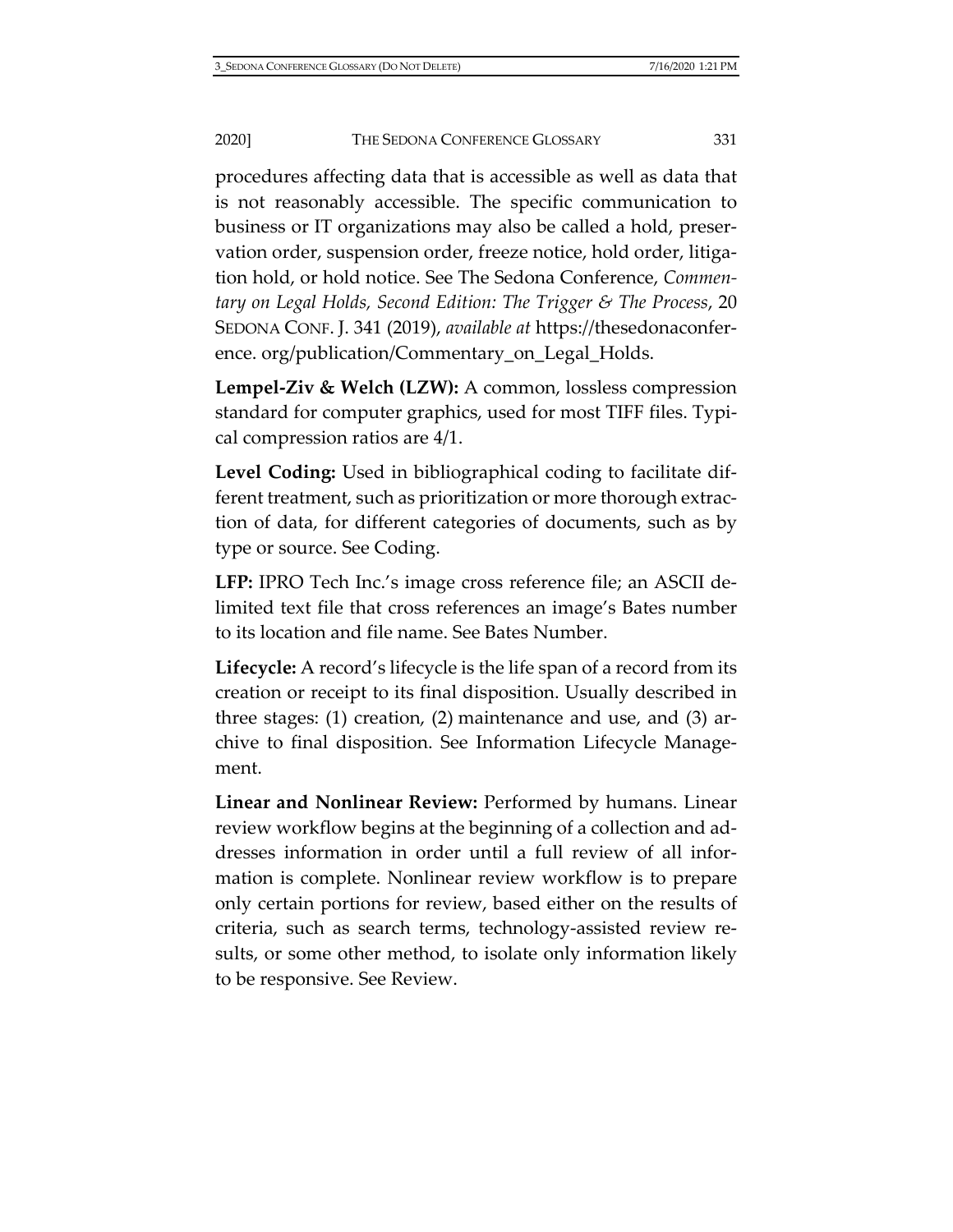procedures affecting data that is accessible as well as data that is not reasonably accessible. The specific communication to business or IT organizations may also be called a hold, preservation order, suspension order, freeze notice, hold order, litigation hold, or hold notice. See The Sedona Conference, *Commentary on Legal Holds, Second Edition: The Trigger & The Process*, 20 SEDONA CONF. J. 341 (2019), *available at* https://thesedonaconference. org/publication/Commentary_on_Legal_Holds.

**Lempel-Ziv & Welch (LZW):** A common, lossless compression standard for computer graphics, used for most TIFF files. Typical compression ratios are 4/1.

**Level Coding:** Used in bibliographical coding to facilitate different treatment, such as prioritization or more thorough extraction of data, for different categories of documents, such as by type or source. See Coding.

**LFP:** IPRO Tech Inc.'s image cross reference file; an ASCII delimited text file that cross references an image's Bates number to its location and file name. See Bates Number.

**Lifecycle:** A record's lifecycle is the life span of a record from its creation or receipt to its final disposition. Usually described in three stages: (1) creation, (2) maintenance and use, and (3) archive to final disposition. See Information Lifecycle Management.

**Linear and Nonlinear Review:** Performed by humans. Linear review workflow begins at the beginning of a collection and addresses information in order until a full review of all information is complete. Nonlinear review workflow is to prepare only certain portions for review, based either on the results of criteria, such as search terms, technology-assisted review results, or some other method, to isolate only information likely to be responsive. See Review.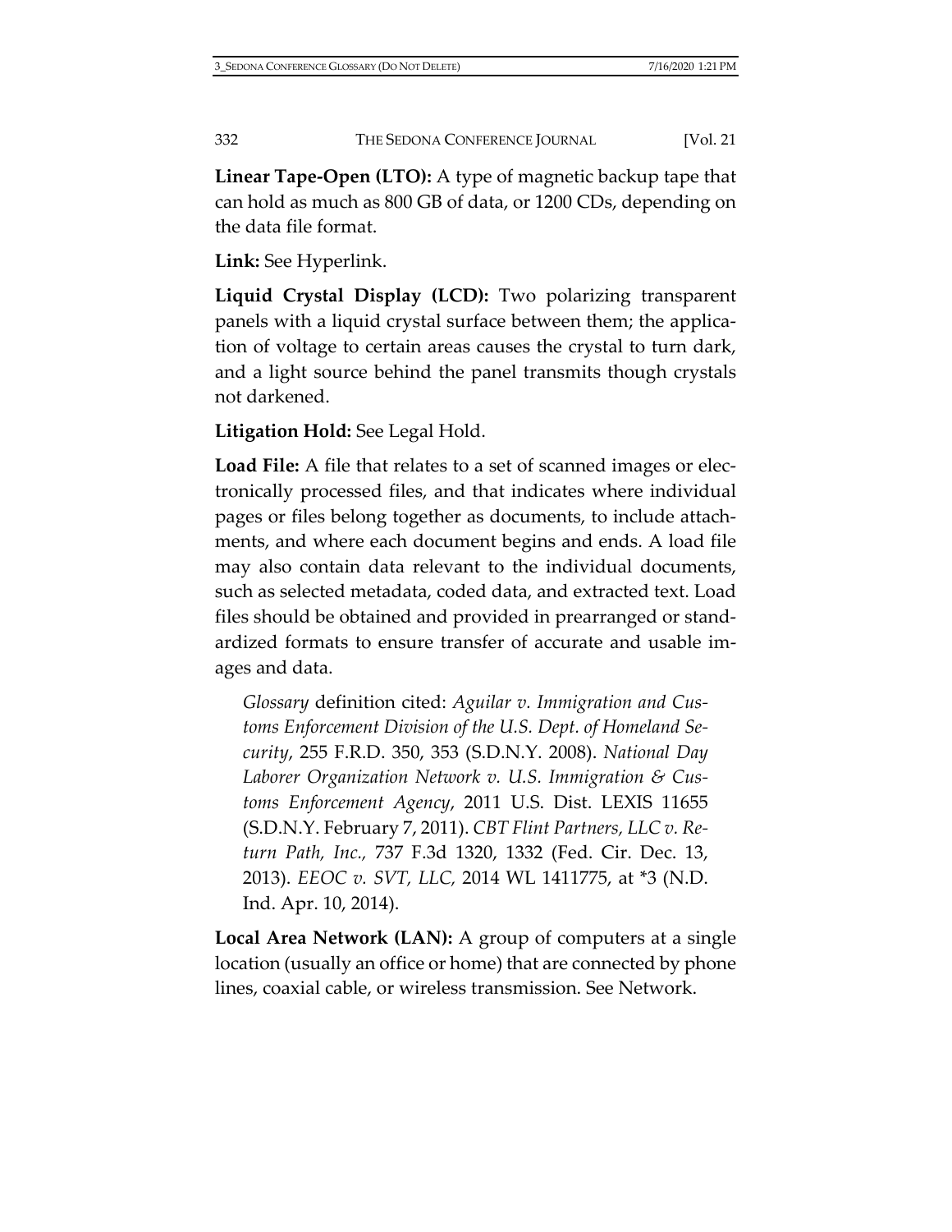**Linear Tape-Open (LTO):** A type of magnetic backup tape that can hold as much as 800 GB of data, or 1200 CDs, depending on the data file format.

**Link:** See Hyperlink.

**Liquid Crystal Display (LCD):** Two polarizing transparent panels with a liquid crystal surface between them; the application of voltage to certain areas causes the crystal to turn dark, and a light source behind the panel transmits though crystals not darkened.

**Litigation Hold:** See Legal Hold.

**Load File:** A file that relates to a set of scanned images or electronically processed files, and that indicates where individual pages or files belong together as documents, to include attachments, and where each document begins and ends. A load file may also contain data relevant to the individual documents, such as selected metadata, coded data, and extracted text. Load files should be obtained and provided in prearranged or standardized formats to ensure transfer of accurate and usable images and data.

> *Glossary* definition cited: *Aguilar v. Immigration and Customs Enforcement Division of the U.S. Dept. of Homeland Security*, 255 F.R.D. 350, 353 (S.D.N.Y. 2008). *National Day Laborer Organization Network v. U.S. Immigration & Customs Enforcement Agency*, 2011 U.S. Dist. LEXIS 11655 (S.D.N.Y. February 7, 2011). *CBT Flint Partners, LLC v. Return Path, Inc.*, 737 F.3d 1320, 1332 (Fed. Cir. Dec. 13, 2013). *EEOC v. SVT, LLC,* 2014 WL 1411775, at *3 (N.D. Ind. Apr. 10, 2014).

**Local Area Network (LAN):** A group of computers at a single location (usually an office or home) that are connected by phone lines, coaxial cable, or wireless transmission. See Network.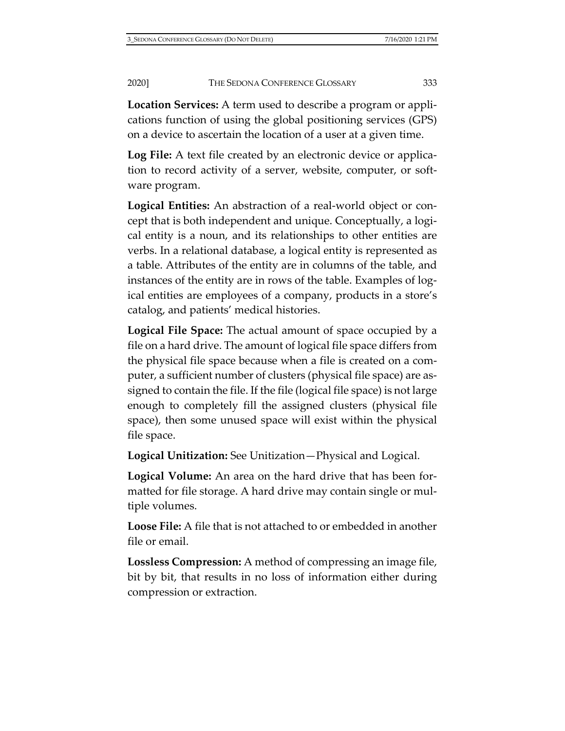**Location Services:** A term used to describe a program or applications function of using the global positioning services (GPS) on a device to ascertain the location of a user at a given time.

**Log File:** A text file created by an electronic device or application to record activity of a server, website, computer, or software program.

**Logical Entities:** An abstraction of a real-world object or concept that is both independent and unique. Conceptually, a logical entity is a noun, and its relationships to other entities are verbs. In a relational database, a logical entity is represented as a table. Attributes of the entity are in columns of the table, and instances of the entity are in rows of the table. Examples of logical entities are employees of a company, products in a store's catalog, and patients' medical histories.

**Logical File Space:** The actual amount of space occupied by a file on a hard drive. The amount of logical file space differs from the physical file space because when a file is created on a computer, a sufficient number of clusters (physical file space) are assigned to contain the file. If the file (logical file space) is not large enough to completely fill the assigned clusters (physical file space), then some unused space will exist within the physical file space.

**Logical Unitization:** See Unitization—Physical and Logical.

**Logical Volume:** An area on the hard drive that has been formatted for file storage. A hard drive may contain single or multiple volumes.

**Loose File:** A file that is not attached to or embedded in another file or email.

**Lossless Compression:** A method of compressing an image file, bit by bit, that results in no loss of information either during compression or extraction.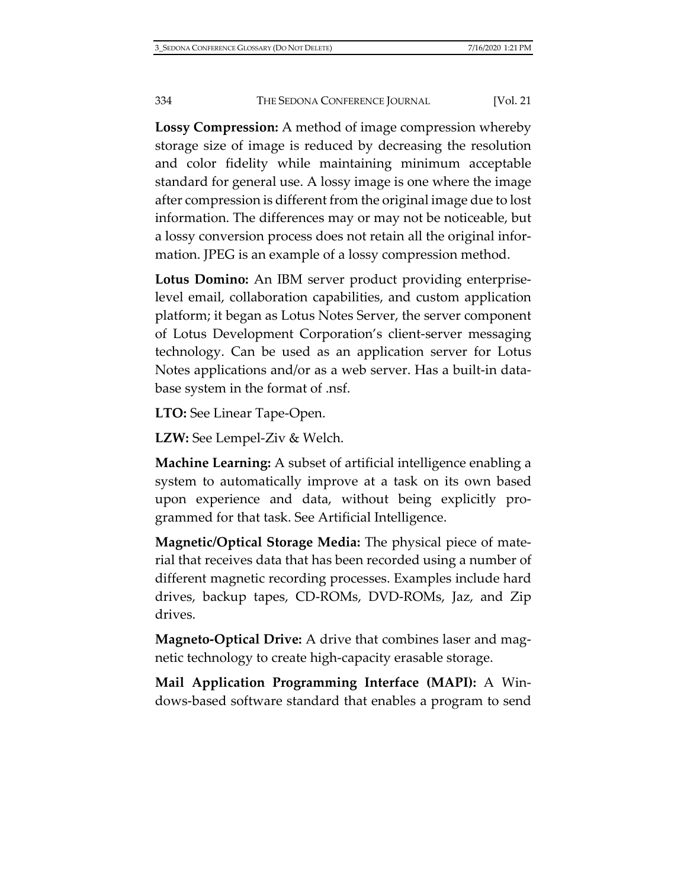**Lossy Compression:** A method of image compression whereby storage size of image is reduced by decreasing the resolution and color fidelity while maintaining minimum acceptable standard for general use. A lossy image is one where the image after compression is different from the original image due to lost information. The differences may or may not be noticeable, but a lossy conversion process does not retain all the original information. JPEG is an example of a lossy compression method.

**Lotus Domino:** An IBM server product providing enterprise-level email, collaboration capabilities, and custom application platform; it began as Lotus Notes Server, the server component of Lotus Development Corporation's client-server messaging technology. Can be used as an application server for Lotus Notes applications and/or as a web server. Has a built-in database system in the format of .nsf.

**LTO:** See Linear Tape-Open.

**LZW:** See Lempel-Ziv & Welch.

**Machine Learning:** A subset of artificial intelligence enabling a system to automatically improve at a task on its own based upon experience and data, without being explicitly programmed for that task. See Artificial Intelligence.

**Magnetic/Optical Storage Media:** The physical piece of material that receives data that has been recorded using a number of different magnetic recording processes. Examples include hard drives, backup tapes, CD-ROMs, DVD-ROMs, Jaz, and Zip drives.

**Magneto-Optical Drive:** A drive that combines laser and magnetic technology to create high-capacity erasable storage.

**Mail Application Programming Interface (MAPI):** A Windows-based software standard that enables a program to send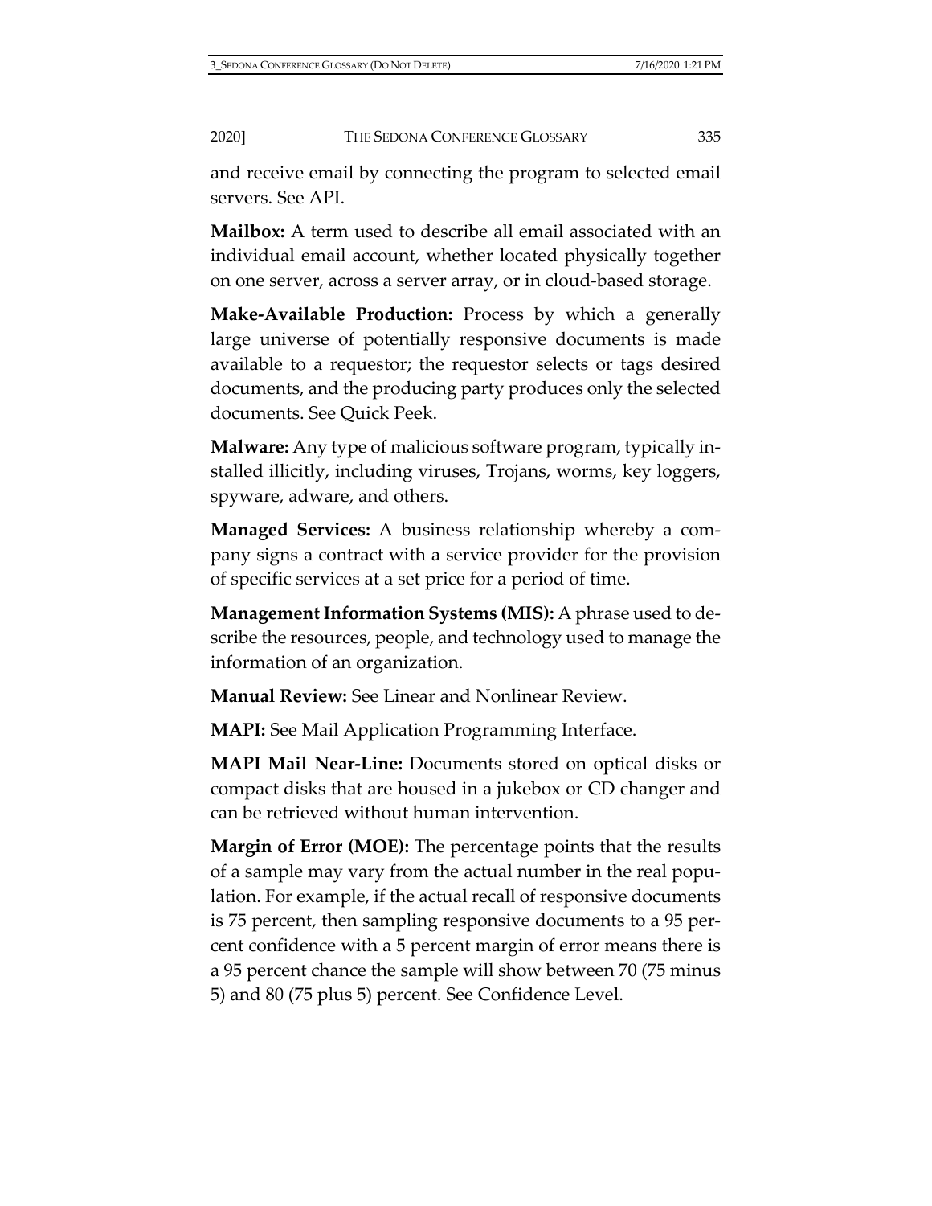and receive email by connecting the program to selected email servers. See API.

**Mailbox:** A term used to describe all email associated with an individual email account, whether located physically together on one server, across a server array, or in cloud-based storage.

**Make-Available Production:** Process by which a generally large universe of potentially responsive documents is made available to a requestor; the requestor selects or tags desired documents, and the producing party produces only the selected documents. See Quick Peek.

**Malware:** Any type of malicious software program, typically installed illicitly, including viruses, Trojans, worms, key loggers, spyware, adware, and others.

**Managed Services:** A business relationship whereby a company signs a contract with a service provider for the provision of specific services at a set price for a period of time.

**Management Information Systems (MIS):** A phrase used to describe the resources, people, and technology used to manage the information of an organization.

**Manual Review:** See Linear and Nonlinear Review.

**MAPI:** See Mail Application Programming Interface.

**MAPI Mail Near-Line:** Documents stored on optical disks or compact disks that are housed in a jukebox or CD changer and can be retrieved without human intervention.

**Margin of Error (MOE):** The percentage points that the results of a sample may vary from the actual number in the real population. For example, if the actual recall of responsive documents is 75 percent, then sampling responsive documents to a 95 percent confidence with a 5 percent margin of error means there is a 95 percent chance the sample will show between 70 (75 minus 5) and 80 (75 plus 5) percent. See Confidence Level.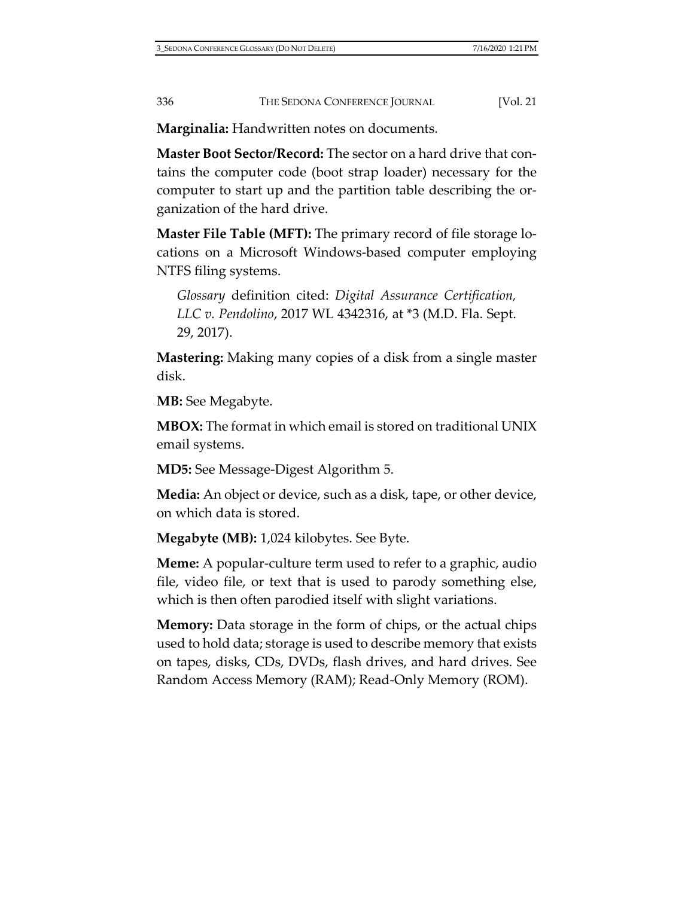**Marginalia:** Handwritten notes on documents.

**Master Boot Sector/Record:** The sector on a hard drive that contains the computer code (boot strap loader) necessary for the computer to start up and the partition table describing the organization of the hard drive.

**Master File Table (MFT):** The primary record of file storage locations on a Microsoft Windows-based computer employing NTFS filing systems.

> *Glossary* definition cited: *Digital Assurance Certification, LLC v. Pendolino*, 2017 WL 4342316, at *3 (M.D. Fla. Sept. 29, 2017).

**Mastering:** Making many copies of a disk from a single master disk.

**MB:** See Megabyte.

**MBOX:** The format in which email is stored on traditional UNIX email systems.

**MD5:** See Message-Digest Algorithm 5.

**Media:** An object or device, such as a disk, tape, or other device, on which data is stored.

**Megabyte (MB):** 1,024 kilobytes. See Byte.

**Meme:** A popular-culture term used to refer to a graphic, audio file, video file, or text that is used to parody something else, which is then often parodied itself with slight variations.

**Memory:** Data storage in the form of chips, or the actual chips used to hold data; storage is used to describe memory that exists on tapes, disks, CDs, DVDs, flash drives, and hard drives. See Random Access Memory (RAM); Read-Only Memory (ROM).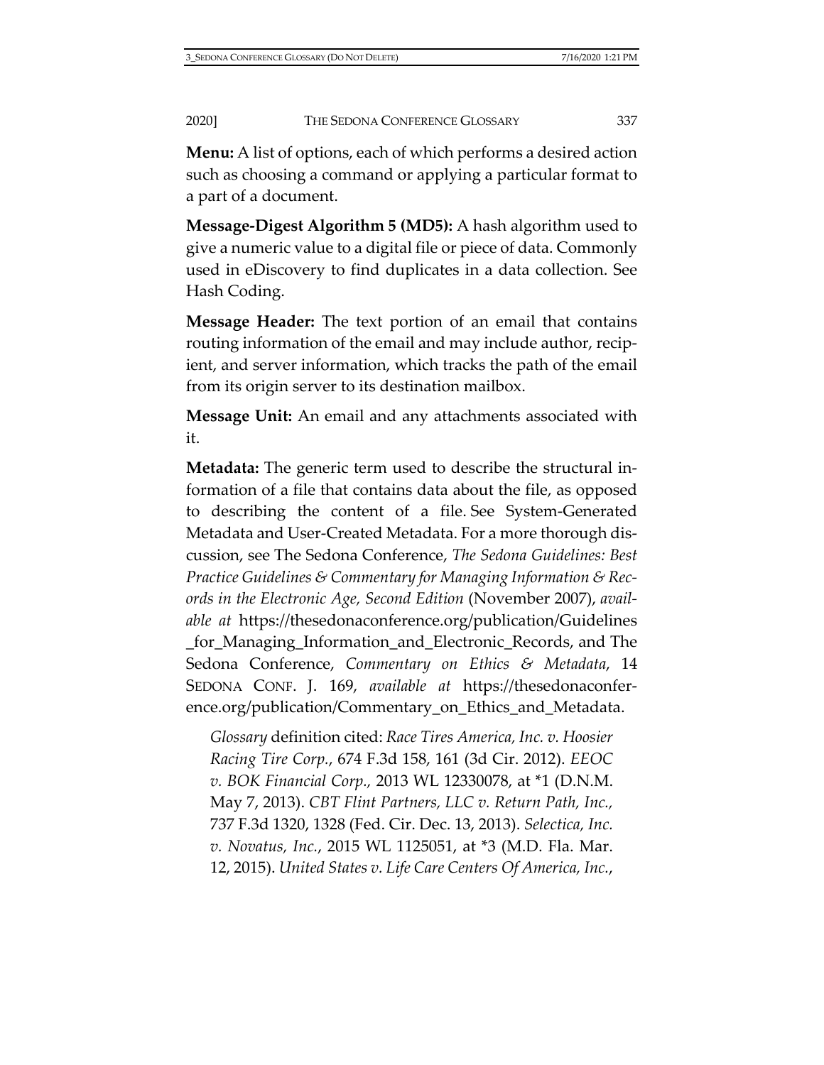**Menu:** A list of options, each of which performs a desired action such as choosing a command or applying a particular format to a part of a document.

**Message-Digest Algorithm 5 (MD5):** A hash algorithm used to give a numeric value to a digital file or piece of data. Commonly used in eDiscovery to find duplicates in a data collection. See Hash Coding.

**Message Header:** The text portion of an email that contains routing information of the email and may include author, recipient, and server information, which tracks the path of the email from its origin server to its destination mailbox.

**Message Unit:** An email and any attachments associated with it.

**Metadata:** The generic term used to describe the structural information of a file that contains data about the file, as opposed to describing the content of a file. See System-Generated Metadata and User-Created Metadata. For a more thorough discussion, see The Sedona Conference, *The Sedona Guidelines: Best Practice Guidelines & Commentary for Managing Information & Records in the Electronic Age, Second Edition* (November 2007), *available at* https://thesedonaconference.org/publication/Guidelines_for_Managing_Information_and_Electronic_Records, and The Sedona Conference, *Commentary on Ethics & Metadata*, 14 SEDONA CONF. J. 169, *available at* https://thesedonaconference.org/publication/Commentary_on_Ethics_and_Metadata.

> *Glossary* definition cited: *Race Tires America, Inc. v. Hoosier Racing Tire Corp.*, 674 F.3d 158, 161 (3d Cir. 2012). *EEOC v. BOK Financial Corp.,* 2013 WL 12330078, at *1 (D.N.M. May 7, 2013). *CBT Flint Partners, LLC v. Return Path, Inc.,* 737 F.3d 1320, 1328 (Fed. Cir. Dec. 13, 2013). *Selectica, Inc. v. Novatus, Inc.*, 2015 WL 1125051, at *3 (M.D. Fla. Mar. 12, 2015). *United States v. Life Care Centers Of America, Inc.*,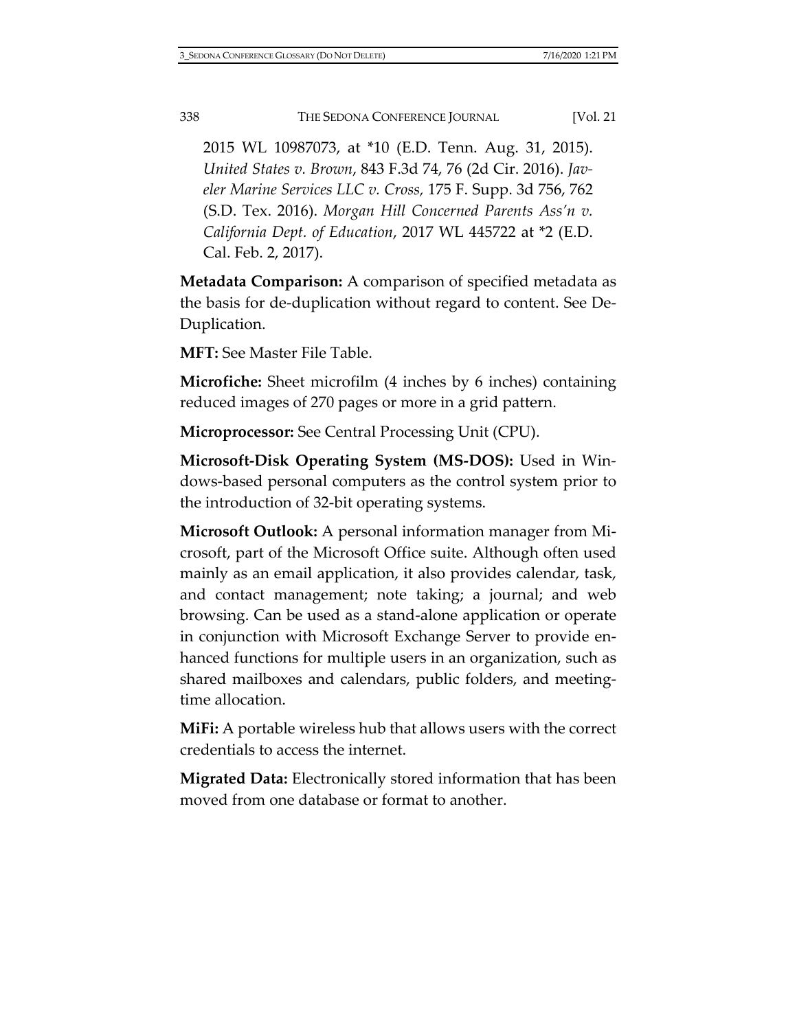2015 WL 10987073, at *10 (E.D. Tenn. Aug. 31, 2015). *United States v. Brown*, 843 F.3d 74, 76 (2d Cir. 2016). *Javeler Marine Services LLC v. Cross,* 175 F. Supp. 3d 756, 762 (S.D. Tex. 2016). *Morgan Hill Concerned Parents Ass'n v. California Dept. of Education*, 2017 WL 445722 at *2 (E.D. Cal. Feb. 2, 2017).

**Metadata Comparison:** A comparison of specified metadata as the basis for de-duplication without regard to content. See De-Duplication.

**MFT:** See Master File Table.

**Microfiche:** Sheet microfilm (4 inches by 6 inches) containing reduced images of 270 pages or more in a grid pattern.

**Microprocessor:** See Central Processing Unit (CPU).

**Microsoft-Disk Operating System (MS-DOS):** Used in Windows-based personal computers as the control system prior to the introduction of 32-bit operating systems.

**Microsoft Outlook:** A personal information manager from Microsoft, part of the Microsoft Office suite. Although often used mainly as an email application, it also provides calendar, task, and contact management; note taking; a journal; and web browsing. Can be used as a stand-alone application or operate in conjunction with Microsoft Exchange Server to provide enhanced functions for multiple users in an organization, such as shared mailboxes and calendars, public folders, and meeting-time allocation.

**MiFi:** A portable wireless hub that allows users with the correct credentials to access the internet.

**Migrated Data:** Electronically stored information that has been moved from one database or format to another.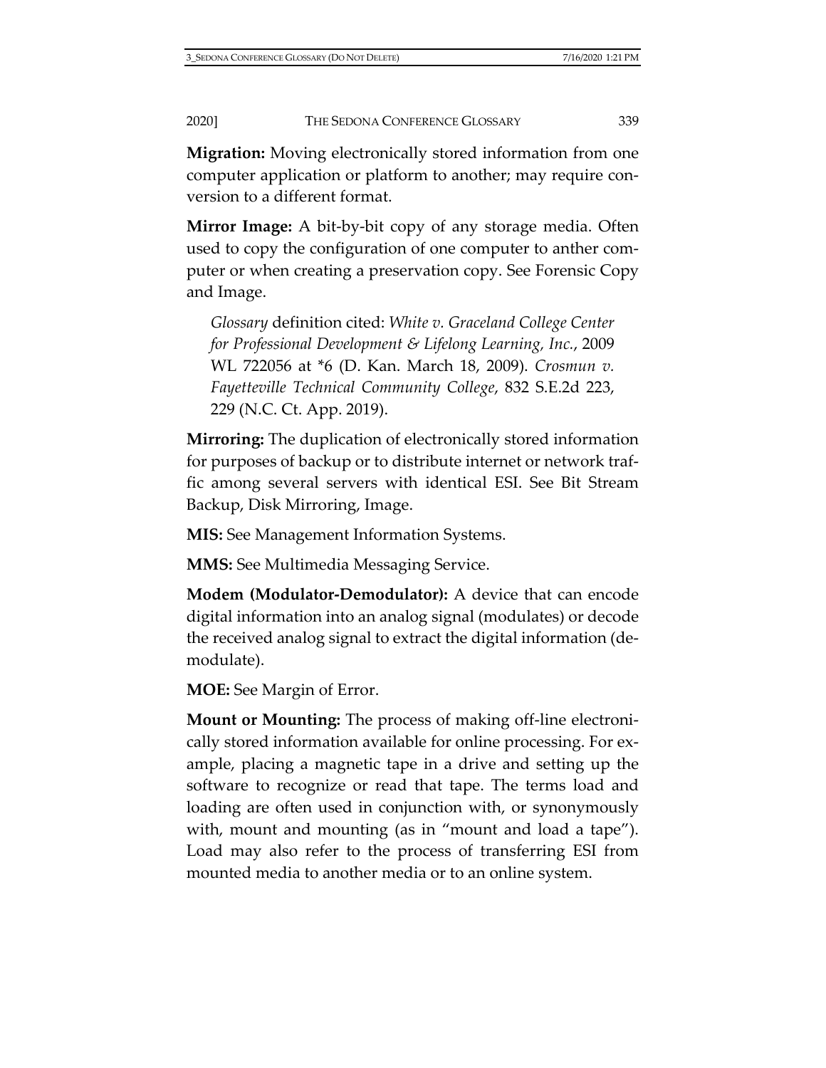**Migration:** Moving electronically stored information from one computer application or platform to another; may require conversion to a different format.

**Mirror Image:** A bit-by-bit copy of any storage media. Often used to copy the configuration of one computer to anther computer or when creating a preservation copy. See Forensic Copy and Image.

> *Glossary* definition cited: *White v. Graceland College Center for Professional Development & Lifelong Learning, Inc.*, 2009 WL 722056 at *6 (D. Kan. March 18, 2009). *Crosmun v. Fayetteville Technical Community College*, 832 S.E.2d 223, 229 (N.C. Ct. App. 2019).

**Mirroring:** The duplication of electronically stored information for purposes of backup or to distribute internet or network traffic among several servers with identical ESI. See Bit Stream Backup, Disk Mirroring, Image.

**MIS:** See Management Information Systems.

**MMS:** See Multimedia Messaging Service.

**Modem (Modulator-Demodulator):** A device that can encode digital information into an analog signal (modulates) or decode the received analog signal to extract the digital information (demodulate).

**MOE:** See Margin of Error.

**Mount or Mounting:** The process of making off-line electronically stored information available for online processing. For example, placing a magnetic tape in a drive and setting up the software to recognize or read that tape. The terms load and loading are often used in conjunction with, or synonymously with, mount and mounting (as in "mount and load a tape"). Load may also refer to the process of transferring ESI from mounted media to another media or to an online system.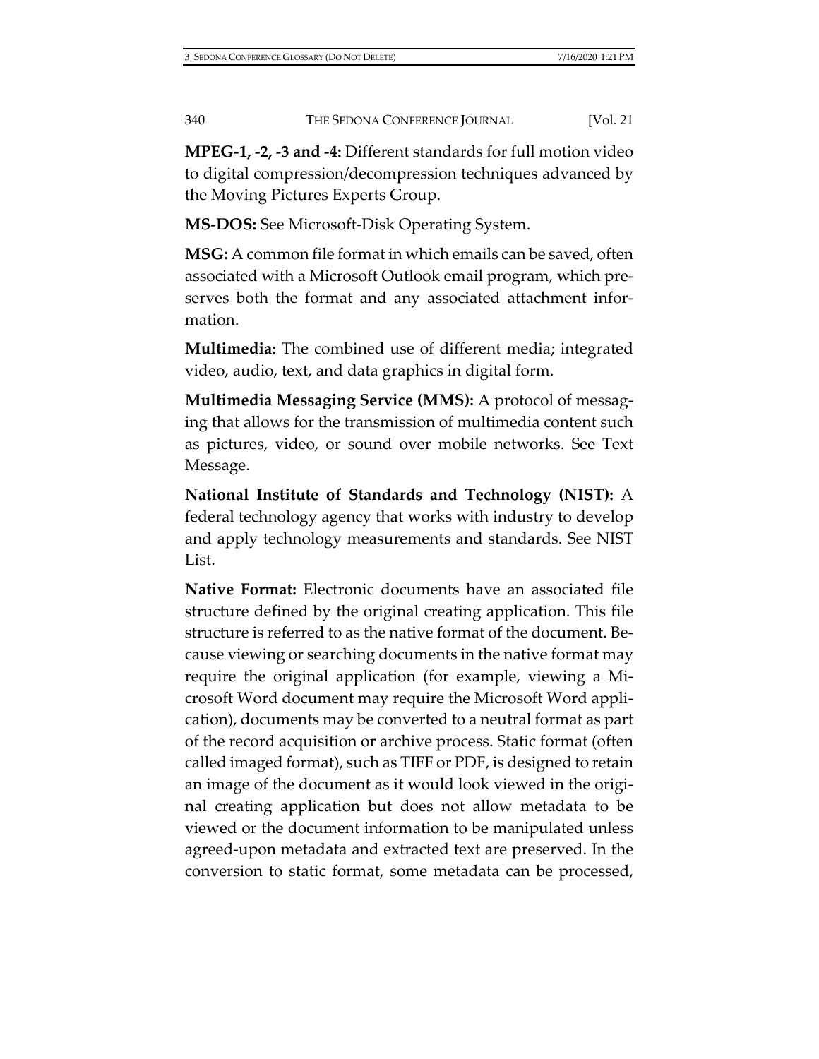**MPEG-1, -2, -3 and -4:** Different standards for full motion video to digital compression/decompression techniques advanced by the Moving Pictures Experts Group.

**MS-DOS:** See Microsoft-Disk Operating System.

**MSG:** A common file format in which emails can be saved, often associated with a Microsoft Outlook email program, which preserves both the format and any associated attachment information.

**Multimedia:** The combined use of different media; integrated video, audio, text, and data graphics in digital form.

**Multimedia Messaging Service (MMS):** A protocol of messaging that allows for the transmission of multimedia content such as pictures, video, or sound over mobile networks. See Text Message.

**National Institute of Standards and Technology (NIST):** A federal technology agency that works with industry to develop and apply technology measurements and standards. See NIST List.

**Native Format:** Electronic documents have an associated file structure defined by the original creating application. This file structure is referred to as the native format of the document. Because viewing or searching documents in the native format may require the original application (for example, viewing a Microsoft Word document may require the Microsoft Word application), documents may be converted to a neutral format as part of the record acquisition or archive process. Static format (often called imaged format), such as TIFF or PDF, is designed to retain an image of the document as it would look viewed in the original creating application but does not allow metadata to be viewed or the document information to be manipulated unless agreed-upon metadata and extracted text are preserved. In the conversion to static format, some metadata can be processed,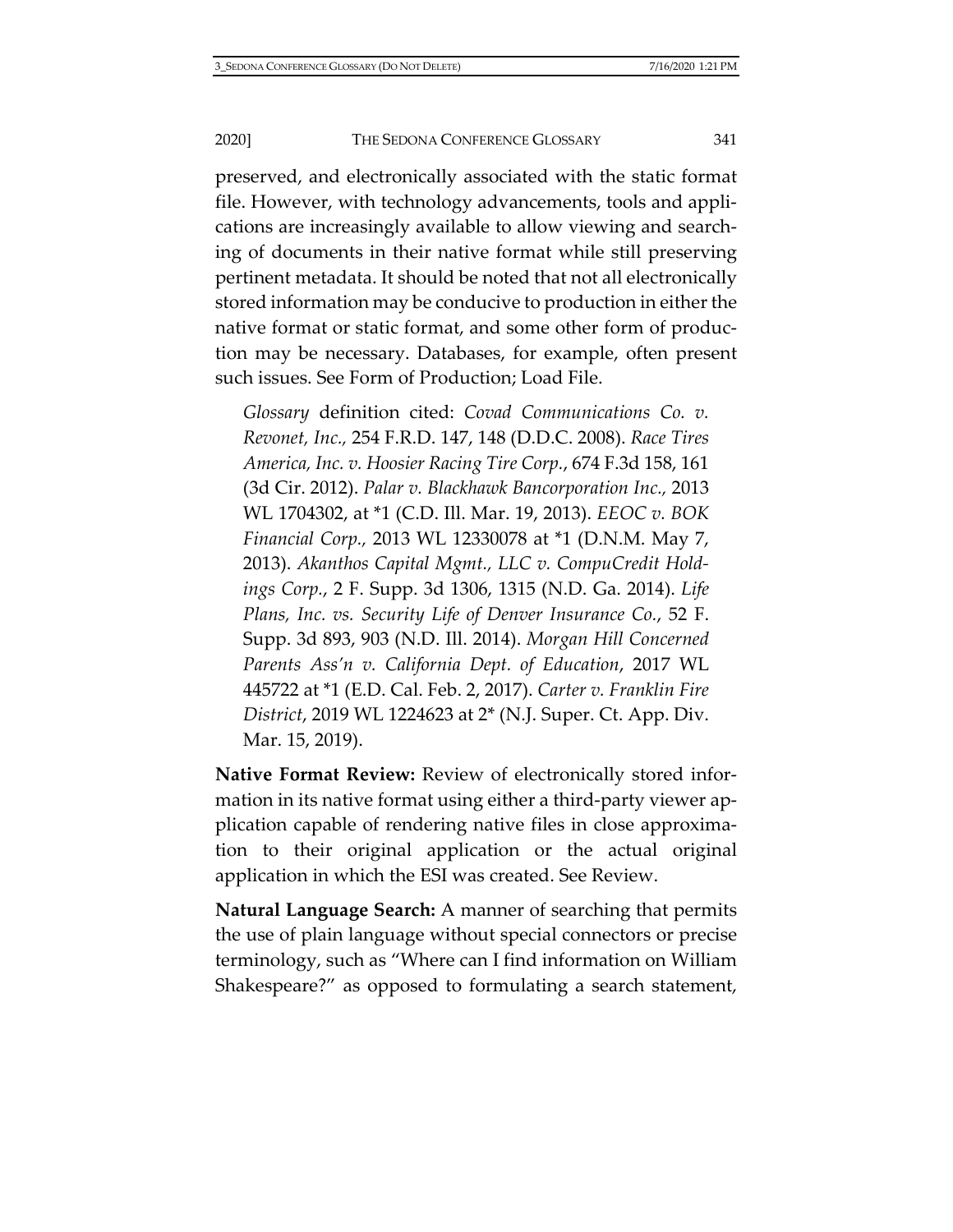preserved, and electronically associated with the static format file. However, with technology advancements, tools and applications are increasingly available to allow viewing and searching of documents in their native format while still preserving pertinent metadata. It should be noted that not all electronically stored information may be conducive to production in either the native format or static format, and some other form of production may be necessary. Databases, for example, often present such issues. See Form of Production; Load File.

> *Glossary* definition cited: *Covad Communications Co. v. Revonet, Inc.*, 254 F.R.D. 147, 148 (D.D.C. 2008). *Race Tires America, Inc. v. Hoosier Racing Tire Corp.*, 674 F.3d 158, 161 (3d Cir. 2012). *Palar v. Blackhawk Bancorporation Inc.*, 2013 WL 1704302, at *1 (C.D. Ill. Mar. 19, 2013). *EEOC v. BOK Financial Corp.*, 2013 WL 12330078 at *1 (D.N.M. May 7, 2013). *Akanthos Capital Mgmt., LLC v. CompuCredit Holdings Corp.*, 2 F. Supp. 3d 1306, 1315 (N.D. Ga. 2014). *Life Plans, Inc. vs. Security Life of Denver Insurance Co.*, 52 F. Supp. 3d 893, 903 (N.D. Ill. 2014). *Morgan Hill Concerned Parents Ass'n v. California Dept. of Education*, 2017 WL 445722 at *1 (E.D. Cal. Feb. 2, 2017). *Carter v. Franklin Fire District*, 2019 WL 1224623 at 2* (N.J. Super. Ct. App. Div. Mar. 15, 2019).

**Native Format Review:** Review of electronically stored information in its native format using either a third-party viewer application capable of rendering native files in close approximation to their original application or the actual original application in which the ESI was created. See Review.

**Natural Language Search:** A manner of searching that permits the use of plain language without special connectors or precise terminology, such as "Where can I find information on William Shakespeare?" as opposed to formulating a search statement,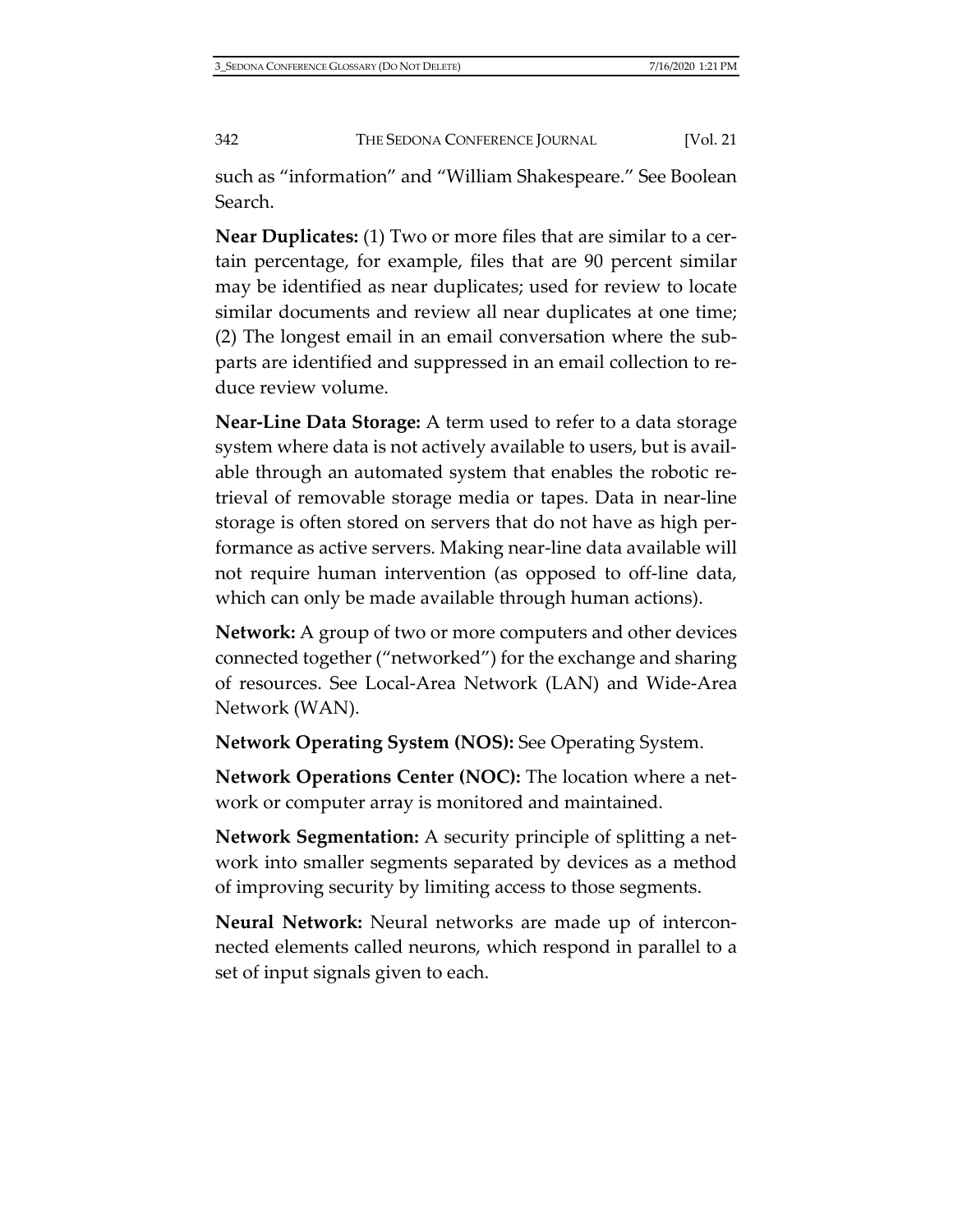such as "information" and "William Shakespeare." See Boolean Search.

**Near Duplicates:** (1) Two or more files that are similar to a certain percentage, for example, files that are 90 percent similar may be identified as near duplicates; used for review to locate similar documents and review all near duplicates at one time; (2) The longest email in an email conversation where the subparts are identified and suppressed in an email collection to reduce review volume.

**Near-Line Data Storage:** A term used to refer to a data storage system where data is not actively available to users, but is available through an automated system that enables the robotic retrieval of removable storage media or tapes. Data in near-line storage is often stored on servers that do not have as high performance as active servers. Making near-line data available will not require human intervention (as opposed to off-line data, which can only be made available through human actions).

**Network:** A group of two or more computers and other devices connected together ("networked") for the exchange and sharing of resources. See Local-Area Network (LAN) and Wide-Area Network (WAN).

**Network Operating System (NOS):** See Operating System.

**Network Operations Center (NOC):** The location where a network or computer array is monitored and maintained.

**Network Segmentation:** A security principle of splitting a network into smaller segments separated by devices as a method of improving security by limiting access to those segments.

**Neural Network:** Neural networks are made up of interconnected elements called neurons, which respond in parallel to a set of input signals given to each.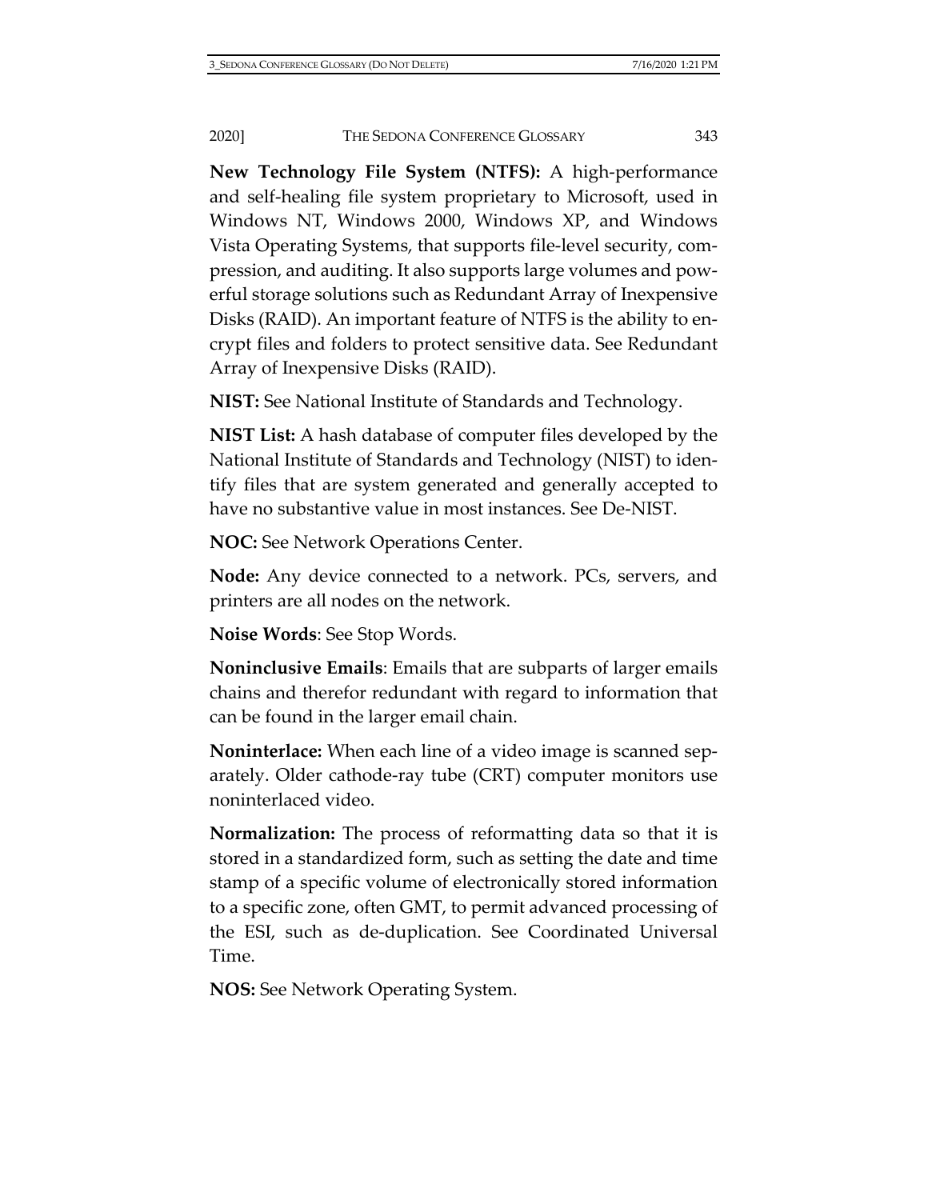**New Technology File System (NTFS):** A high-performance and self-healing file system proprietary to Microsoft, used in Windows NT, Windows 2000, Windows XP, and Windows Vista Operating Systems, that supports file-level security, compression, and auditing. It also supports large volumes and powerful storage solutions such as Redundant Array of Inexpensive Disks (RAID). An important feature of NTFS is the ability to encrypt files and folders to protect sensitive data. See Redundant Array of Inexpensive Disks (RAID).

**NIST:** See National Institute of Standards and Technology.

**NIST List:** A hash database of computer files developed by the National Institute of Standards and Technology (NIST) to identify files that are system generated and generally accepted to have no substantive value in most instances. See De-NIST.

**NOC:** See Network Operations Center.

**Node:** Any device connected to a network. PCs, servers, and printers are all nodes on the network.

**Noise Words**: See Stop Words.

**Noninclusive Emails**: Emails that are subparts of larger emails chains and therefor redundant with regard to information that can be found in the larger email chain.

**Noninterlace:** When each line of a video image is scanned separately. Older cathode-ray tube (CRT) computer monitors use noninterlaced video.

**Normalization:** The process of reformatting data so that it is stored in a standardized form, such as setting the date and time stamp of a specific volume of electronically stored information to a specific zone, often GMT, to permit advanced processing of the ESI, such as de-duplication. See Coordinated Universal Time.

**NOS:** See Network Operating System.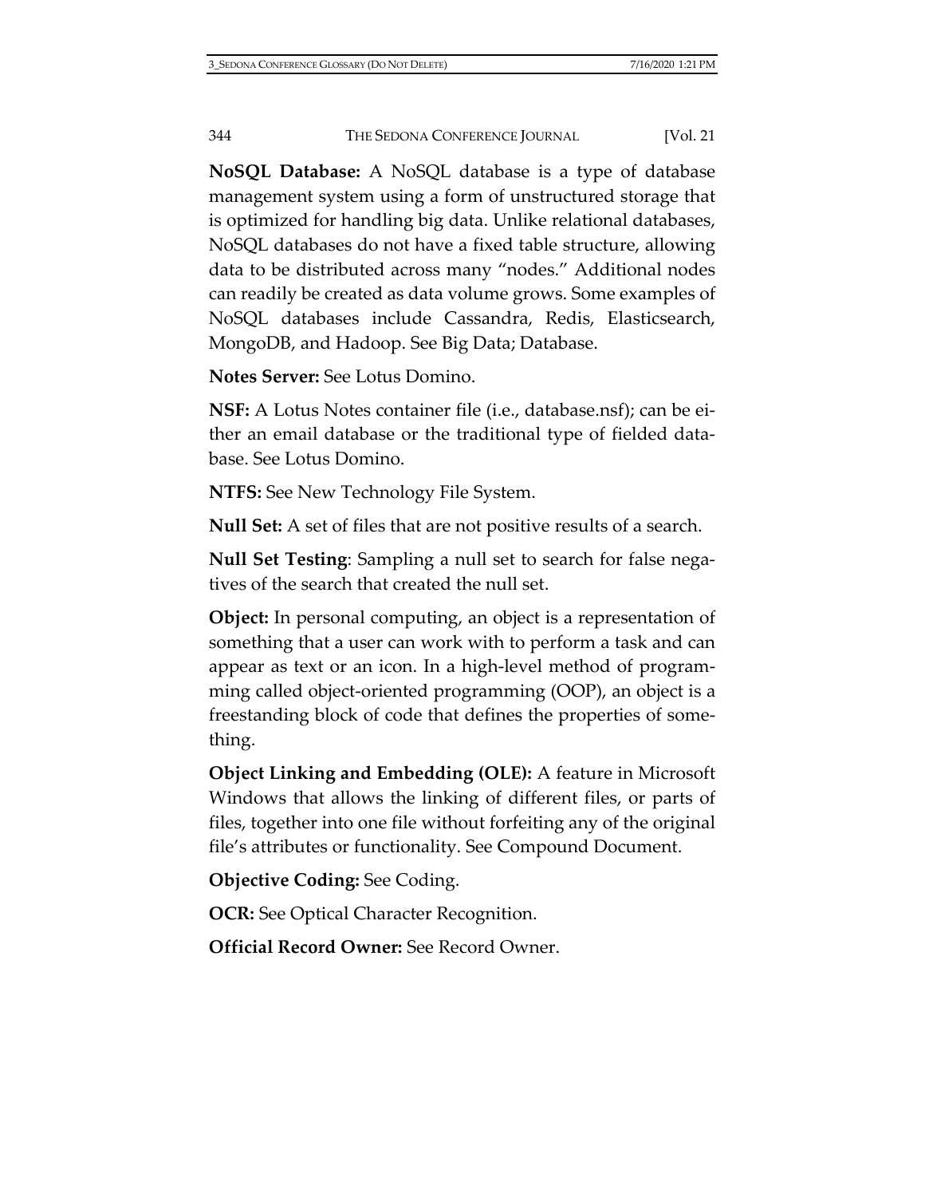**NoSQL Database:** A NoSQL database is a type of database management system using a form of unstructured storage that is optimized for handling big data. Unlike relational databases, NoSQL databases do not have a fixed table structure, allowing data to be distributed across many "nodes." Additional nodes can readily be created as data volume grows. Some examples of NoSQL databases include Cassandra, Redis, Elasticsearch, MongoDB, and Hadoop. See Big Data; Database.

**Notes Server:** See Lotus Domino.

**NSF:** A Lotus Notes container file (i.e., database.nsf); can be either an email database or the traditional type of fielded database. See Lotus Domino.

**NTFS:** See New Technology File System.

**Null Set:** A set of files that are not positive results of a search.

**Null Set Testing**: Sampling a null set to search for false negatives of the search that created the null set.

**Object:** In personal computing, an object is a representation of something that a user can work with to perform a task and can appear as text or an icon. In a high-level method of programming called object-oriented programming (OOP), an object is a freestanding block of code that defines the properties of something.

**Object Linking and Embedding (OLE):** A feature in Microsoft Windows that allows the linking of different files, or parts of files, together into one file without forfeiting any of the original file's attributes or functionality. See Compound Document.

**Objective Coding:** See Coding.

**OCR:** See Optical Character Recognition.

**Official Record Owner:** See Record Owner.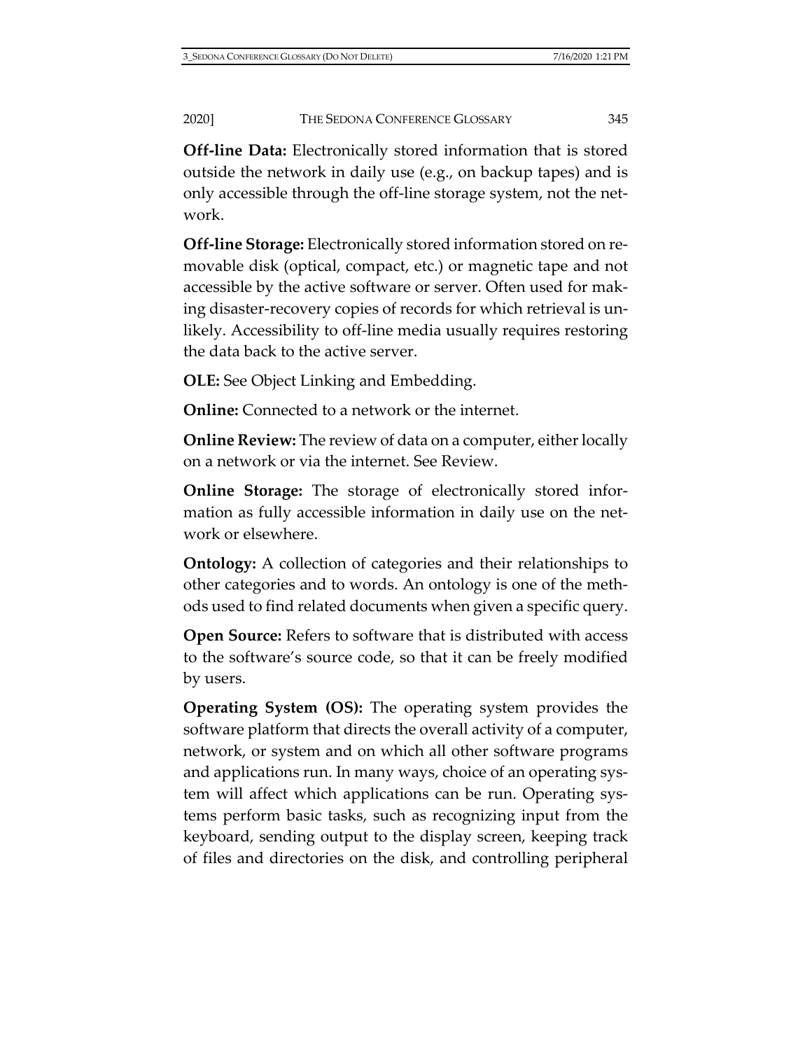**Off-line Data:** Electronically stored information that is stored outside the network in daily use (e.g., on backup tapes) and is only accessible through the off-line storage system, not the network.

**Off-line Storage:** Electronically stored information stored on removable disk (optical, compact, etc.) or magnetic tape and not accessible by the active software or server. Often used for making disaster-recovery copies of records for which retrieval is unlikely. Accessibility to off-line media usually requires restoring the data back to the active server.

**OLE:** See Object Linking and Embedding.

**Online:** Connected to a network or the internet.

**Online Review:** The review of data on a computer, either locally on a network or via the internet. See Review.

**Online Storage:** The storage of electronically stored information as fully accessible information in daily use on the network or elsewhere.

**Ontology:** A collection of categories and their relationships to other categories and to words. An ontology is one of the methods used to find related documents when given a specific query.

**Open Source:** Refers to software that is distributed with access to the software's source code, so that it can be freely modified by users.

**Operating System (OS):** The operating system provides the software platform that directs the overall activity of a computer, network, or system and on which all other software programs and applications run. In many ways, choice of an operating system will affect which applications can be run. Operating systems perform basic tasks, such as recognizing input from the keyboard, sending output to the display screen, keeping track of files and directories on the disk, and controlling peripheral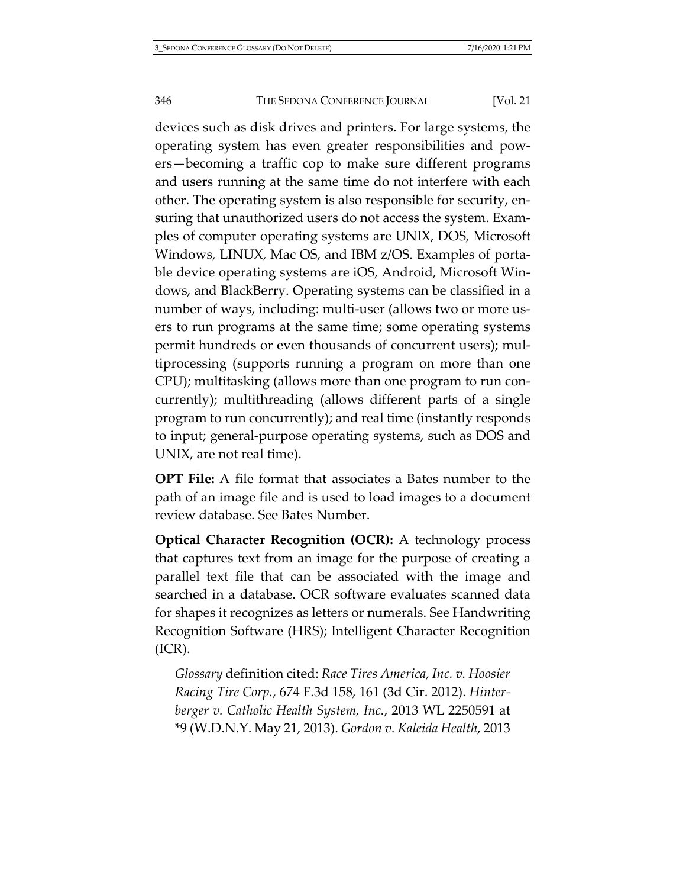devices such as disk drives and printers. For large systems, the operating system has even greater responsibilities and powers—becoming a traffic cop to make sure different programs and users running at the same time do not interfere with each other. The operating system is also responsible for security, ensuring that unauthorized users do not access the system. Examples of computer operating systems are UNIX, DOS, Microsoft Windows, LINUX, Mac OS, and IBM z/OS. Examples of portable device operating systems are iOS, Android, Microsoft Windows, and BlackBerry. Operating systems can be classified in a number of ways, including: multi-user (allows two or more users to run programs at the same time; some operating systems permit hundreds or even thousands of concurrent users); multiprocessing (supports running a program on more than one CPU); multitasking (allows more than one program to run concurrently); multithreading (allows different parts of a single program to run concurrently); and real time (instantly responds to input; general-purpose operating systems, such as DOS and UNIX, are not real time).

**OPT File:** A file format that associates a Bates number to the path of an image file and is used to load images to a document review database. See Bates Number.

**Optical Character Recognition (OCR):** A technology process that captures text from an image for the purpose of creating a parallel text file that can be associated with the image and searched in a database. OCR software evaluates scanned data for shapes it recognizes as letters or numerals. See Handwriting Recognition Software (HRS); Intelligent Character Recognition (ICR).

*Glossary* definition cited: *Race Tires America, Inc. v. Hoosier Racing Tire Corp.*, 674 F.3d 158, 161 (3d Cir. 2012). *Hinterberger v. Catholic Health System, Inc.*, 2013 WL 2250591 at *9 (W.D.N.Y. May 21, 2013). *Gordon v. Kaleida Health*, 2013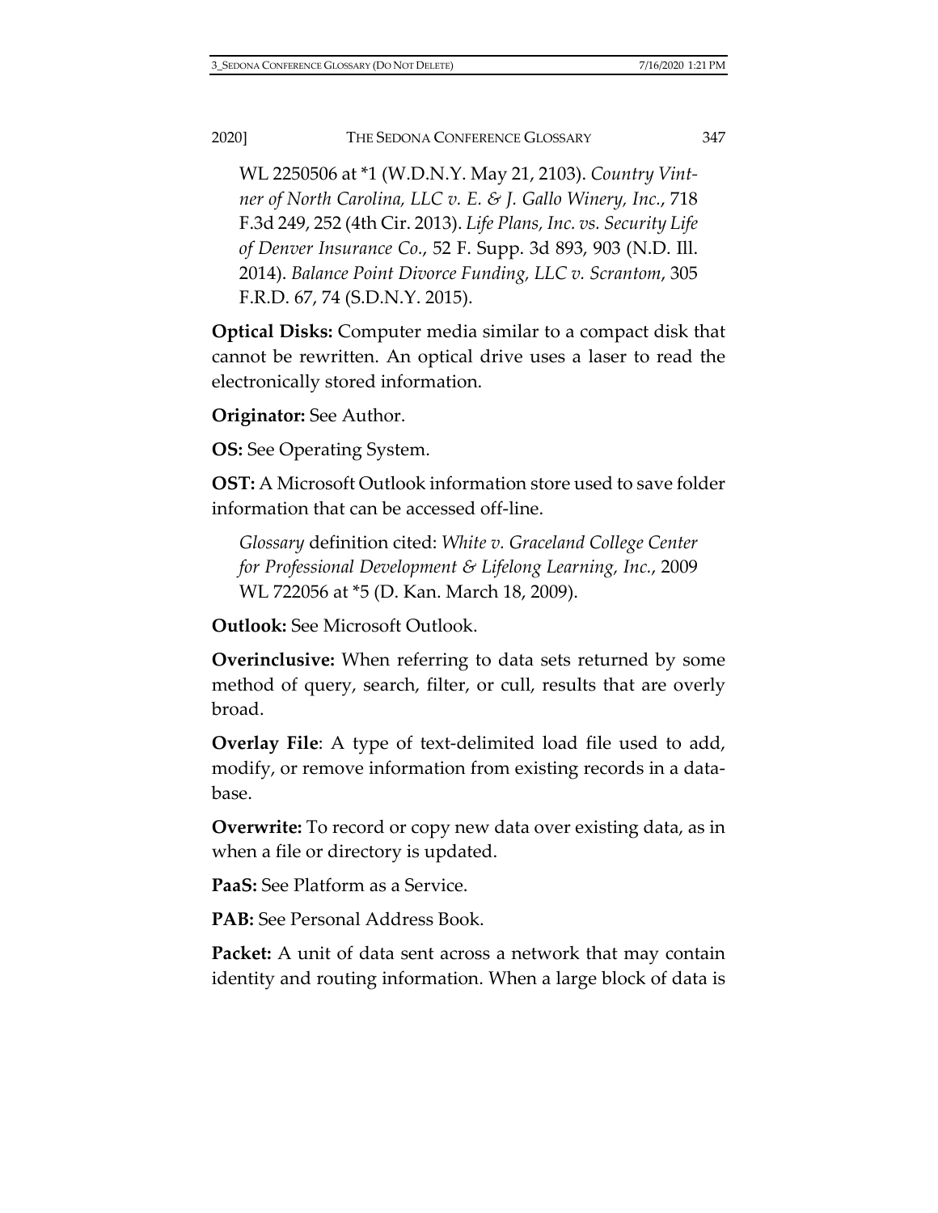WL 2250506 at *1 (W.D.N.Y. May 21, 2103). *Country Vintner of North Carolina, LLC v. E. & J. Gallo Winery, Inc.*, 718 F.3d 249, 252 (4th Cir. 2013). *Life Plans, Inc. vs. Security Life of Denver Insurance Co.*, 52 F. Supp. 3d 893, 903 (N.D. Ill. 2014). *Balance Point Divorce Funding, LLC v. Scrantom*, 305 F.R.D. 67, 74 (S.D.N.Y. 2015).

**Optical Disks:** Computer media similar to a compact disk that cannot be rewritten. An optical drive uses a laser to read the electronically stored information.

**Originator:** See Author.

**OS:** See Operating System.

**OST:** A Microsoft Outlook information store used to save folder information that can be accessed off-line.

*Glossary* definition cited: *White v. Graceland College Center for Professional Development & Lifelong Learning, Inc.*, 2009 WL 722056 at *5 (D. Kan. March 18, 2009).

**Outlook:** See Microsoft Outlook.

**Overinclusive:** When referring to data sets returned by some method of query, search, filter, or cull, results that are overly broad.

**Overlay File**: A type of text-delimited load file used to add, modify, or remove information from existing records in a database.

**Overwrite:** To record or copy new data over existing data, as in when a file or directory is updated.

**PaaS:** See Platform as a Service.

**PAB:** See Personal Address Book.

**Packet:** A unit of data sent across a network that may contain identity and routing information. When a large block of data is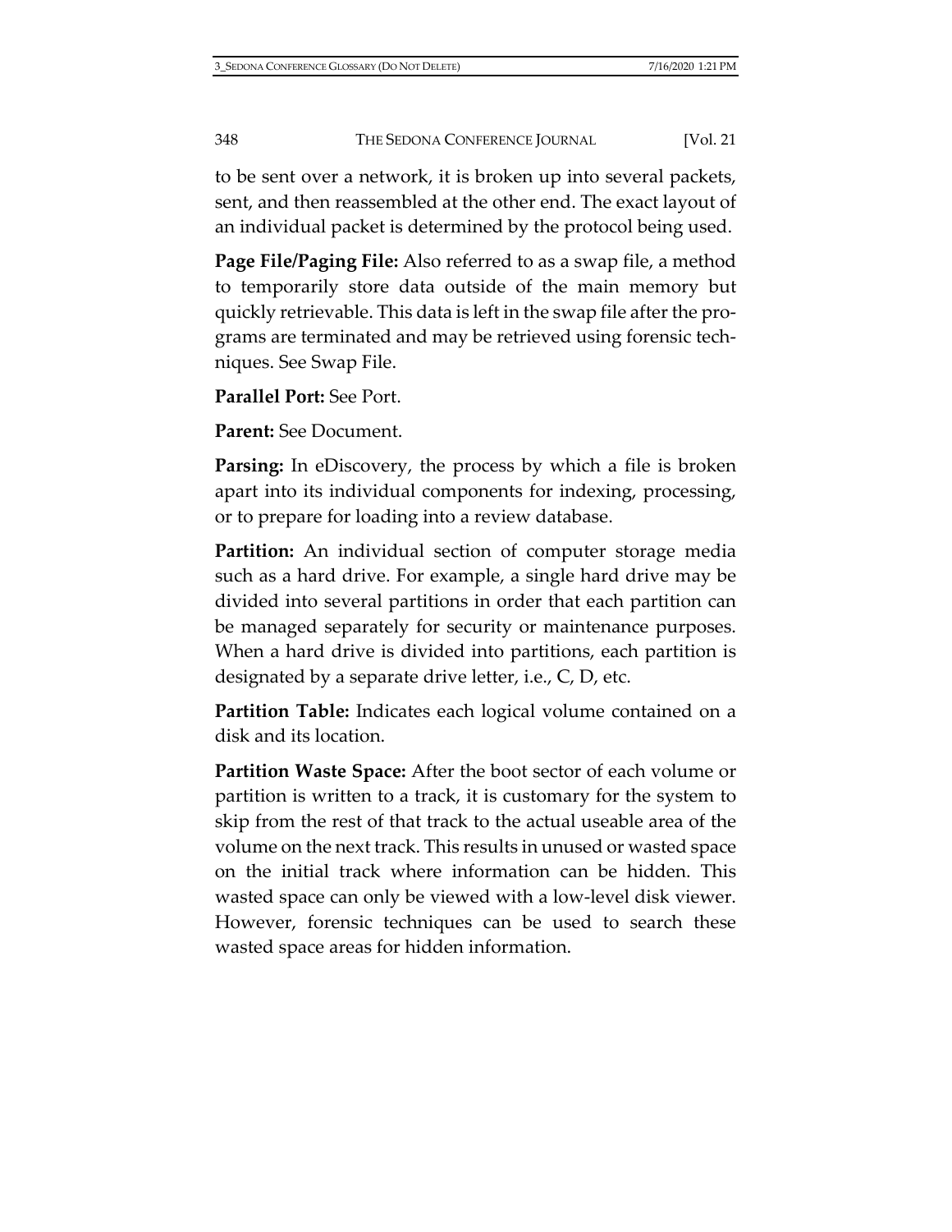to be sent over a network, it is broken up into several packets, sent, and then reassembled at the other end. The exact layout of an individual packet is determined by the protocol being used.

**Page File/Paging File:** Also referred to as a swap file, a method to temporarily store data outside of the main memory but quickly retrievable. This data is left in the swap file after the programs are terminated and may be retrieved using forensic techniques. See Swap File.

**Parallel Port:** See Port.

**Parent:** See Document.

**Parsing:** In eDiscovery, the process by which a file is broken apart into its individual components for indexing, processing, or to prepare for loading into a review database.

**Partition:** An individual section of computer storage media such as a hard drive. For example, a single hard drive may be divided into several partitions in order that each partition can be managed separately for security or maintenance purposes. When a hard drive is divided into partitions, each partition is designated by a separate drive letter, i.e., C, D, etc.

**Partition Table:** Indicates each logical volume contained on a disk and its location.

**Partition Waste Space:** After the boot sector of each volume or partition is written to a track, it is customary for the system to skip from the rest of that track to the actual useable area of the volume on the next track. This results in unused or wasted space on the initial track where information can be hidden. This wasted space can only be viewed with a low-level disk viewer. However, forensic techniques can be used to search these wasted space areas for hidden information.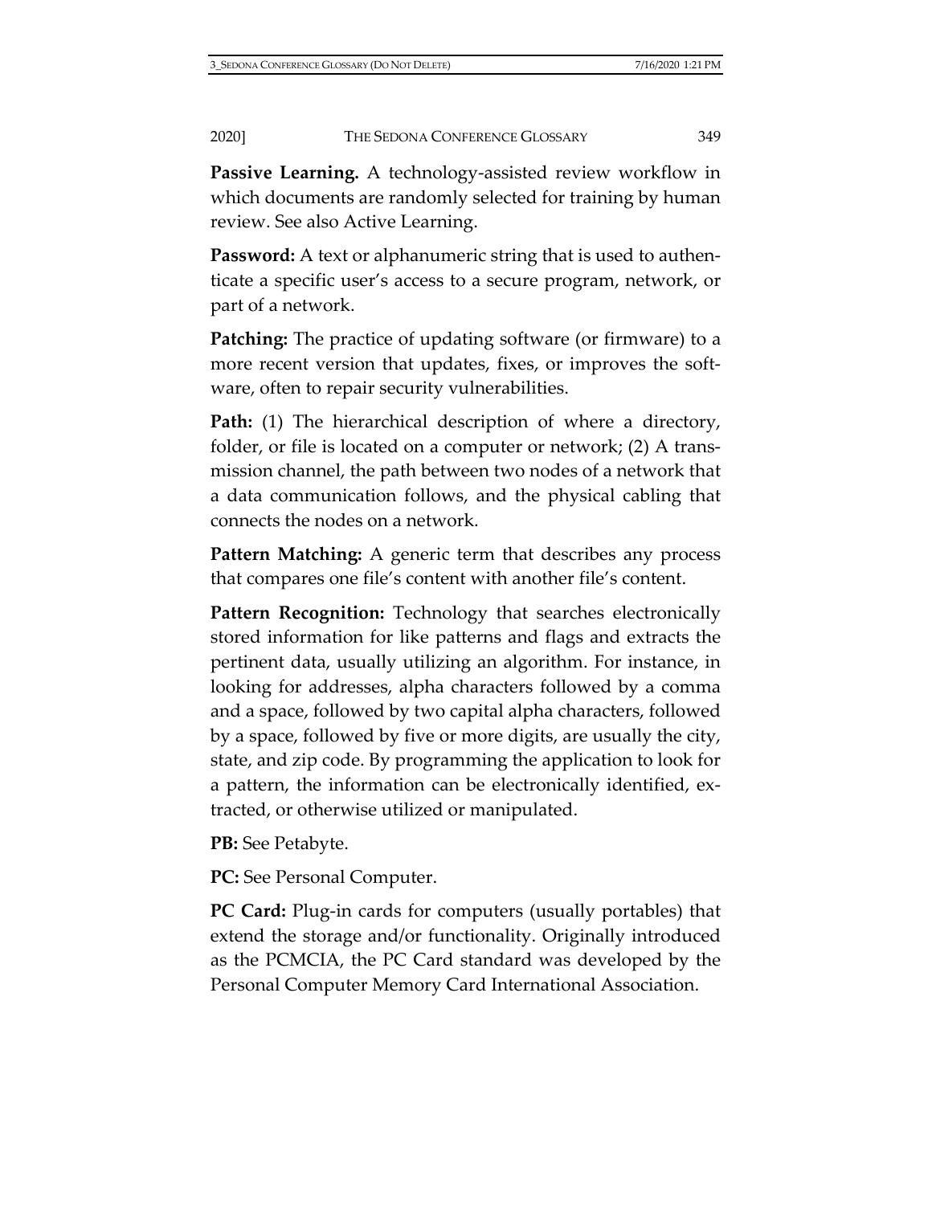**Passive Learning.** A technology-assisted review workflow in which documents are randomly selected for training by human review. See also Active Learning.

**Password:** A text or alphanumeric string that is used to authenticate a specific user's access to a secure program, network, or part of a network.

**Patching:** The practice of updating software (or firmware) to a more recent version that updates, fixes, or improves the software, often to repair security vulnerabilities.

**Path:** (1) The hierarchical description of where a directory, folder, or file is located on a computer or network; (2) A transmission channel, the path between two nodes of a network that a data communication follows, and the physical cabling that connects the nodes on a network.

**Pattern Matching:** A generic term that describes any process that compares one file's content with another file's content.

**Pattern Recognition:** Technology that searches electronically stored information for like patterns and flags and extracts the pertinent data, usually utilizing an algorithm. For instance, in looking for addresses, alpha characters followed by a comma and a space, followed by two capital alpha characters, followed by a space, followed by five or more digits, are usually the city, state, and zip code. By programming the application to look for a pattern, the information can be electronically identified, extracted, or otherwise utilized or manipulated.

**PB:** See Petabyte.

**PC:** See Personal Computer.

**PC Card:** Plug-in cards for computers (usually portables) that extend the storage and/or functionality. Originally introduced as the PCMCIA, the PC Card standard was developed by the Personal Computer Memory Card International Association.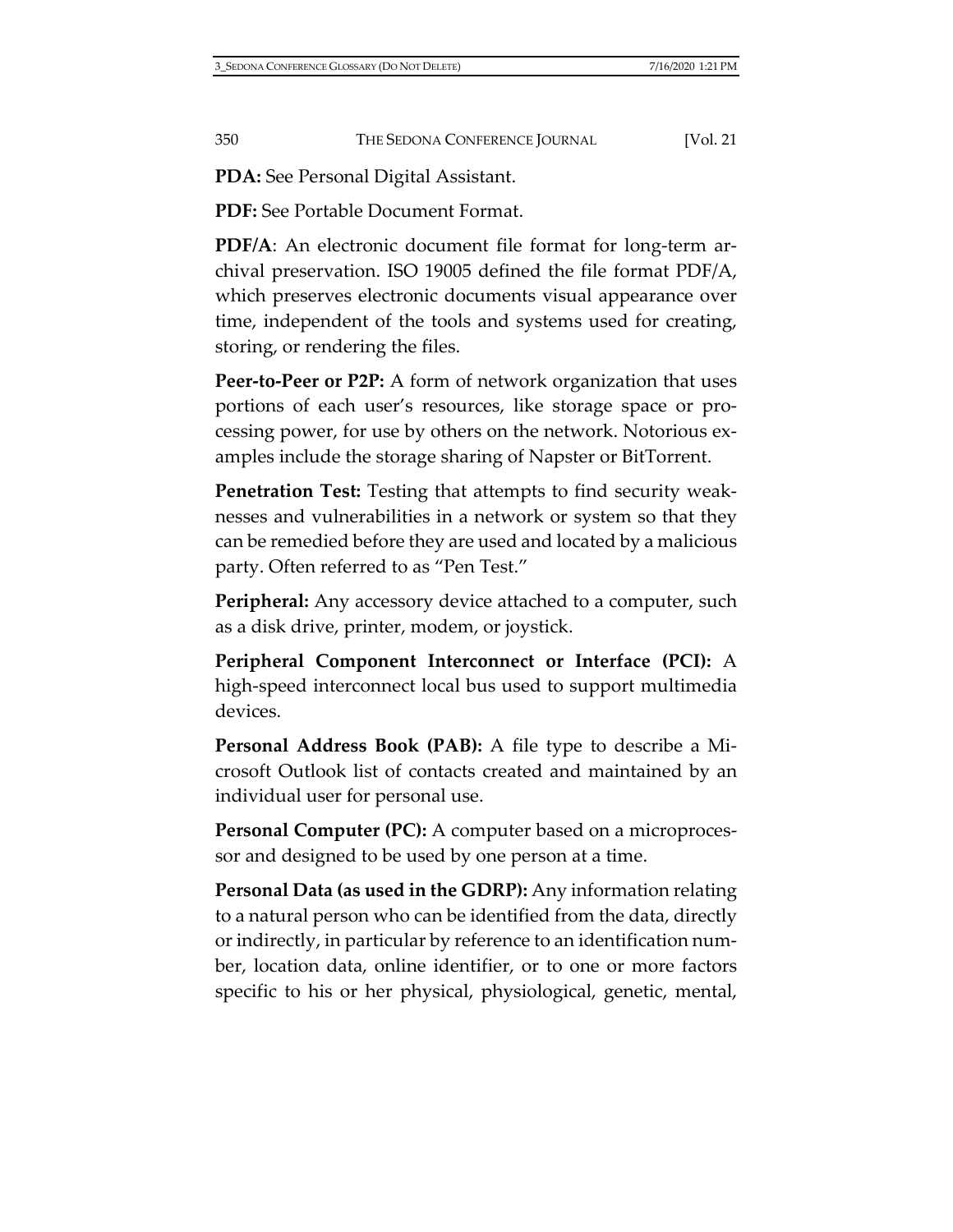**PDA:** See Personal Digital Assistant.

**PDF:** See Portable Document Format.

**PDF/A**: An electronic document file format for long-term archival preservation. ISO 19005 defined the file format PDF/A, which preserves electronic documents visual appearance over time, independent of the tools and systems used for creating, storing, or rendering the files.

**Peer-to-Peer or P2P:** A form of network organization that uses portions of each user's resources, like storage space or processing power, for use by others on the network. Notorious examples include the storage sharing of Napster or BitTorrent.

**Penetration Test:** Testing that attempts to find security weaknesses and vulnerabilities in a network or system so that they can be remedied before they are used and located by a malicious party. Often referred to as "Pen Test."

**Peripheral:** Any accessory device attached to a computer, such as a disk drive, printer, modem, or joystick.

**Peripheral Component Interconnect or Interface (PCI):** A high-speed interconnect local bus used to support multimedia devices.

**Personal Address Book (PAB):** A file type to describe a Microsoft Outlook list of contacts created and maintained by an individual user for personal use.

**Personal Computer (PC):** A computer based on a microprocessor and designed to be used by one person at a time.

**Personal Data (as used in the GDRP):** Any information relating to a natural person who can be identified from the data, directly or indirectly, in particular by reference to an identification number, location data, online identifier, or to one or more factors specific to his or her physical, physiological, genetic, mental,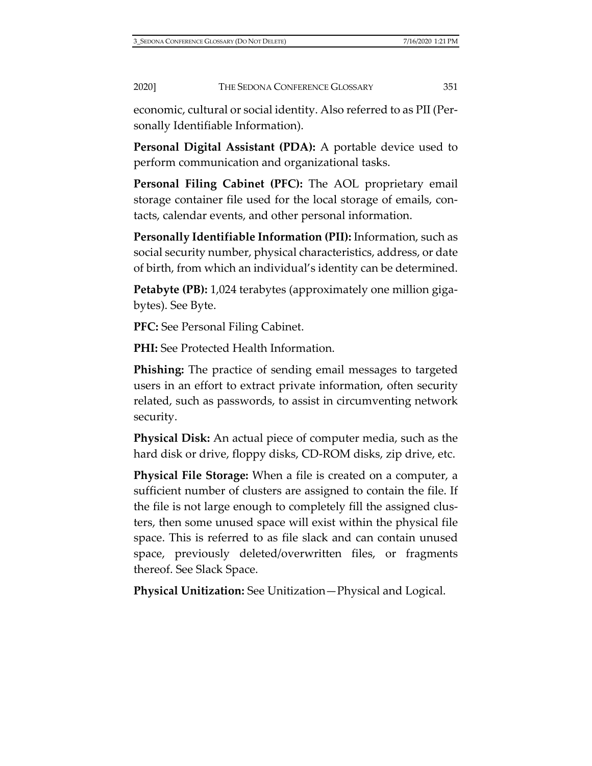economic, cultural or social identity. Also referred to as PII (Personally Identifiable Information).

**Personal Digital Assistant (PDA):** A portable device used to perform communication and organizational tasks.

**Personal Filing Cabinet (PFC):** The AOL proprietary email storage container file used for the local storage of emails, contacts, calendar events, and other personal information.

**Personally Identifiable Information (PII):** Information, such as social security number, physical characteristics, address, or date of birth, from which an individual's identity can be determined.

**Petabyte (PB):** 1,024 terabytes (approximately one million gigabytes). See Byte.

**PFC:** See Personal Filing Cabinet.

**PHI:** See Protected Health Information.

**Phishing:** The practice of sending email messages to targeted users in an effort to extract private information, often security related, such as passwords, to assist in circumventing network security.

**Physical Disk:** An actual piece of computer media, such as the hard disk or drive, floppy disks, CD-ROM disks, zip drive, etc.

**Physical File Storage:** When a file is created on a computer, a sufficient number of clusters are assigned to contain the file. If the file is not large enough to completely fill the assigned clusters, then some unused space will exist within the physical file space. This is referred to as file slack and can contain unused space, previously deleted/overwritten files, or fragments thereof. See Slack Space.

**Physical Unitization:** See Unitization—Physical and Logical.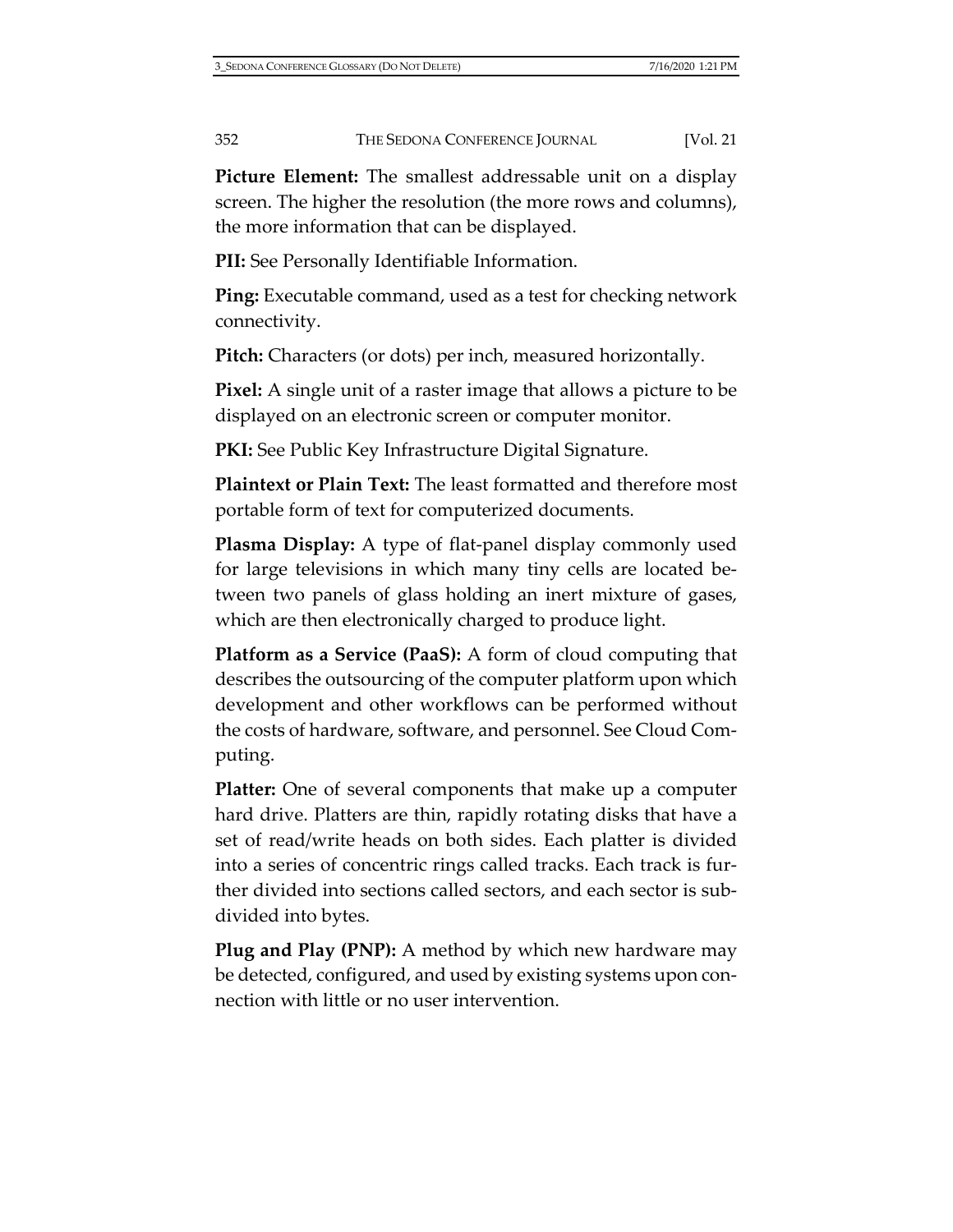**Picture Element:** The smallest addressable unit on a display screen. The higher the resolution (the more rows and columns), the more information that can be displayed.

**PII:** See Personally Identifiable Information.

**Ping:** Executable command, used as a test for checking network connectivity.

**Pitch:** Characters (or dots) per inch, measured horizontally.

**Pixel:** A single unit of a raster image that allows a picture to be displayed on an electronic screen or computer monitor.

**PKI:** See Public Key Infrastructure Digital Signature.

**Plaintext or Plain Text:** The least formatted and therefore most portable form of text for computerized documents.

**Plasma Display:** A type of flat-panel display commonly used for large televisions in which many tiny cells are located between two panels of glass holding an inert mixture of gases, which are then electronically charged to produce light.

**Platform as a Service (PaaS):** A form of cloud computing that describes the outsourcing of the computer platform upon which development and other workflows can be performed without the costs of hardware, software, and personnel. See Cloud Computing.

**Platter:** One of several components that make up a computer hard drive. Platters are thin, rapidly rotating disks that have a set of read/write heads on both sides. Each platter is divided into a series of concentric rings called tracks. Each track is further divided into sections called sectors, and each sector is subdivided into bytes.

**Plug and Play (PNP):** A method by which new hardware may be detected, configured, and used by existing systems upon connection with little or no user intervention.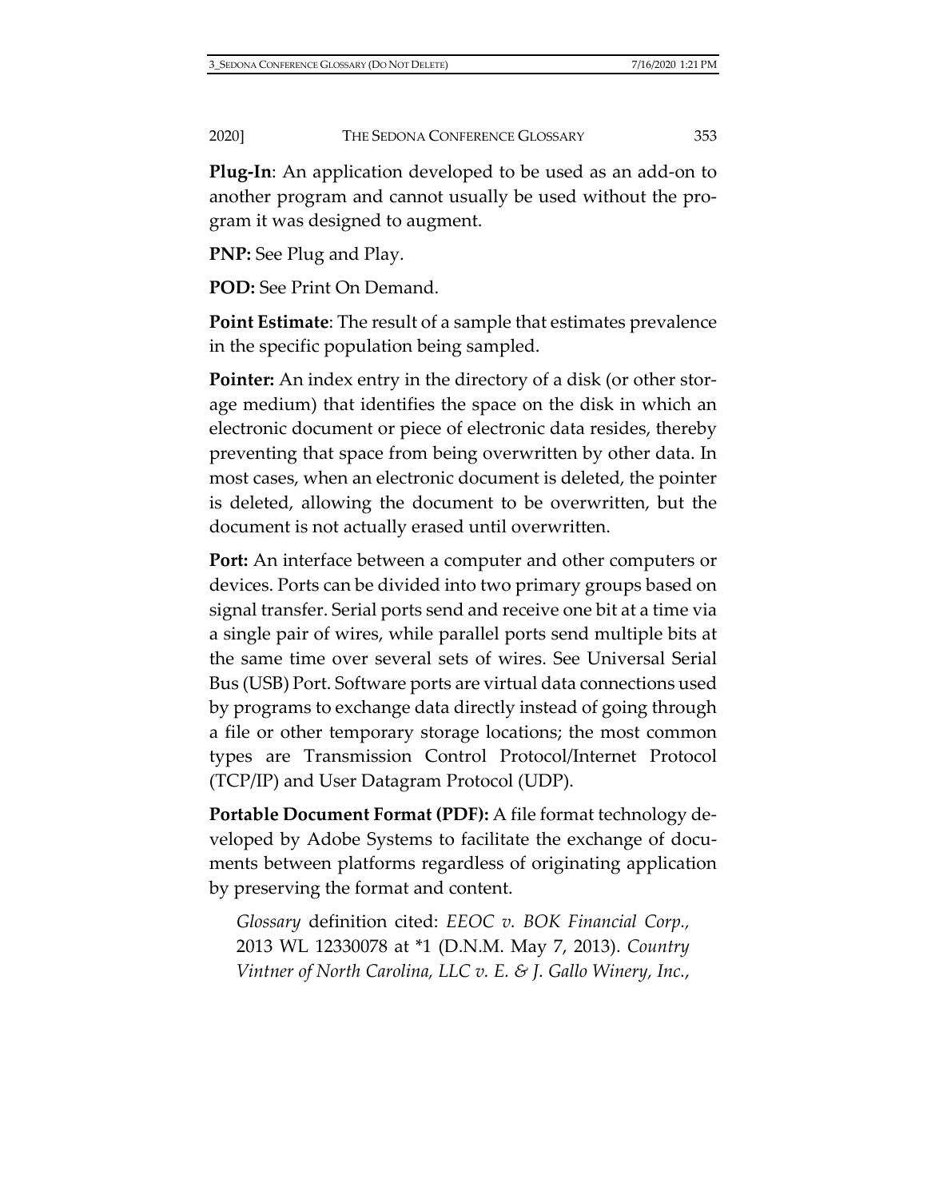**Plug-In**: An application developed to be used as an add-on to another program and cannot usually be used without the program it was designed to augment.

**PNP:** See Plug and Play.

**POD:** See Print On Demand.

**Point Estimate**: The result of a sample that estimates prevalence in the specific population being sampled.

**Pointer:** An index entry in the directory of a disk (or other storage medium) that identifies the space on the disk in which an electronic document or piece of electronic data resides, thereby preventing that space from being overwritten by other data. In most cases, when an electronic document is deleted, the pointer is deleted, allowing the document to be overwritten, but the document is not actually erased until overwritten.

**Port:** An interface between a computer and other computers or devices. Ports can be divided into two primary groups based on signal transfer. Serial ports send and receive one bit at a time via a single pair of wires, while parallel ports send multiple bits at the same time over several sets of wires. See Universal Serial Bus (USB) Port. Software ports are virtual data connections used by programs to exchange data directly instead of going through a file or other temporary storage locations; the most common types are Transmission Control Protocol/Internet Protocol (TCP/IP) and User Datagram Protocol (UDP).

**Portable Document Format (PDF):** A file format technology developed by Adobe Systems to facilitate the exchange of documents between platforms regardless of originating application by preserving the format and content.

> *Glossary* definition cited: *EEOC v. BOK Financial Corp.*, 2013 WL 12330078 at *1 (D.N.M. May 7, 2013). *Country Vintner of North Carolina, LLC v. E. & J. Gallo Winery, Inc.*,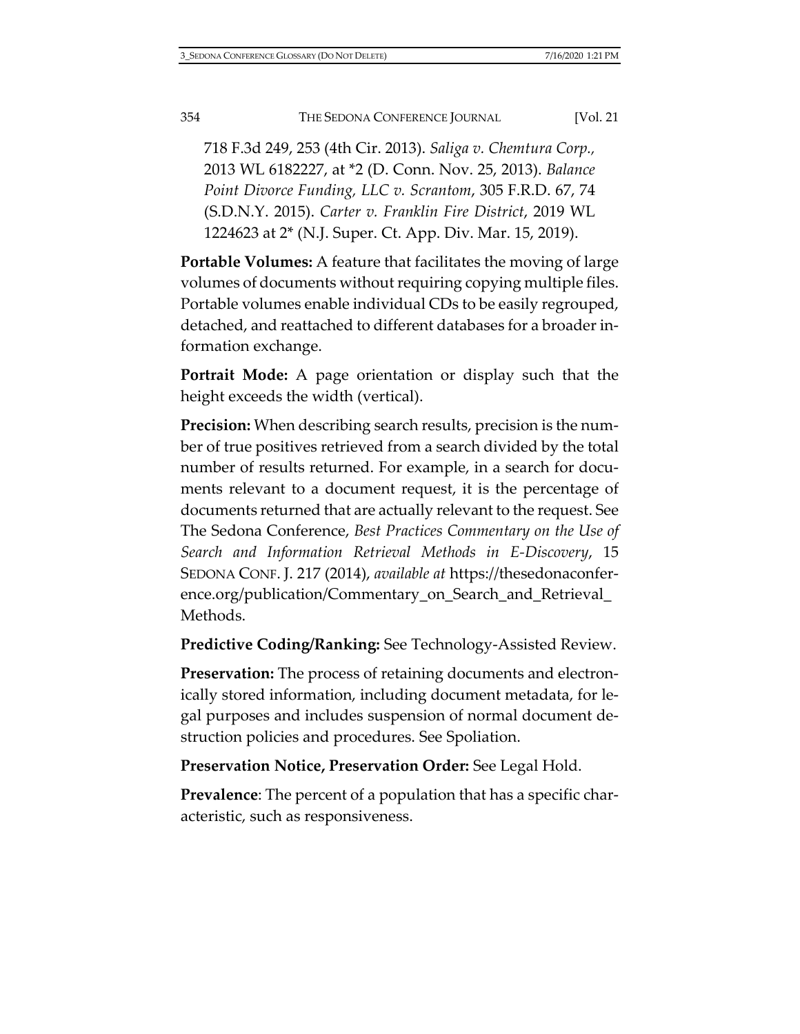718 F.3d 249, 253 (4th Cir. 2013). *Saliga v. Chemtura Corp.*, 2013 WL 6182227, at *2 (D. Conn. Nov. 25, 2013). *Balance Point Divorce Funding, LLC v. Scrantom*, 305 F.R.D. 67, 74 (S.D.N.Y. 2015). *Carter v. Franklin Fire District*, 2019 WL 1224623 at 2* (N.J. Super. Ct. App. Div. Mar. 15, 2019).

**Portable Volumes:** A feature that facilitates the moving of large volumes of documents without requiring copying multiple files. Portable volumes enable individual CDs to be easily regrouped, detached, and reattached to different databases for a broader information exchange.

**Portrait Mode:** A page orientation or display such that the height exceeds the width (vertical).

**Precision:** When describing search results, precision is the number of true positives retrieved from a search divided by the total number of results returned. For example, in a search for documents relevant to a document request, it is the percentage of documents returned that are actually relevant to the request. See The Sedona Conference, *Best Practices Commentary on the Use of Search and Information Retrieval Methods in E-Discovery*, 15 SEDONA CONF. J. 217 (2014), *available at* https://thesedonaconference.org/publication/Commentary_on_Search_and_Retrieval_Methods.

**Predictive Coding/Ranking:** See Technology-Assisted Review.

**Preservation:** The process of retaining documents and electronically stored information, including document metadata, for legal purposes and includes suspension of normal document destruction policies and procedures. See Spoliation.

**Preservation Notice, Preservation Order:** See Legal Hold.

**Prevalence**: The percent of a population that has a specific characteristic, such as responsiveness.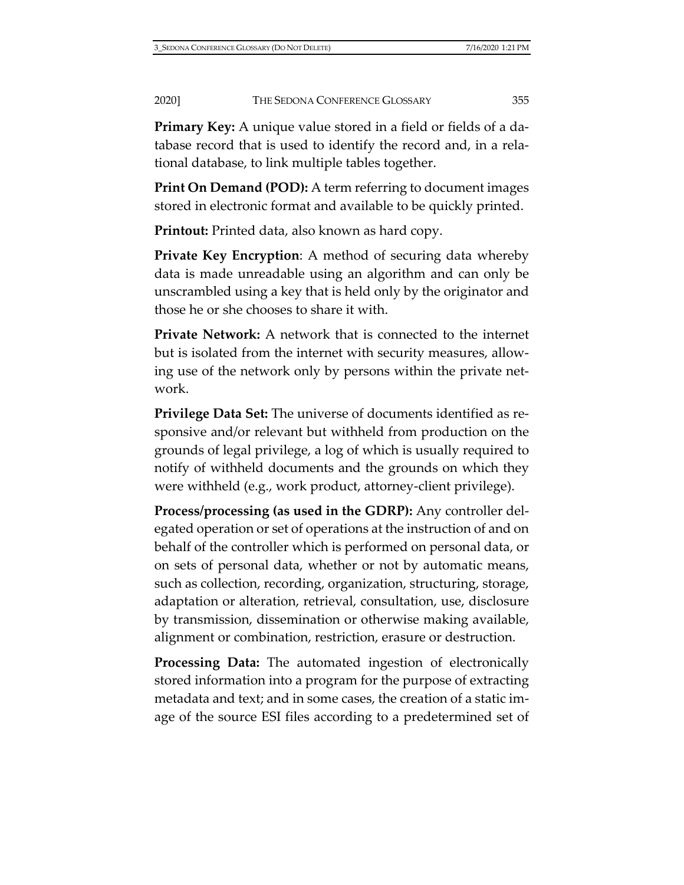**Primary Key:** A unique value stored in a field or fields of a database record that is used to identify the record and, in a relational database, to link multiple tables together.

**Print On Demand (POD):** A term referring to document images stored in electronic format and available to be quickly printed.

**Printout:** Printed data, also known as hard copy.

**Private Key Encryption**: A method of securing data whereby data is made unreadable using an algorithm and can only be unscrambled using a key that is held only by the originator and those he or she chooses to share it with.

**Private Network:** A network that is connected to the internet but is isolated from the internet with security measures, allowing use of the network only by persons within the private network.

**Privilege Data Set:** The universe of documents identified as responsive and/or relevant but withheld from production on the grounds of legal privilege, a log of which is usually required to notify of withheld documents and the grounds on which they were withheld (e.g., work product, attorney-client privilege).

**Process/processing (as used in the GDRP):** Any controller delegated operation or set of operations at the instruction of and on behalf of the controller which is performed on personal data, or on sets of personal data, whether or not by automatic means, such as collection, recording, organization, structuring, storage, adaptation or alteration, retrieval, consultation, use, disclosure by transmission, dissemination or otherwise making available, alignment or combination, restriction, erasure or destruction.

**Processing Data:** The automated ingestion of electronically stored information into a program for the purpose of extracting metadata and text; and in some cases, the creation of a static image of the source ESI files according to a predetermined set of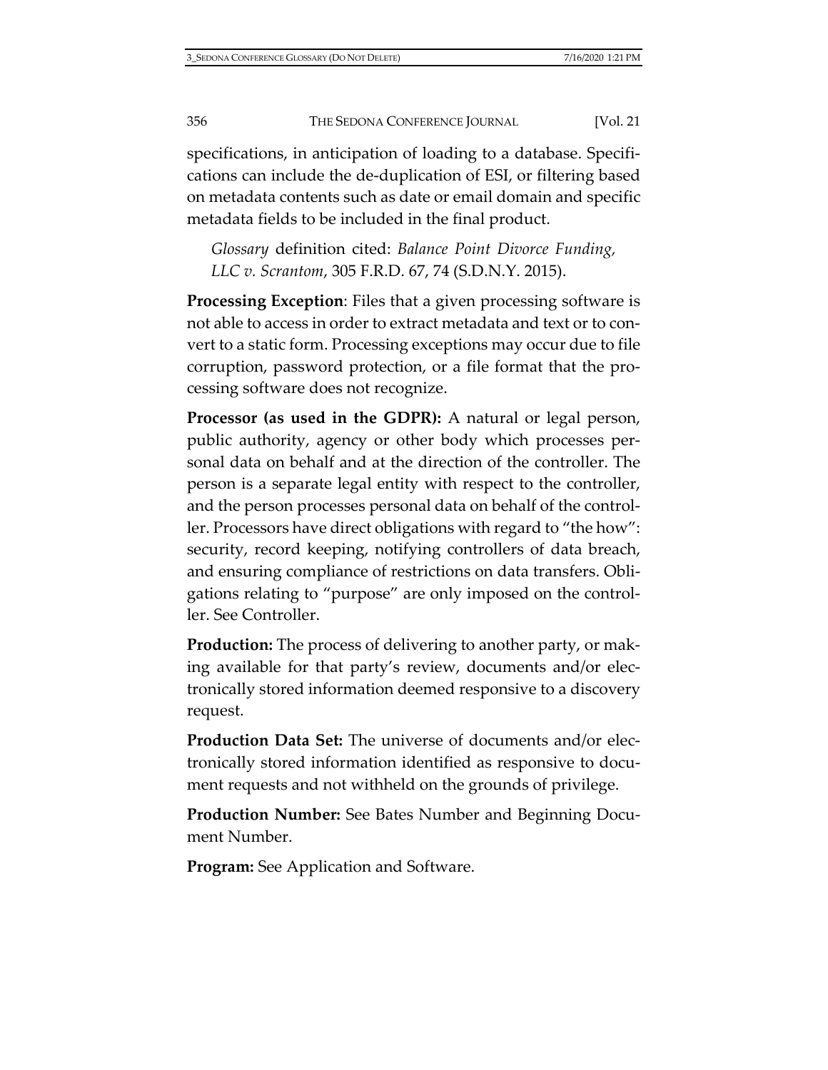specifications, in anticipation of loading to a database. Specifications can include the de-duplication of ESI, or filtering based on metadata contents such as date or email domain and specific metadata fields to be included in the final product.

> *Glossary* definition cited: *Balance Point Divorce Funding, LLC v. Scrantom*, 305 F.R.D. 67, 74 (S.D.N.Y. 2015).

**Processing Exception**: Files that a given processing software is not able to access in order to extract metadata and text or to convert to a static form. Processing exceptions may occur due to file corruption, password protection, or a file format that the processing software does not recognize.

**Processor (as used in the GDPR):** A natural or legal person, public authority, agency or other body which processes personal data on behalf and at the direction of the controller. The person is a separate legal entity with respect to the controller, and the person processes personal data on behalf of the controller. Processors have direct obligations with regard to "the how": security, record keeping, notifying controllers of data breach, and ensuring compliance of restrictions on data transfers. Obligations relating to "purpose" are only imposed on the controller. See Controller.

**Production:** The process of delivering to another party, or making available for that party's review, documents and/or electronically stored information deemed responsive to a discovery request.

**Production Data Set:** The universe of documents and/or electronically stored information identified as responsive to document requests and not withheld on the grounds of privilege.

**Production Number:** See Bates Number and Beginning Document Number.

**Program:** See Application and Software.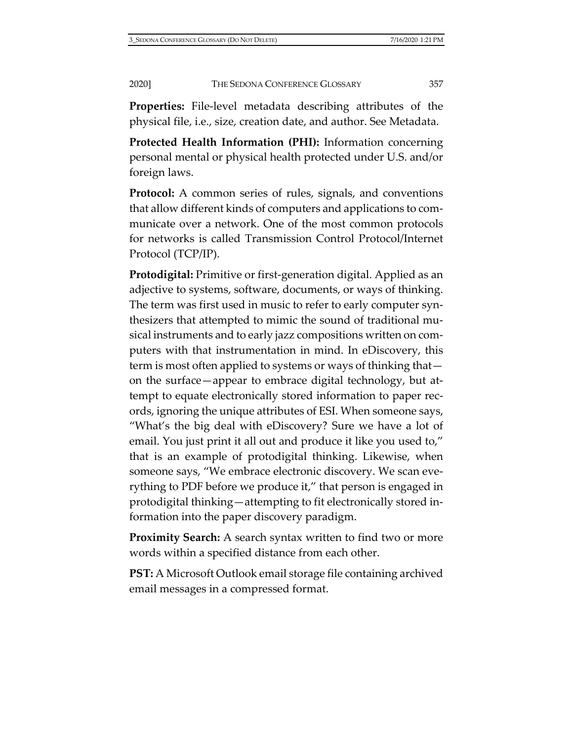**Properties:** File-level metadata describing attributes of the physical file, i.e., size, creation date, and author. See Metadata.

**Protected Health Information (PHI):** Information concerning personal mental or physical health protected under U.S. and/or foreign laws.

**Protocol:** A common series of rules, signals, and conventions that allow different kinds of computers and applications to communicate over a network. One of the most common protocols for networks is called Transmission Control Protocol/Internet Protocol (TCP/IP).

**Protodigital:** Primitive or first-generation digital. Applied as an adjective to systems, software, documents, or ways of thinking. The term was first used in music to refer to early computer synthesizers that attempted to mimic the sound of traditional musical instruments and to early jazz compositions written on computers with that instrumentation in mind. In eDiscovery, this term is most often applied to systems or ways of thinking that—on the surface—appear to embrace digital technology, but attempt to equate electronically stored information to paper records, ignoring the unique attributes of ESI. When someone says, "What's the big deal with eDiscovery? Sure we have a lot of email. You just print it all out and produce it like you used to," that is an example of protodigital thinking. Likewise, when someone says, "We embrace electronic discovery. We scan everything to PDF before we produce it," that person is engaged in protodigital thinking—attempting to fit electronically stored information into the paper discovery paradigm.

**Proximity Search:** A search syntax written to find two or more words within a specified distance from each other.

**PST:** A Microsoft Outlook email storage file containing archived email messages in a compressed format.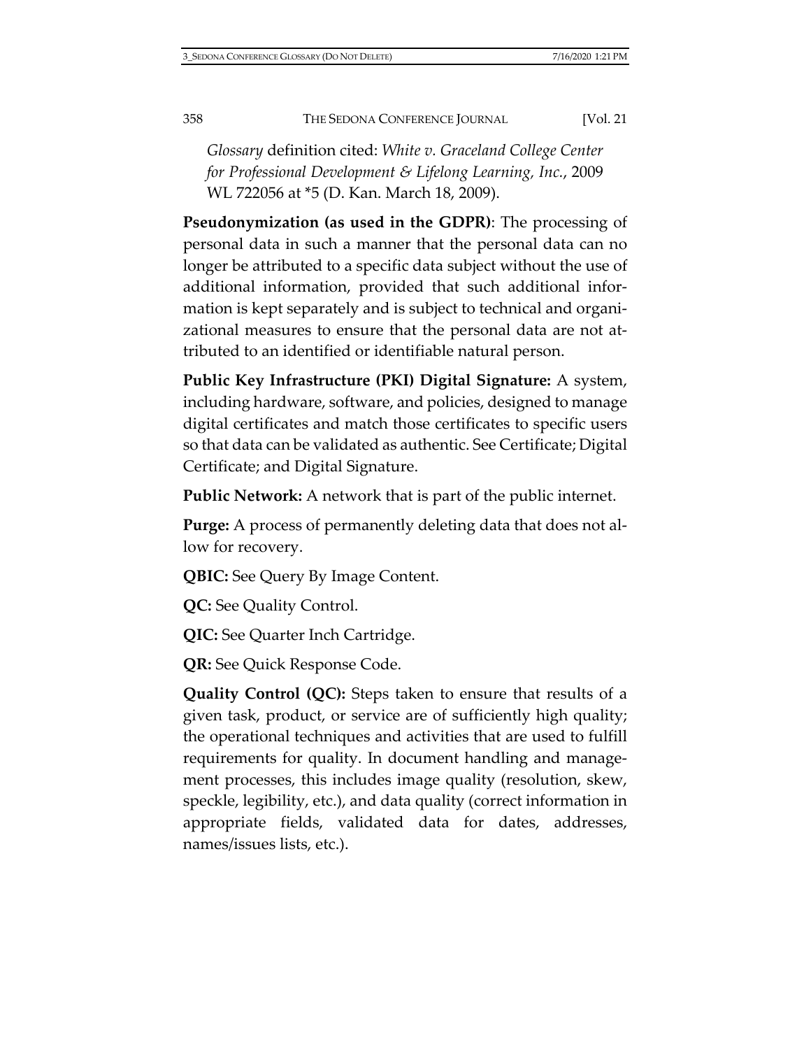*Glossary* definition cited: *White v. Graceland College Center for Professional Development & Lifelong Learning, Inc.*, 2009 WL 722056 at *5 (D. Kan. March 18, 2009).

**Pseudonymization (as used in the GDPR)**: The processing of personal data in such a manner that the personal data can no longer be attributed to a specific data subject without the use of additional information, provided that such additional information is kept separately and is subject to technical and organizational measures to ensure that the personal data are not attributed to an identified or identifiable natural person.

**Public Key Infrastructure (PKI) Digital Signature:** A system, including hardware, software, and policies, designed to manage digital certificates and match those certificates to specific users so that data can be validated as authentic. See Certificate; Digital Certificate; and Digital Signature.

**Public Network:** A network that is part of the public internet.

**Purge:** A process of permanently deleting data that does not allow for recovery.

**QBIC:** See Query By Image Content.

**QC:** See Quality Control.

**QIC:** See Quarter Inch Cartridge.

**QR:** See Quick Response Code.

**Quality Control (QC):** Steps taken to ensure that results of a given task, product, or service are of sufficiently high quality; the operational techniques and activities that are used to fulfill requirements for quality. In document handling and management processes, this includes image quality (resolution, skew, speckle, legibility, etc.), and data quality (correct information in appropriate fields, validated data for dates, addresses, names/issues lists, etc.).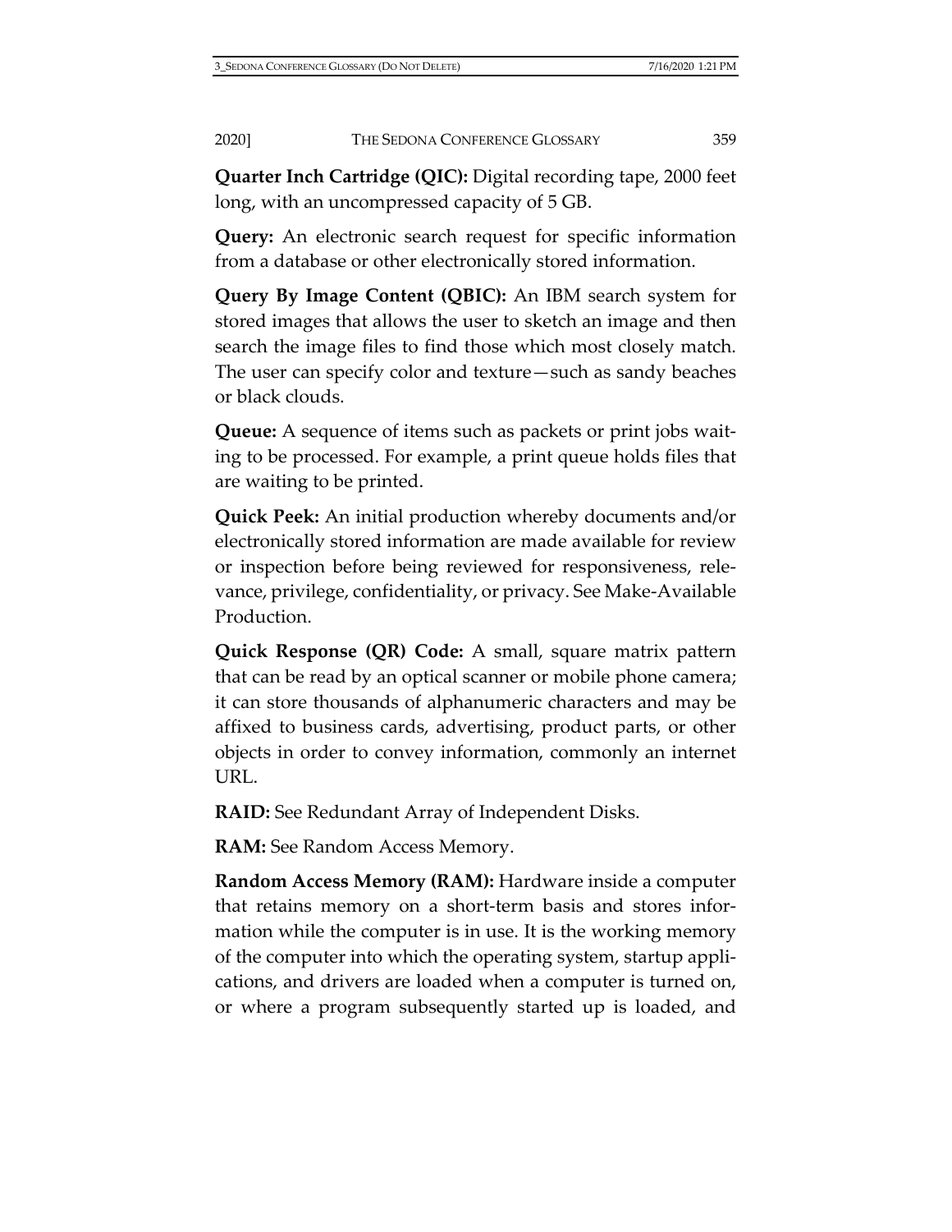**Quarter Inch Cartridge (QIC):** Digital recording tape, 2000 feet long, with an uncompressed capacity of 5 GB.

**Query:** An electronic search request for specific information from a database or other electronically stored information.

**Query By Image Content (QBIC):** An IBM search system for stored images that allows the user to sketch an image and then search the image files to find those which most closely match. The user can specify color and texture—such as sandy beaches or black clouds.

**Queue:** A sequence of items such as packets or print jobs waiting to be processed. For example, a print queue holds files that are waiting to be printed.

**Quick Peek:** An initial production whereby documents and/or electronically stored information are made available for review or inspection before being reviewed for responsiveness, relevance, privilege, confidentiality, or privacy. See Make-Available Production.

**Quick Response (QR) Code:** A small, square matrix pattern that can be read by an optical scanner or mobile phone camera; it can store thousands of alphanumeric characters and may be affixed to business cards, advertising, product parts, or other objects in order to convey information, commonly an internet URL.

**RAID:** See Redundant Array of Independent Disks.

**RAM:** See Random Access Memory.

**Random Access Memory (RAM):** Hardware inside a computer that retains memory on a short-term basis and stores information while the computer is in use. It is the working memory of the computer into which the operating system, startup applications, and drivers are loaded when a computer is turned on, or where a program subsequently started up is loaded, and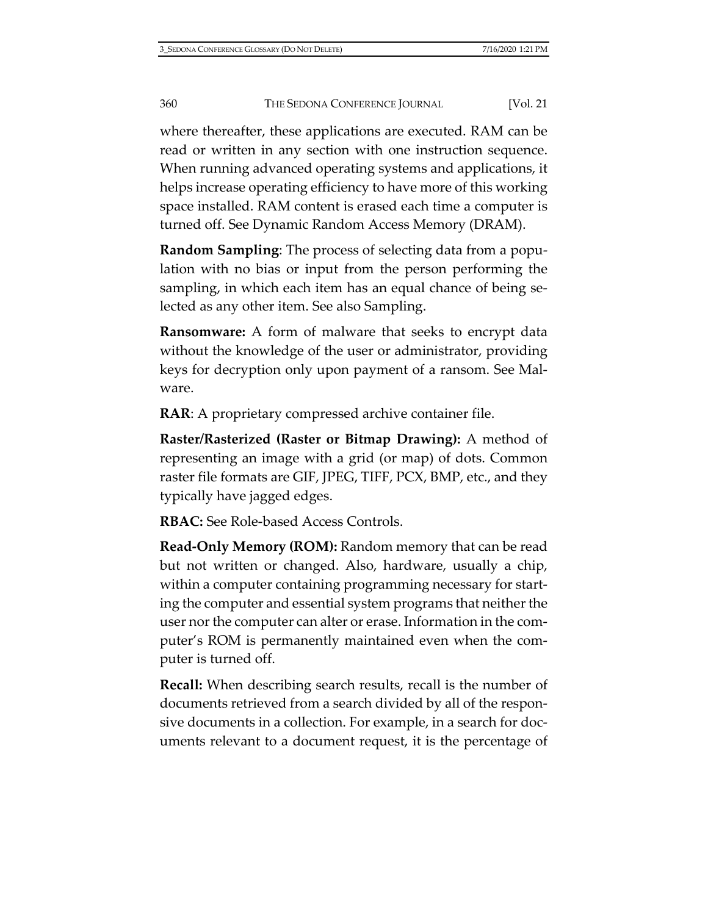where thereafter, these applications are executed. RAM can be read or written in any section with one instruction sequence. When running advanced operating systems and applications, it helps increase operating efficiency to have more of this working space installed. RAM content is erased each time a computer is turned off. See Dynamic Random Access Memory (DRAM).

**Random Sampling**: The process of selecting data from a population with no bias or input from the person performing the sampling, in which each item has an equal chance of being selected as any other item. See also Sampling.

**Ransomware:** A form of malware that seeks to encrypt data without the knowledge of the user or administrator, providing keys for decryption only upon payment of a ransom. See Malware.

**RAR**: A proprietary compressed archive container file.

**Raster/Rasterized (Raster or Bitmap Drawing):** A method of representing an image with a grid (or map) of dots. Common raster file formats are GIF, JPEG, TIFF, PCX, BMP, etc., and they typically have jagged edges.

**RBAC:** See Role-based Access Controls.

**Read-Only Memory (ROM):** Random memory that can be read but not written or changed. Also, hardware, usually a chip, within a computer containing programming necessary for starting the computer and essential system programs that neither the user nor the computer can alter or erase. Information in the computer's ROM is permanently maintained even when the computer is turned off.

**Recall:** When describing search results, recall is the number of documents retrieved from a search divided by all of the responsive documents in a collection. For example, in a search for documents relevant to a document request, it is the percentage of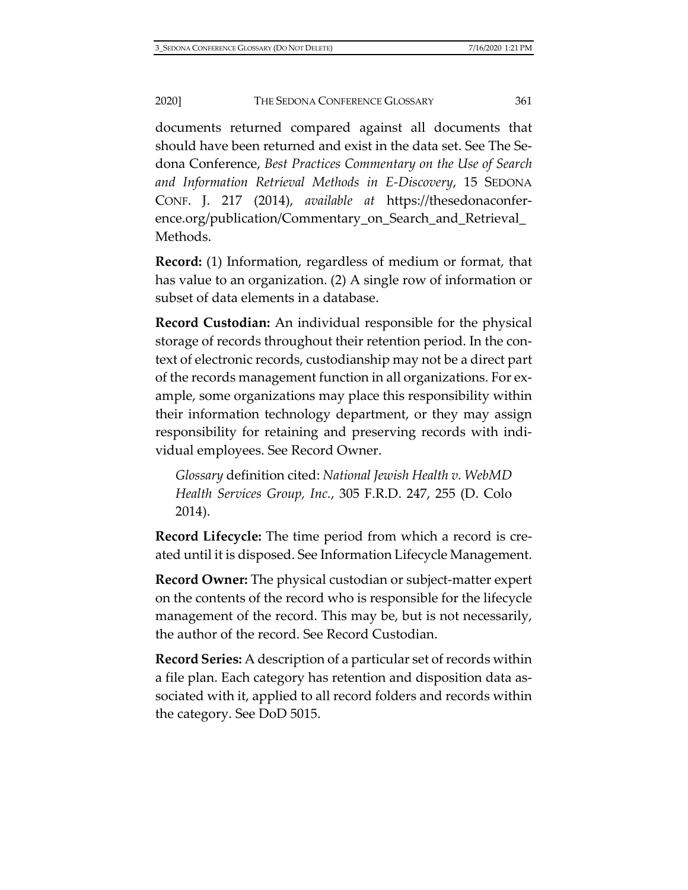documents returned compared against all documents that should have been returned and exist in the data set. See The Sedona Conference, *Best Practices Commentary on the Use of Search and Information Retrieval Methods in E-Discovery*, 15 SEDONA CONF. J. 217 (2014), *available at* https://thesedonaconference.org/publication/Commentary_on_Search_and_Retrieval_Methods.

**Record:** (1) Information, regardless of medium or format, that has value to an organization. (2) A single row of information or subset of data elements in a database.

**Record Custodian:** An individual responsible for the physical storage of records throughout their retention period. In the context of electronic records, custodianship may not be a direct part of the records management function in all organizations. For example, some organizations may place this responsibility within their information technology department, or they may assign responsibility for retaining and preserving records with individual employees. See Record Owner.

> *Glossary* definition cited: *National Jewish Health v. WebMD Health Services Group, Inc.*, 305 F.R.D. 247, 255 (D. Colo 2014).

**Record Lifecycle:** The time period from which a record is created until it is disposed. See Information Lifecycle Management.

**Record Owner:** The physical custodian or subject-matter expert on the contents of the record who is responsible for the lifecycle management of the record. This may be, but is not necessarily, the author of the record. See Record Custodian.

**Record Series:** A description of a particular set of records within a file plan. Each category has retention and disposition data associated with it, applied to all record folders and records within the category. See DoD 5015.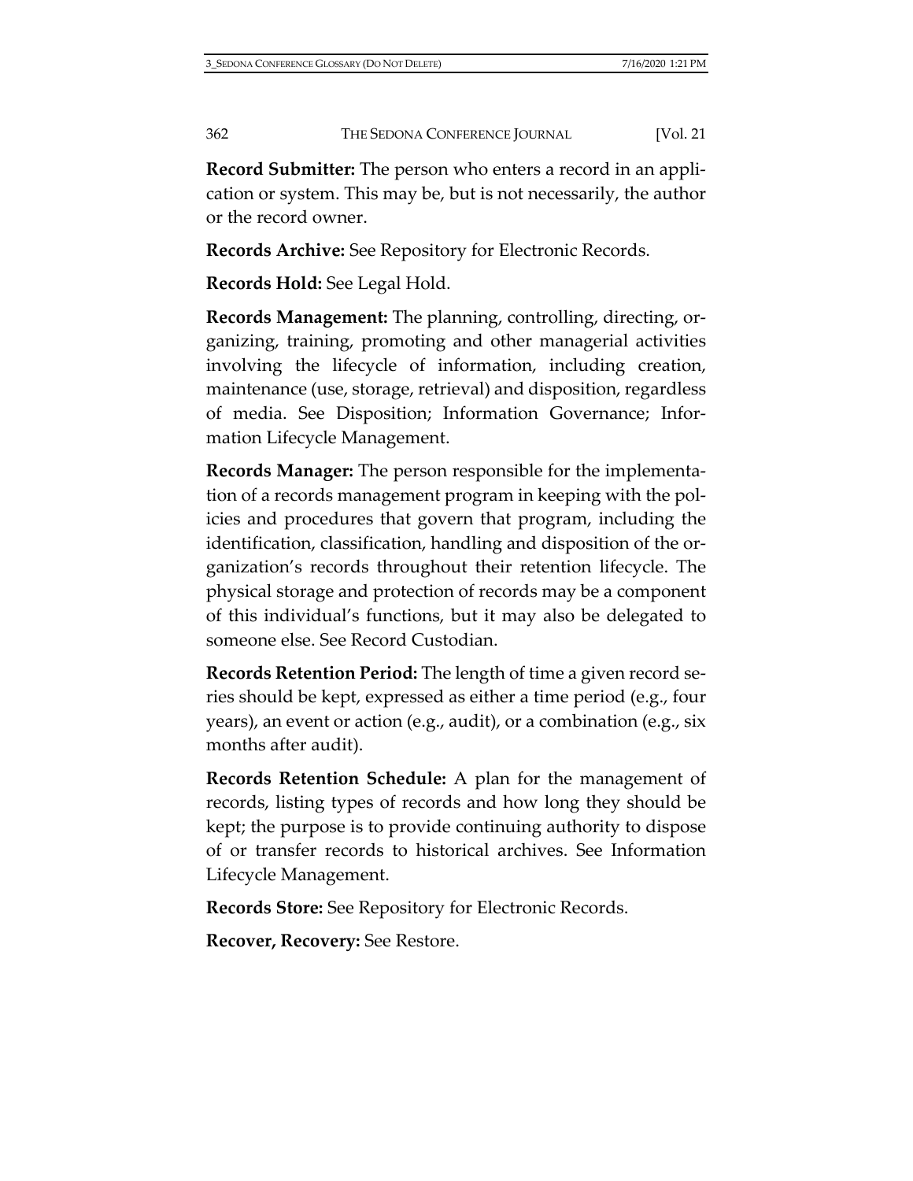**Record Submitter:** The person who enters a record in an application or system. This may be, but is not necessarily, the author or the record owner.

**Records Archive:** See Repository for Electronic Records.

**Records Hold:** See Legal Hold.

**Records Management:** The planning, controlling, directing, organizing, training, promoting and other managerial activities involving the lifecycle of information, including creation, maintenance (use, storage, retrieval) and disposition, regardless of media. See Disposition; Information Governance; Information Lifecycle Management.

**Records Manager:** The person responsible for the implementation of a records management program in keeping with the policies and procedures that govern that program, including the identification, classification, handling and disposition of the organization's records throughout their retention lifecycle. The physical storage and protection of records may be a component of this individual's functions, but it may also be delegated to someone else. See Record Custodian.

**Records Retention Period:** The length of time a given record series should be kept, expressed as either a time period (e.g., four years), an event or action (e.g., audit), or a combination (e.g., six months after audit).

**Records Retention Schedule:** A plan for the management of records, listing types of records and how long they should be kept; the purpose is to provide continuing authority to dispose of or transfer records to historical archives. See Information Lifecycle Management.

**Records Store:** See Repository for Electronic Records.

**Recover, Recovery:** See Restore.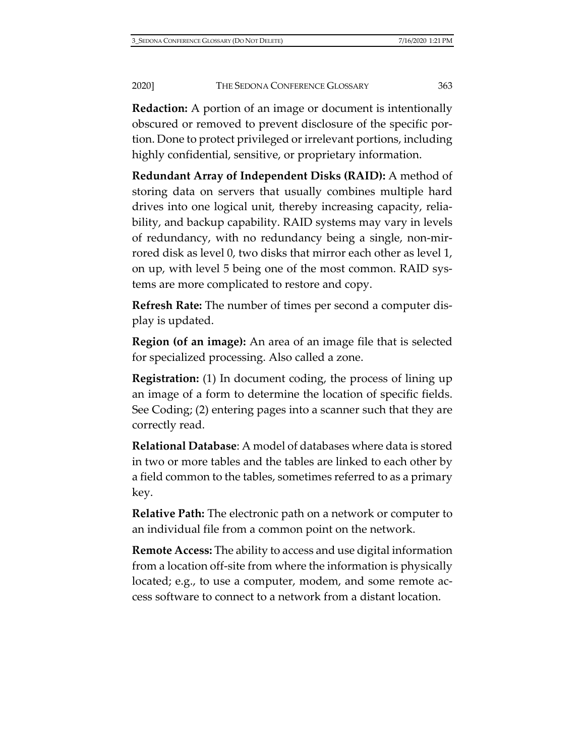**Redaction:** A portion of an image or document is intentionally obscured or removed to prevent disclosure of the specific portion. Done to protect privileged or irrelevant portions, including highly confidential, sensitive, or proprietary information.

**Redundant Array of Independent Disks (RAID):** A method of storing data on servers that usually combines multiple hard drives into one logical unit, thereby increasing capacity, reliability, and backup capability. RAID systems may vary in levels of redundancy, with no redundancy being a single, non-mirrored disk as level 0, two disks that mirror each other as level 1, on up, with level 5 being one of the most common. RAID systems are more complicated to restore and copy.

**Refresh Rate:** The number of times per second a computer display is updated.

**Region (of an image):** An area of an image file that is selected for specialized processing. Also called a zone.

**Registration:** (1) In document coding, the process of lining up an image of a form to determine the location of specific fields. See Coding; (2) entering pages into a scanner such that they are correctly read.

**Relational Database**: A model of databases where data is stored in two or more tables and the tables are linked to each other by a field common to the tables, sometimes referred to as a primary key.

**Relative Path:** The electronic path on a network or computer to an individual file from a common point on the network.

**Remote Access:** The ability to access and use digital information from a location off-site from where the information is physically located; e.g., to use a computer, modem, and some remote access software to connect to a network from a distant location.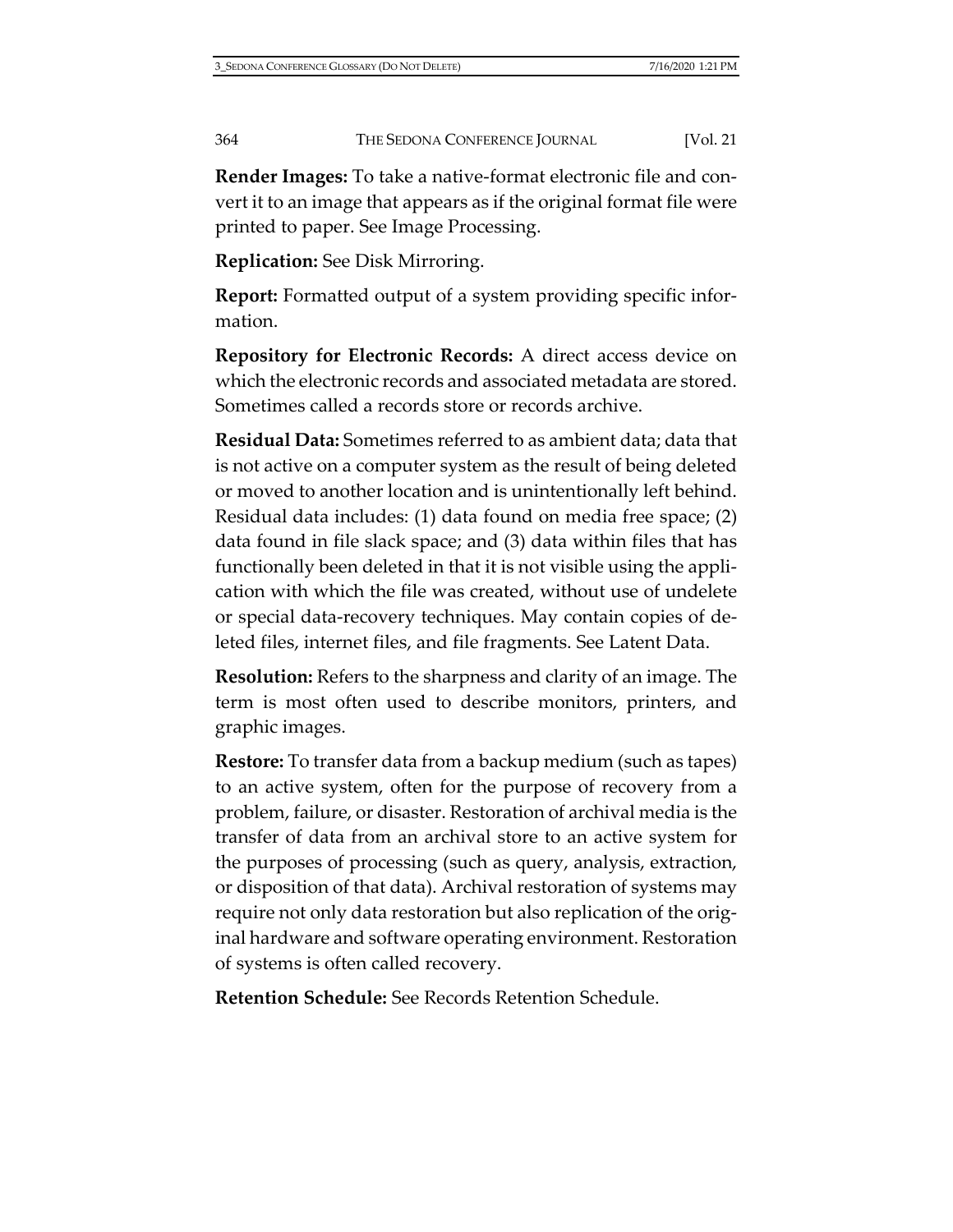**Render Images:** To take a native-format electronic file and convert it to an image that appears as if the original format file were printed to paper. See Image Processing.

**Replication:** See Disk Mirroring.

**Report:** Formatted output of a system providing specific information.

**Repository for Electronic Records:** A direct access device on which the electronic records and associated metadata are stored. Sometimes called a records store or records archive.

**Residual Data:** Sometimes referred to as ambient data; data that is not active on a computer system as the result of being deleted or moved to another location and is unintentionally left behind. Residual data includes: (1) data found on media free space; (2) data found in file slack space; and (3) data within files that has functionally been deleted in that it is not visible using the application with which the file was created, without use of undelete or special data-recovery techniques. May contain copies of deleted files, internet files, and file fragments. See Latent Data.

**Resolution:** Refers to the sharpness and clarity of an image. The term is most often used to describe monitors, printers, and graphic images.

**Restore:** To transfer data from a backup medium (such as tapes) to an active system, often for the purpose of recovery from a problem, failure, or disaster. Restoration of archival media is the transfer of data from an archival store to an active system for the purposes of processing (such as query, analysis, extraction, or disposition of that data). Archival restoration of systems may require not only data restoration but also replication of the original hardware and software operating environment. Restoration of systems is often called recovery.

**Retention Schedule:** See Records Retention Schedule.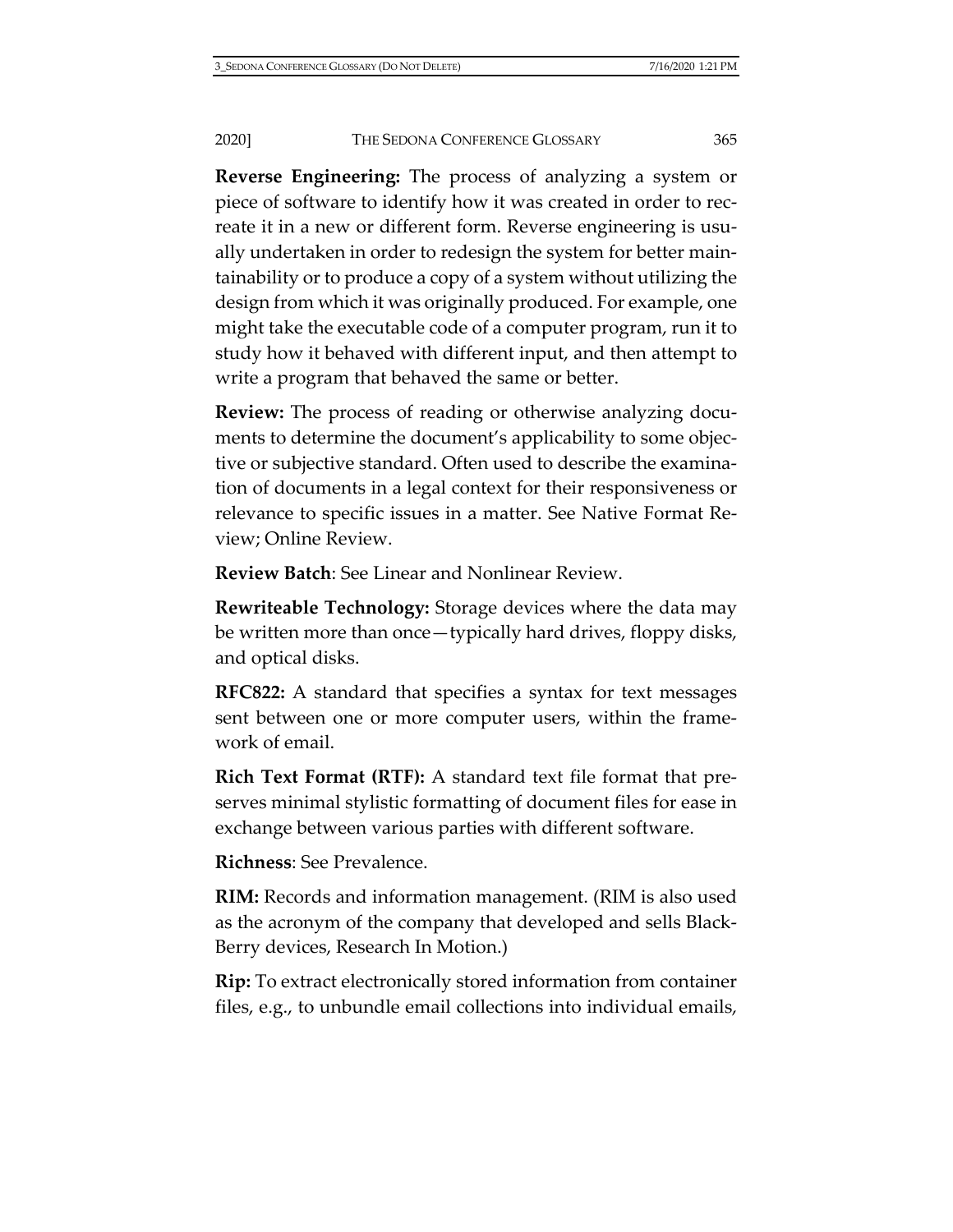**Reverse Engineering:** The process of analyzing a system or piece of software to identify how it was created in order to recreate it in a new or different form. Reverse engineering is usually undertaken in order to redesign the system for better maintainability or to produce a copy of a system without utilizing the design from which it was originally produced. For example, one might take the executable code of a computer program, run it to study how it behaved with different input, and then attempt to write a program that behaved the same or better.

**Review:** The process of reading or otherwise analyzing documents to determine the document's applicability to some objective or subjective standard. Often used to describe the examination of documents in a legal context for their responsiveness or relevance to specific issues in a matter. See Native Format Review; Online Review.

**Review Batch**: See Linear and Nonlinear Review.

**Rewriteable Technology:** Storage devices where the data may be written more than once—typically hard drives, floppy disks, and optical disks.

**RFC822:** A standard that specifies a syntax for text messages sent between one or more computer users, within the framework of email.

**Rich Text Format (RTF):** A standard text file format that preserves minimal stylistic formatting of document files for ease in exchange between various parties with different software.

**Richness**: See Prevalence.

**RIM:** Records and information management. (RIM is also used as the acronym of the company that developed and sells BlackBerry devices, Research In Motion.)

**Rip:** To extract electronically stored information from container files, e.g., to unbundle email collections into individual emails,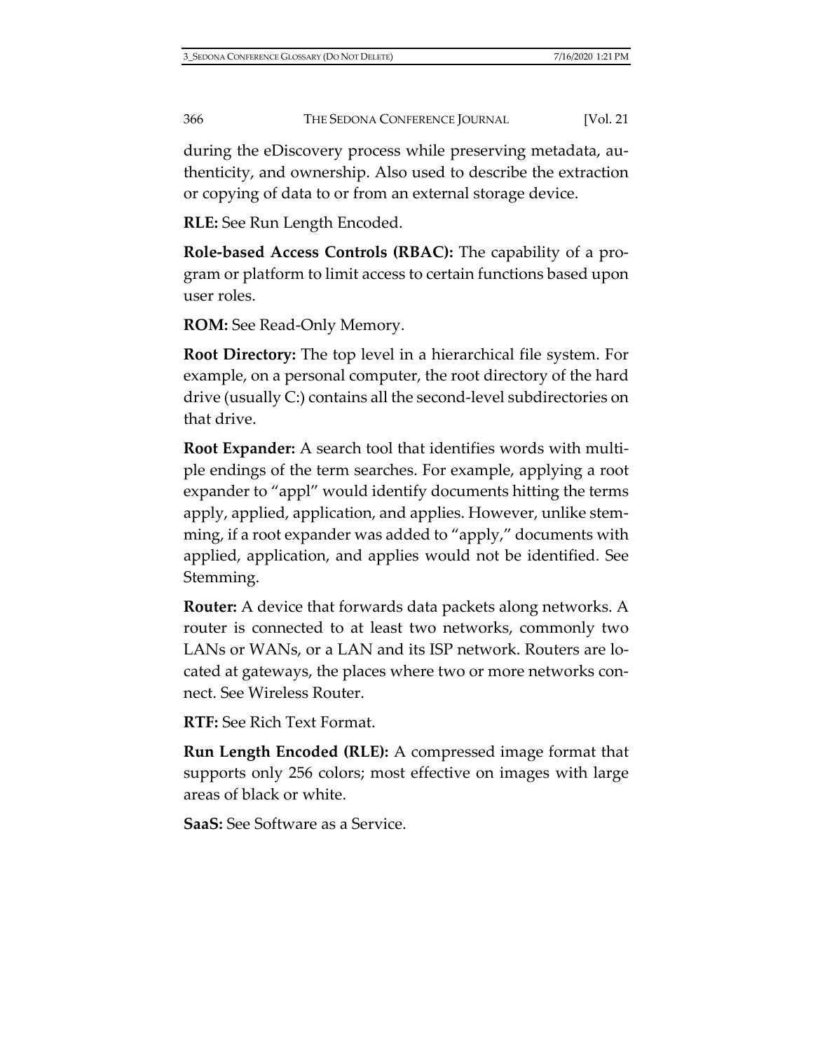during the eDiscovery process while preserving metadata, authenticity, and ownership. Also used to describe the extraction or copying of data to or from an external storage device.

**RLE:** See Run Length Encoded.

**Role-based Access Controls (RBAC):** The capability of a program or platform to limit access to certain functions based upon user roles.

**ROM:** See Read-Only Memory.

**Root Directory:** The top level in a hierarchical file system. For example, on a personal computer, the root directory of the hard drive (usually C:) contains all the second-level subdirectories on that drive.

**Root Expander:** A search tool that identifies words with multiple endings of the term searches. For example, applying a root expander to "appl" would identify documents hitting the terms apply, applied, application, and applies. However, unlike stemming, if a root expander was added to "apply," documents with applied, application, and applies would not be identified. See Stemming.

**Router:** A device that forwards data packets along networks. A router is connected to at least two networks, commonly two LANs or WANs, or a LAN and its ISP network. Routers are located at gateways, the places where two or more networks connect. See Wireless Router.

**RTF:** See Rich Text Format.

**Run Length Encoded (RLE):** A compressed image format that supports only 256 colors; most effective on images with large areas of black or white.

**SaaS:** See Software as a Service.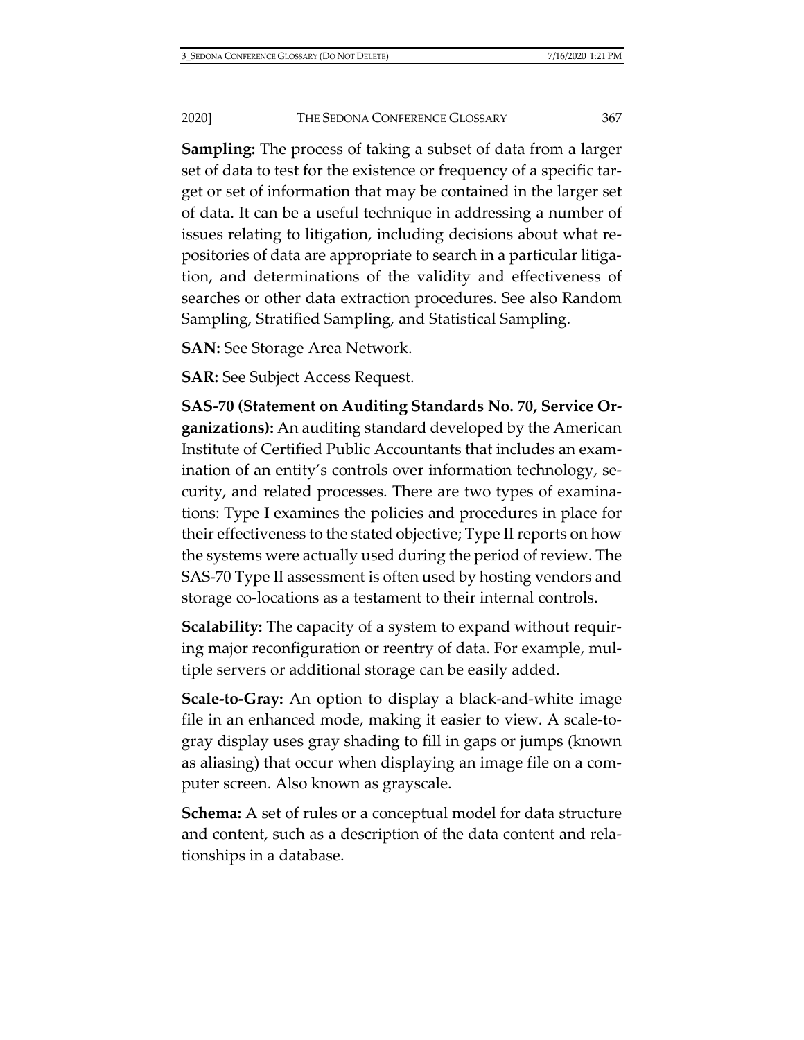**Sampling:** The process of taking a subset of data from a larger set of data to test for the existence or frequency of a specific target or set of information that may be contained in the larger set of data. It can be a useful technique in addressing a number of issues relating to litigation, including decisions about what repositories of data are appropriate to search in a particular litigation, and determinations of the validity and effectiveness of searches or other data extraction procedures. See also Random Sampling, Stratified Sampling, and Statistical Sampling.

**SAN:** See Storage Area Network.

**SAR:** See Subject Access Request.

**SAS-70 (Statement on Auditing Standards No. 70, Service Organizations):** An auditing standard developed by the American Institute of Certified Public Accountants that includes an examination of an entity's controls over information technology, security, and related processes. There are two types of examinations: Type I examines the policies and procedures in place for their effectiveness to the stated objective; Type II reports on how the systems were actually used during the period of review. The SAS-70 Type II assessment is often used by hosting vendors and storage co-locations as a testament to their internal controls.

**Scalability:** The capacity of a system to expand without requiring major reconfiguration or reentry of data. For example, multiple servers or additional storage can be easily added.

**Scale-to-Gray:** An option to display a black-and-white image file in an enhanced mode, making it easier to view. A scale-to-gray display uses gray shading to fill in gaps or jumps (known as aliasing) that occur when displaying an image file on a computer screen. Also known as grayscale.

**Schema:** A set of rules or a conceptual model for data structure and content, such as a description of the data content and relationships in a database.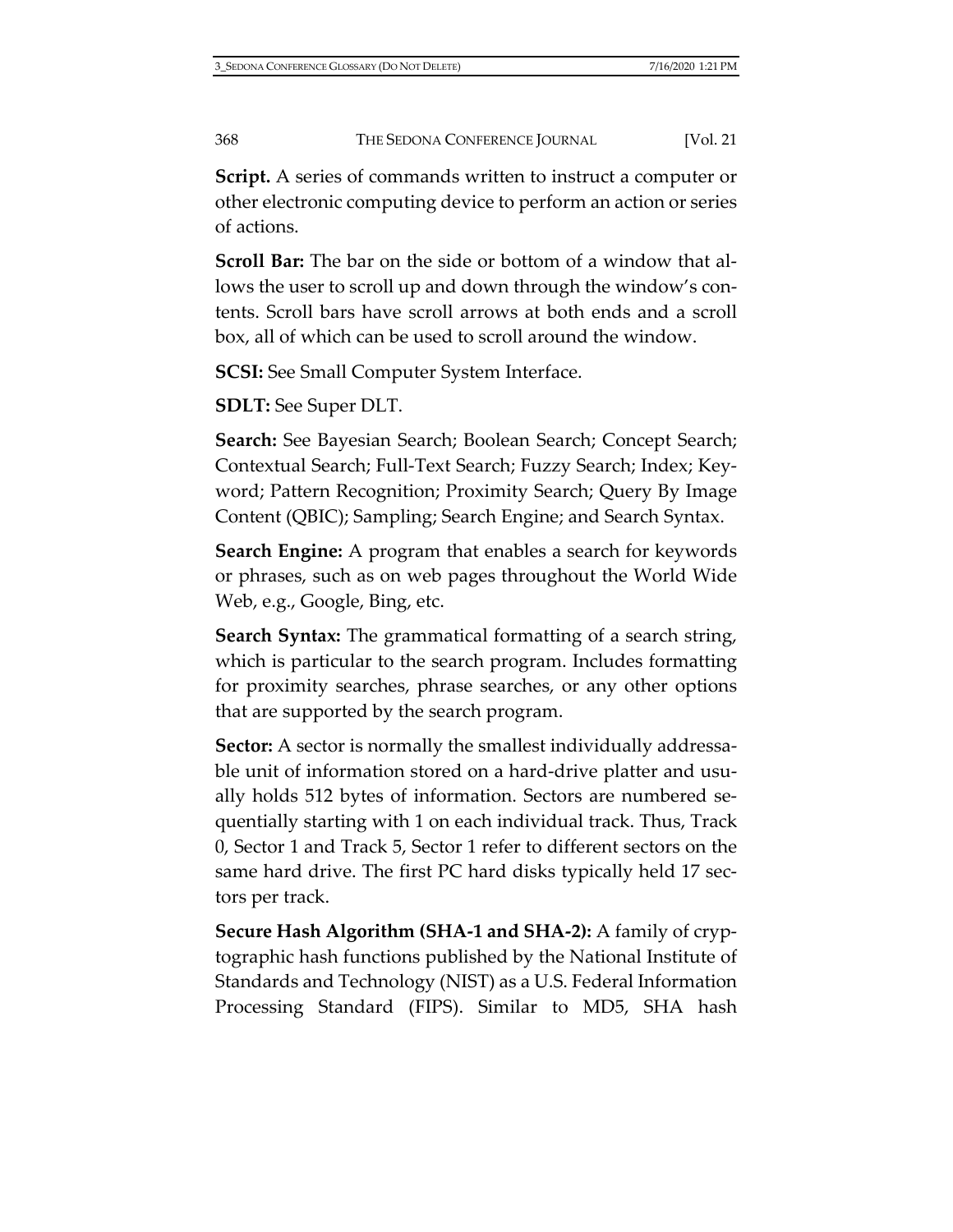**Script.** A series of commands written to instruct a computer or other electronic computing device to perform an action or series of actions.

**Scroll Bar:** The bar on the side or bottom of a window that allows the user to scroll up and down through the window's contents. Scroll bars have scroll arrows at both ends and a scroll box, all of which can be used to scroll around the window.

**SCSI:** See Small Computer System Interface.

**SDLT:** See Super DLT.

**Search:** See Bayesian Search; Boolean Search; Concept Search; Contextual Search; Full-Text Search; Fuzzy Search; Index; Keyword; Pattern Recognition; Proximity Search; Query By Image Content (QBIC); Sampling; Search Engine; and Search Syntax.

**Search Engine:** A program that enables a search for keywords or phrases, such as on web pages throughout the World Wide Web, e.g., Google, Bing, etc.

**Search Syntax:** The grammatical formatting of a search string, which is particular to the search program. Includes formatting for proximity searches, phrase searches, or any other options that are supported by the search program.

**Sector:** A sector is normally the smallest individually addressable unit of information stored on a hard-drive platter and usually holds 512 bytes of information. Sectors are numbered sequentially starting with 1 on each individual track. Thus, Track 0, Sector 1 and Track 5, Sector 1 refer to different sectors on the same hard drive. The first PC hard disks typically held 17 sectors per track.

**Secure Hash Algorithm (SHA-1 and SHA-2):** A family of cryptographic hash functions published by the National Institute of Standards and Technology (NIST) as a U.S. Federal Information Processing Standard (FIPS). Similar to MD5, SHA hash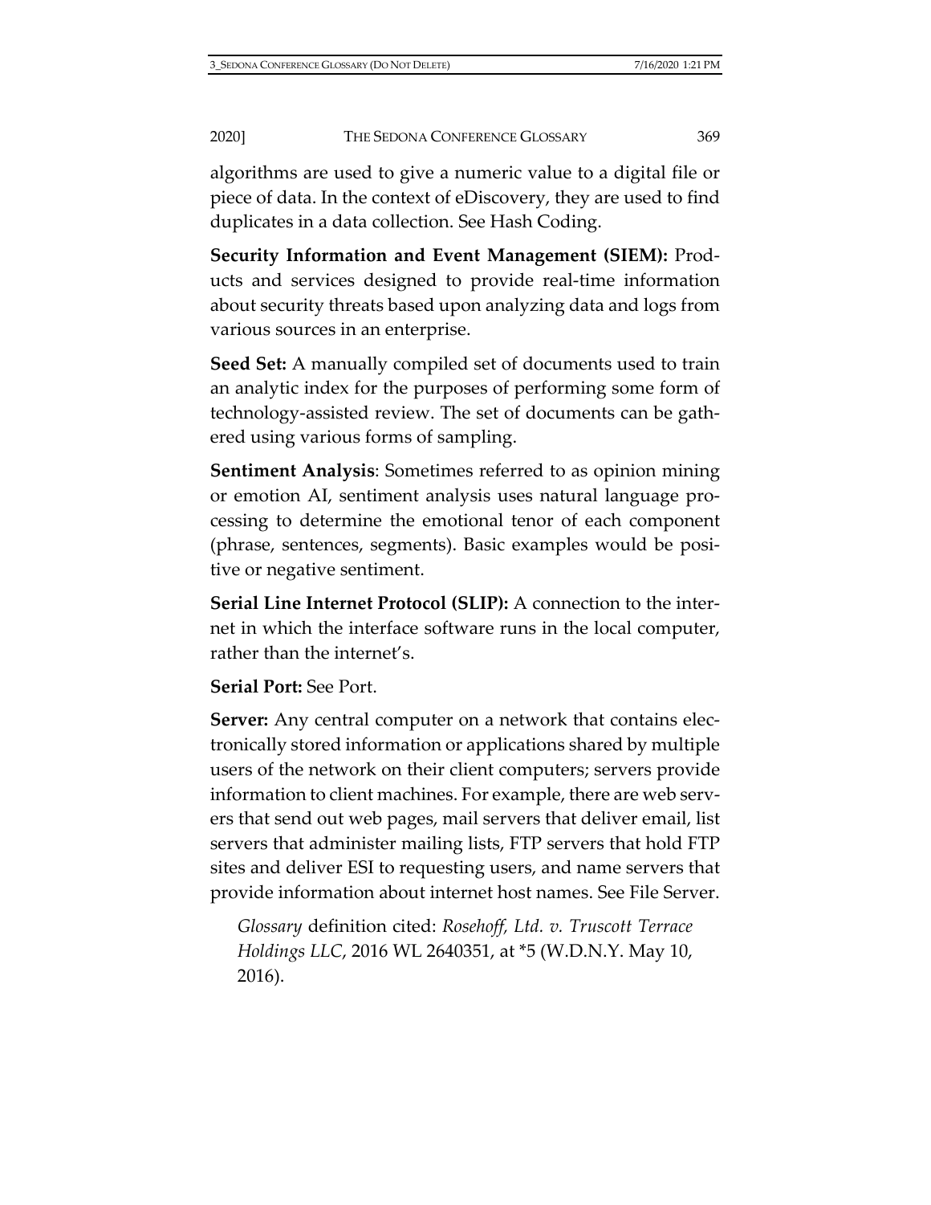algorithms are used to give a numeric value to a digital file or piece of data. In the context of eDiscovery, they are used to find duplicates in a data collection. See Hash Coding.

**Security Information and Event Management (SIEM):** Products and services designed to provide real-time information about security threats based upon analyzing data and logs from various sources in an enterprise.

**Seed Set:** A manually compiled set of documents used to train an analytic index for the purposes of performing some form of technology-assisted review. The set of documents can be gathered using various forms of sampling.

**Sentiment Analysis**: Sometimes referred to as opinion mining or emotion AI, sentiment analysis uses natural language processing to determine the emotional tenor of each component (phrase, sentences, segments). Basic examples would be positive or negative sentiment.

**Serial Line Internet Protocol (SLIP):** A connection to the internet in which the interface software runs in the local computer, rather than the internet's.

**Serial Port:** See Port.

**Server:** Any central computer on a network that contains electronically stored information or applications shared by multiple users of the network on their client computers; servers provide information to client machines. For example, there are web servers that send out web pages, mail servers that deliver email, list servers that administer mailing lists, FTP servers that hold FTP sites and deliver ESI to requesting users, and name servers that provide information about internet host names. See File Server.

> *Glossary* definition cited: *Rosehoff, Ltd. v. Truscott Terrace Holdings LLC*, 2016 WL 2640351, at *5 (W.D.N.Y. May 10, 2016).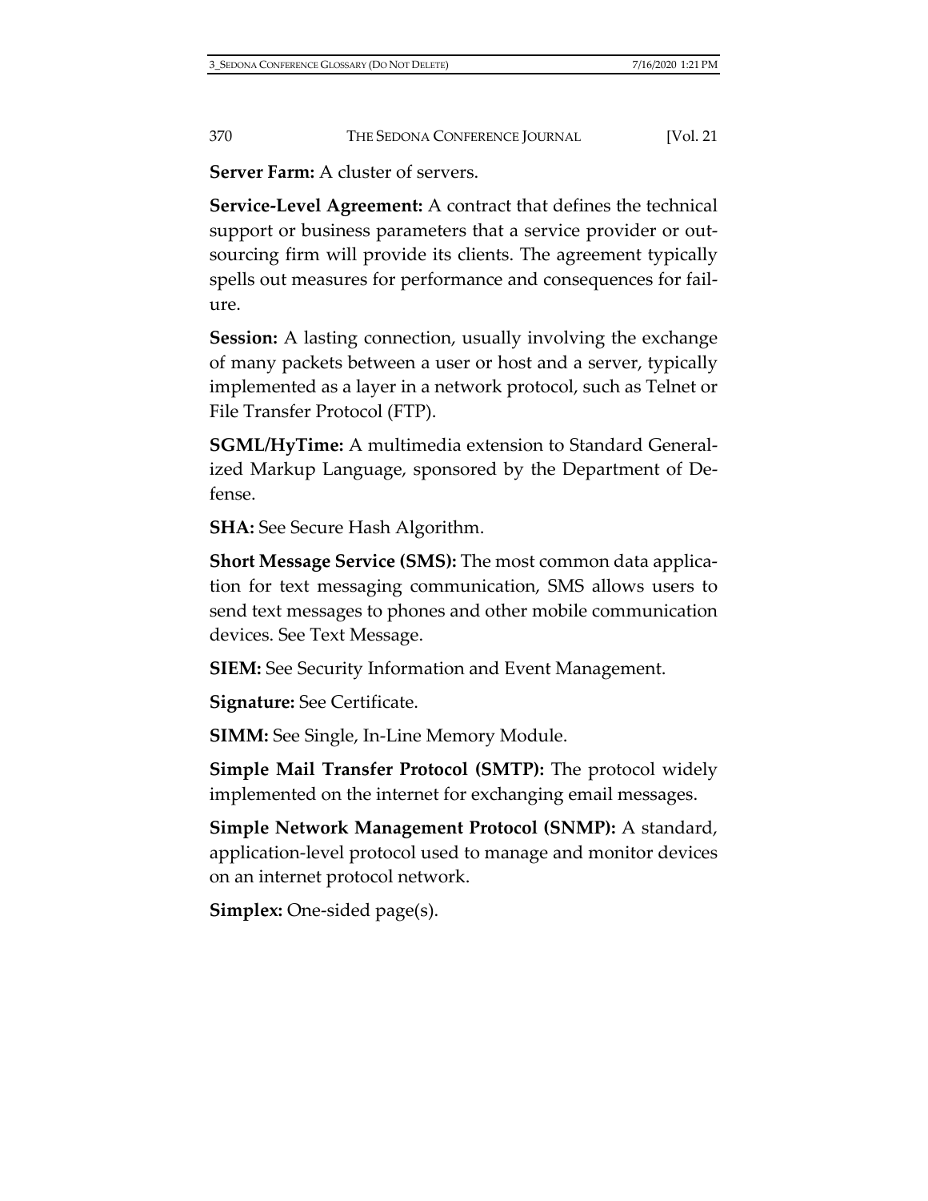**Server Farm:** A cluster of servers.

**Service-Level Agreement:** A contract that defines the technical support or business parameters that a service provider or outsourcing firm will provide its clients. The agreement typically spells out measures for performance and consequences for failure.

**Session:** A lasting connection, usually involving the exchange of many packets between a user or host and a server, typically implemented as a layer in a network protocol, such as Telnet or File Transfer Protocol (FTP).

**SGML/HyTime:** A multimedia extension to Standard Generalized Markup Language, sponsored by the Department of Defense.

**SHA:** See Secure Hash Algorithm.

**Short Message Service (SMS):** The most common data application for text messaging communication, SMS allows users to send text messages to phones and other mobile communication devices. See Text Message.

**SIEM:** See Security Information and Event Management.

**Signature:** See Certificate.

**SIMM:** See Single, In-Line Memory Module.

**Simple Mail Transfer Protocol (SMTP):** The protocol widely implemented on the internet for exchanging email messages.

**Simple Network Management Protocol (SNMP):** A standard, application-level protocol used to manage and monitor devices on an internet protocol network.

**Simplex:** One-sided page(s).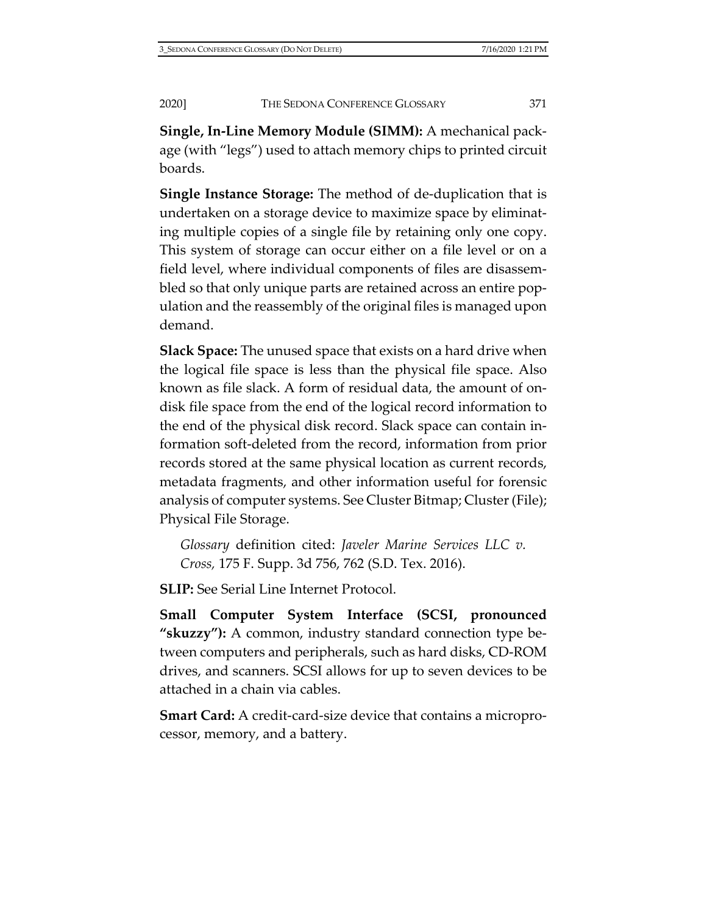**Single, In-Line Memory Module (SIMM):** A mechanical package (with "legs") used to attach memory chips to printed circuit boards.

**Single Instance Storage:** The method of de-duplication that is undertaken on a storage device to maximize space by eliminating multiple copies of a single file by retaining only one copy. This system of storage can occur either on a file level or on a field level, where individual components of files are disassembled so that only unique parts are retained across an entire population and the reassembly of the original files is managed upon demand.

**Slack Space:** The unused space that exists on a hard drive when the logical file space is less than the physical file space. Also known as file slack. A form of residual data, the amount of on-disk file space from the end of the logical record information to the end of the physical disk record. Slack space can contain information soft-deleted from the record, information from prior records stored at the same physical location as current records, metadata fragments, and other information useful for forensic analysis of computer systems. See Cluster Bitmap; Cluster (File); Physical File Storage.

> *Glossary* definition cited: *Javeler Marine Services LLC v. Cross,* 175 F. Supp. 3d 756, 762 (S.D. Tex. 2016).

**SLIP:** See Serial Line Internet Protocol.

**Small Computer System Interface (SCSI, pronounced "skuzzy"):** A common, industry standard connection type between computers and peripherals, such as hard disks, CD-ROM drives, and scanners. SCSI allows for up to seven devices to be attached in a chain via cables.

**Smart Card:** A credit-card-size device that contains a microprocessor, memory, and a battery.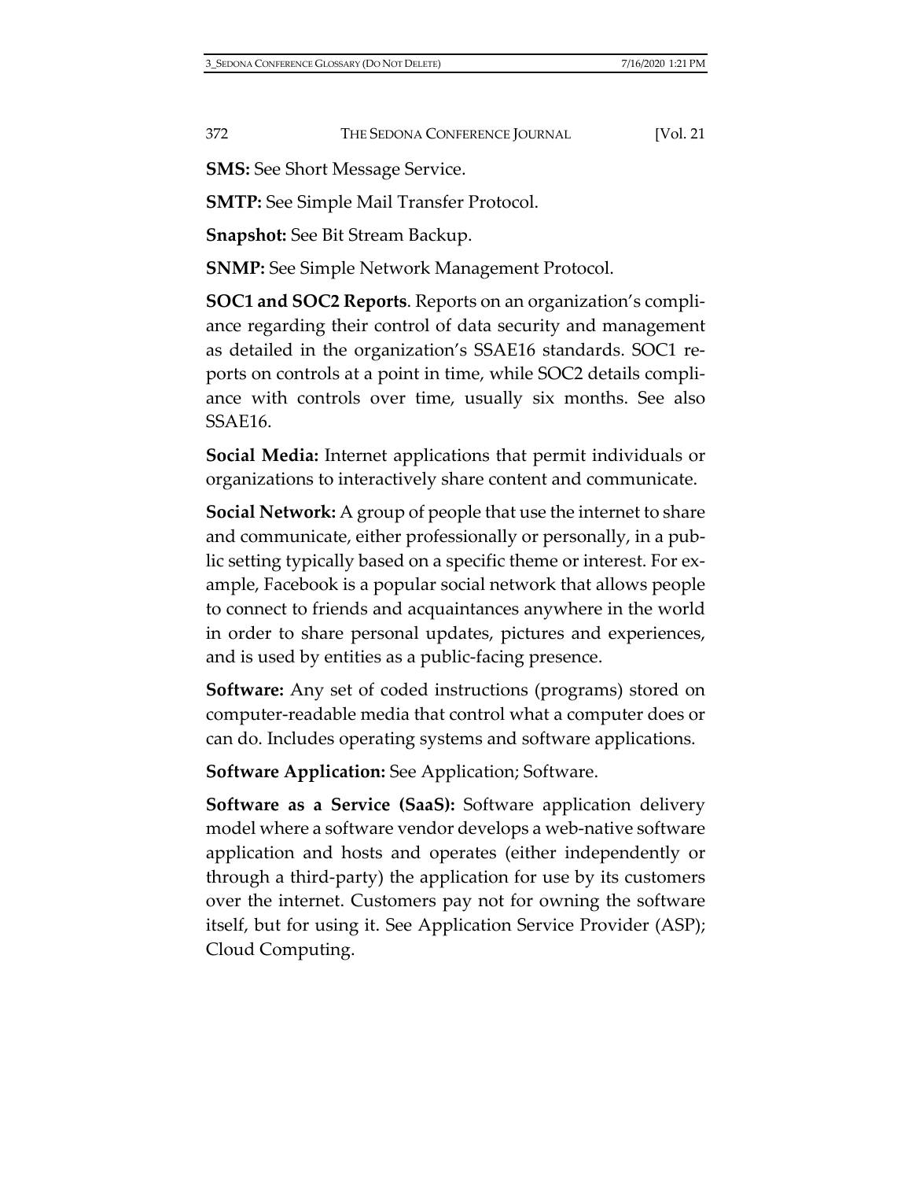**SMS:** See Short Message Service.

**SMTP:** See Simple Mail Transfer Protocol.

**Snapshot:** See Bit Stream Backup.

**SNMP:** See Simple Network Management Protocol.

**SOC1 and SOC2 Reports**. Reports on an organization's compliance regarding their control of data security and management as detailed in the organization's SSAE16 standards. SOC1 reports on controls at a point in time, while SOC2 details compliance with controls over time, usually six months. See also SSAE16.

**Social Media:** Internet applications that permit individuals or organizations to interactively share content and communicate.

**Social Network:** A group of people that use the internet to share and communicate, either professionally or personally, in a public setting typically based on a specific theme or interest. For example, Facebook is a popular social network that allows people to connect to friends and acquaintances anywhere in the world in order to share personal updates, pictures and experiences, and is used by entities as a public-facing presence.

**Software:** Any set of coded instructions (programs) stored on computer-readable media that control what a computer does or can do. Includes operating systems and software applications.

**Software Application:** See Application; Software.

**Software as a Service (SaaS):** Software application delivery model where a software vendor develops a web-native software application and hosts and operates (either independently or through a third-party) the application for use by its customers over the internet. Customers pay not for owning the software itself, but for using it. See Application Service Provider (ASP); Cloud Computing.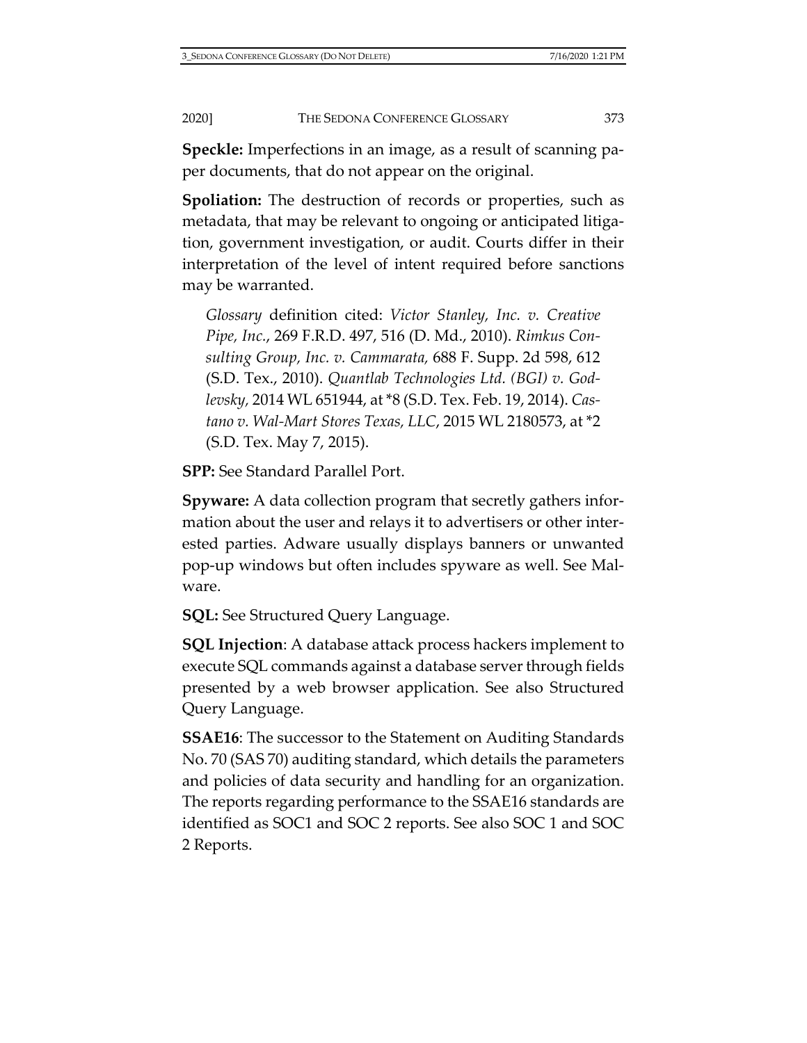**Speckle:** Imperfections in an image, as a result of scanning paper documents, that do not appear on the original.

**Spoliation:** The destruction of records or properties, such as metadata, that may be relevant to ongoing or anticipated litigation, government investigation, or audit. Courts differ in their interpretation of the level of intent required before sanctions may be warranted.

> *Glossary* definition cited: *Victor Stanley, Inc. v. Creative Pipe, Inc.*, 269 F.R.D. 497, 516 (D. Md., 2010). *Rimkus Consulting Group, Inc. v. Cammarata,* 688 F. Supp. 2d 598, 612 (S.D. Tex., 2010). *Quantlab Technologies Ltd. (BGI) v. Godlevsky,* 2014 WL 651944, at *8 (S.D. Tex. Feb. 19, 2014). *Castano v. Wal-Mart Stores Texas, LLC*, 2015 WL 2180573, at *2 (S.D. Tex. May 7, 2015).

**SPP:** See Standard Parallel Port.

**Spyware:** A data collection program that secretly gathers information about the user and relays it to advertisers or other interested parties. Adware usually displays banners or unwanted pop-up windows but often includes spyware as well. See Malware.

**SQL:** See Structured Query Language.

**SQL Injection**: A database attack process hackers implement to execute SQL commands against a database server through fields presented by a web browser application. See also Structured Query Language.

**SSAE16**: The successor to the Statement on Auditing Standards No. 70 (SAS 70) auditing standard, which details the parameters and policies of data security and handling for an organization. The reports regarding performance to the SSAE16 standards are identified as SOC1 and SOC 2 reports. See also SOC 1 and SOC 2 Reports.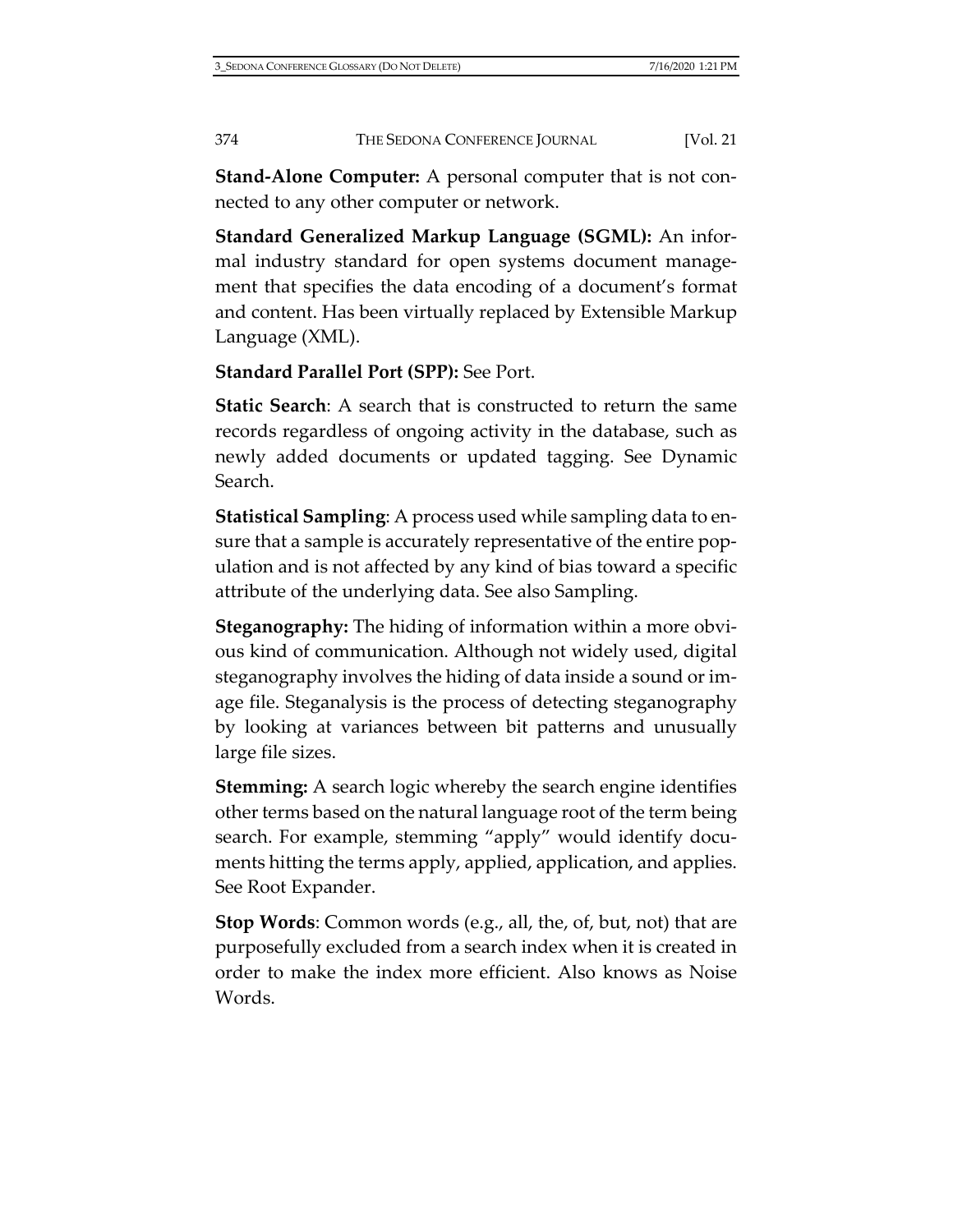**Stand-Alone Computer:** A personal computer that is not connected to any other computer or network.

**Standard Generalized Markup Language (SGML):** An informal industry standard for open systems document management that specifies the data encoding of a document's format and content. Has been virtually replaced by Extensible Markup Language (XML).

**Standard Parallel Port (SPP):** See Port.

**Static Search**: A search that is constructed to return the same records regardless of ongoing activity in the database, such as newly added documents or updated tagging. See Dynamic Search.

**Statistical Sampling**: A process used while sampling data to ensure that a sample is accurately representative of the entire population and is not affected by any kind of bias toward a specific attribute of the underlying data. See also Sampling.

**Steganography:** The hiding of information within a more obvious kind of communication. Although not widely used, digital steganography involves the hiding of data inside a sound or image file. Steganalysis is the process of detecting steganography by looking at variances between bit patterns and unusually large file sizes.

**Stemming:** A search logic whereby the search engine identifies other terms based on the natural language root of the term being search. For example, stemming "apply" would identify documents hitting the terms apply, applied, application, and applies. See Root Expander.

**Stop Words**: Common words (e.g., all, the, of, but, not) that are purposefully excluded from a search index when it is created in order to make the index more efficient. Also knows as Noise Words.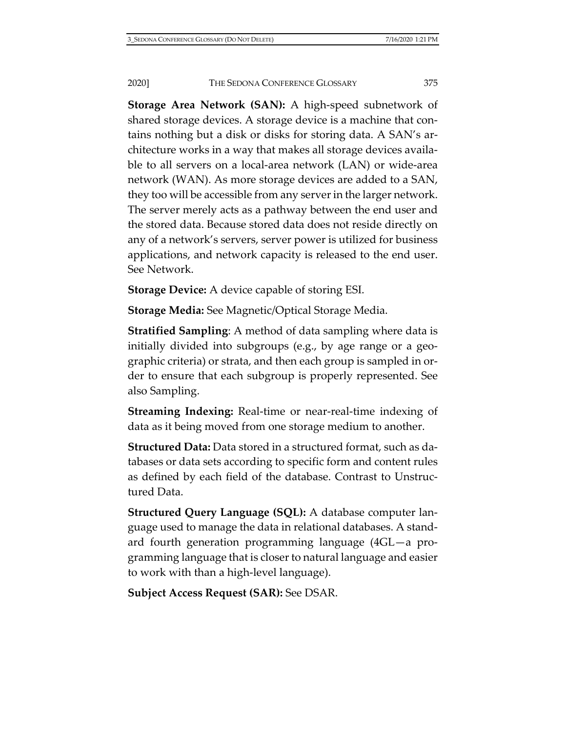**Storage Area Network (SAN):** A high-speed subnetwork of shared storage devices. A storage device is a machine that contains nothing but a disk or disks for storing data. A SAN's architecture works in a way that makes all storage devices available to all servers on a local-area network (LAN) or wide-area network (WAN). As more storage devices are added to a SAN, they too will be accessible from any server in the larger network. The server merely acts as a pathway between the end user and the stored data. Because stored data does not reside directly on any of a network's servers, server power is utilized for business applications, and network capacity is released to the end user. See Network.

**Storage Device:** A device capable of storing ESI.

**Storage Media:** See Magnetic/Optical Storage Media.

**Stratified Sampling**: A method of data sampling where data is initially divided into subgroups (e.g., by age range or a geographic criteria) or strata, and then each group is sampled in order to ensure that each subgroup is properly represented. See also Sampling.

**Streaming Indexing:** Real-time or near-real-time indexing of data as it being moved from one storage medium to another.

**Structured Data:** Data stored in a structured format, such as databases or data sets according to specific form and content rules as defined by each field of the database. Contrast to Unstructured Data.

**Structured Query Language (SQL):** A database computer language used to manage the data in relational databases. A standard fourth generation programming language (4GL—a programming language that is closer to natural language and easier to work with than a high-level language).

**Subject Access Request (SAR):** See DSAR.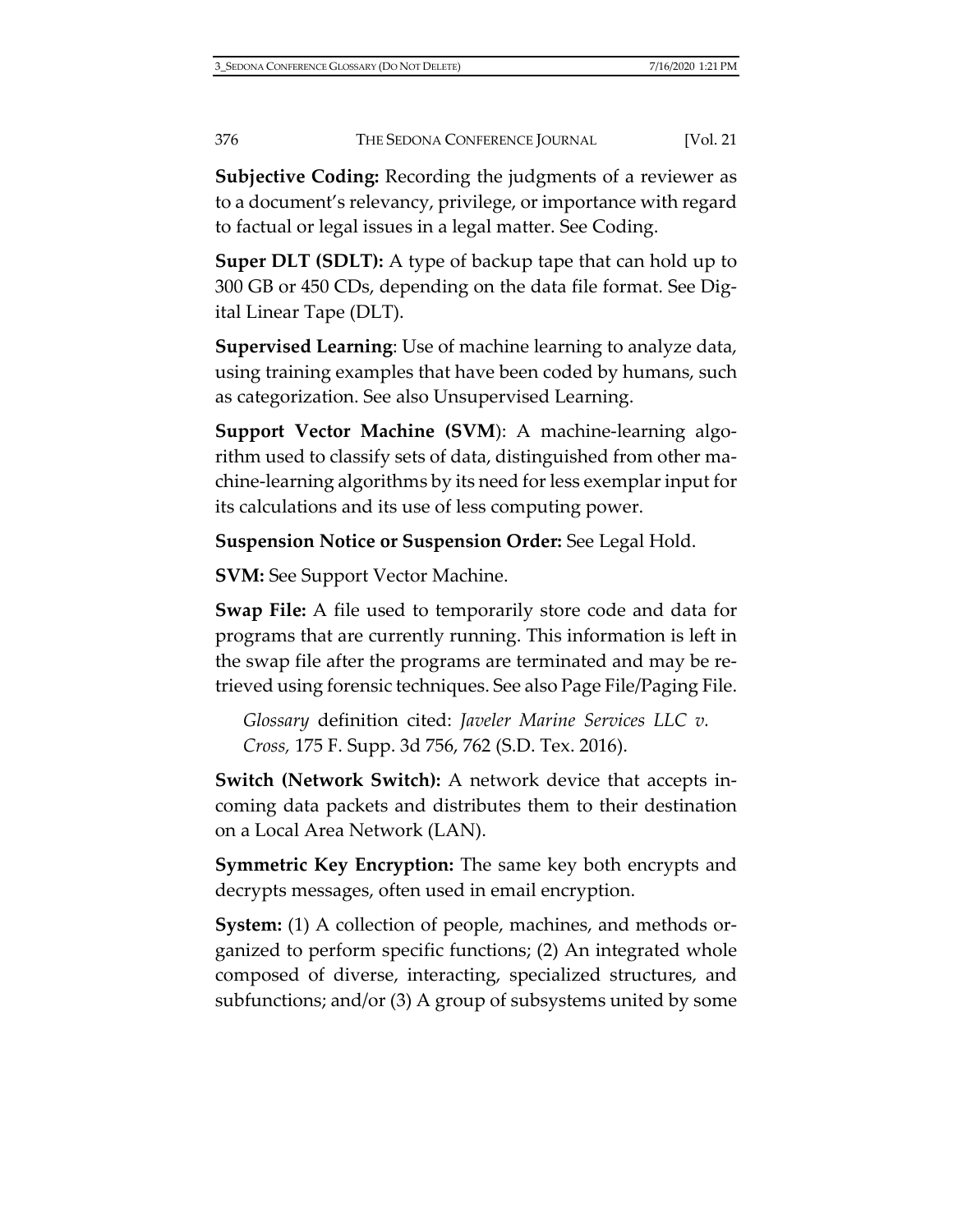**Subjective Coding:** Recording the judgments of a reviewer as to a document's relevancy, privilege, or importance with regard to factual or legal issues in a legal matter. See Coding.

**Super DLT (SDLT):** A type of backup tape that can hold up to 300 GB or 450 CDs, depending on the data file format. See Digital Linear Tape (DLT).

**Supervised Learning**: Use of machine learning to analyze data, using training examples that have been coded by humans, such as categorization. See also Unsupervised Learning.

**Support Vector Machine (SVM**): A machine-learning algorithm used to classify sets of data, distinguished from other machine-learning algorithms by its need for less exemplar input for its calculations and its use of less computing power.

**Suspension Notice or Suspension Order:** See Legal Hold.

**SVM:** See Support Vector Machine.

**Swap File:** A file used to temporarily store code and data for programs that are currently running. This information is left in the swap file after the programs are terminated and may be retrieved using forensic techniques. See also Page File/Paging File.

> *Glossary* definition cited: *Javeler Marine Services LLC v. Cross,* 175 F. Supp. 3d 756, 762 (S.D. Tex. 2016).

**Switch (Network Switch):** A network device that accepts incoming data packets and distributes them to their destination on a Local Area Network (LAN).

**Symmetric Key Encryption:** The same key both encrypts and decrypts messages, often used in email encryption.

**System:** (1) A collection of people, machines, and methods organized to perform specific functions; (2) An integrated whole composed of diverse, interacting, specialized structures, and subfunctions; and/or (3) A group of subsystems united by some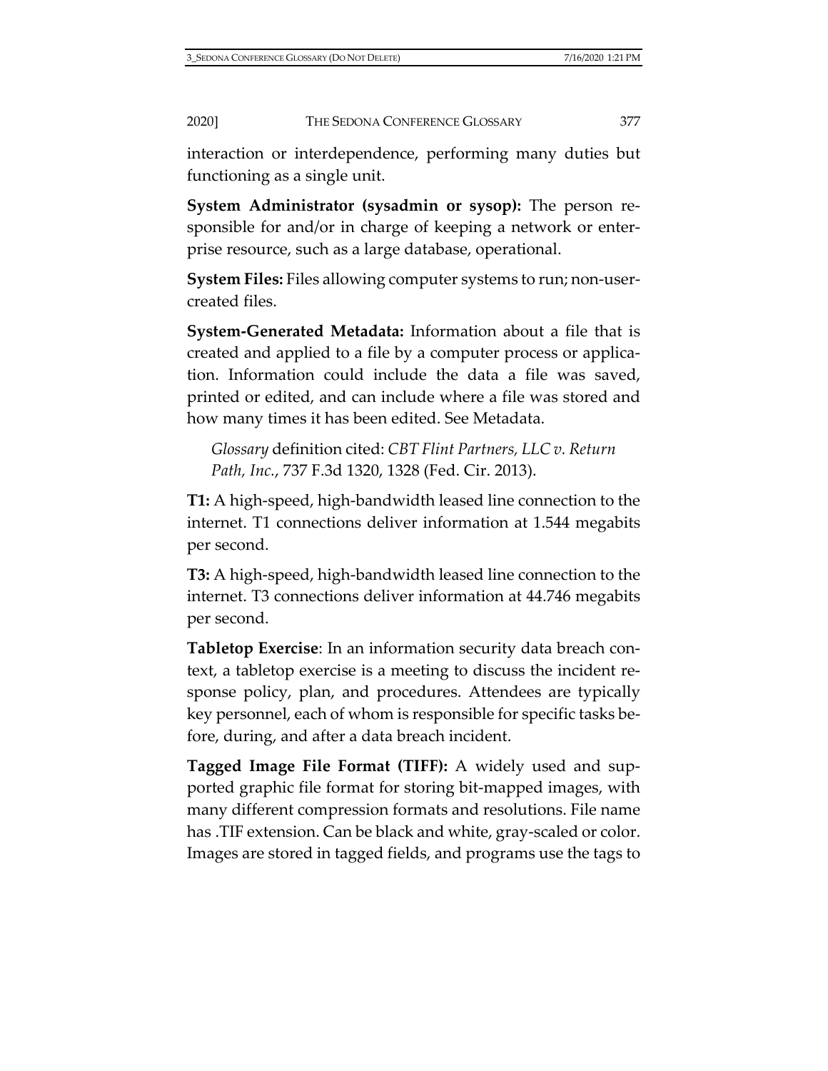interaction or interdependence, performing many duties but functioning as a single unit.

**System Administrator (sysadmin or sysop):** The person responsible for and/or in charge of keeping a network or enterprise resource, such as a large database, operational.

**System Files:** Files allowing computer systems to run; non-user-created files.

**System-Generated Metadata:** Information about a file that is created and applied to a file by a computer process or application. Information could include the data a file was saved, printed or edited, and can include where a file was stored and how many times it has been edited. See Metadata.

> *Glossary* definition cited: *CBT Flint Partners, LLC v. Return Path, Inc.*, 737 F.3d 1320, 1328 (Fed. Cir. 2013).

**T1:** A high-speed, high-bandwidth leased line connection to the internet. T1 connections deliver information at 1.544 megabits per second.

**T3:** A high-speed, high-bandwidth leased line connection to the internet. T3 connections deliver information at 44.746 megabits per second.

**Tabletop Exercise**: In an information security data breach context, a tabletop exercise is a meeting to discuss the incident response policy, plan, and procedures. Attendees are typically key personnel, each of whom is responsible for specific tasks before, during, and after a data breach incident.

**Tagged Image File Format (TIFF):** A widely used and supported graphic file format for storing bit-mapped images, with many different compression formats and resolutions. File name has .TIF extension. Can be black and white, gray-scaled or color. Images are stored in tagged fields, and programs use the tags to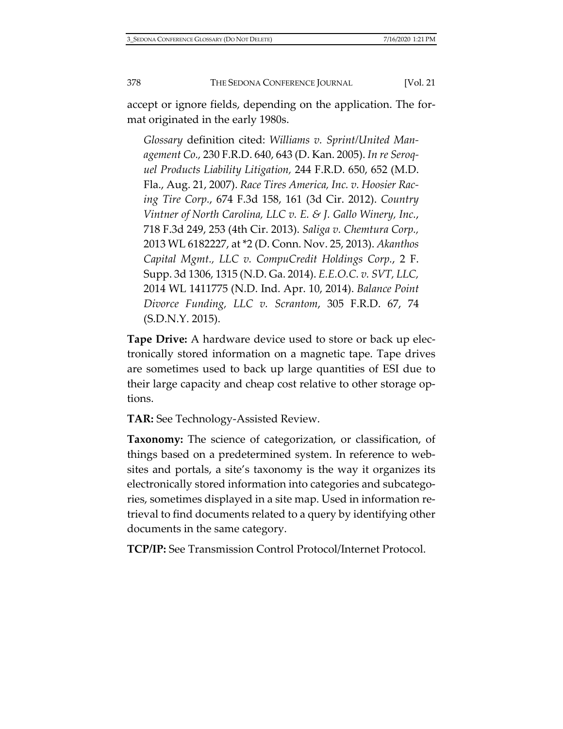accept or ignore fields, depending on the application. The format originated in the early 1980s.

> *Glossary* definition cited: *Williams v. Sprint/United Management Co.,* 230 F.R.D. 640, 643 (D. Kan. 2005). *In re Seroquel Products Liability Litigation,* 244 F.R.D. 650, 652 (M.D. Fla., Aug. 21, 2007). *Race Tires America, Inc. v. Hoosier Racing Tire Corp.*, 674 F.3d 158, 161 (3d Cir. 2012). *Country Vintner of North Carolina, LLC v. E. & J. Gallo Winery, Inc.*, 718 F.3d 249, 253 (4th Cir. 2013). *Saliga v. Chemtura Corp.,* 2013 WL 6182227, at *2 (D. Conn. Nov. 25, 2013). *Akanthos Capital Mgmt., LLC v. CompuCredit Holdings Corp.*, 2 F. Supp. 3d 1306, 1315 (N.D. Ga. 2014). *E.E.O.C. v. SVT, LLC,* 2014 WL 1411775 (N.D. Ind. Apr. 10, 2014). *Balance Point Divorce Funding, LLC v. Scrantom*, 305 F.R.D. 67, 74 (S.D.N.Y. 2015).

**Tape Drive:** A hardware device used to store or back up electronically stored information on a magnetic tape. Tape drives are sometimes used to back up large quantities of ESI due to their large capacity and cheap cost relative to other storage options.

**TAR:** See Technology-Assisted Review.

**Taxonomy:** The science of categorization, or classification, of things based on a predetermined system. In reference to websites and portals, a site's taxonomy is the way it organizes its electronically stored information into categories and subcategories, sometimes displayed in a site map. Used in information retrieval to find documents related to a query by identifying other documents in the same category.

**TCP/IP:** See Transmission Control Protocol/Internet Protocol.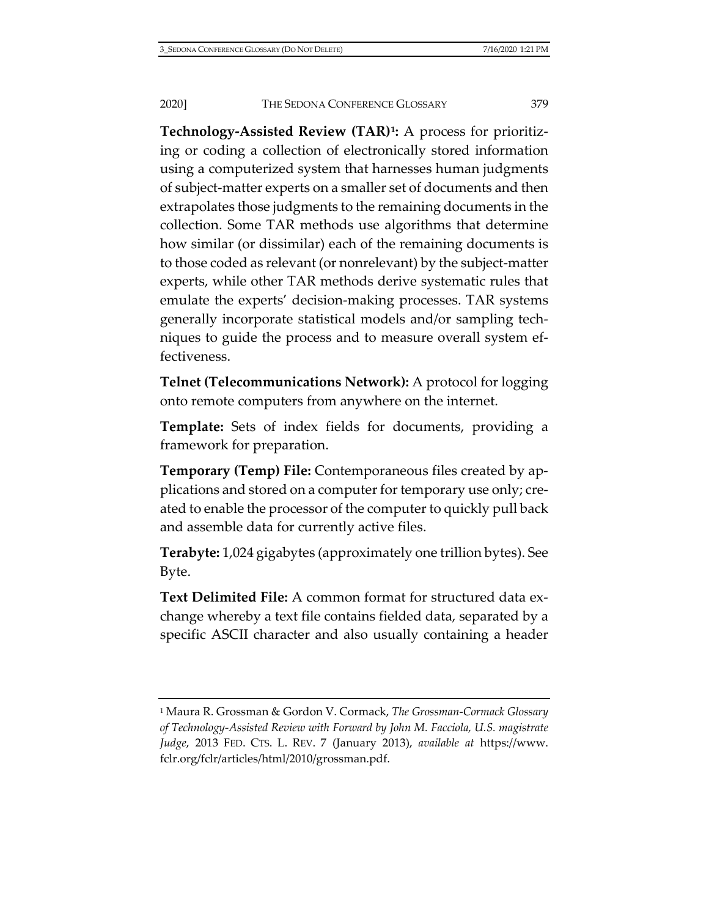**Technology-Assisted Review (TAR)[1]:** A process for prioritizing or coding a collection of electronically stored information using a computerized system that harnesses human judgments of subject-matter experts on a smaller set of documents and then extrapolates those judgments to the remaining documents in the collection. Some TAR methods use algorithms that determine how similar (or dissimilar) each of the remaining documents is to those coded as relevant (or nonrelevant) by the subject-matter experts, while other TAR methods derive systematic rules that emulate the experts' decision-making processes. TAR systems generally incorporate statistical models and/or sampling techniques to guide the process and to measure overall system effectiveness.

**Telnet (Telecommunications Network):** A protocol for logging onto remote computers from anywhere on the internet.

**Template:** Sets of index fields for documents, providing a framework for preparation.

**Temporary (Temp) File:** Contemporaneous files created by applications and stored on a computer for temporary use only; created to enable the processor of the computer to quickly pull back and assemble data for currently active files.

**Terabyte:** 1,024 gigabytes (approximately one trillion bytes). See Byte.

**Text Delimited File:** A common format for structured data exchange whereby a text file contains fielded data, separated by a specific ASCII character and also usually containing a header

---

[1] Maura R. Grossman & Gordon V. Cormack, *The Grossman-Cormack Glossary of Technology-Assisted Review with Forward by John M. Facciola, U.S. magistrate Judge*, 2013 FED. CTS. L. REV. 7 (January 2013), *available at* https://www.fclr.org/fclr/articles/html/2010/grossman.pdf.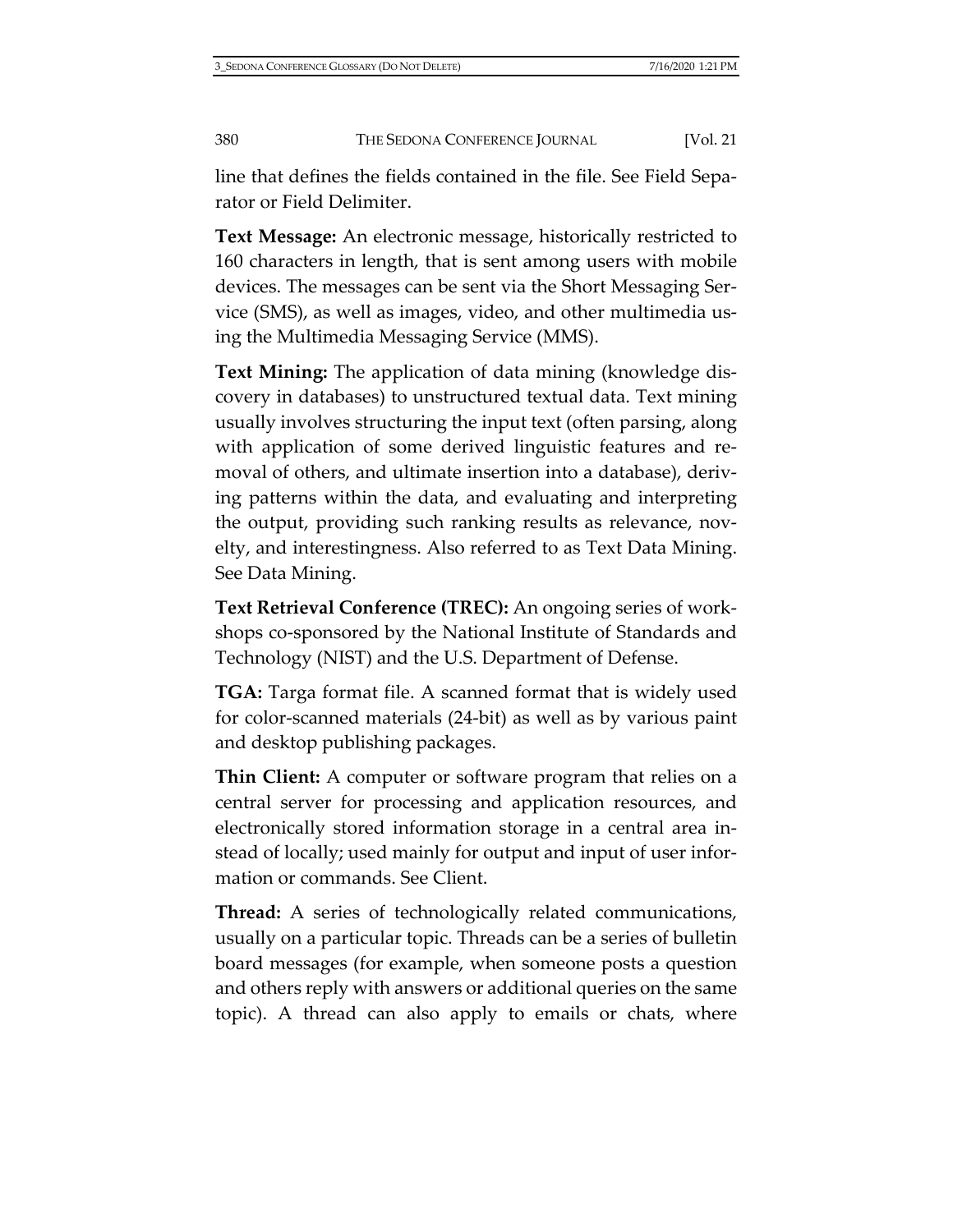line that defines the fields contained in the file. See Field Separator or Field Delimiter.

**Text Message:** An electronic message, historically restricted to 160 characters in length, that is sent among users with mobile devices. The messages can be sent via the Short Messaging Service (SMS), as well as images, video, and other multimedia using the Multimedia Messaging Service (MMS).

**Text Mining:** The application of data mining (knowledge discovery in databases) to unstructured textual data. Text mining usually involves structuring the input text (often parsing, along with application of some derived linguistic features and removal of others, and ultimate insertion into a database), deriving patterns within the data, and evaluating and interpreting the output, providing such ranking results as relevance, novelty, and interestingness. Also referred to as Text Data Mining. See Data Mining.

**Text Retrieval Conference (TREC):** An ongoing series of workshops co-sponsored by the National Institute of Standards and Technology (NIST) and the U.S. Department of Defense.

**TGA:** Targa format file. A scanned format that is widely used for color-scanned materials (24-bit) as well as by various paint and desktop publishing packages.

**Thin Client:** A computer or software program that relies on a central server for processing and application resources, and electronically stored information storage in a central area instead of locally; used mainly for output and input of user information or commands. See Client.

**Thread:** A series of technologically related communications, usually on a particular topic. Threads can be a series of bulletin board messages (for example, when someone posts a question and others reply with answers or additional queries on the same topic). A thread can also apply to emails or chats, where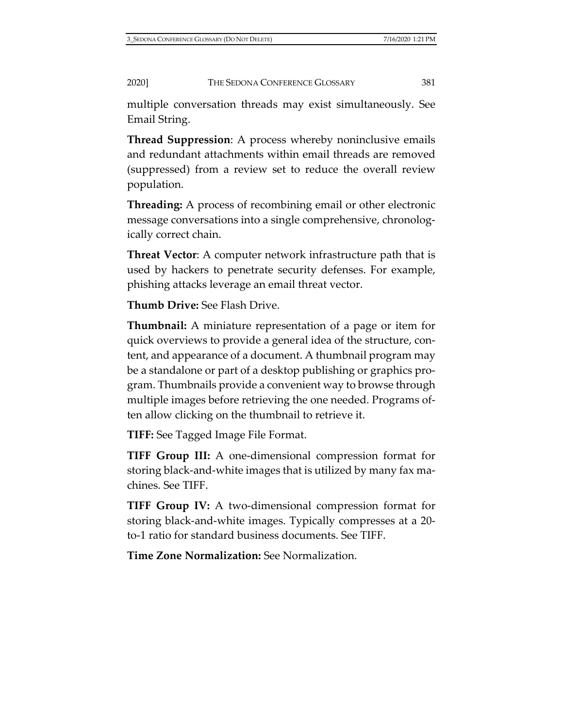multiple conversation threads may exist simultaneously. See Email String.

**Thread Suppression**: A process whereby noninclusive emails and redundant attachments within email threads are removed (suppressed) from a review set to reduce the overall review population.

**Threading:** A process of recombining email or other electronic message conversations into a single comprehensive, chronologically correct chain.

**Threat Vector**: A computer network infrastructure path that is used by hackers to penetrate security defenses. For example, phishing attacks leverage an email threat vector.

**Thumb Drive:** See Flash Drive.

**Thumbnail:** A miniature representation of a page or item for quick overviews to provide a general idea of the structure, content, and appearance of a document. A thumbnail program may be a standalone or part of a desktop publishing or graphics program. Thumbnails provide a convenient way to browse through multiple images before retrieving the one needed. Programs often allow clicking on the thumbnail to retrieve it.

**TIFF:** See Tagged Image File Format.

**TIFF Group III:** A one-dimensional compression format for storing black-and-white images that is utilized by many fax machines. See TIFF.

**TIFF Group IV:** A two-dimensional compression format for storing black-and-white images. Typically compresses at a 20-to-1 ratio for standard business documents. See TIFF.

**Time Zone Normalization:** See Normalization.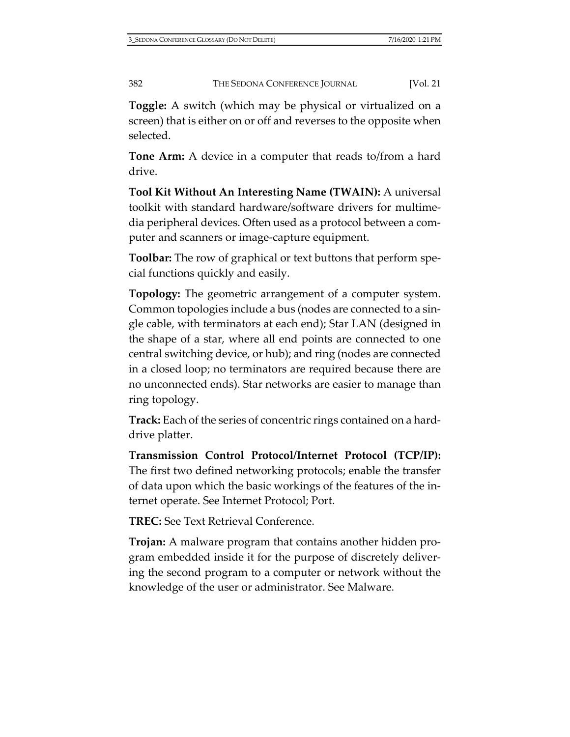**Toggle:** A switch (which may be physical or virtualized on a screen) that is either on or off and reverses to the opposite when selected.

**Tone Arm:** A device in a computer that reads to/from a hard drive.

**Tool Kit Without An Interesting Name (TWAIN):** A universal toolkit with standard hardware/software drivers for multimedia peripheral devices. Often used as a protocol between a computer and scanners or image-capture equipment.

**Toolbar:** The row of graphical or text buttons that perform special functions quickly and easily.

**Topology:** The geometric arrangement of a computer system. Common topologies include a bus (nodes are connected to a single cable, with terminators at each end); Star LAN (designed in the shape of a star, where all end points are connected to one central switching device, or hub); and ring (nodes are connected in a closed loop; no terminators are required because there are no unconnected ends). Star networks are easier to manage than ring topology.

**Track:** Each of the series of concentric rings contained on a hard-drive platter.

**Transmission Control Protocol/Internet Protocol (TCP/IP):** The first two defined networking protocols; enable the transfer of data upon which the basic workings of the features of the internet operate. See Internet Protocol; Port.

**TREC:** See Text Retrieval Conference.

**Trojan:** A malware program that contains another hidden program embedded inside it for the purpose of discretely delivering the second program to a computer or network without the knowledge of the user or administrator. See Malware.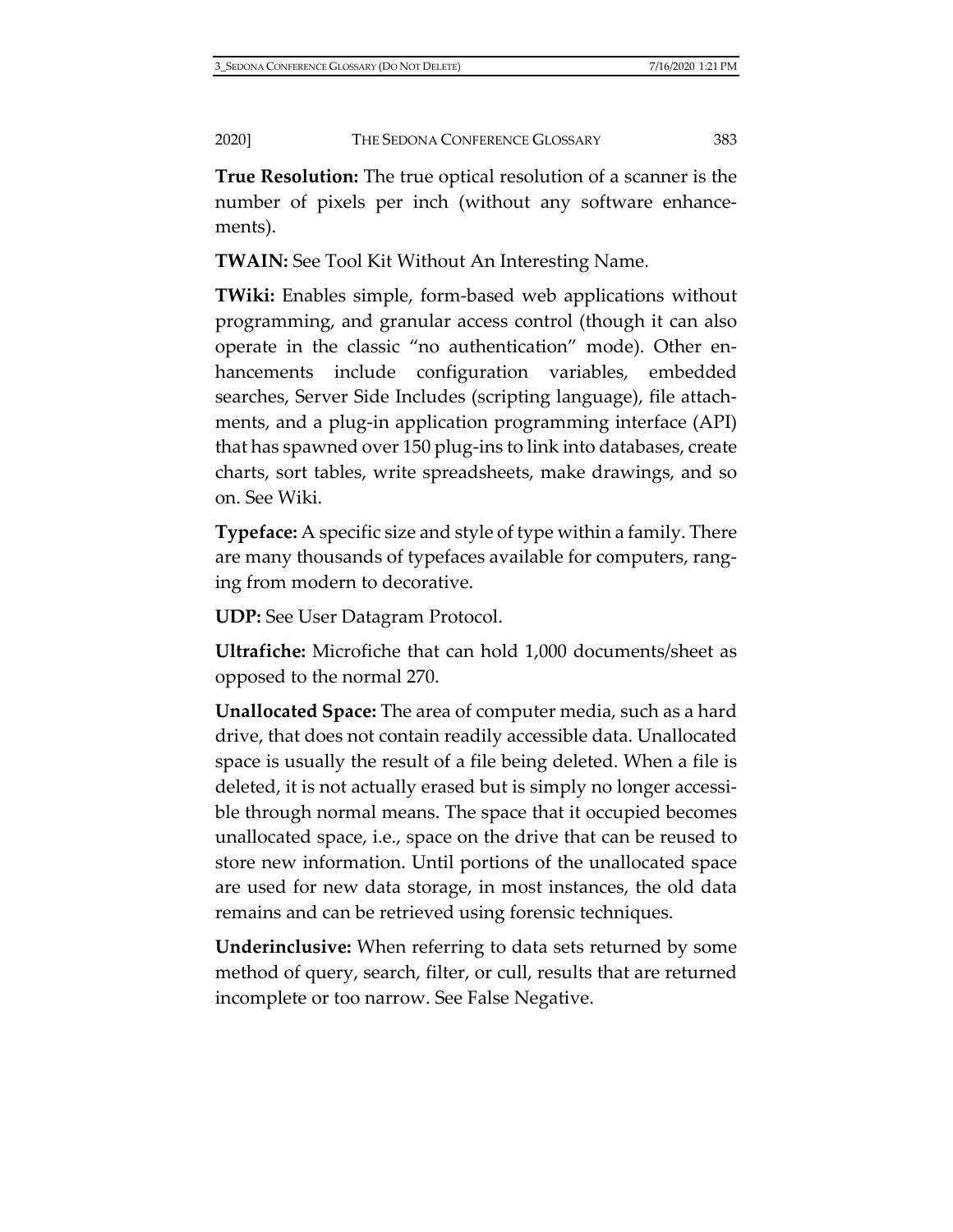**True Resolution:** The true optical resolution of a scanner is the number of pixels per inch (without any software enhancements).

**TWAIN:** See Tool Kit Without An Interesting Name.

**TWiki:** Enables simple, form-based web applications without programming, and granular access control (though it can also operate in the classic "no authentication" mode). Other enhancements include configuration variables, embedded searches, Server Side Includes (scripting language), file attachments, and a plug-in application programming interface (API) that has spawned over 150 plug-ins to link into databases, create charts, sort tables, write spreadsheets, make drawings, and so on. See Wiki.

**Typeface:** A specific size and style of type within a family. There are many thousands of typefaces available for computers, ranging from modern to decorative.

**UDP:** See User Datagram Protocol.

**Ultrafiche:** Microfiche that can hold 1,000 documents/sheet as opposed to the normal 270.

**Unallocated Space:** The area of computer media, such as a hard drive, that does not contain readily accessible data. Unallocated space is usually the result of a file being deleted. When a file is deleted, it is not actually erased but is simply no longer accessible through normal means. The space that it occupied becomes unallocated space, i.e., space on the drive that can be reused to store new information. Until portions of the unallocated space are used for new data storage, in most instances, the old data remains and can be retrieved using forensic techniques.

**Underinclusive:** When referring to data sets returned by some method of query, search, filter, or cull, results that are returned incomplete or too narrow. See False Negative.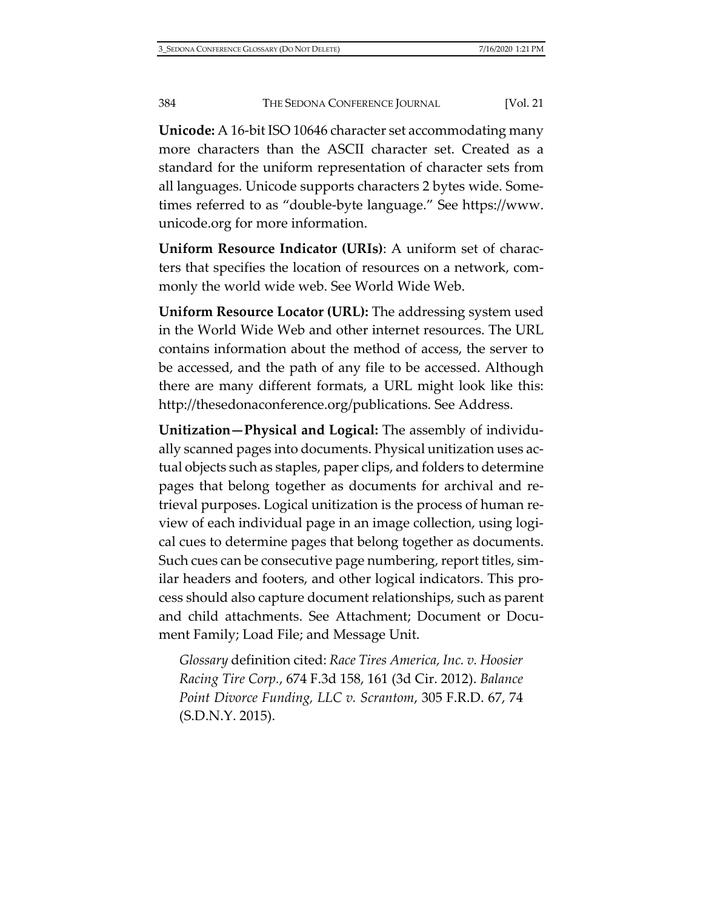**Unicode:** A 16-bit ISO 10646 character set accommodating many more characters than the ASCII character set. Created as a standard for the uniform representation of character sets from all languages. Unicode supports characters 2 bytes wide. Sometimes referred to as "double-byte language." See https://www.unicode.org for more information.

**Uniform Resource Indicator (URIs)**: A uniform set of characters that specifies the location of resources on a network, commonly the world wide web. See World Wide Web.

**Uniform Resource Locator (URL):** The addressing system used in the World Wide Web and other internet resources. The URL contains information about the method of access, the server to be accessed, and the path of any file to be accessed. Although there are many different formats, a URL might look like this: http://thesedonaconference.org/publications. See Address.

**Unitization—Physical and Logical:** The assembly of individually scanned pages into documents. Physical unitization uses actual objects such as staples, paper clips, and folders to determine pages that belong together as documents for archival and retrieval purposes. Logical unitization is the process of human review of each individual page in an image collection, using logical cues to determine pages that belong together as documents. Such cues can be consecutive page numbering, report titles, similar headers and footers, and other logical indicators. This process should also capture document relationships, such as parent and child attachments. See Attachment; Document or Document Family; Load File; and Message Unit.

> *Glossary* definition cited: *Race Tires America, Inc. v. Hoosier Racing Tire Corp.*, 674 F.3d 158, 161 (3d Cir. 2012). *Balance Point Divorce Funding, LLC v. Scrantom*, 305 F.R.D. 67, 74 (S.D.N.Y. 2015).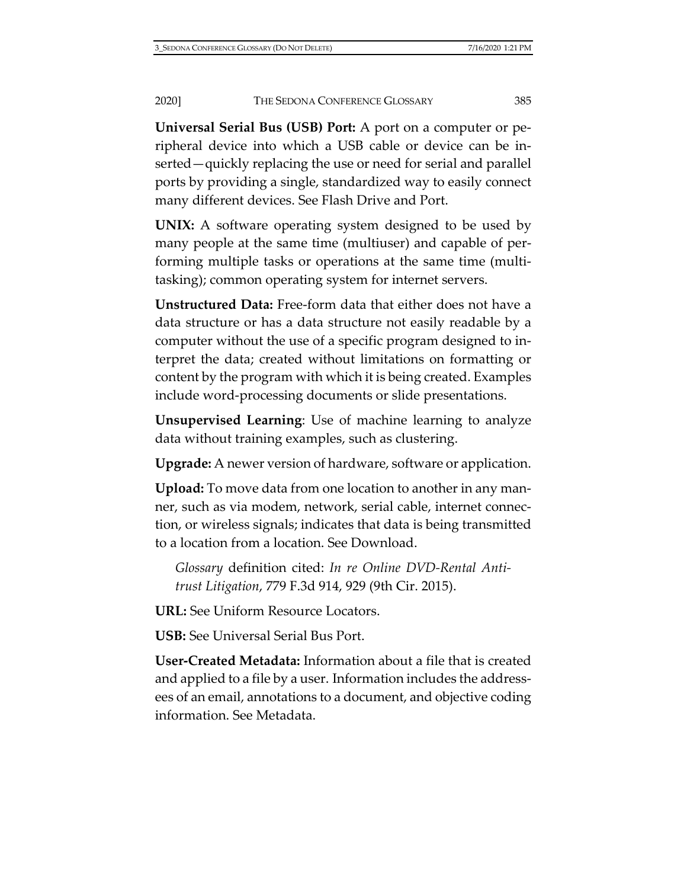**Universal Serial Bus (USB) Port:** A port on a computer or peripheral device into which a USB cable or device can be inserted—quickly replacing the use or need for serial and parallel ports by providing a single, standardized way to easily connect many different devices. See Flash Drive and Port.

**UNIX:** A software operating system designed to be used by many people at the same time (multiuser) and capable of performing multiple tasks or operations at the same time (multitasking); common operating system for internet servers.

**Unstructured Data:** Free-form data that either does not have a data structure or has a data structure not easily readable by a computer without the use of a specific program designed to interpret the data; created without limitations on formatting or content by the program with which it is being created. Examples include word-processing documents or slide presentations.

**Unsupervised Learning**: Use of machine learning to analyze data without training examples, such as clustering.

**Upgrade:** A newer version of hardware, software or application.

**Upload:** To move data from one location to another in any manner, such as via modem, network, serial cable, internet connection, or wireless signals; indicates that data is being transmitted to a location from a location. See Download.

> *Glossary* definition cited: *In re Online DVD-Rental Antitrust Litigation*, 779 F.3d 914, 929 (9th Cir. 2015).

**URL:** See Uniform Resource Locators.

**USB:** See Universal Serial Bus Port.

**User-Created Metadata:** Information about a file that is created and applied to a file by a user. Information includes the addressees of an email, annotations to a document, and objective coding information. See Metadata.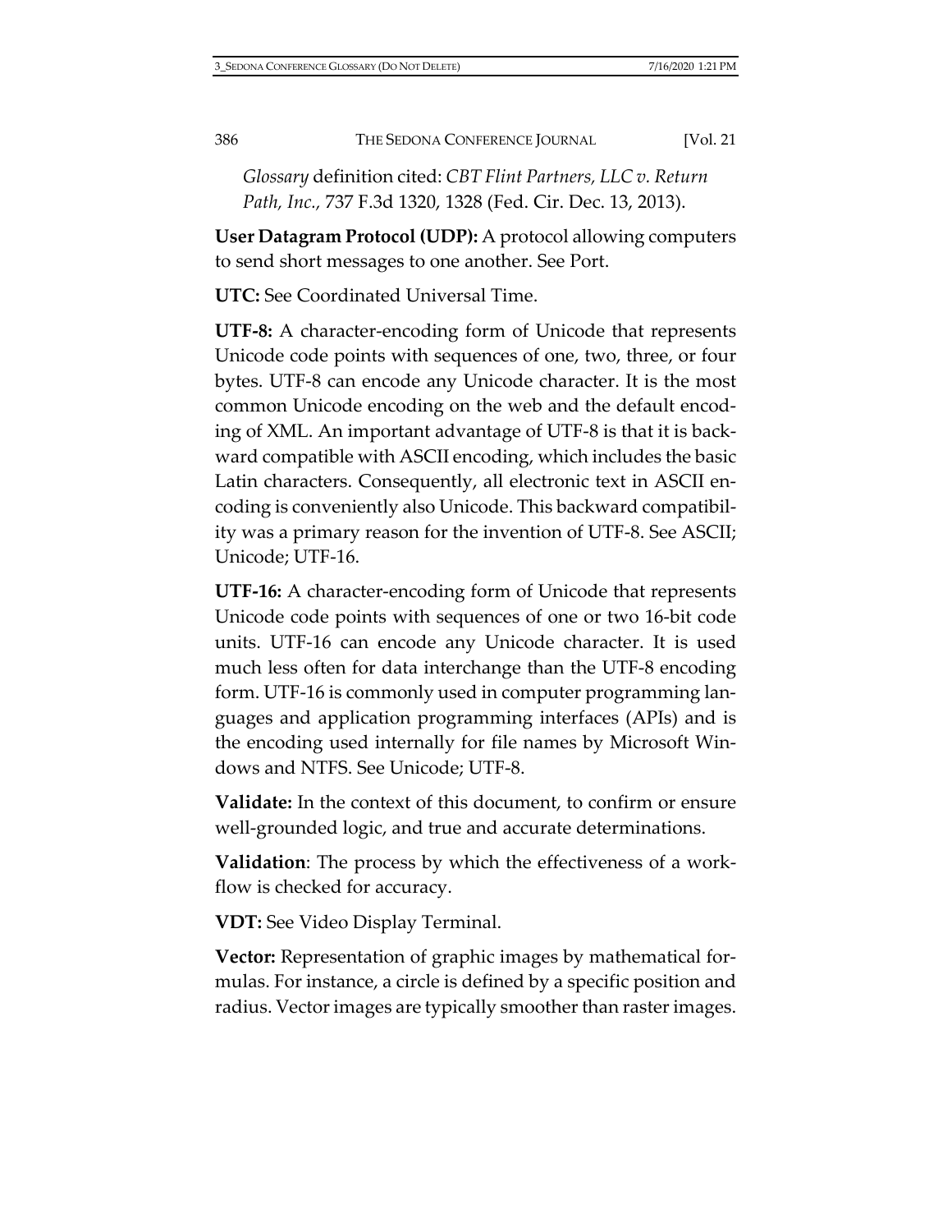*Glossary* definition cited: *CBT Flint Partners, LLC v. Return Path, Inc.*, 737 F.3d 1320, 1328 (Fed. Cir. Dec. 13, 2013).

**User Datagram Protocol (UDP):** A protocol allowing computers to send short messages to one another. See Port.

**UTC:** See Coordinated Universal Time.

**UTF-8:** A character-encoding form of Unicode that represents Unicode code points with sequences of one, two, three, or four bytes. UTF-8 can encode any Unicode character. It is the most common Unicode encoding on the web and the default encoding of XML. An important advantage of UTF-8 is that it is backward compatible with ASCII encoding, which includes the basic Latin characters. Consequently, all electronic text in ASCII encoding is conveniently also Unicode. This backward compatibility was a primary reason for the invention of UTF-8. See ASCII; Unicode; UTF-16.

**UTF-16:** A character-encoding form of Unicode that represents Unicode code points with sequences of one or two 16-bit code units. UTF-16 can encode any Unicode character. It is used much less often for data interchange than the UTF-8 encoding form. UTF-16 is commonly used in computer programming languages and application programming interfaces (APIs) and is the encoding used internally for file names by Microsoft Windows and NTFS. See Unicode; UTF-8.

**Validate:** In the context of this document, to confirm or ensure well-grounded logic, and true and accurate determinations.

**Validation**: The process by which the effectiveness of a workflow is checked for accuracy.

**VDT:** See Video Display Terminal.

**Vector:** Representation of graphic images by mathematical formulas. For instance, a circle is defined by a specific position and radius. Vector images are typically smoother than raster images.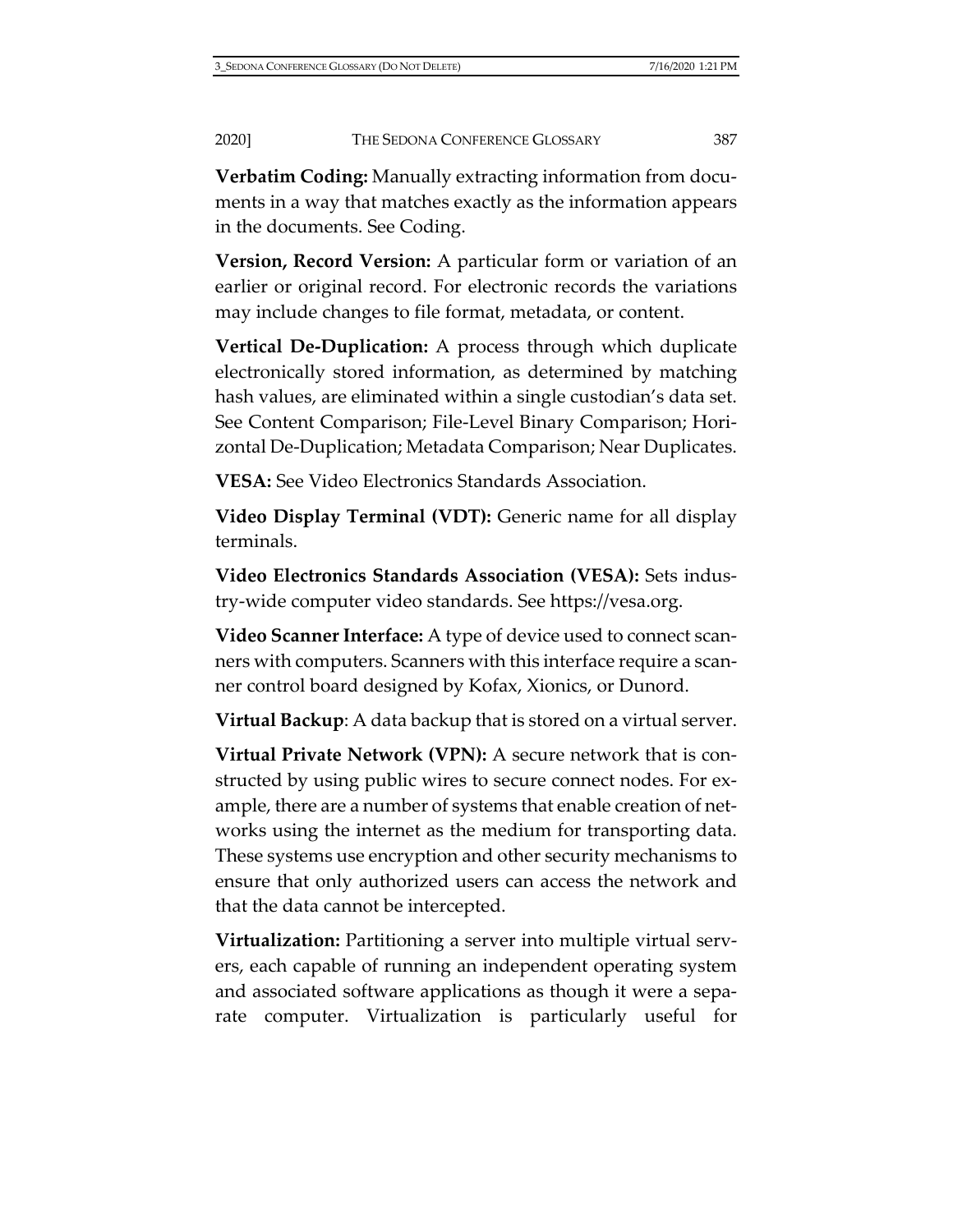**Verbatim Coding:** Manually extracting information from documents in a way that matches exactly as the information appears in the documents. See Coding.

**Version, Record Version:** A particular form or variation of an earlier or original record. For electronic records the variations may include changes to file format, metadata, or content.

**Vertical De-Duplication:** A process through which duplicate electronically stored information, as determined by matching hash values, are eliminated within a single custodian's data set. See Content Comparison; File-Level Binary Comparison; Horizontal De-Duplication; Metadata Comparison; Near Duplicates.

**VESA:** See Video Electronics Standards Association.

**Video Display Terminal (VDT):** Generic name for all display terminals.

**Video Electronics Standards Association (VESA):** Sets industry-wide computer video standards. See https://vesa.org.

**Video Scanner Interface:** A type of device used to connect scanners with computers. Scanners with this interface require a scanner control board designed by Kofax, Xionics, or Dunord.

**Virtual Backup**: A data backup that is stored on a virtual server.

**Virtual Private Network (VPN):** A secure network that is constructed by using public wires to secure connect nodes. For example, there are a number of systems that enable creation of networks using the internet as the medium for transporting data. These systems use encryption and other security mechanisms to ensure that only authorized users can access the network and that the data cannot be intercepted.

**Virtualization:** Partitioning a server into multiple virtual servers, each capable of running an independent operating system and associated software applications as though it were a separate computer. Virtualization is particularly useful for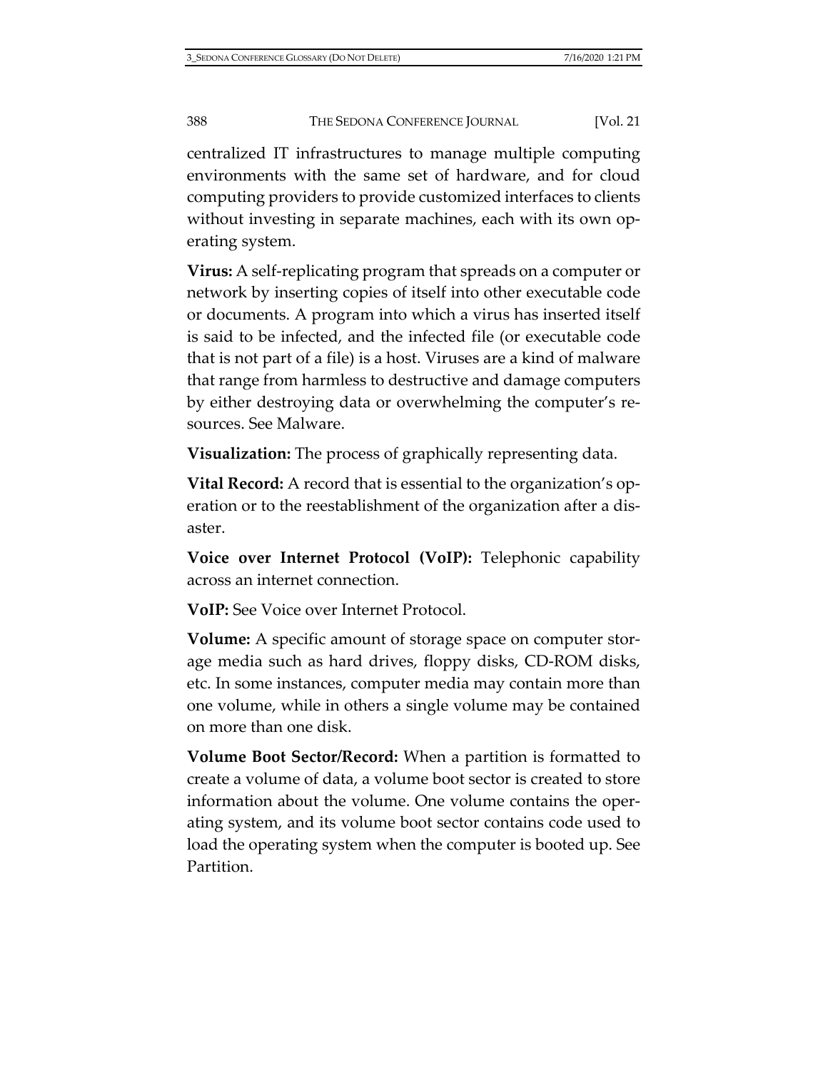centralized IT infrastructures to manage multiple computing environments with the same set of hardware, and for cloud computing providers to provide customized interfaces to clients without investing in separate machines, each with its own operating system.

**Virus:** A self-replicating program that spreads on a computer or network by inserting copies of itself into other executable code or documents. A program into which a virus has inserted itself is said to be infected, and the infected file (or executable code that is not part of a file) is a host. Viruses are a kind of malware that range from harmless to destructive and damage computers by either destroying data or overwhelming the computer's resources. See Malware.

**Visualization:** The process of graphically representing data.

**Vital Record:** A record that is essential to the organization's operation or to the reestablishment of the organization after a disaster.

**Voice over Internet Protocol (VoIP):** Telephonic capability across an internet connection.

**VoIP:** See Voice over Internet Protocol.

**Volume:** A specific amount of storage space on computer storage media such as hard drives, floppy disks, CD-ROM disks, etc. In some instances, computer media may contain more than one volume, while in others a single volume may be contained on more than one disk.

**Volume Boot Sector/Record:** When a partition is formatted to create a volume of data, a volume boot sector is created to store information about the volume. One volume contains the operating system, and its volume boot sector contains code used to load the operating system when the computer is booted up. See Partition.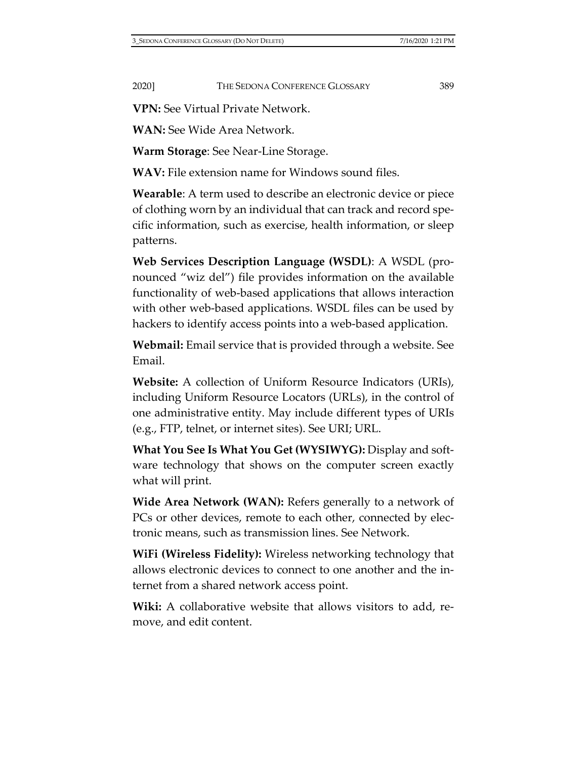**VPN:** See Virtual Private Network.

**WAN:** See Wide Area Network.

**Warm Storage**: See Near-Line Storage.

**WAV:** File extension name for Windows sound files.

**Wearable**: A term used to describe an electronic device or piece of clothing worn by an individual that can track and record specific information, such as exercise, health information, or sleep patterns.

**Web Services Description Language (WSDL)**: A WSDL (pronounced "wiz del") file provides information on the available functionality of web-based applications that allows interaction with other web-based applications. WSDL files can be used by hackers to identify access points into a web-based application.

**Webmail:** Email service that is provided through a website. See Email.

**Website:** A collection of Uniform Resource Indicators (URIs), including Uniform Resource Locators (URLs), in the control of one administrative entity. May include different types of URIs (e.g., FTP, telnet, or internet sites). See URI; URL.

**What You See Is What You Get (WYSIWYG):** Display and software technology that shows on the computer screen exactly what will print.

**Wide Area Network (WAN):** Refers generally to a network of PCs or other devices, remote to each other, connected by electronic means, such as transmission lines. See Network.

**WiFi (Wireless Fidelity):** Wireless networking technology that allows electronic devices to connect to one another and the internet from a shared network access point.

**Wiki:** A collaborative website that allows visitors to add, remove, and edit content.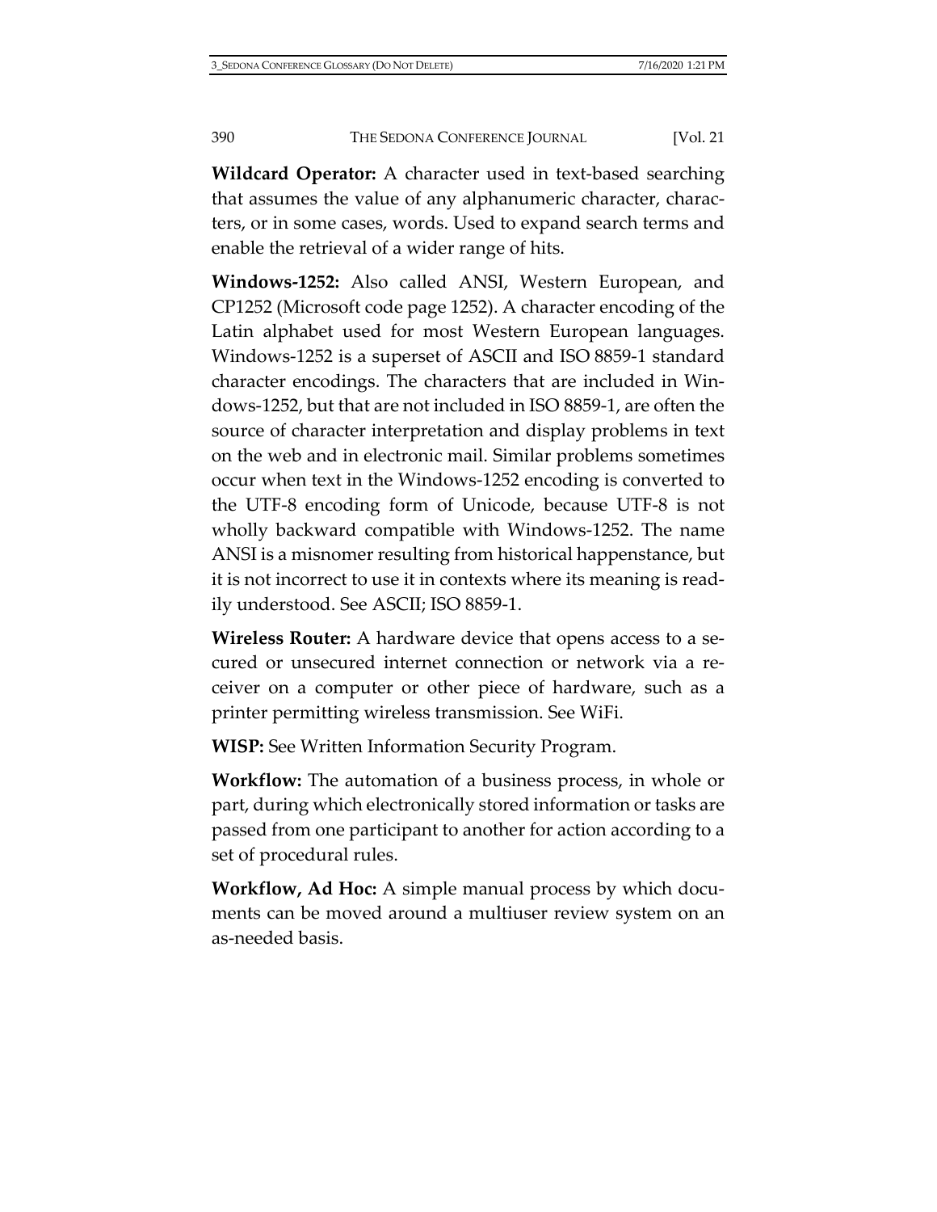**Wildcard Operator:** A character used in text-based searching that assumes the value of any alphanumeric character, characters, or in some cases, words. Used to expand search terms and enable the retrieval of a wider range of hits.

**Windows-1252:** Also called ANSI, Western European, and CP1252 (Microsoft code page 1252). A character encoding of the Latin alphabet used for most Western European languages. Windows-1252 is a superset of ASCII and ISO 8859-1 standard character encodings. The characters that are included in Windows-1252, but that are not included in ISO 8859-1, are often the source of character interpretation and display problems in text on the web and in electronic mail. Similar problems sometimes occur when text in the Windows-1252 encoding is converted to the UTF-8 encoding form of Unicode, because UTF-8 is not wholly backward compatible with Windows-1252. The name ANSI is a misnomer resulting from historical happenstance, but it is not incorrect to use it in contexts where its meaning is readily understood. See ASCII; ISO 8859-1.

**Wireless Router:** A hardware device that opens access to a secured or unsecured internet connection or network via a receiver on a computer or other piece of hardware, such as a printer permitting wireless transmission. See WiFi.

**WISP:** See Written Information Security Program.

**Workflow:** The automation of a business process, in whole or part, during which electronically stored information or tasks are passed from one participant to another for action according to a set of procedural rules.

**Workflow, Ad Hoc:** A simple manual process by which documents can be moved around a multiuser review system on an as-needed basis.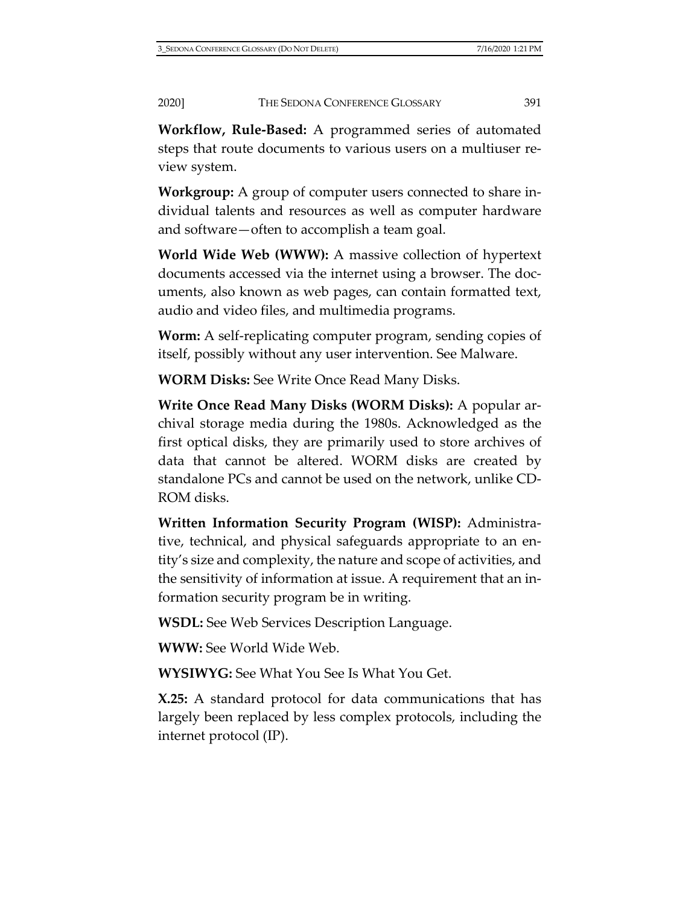**Workflow, Rule-Based:** A programmed series of automated steps that route documents to various users on a multiuser review system.

**Workgroup:** A group of computer users connected to share individual talents and resources as well as computer hardware and software—often to accomplish a team goal.

**World Wide Web (WWW):** A massive collection of hypertext documents accessed via the internet using a browser. The documents, also known as web pages, can contain formatted text, audio and video files, and multimedia programs.

**Worm:** A self-replicating computer program, sending copies of itself, possibly without any user intervention. See Malware.

**WORM Disks:** See Write Once Read Many Disks.

**Write Once Read Many Disks (WORM Disks):** A popular archival storage media during the 1980s. Acknowledged as the first optical disks, they are primarily used to store archives of data that cannot be altered. WORM disks are created by standalone PCs and cannot be used on the network, unlike CD-ROM disks.

**Written Information Security Program (WISP):** Administrative, technical, and physical safeguards appropriate to an entity's size and complexity, the nature and scope of activities, and the sensitivity of information at issue. A requirement that an information security program be in writing.

**WSDL:** See Web Services Description Language.

**WWW:** See World Wide Web.

**WYSIWYG:** See What You See Is What You Get.

**X.25:** A standard protocol for data communications that has largely been replaced by less complex protocols, including the internet protocol (IP).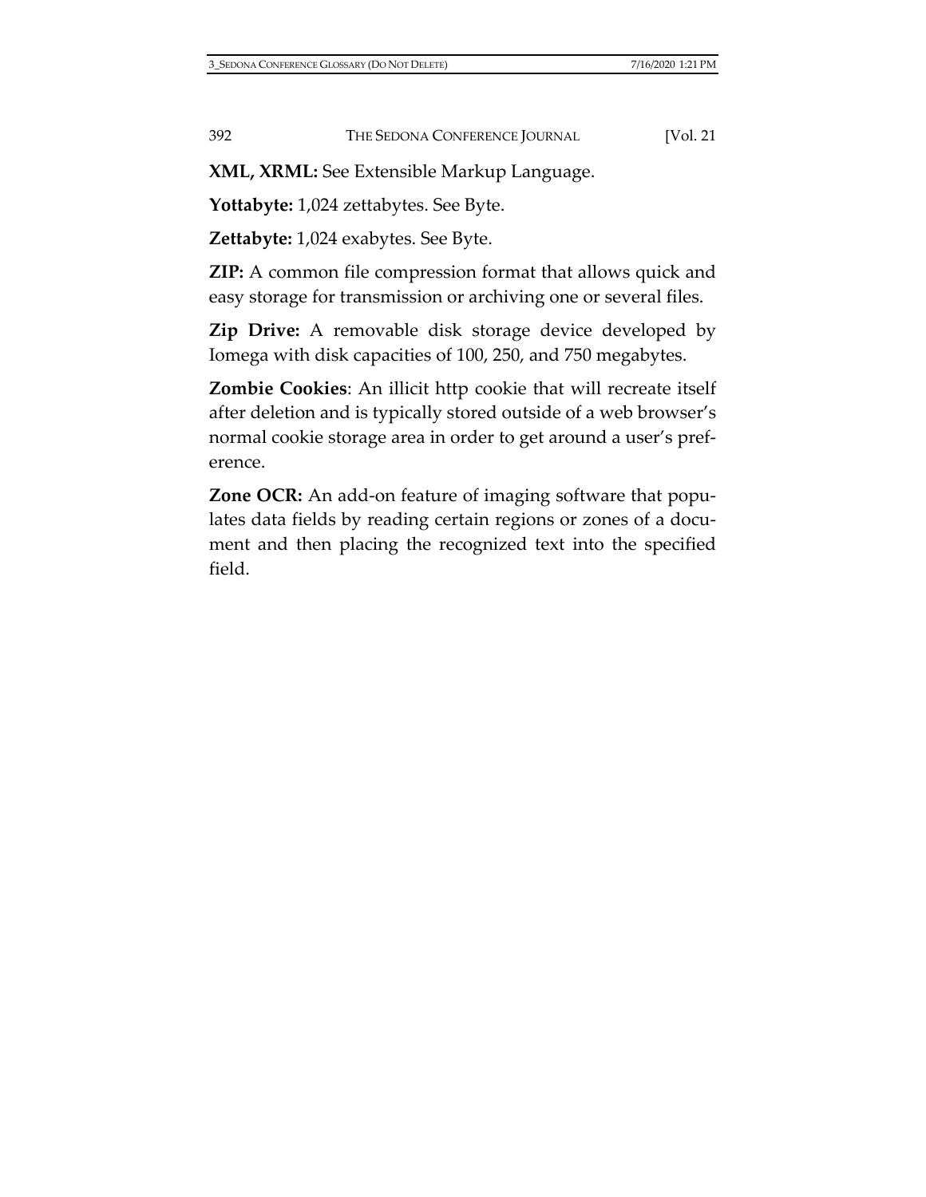**XML, XRML:** See Extensible Markup Language.

**Yottabyte:** 1,024 zettabytes. See Byte.

**Zettabyte:** 1,024 exabytes. See Byte.

**ZIP:** A common file compression format that allows quick and easy storage for transmission or archiving one or several files.

**Zip Drive:** A removable disk storage device developed by Iomega with disk capacities of 100, 250, and 750 megabytes.

**Zombie Cookies**: An illicit http cookie that will recreate itself after deletion and is typically stored outside of a web browser's normal cookie storage area in order to get around a user's preference.

**Zone OCR:** An add-on feature of imaging software that populates data fields by reading certain regions or zones of a document and then placing the recognized text into the specified field.